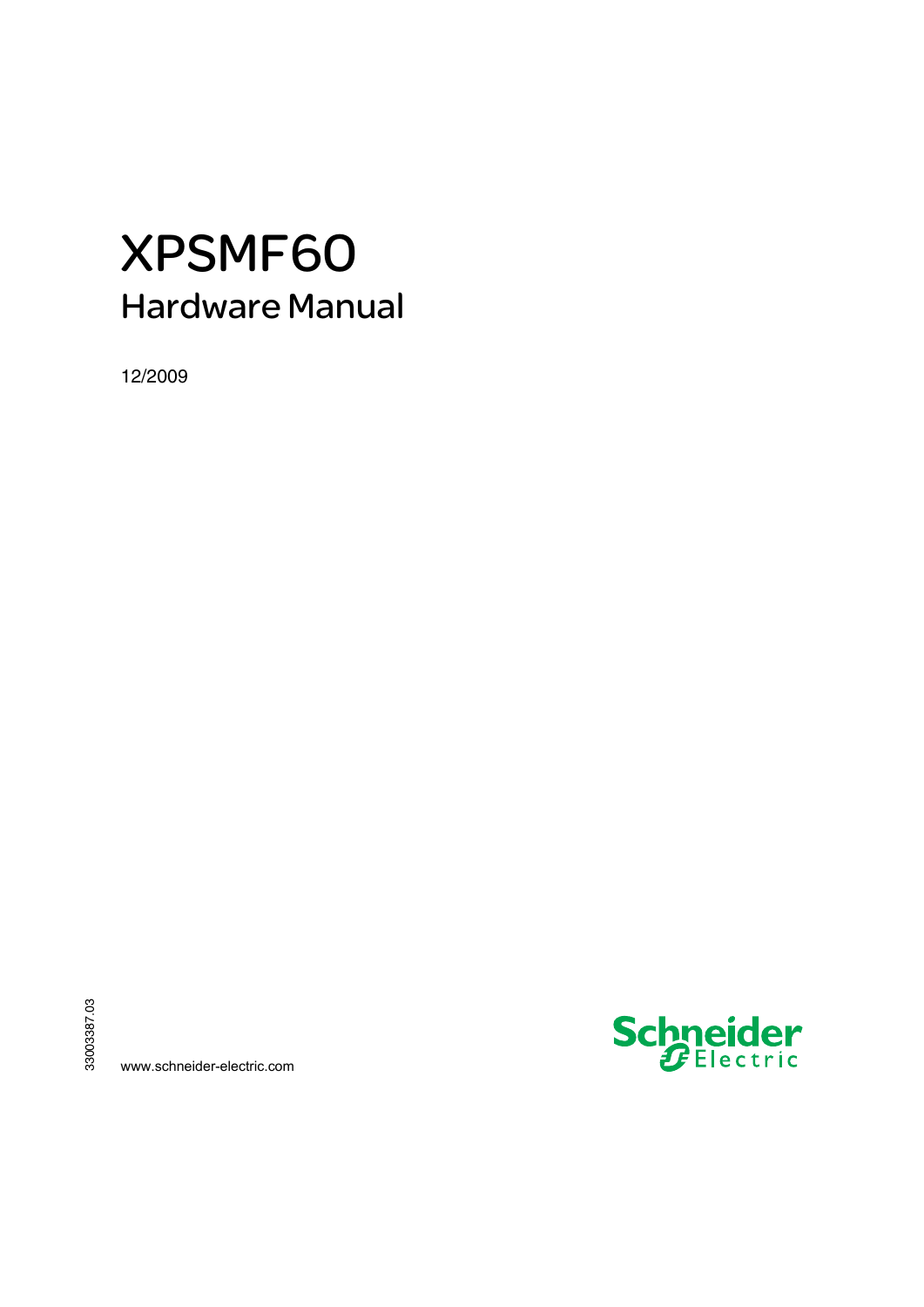# XPSMF60

## Hardware Manual

12/2009

33003387.03

www.schneider-electric.com

Schneider Electric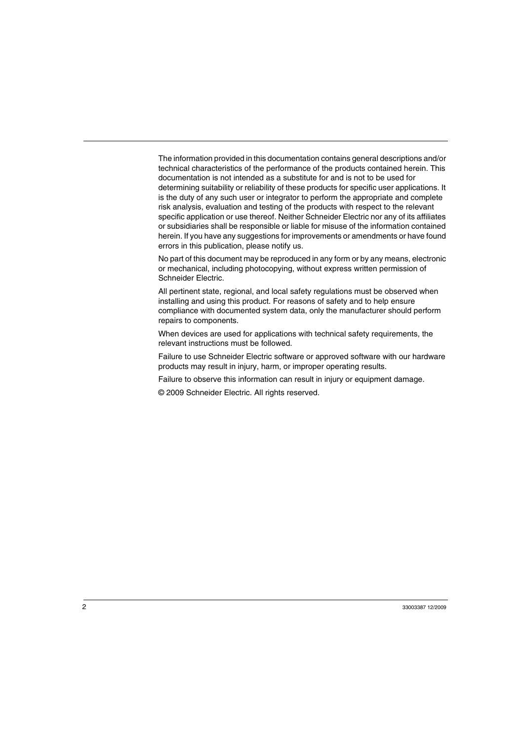The information provided in this documentation contains general descriptions and/or technical characteristics of the performance of the products contained herein. This documentation is not intended as a substitute for and is not to be used for determining suitability or reliability of these products for specific user applications. It is the duty of any such user or integrator to perform the appropriate and complete risk analysis, evaluation and testing of the products with respect to the relevant specific application or use thereof. Neither Schneider Electric nor any of its affiliates or subsidiaries shall be responsible or liable for misuse of the information contained herein. If you have any suggestions for improvements or amendments or have found errors in this publication, please notify us.

No part of this document may be reproduced in any form or by any means, electronic or mechanical, including photocopying, without express written permission of Schneider Electric.

All pertinent state, regional, and local safety regulations must be observed when installing and using this product. For reasons of safety and to help ensure compliance with documented system data, only the manufacturer should perform repairs to components.

When devices are used for applications with technical safety requirements, the relevant instructions must be followed.

Failure to use Schneider Electric software or approved software with our hardware products may result in injury, harm, or improper operating results.

Failure to observe this information can result in injury or equipment damage.

© 2009 Schneider Electric. All rights reserved.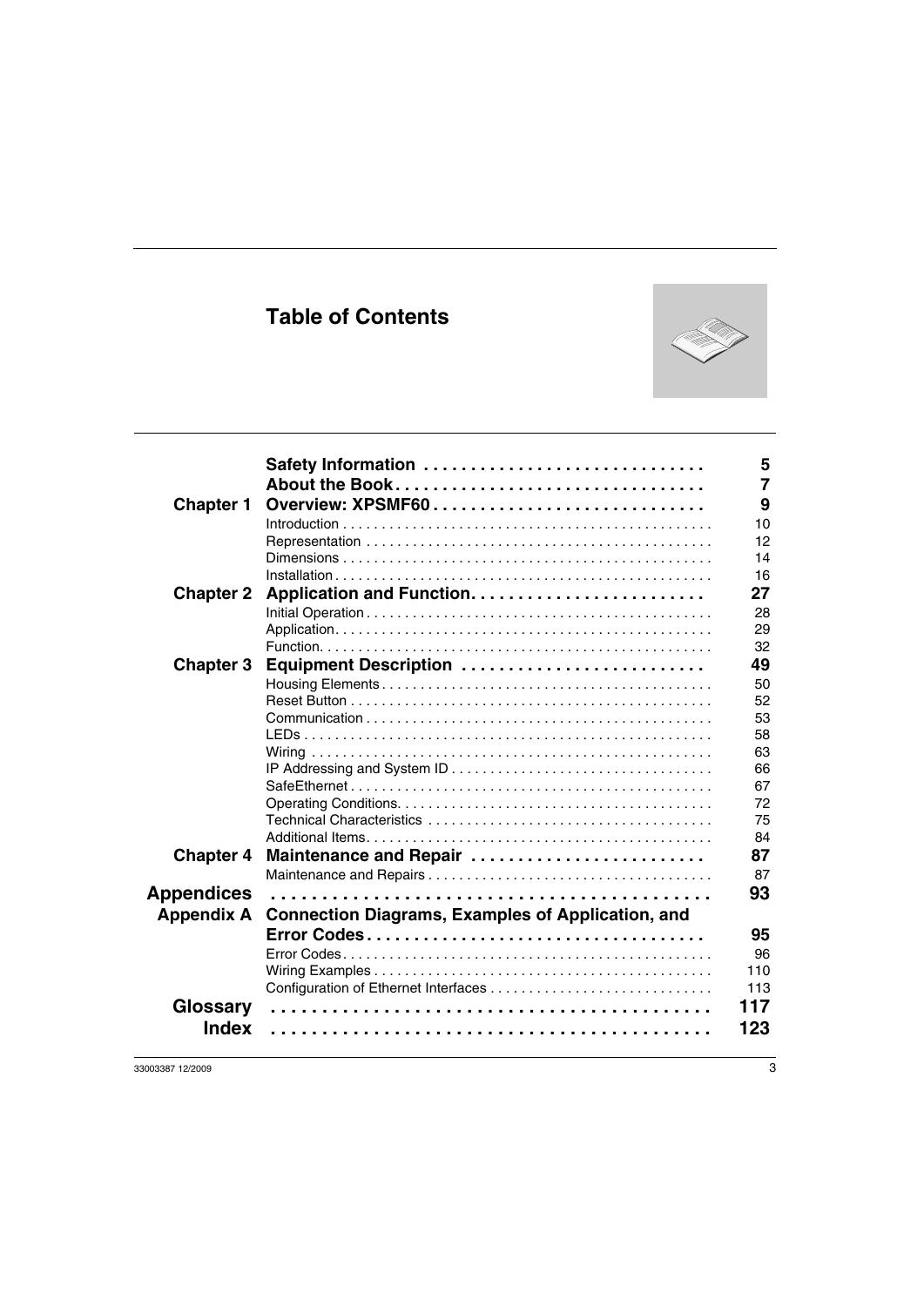# Table of Contents

| | | |
|---|---|---|
| | **Safety Information** | **5** |
| | **About the Book** | **7** |
| **Chapter 1** | **Overview: XPSMF60** | **9** |
| | Introduction | 10 |
| | Representation | 12 |
| | Dimensions | 14 |
| | Installation | 16 |
| **Chapter 2** | **Application and Function** | **27** |
| | Initial Operation | 28 |
| | Application | 29 |
| | Function | 32 |
| **Chapter 3** | **Equipment Description** | **49** |
| | Housing Elements | 50 |
| | Reset Button | 52 |
| | Communication | 53 |
| | LEDs | 58 |
| | Wiring | 63 |
| | IP Addressing and System ID | 66 |
| | SafeEthernet | 67 |
| | Operating Conditions | 72 |
| | Technical Characteristics | 75 |
| | Additional Items | 84 |
| **Chapter 4** | **Maintenance and Repair** | **87** |
| | Maintenance and Repairs | 87 |
| **Appendices** | | **93** |
| **Appendix A** | **Connection Diagrams, Examples of Application, and Error Codes** | **95** |
| | Error Codes | 96 |
| | Wiring Examples | 110 |
| | Configuration of Ethernet Interfaces | 113 |
| **Glossary** | | **117** |
| **Index** | | **123** |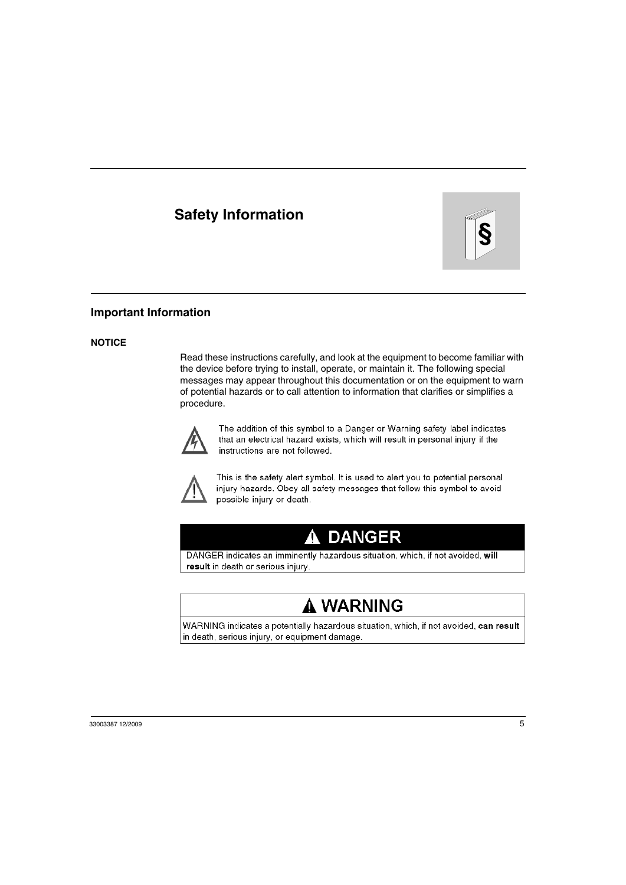# Safety Information

## Important Information

### NOTICE

Read these instructions carefully, and look at the equipment to become familiar with the device before trying to install, operate, or maintain it. The following special messages may appear throughout this documentation or on the equipment to warn of potential hazards or to call attention to information that clarifies or simplifies a procedure.

The addition of this symbol to a Danger or Warning safety label indicates that an electrical hazard exists, which will result in personal injury if the instructions are not followed.

This is the safety alert symbol. It is used to alert you to potential personal injury hazards. Obey all safety messages that follow this symbol to avoid possible injury or death.

**DANGER**

DANGER indicates an imminently hazardous situation, which, if not avoided, **will result** in death or serious injury.

**WARNING**

WARNING indicates a potentially hazardous situation, which, if not avoided, **can result** in death, serious injury, or equipment damage.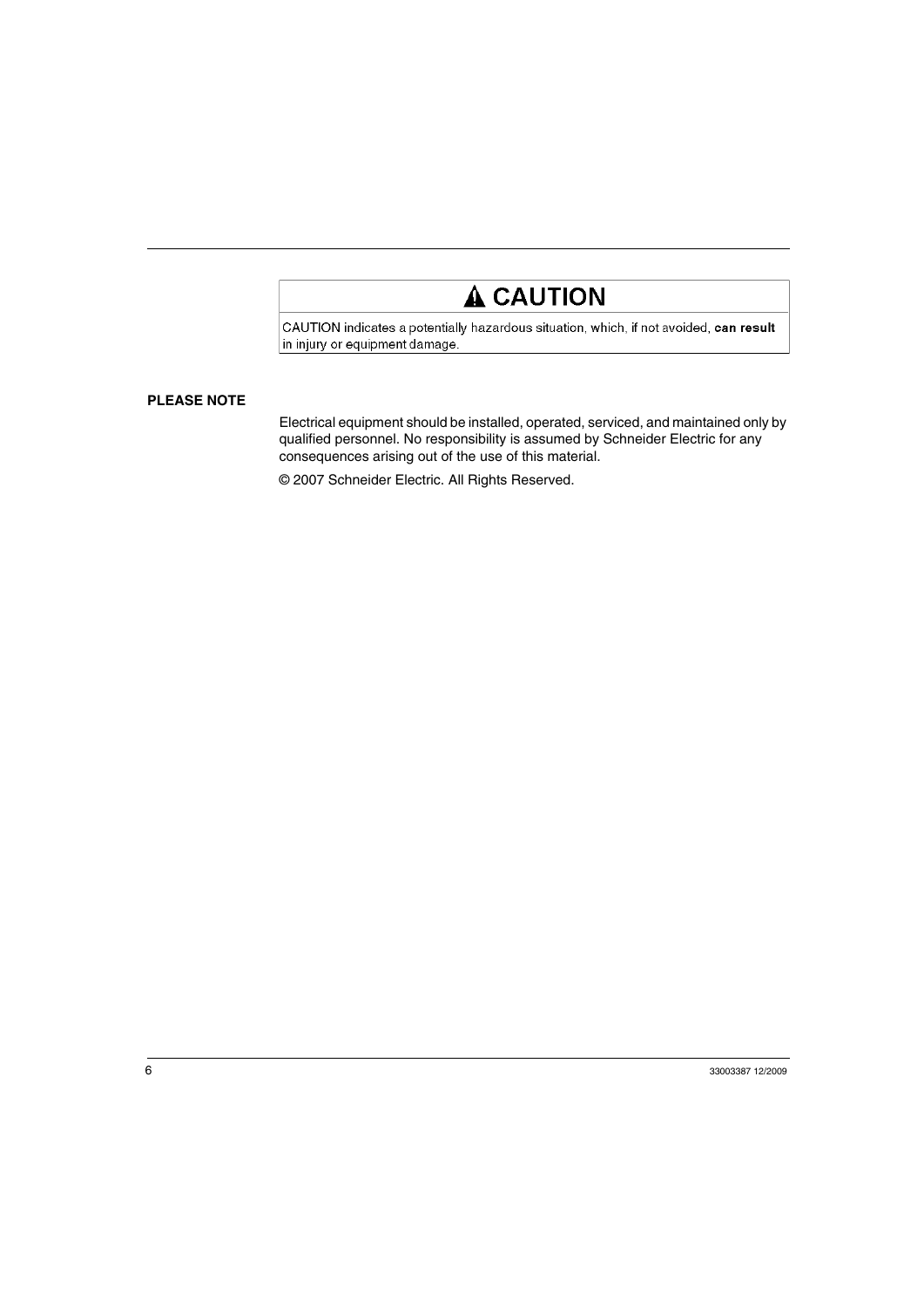**⚠ CAUTION**

CAUTION indicates a potentially hazardous situation, which, if not avoided, **can result** in injury or equipment damage.

**PLEASE NOTE**

Electrical equipment should be installed, operated, serviced, and maintained only by qualified personnel. No responsibility is assumed by Schneider Electric for any consequences arising out of the use of this material.

© 2007 Schneider Electric. All Rights Reserved.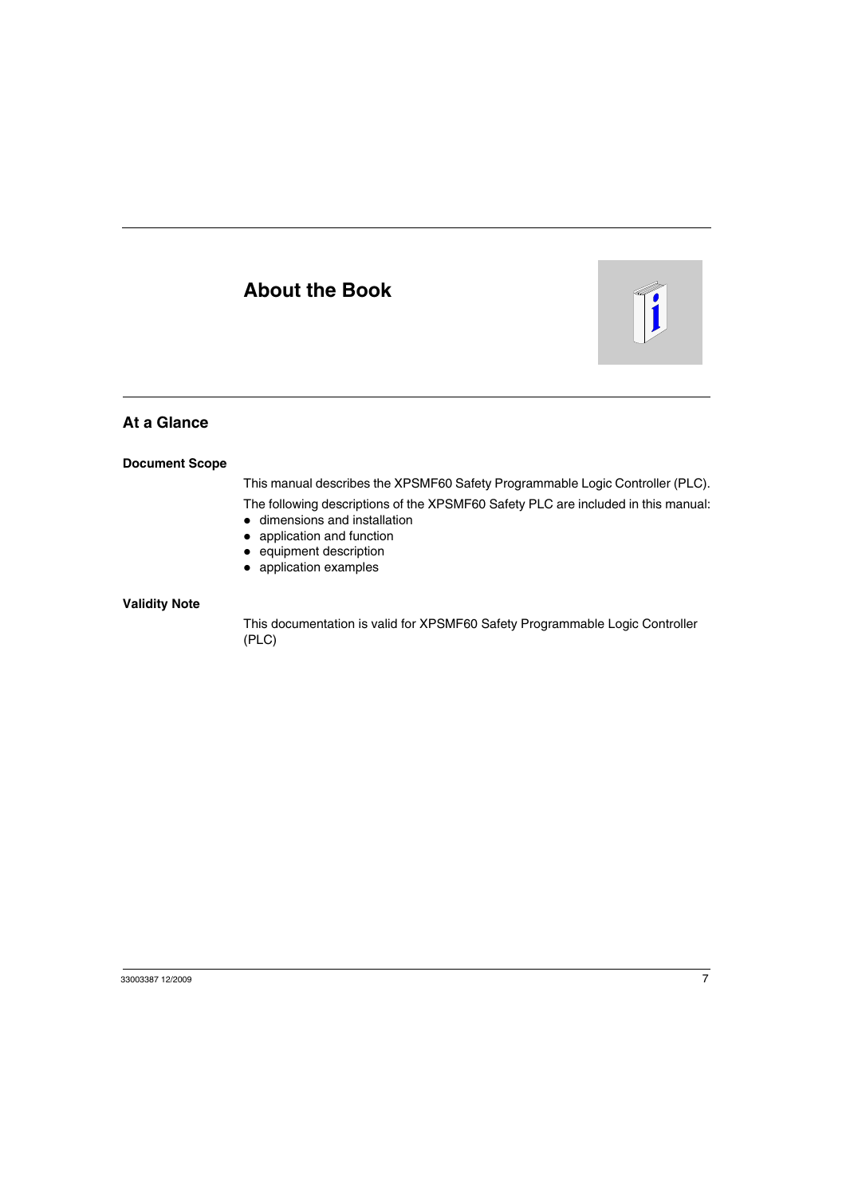# About the Book

## At a Glance

### Document Scope

This manual describes the XPSMF60 Safety Programmable Logic Controller (PLC).

The following descriptions of the XPSMF60 Safety PLC are included in this manual:

- dimensions and installation
- application and function
- equipment description
- application examples

### Validity Note

This documentation is valid for XPSMF60 Safety Programmable Logic Controller (PLC)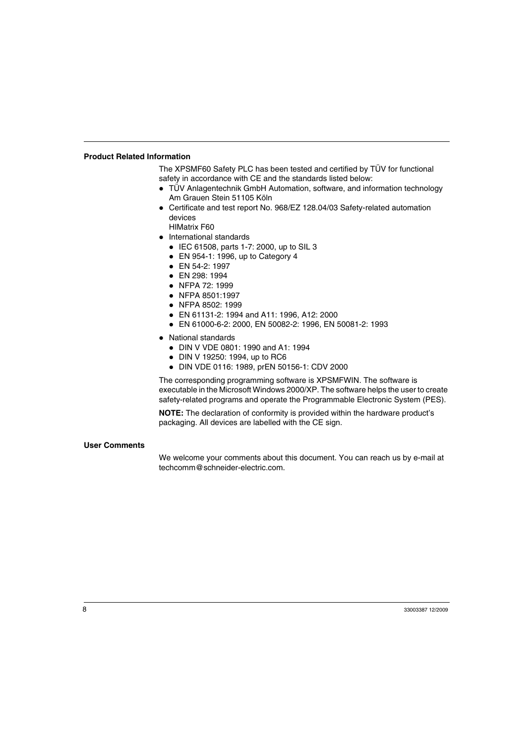### Product Related Information

The XPSMF60 Safety PLC has been tested and certified by TÜV for functional safety in accordance with CE and the standards listed below:

- TÜV Anlagentechnik GmbH Automation, software, and information technology Am Grauen Stein 51105 Köln
- Certificate and test report No. 968/EZ 128.04/03 Safety-related automation devices
  HIMatrix F60
- International standards
  - IEC 61508, parts 1-7: 2000, up to SIL 3
  - EN 954-1: 1996, up to Category 4
  - EN 54-2: 1997
  - EN 298: 1994
  - NFPA 72: 1999
  - NFPA 8501:1997
  - NFPA 8502: 1999
  - EN 61131-2: 1994 and A11: 1996, A12: 2000
  - EN 61000-6-2: 2000, EN 50082-2: 1996, EN 50081-2: 1993
- National standards
  - DIN V VDE 0801: 1990 and A1: 1994
  - DIN V 19250: 1994, up to RC6
  - DIN VDE 0116: 1989, prEN 50156-1: CDV 2000

The corresponding programming software is XPSMFWIN. The software is executable in the Microsoft Windows 2000/XP. The software helps the user to create safety-related programs and operate the Programmable Electronic System (PES).

**NOTE:** The declaration of conformity is provided within the hardware product's packaging. All devices are labelled with the CE sign.

### User Comments

We welcome your comments about this document. You can reach us by e-mail at techcomm@schneider-electric.com.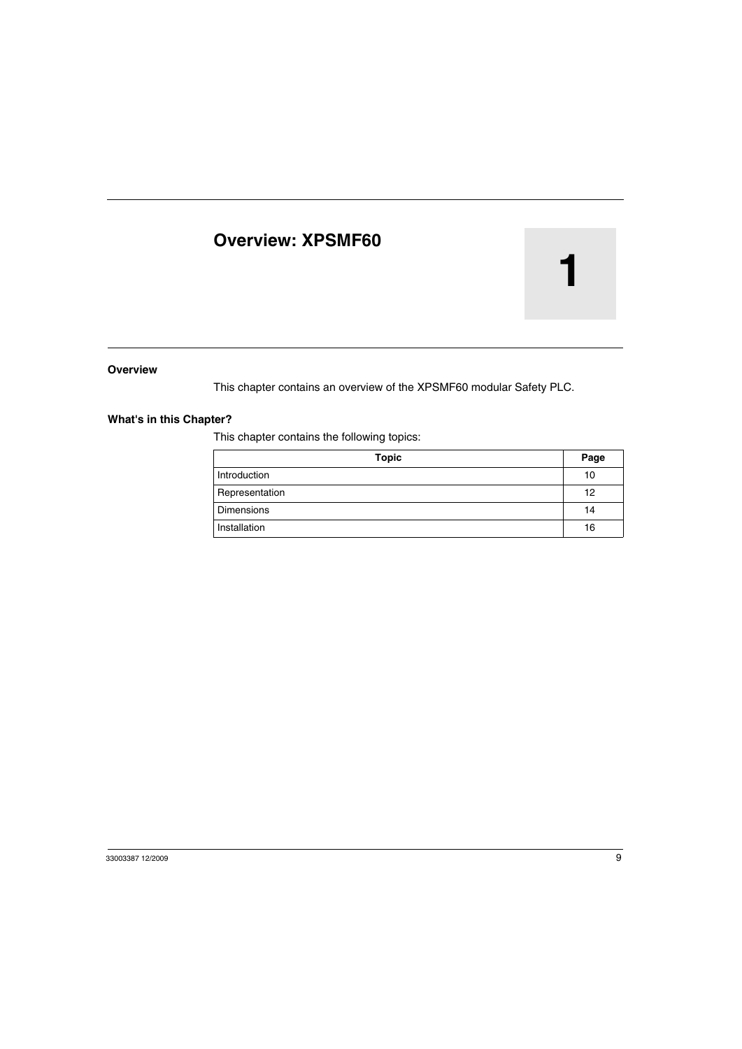# Overview: XPSMF60

1

## Overview

This chapter contains an overview of the XPSMF60 modular Safety PLC.

## What's in this Chapter?

This chapter contains the following topics:

| Topic | Page |
|---|---|
| Introduction | 10 |
| Representation | 12 |
| Dimensions | 14 |
| Installation | 16 |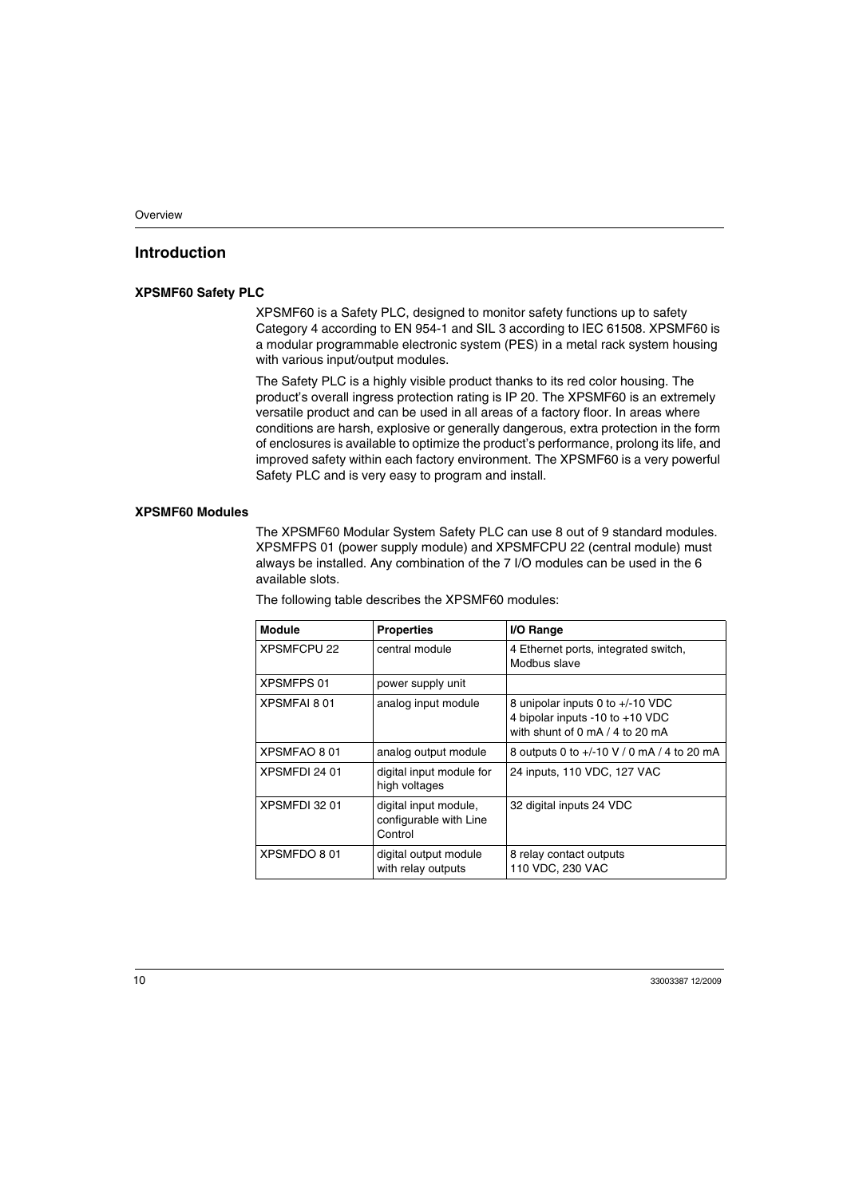## Introduction

### XPSMF60 Safety PLC

XPSMF60 is a Safety PLC, designed to monitor safety functions up to safety Category 4 according to EN 954-1 and SIL 3 according to IEC 61508. XPSMF60 is a modular programmable electronic system (PES) in a metal rack system housing with various input/output modules.

The Safety PLC is a highly visible product thanks to its red color housing. The product's overall ingress protection rating is IP 20. The XPSMF60 is an extremely versatile product and can be used in all areas of a factory floor. In areas where conditions are harsh, explosive or generally dangerous, extra protection in the form of enclosures is available to optimize the product's performance, prolong its life, and improved safety within each factory environment. The XPSMF60 is a very powerful Safety PLC and is very easy to program and install.

### XPSMF60 Modules

The XPSMF60 Modular System Safety PLC can use 8 out of 9 standard modules. XPSMFPS 01 (power supply module) and XPSMFCPU 22 (central module) must always be installed. Any combination of the 7 I/O modules can be used in the 6 available slots.

The following table describes the XPSMF60 modules:

| Module | Properties | I/O Range |
|---|---|---|
| XPSMFCPU 22 | central module | 4 Ethernet ports, integrated switch, Modbus slave |
| XPSMFPS 01 | power supply unit | |
| XPSMFAI 8 01 | analog input module | 8 unipolar inputs 0 to +/-10 VDC<br>4 bipolar inputs -10 to +10 VDC<br>with shunt of 0 mA / 4 to 20 mA |
| XPSMFAO 8 01 | analog output module | 8 outputs 0 to +/-10 V / 0 mA / 4 to 20 mA |
| XPSMFDI 24 01 | digital input module for high voltages | 24 inputs, 110 VDC, 127 VAC |
| XPSMFDI 32 01 | digital input module, configurable with Line Control | 32 digital inputs 24 VDC |
| XPSMFDO 8 01 | digital output module with relay outputs | 8 relay contact outputs<br>110 VDC, 230 VAC |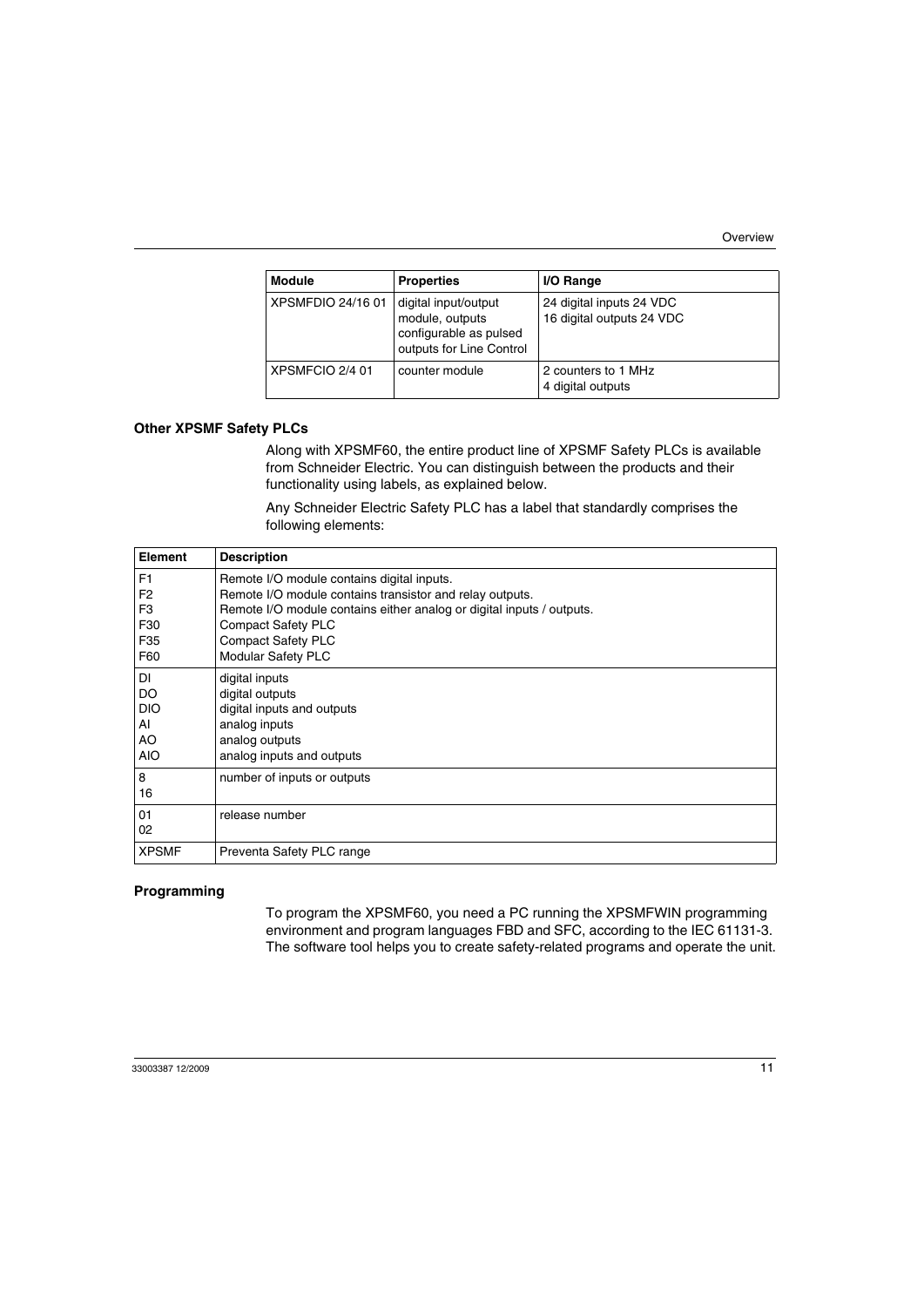| Module | Properties | I/O Range |
|---|---|---|
| XPSMFDIO 24/16 01 | digital input/output module, outputs configurable as pulsed outputs for Line Control | 24 digital inputs 24 VDC<br>16 digital outputs 24 VDC |
| XPSMFCIO 2/4 01 | counter module | 2 counters to 1 MHz<br>4 digital outputs |

### Other XPSMF Safety PLCs

Along with XPSMF60, the entire product line of XPSMF Safety PLCs is available from Schneider Electric. You can distinguish between the products and their functionality using labels, as explained below.

Any Schneider Electric Safety PLC has a label that standardly comprises the following elements:

| Element | Description |
|---|---|
| F1<br>F2<br>F3<br>F30<br>F35<br>F60 | Remote I/O module contains digital inputs.<br>Remote I/O module contains transistor and relay outputs.<br>Remote I/O module contains either analog or digital inputs / outputs.<br>Compact Safety PLC<br>Compact Safety PLC<br>Modular Safety PLC |
| DI<br>DO<br>DIO<br>AI<br>AO<br>AIO | digital inputs<br>digital outputs<br>digital inputs and outputs<br>analog inputs<br>analog outputs<br>analog inputs and outputs |
| 8<br>16 | number of inputs or outputs |
| 01<br>02 | release number |
| XPSMF | Preventa Safety PLC range |

### Programming

To program the XPSMF60, you need a PC running the XPSMFWIN programming environment and program languages FBD and SFC, according to the IEC 61131-3. The software tool helps you to create safety-related programs and operate the unit.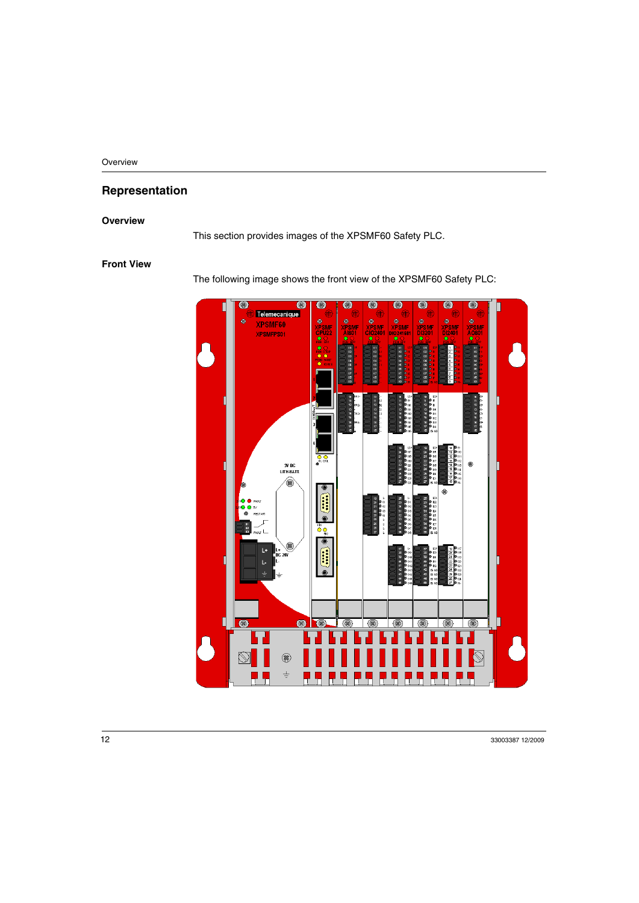## Representation

### Overview

This section provides images of the XPSMF60 Safety PLC.

### Front View

The following image shows the front view of the XPSMF60 Safety PLC: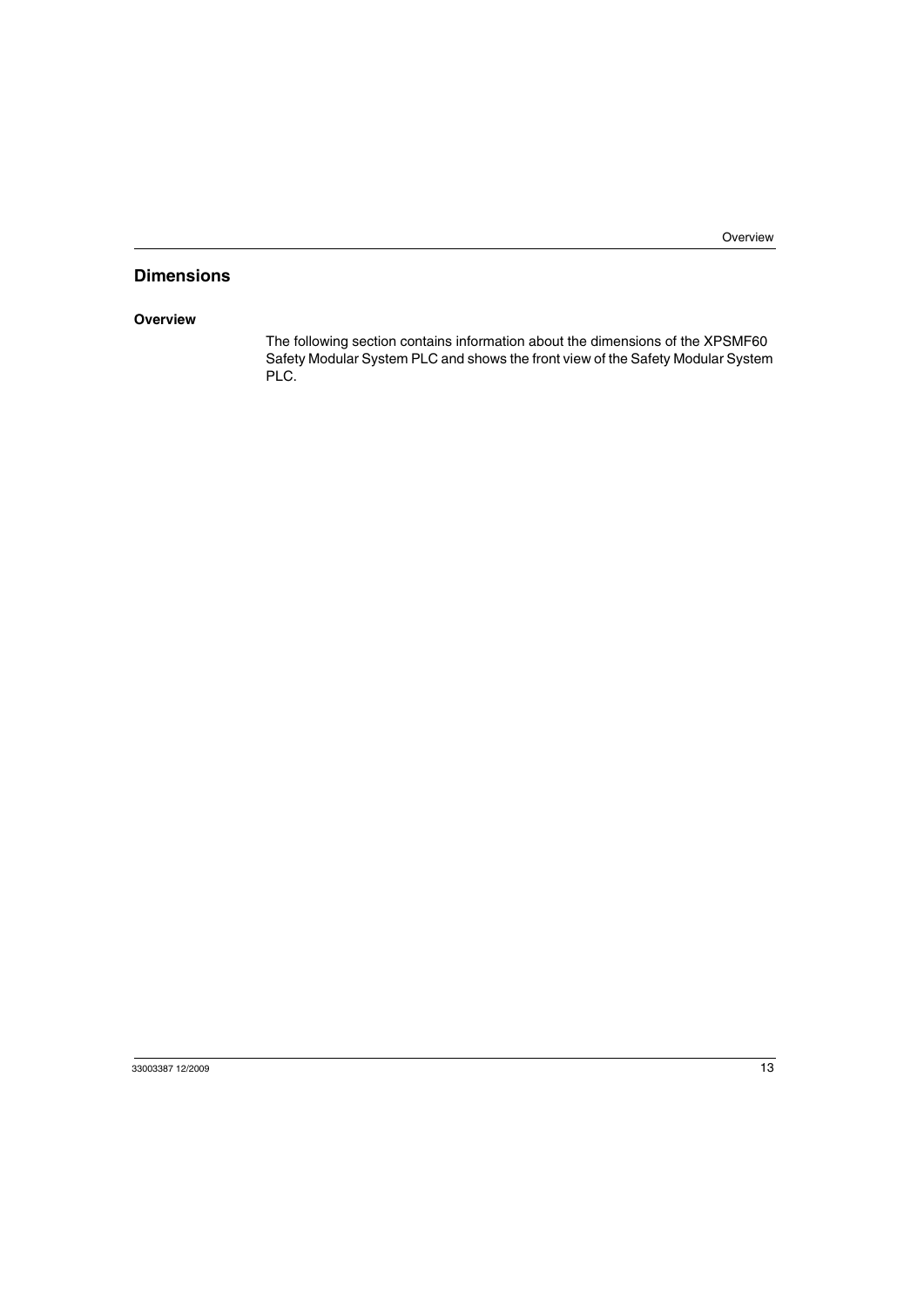## Dimensions

### Overview

The following section contains information about the dimensions of the XPSMF60 Safety Modular System PLC and shows the front view of the Safety Modular System PLC.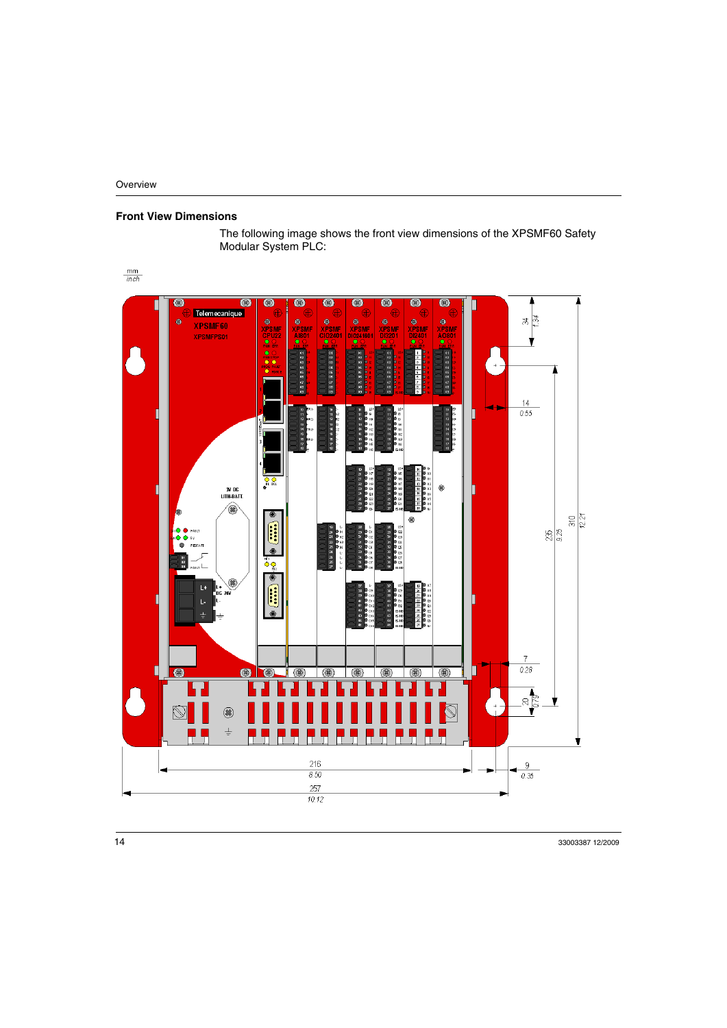## Front View Dimensions

The following image shows the front view dimensions of the XPSMF60 Safety Modular System PLC: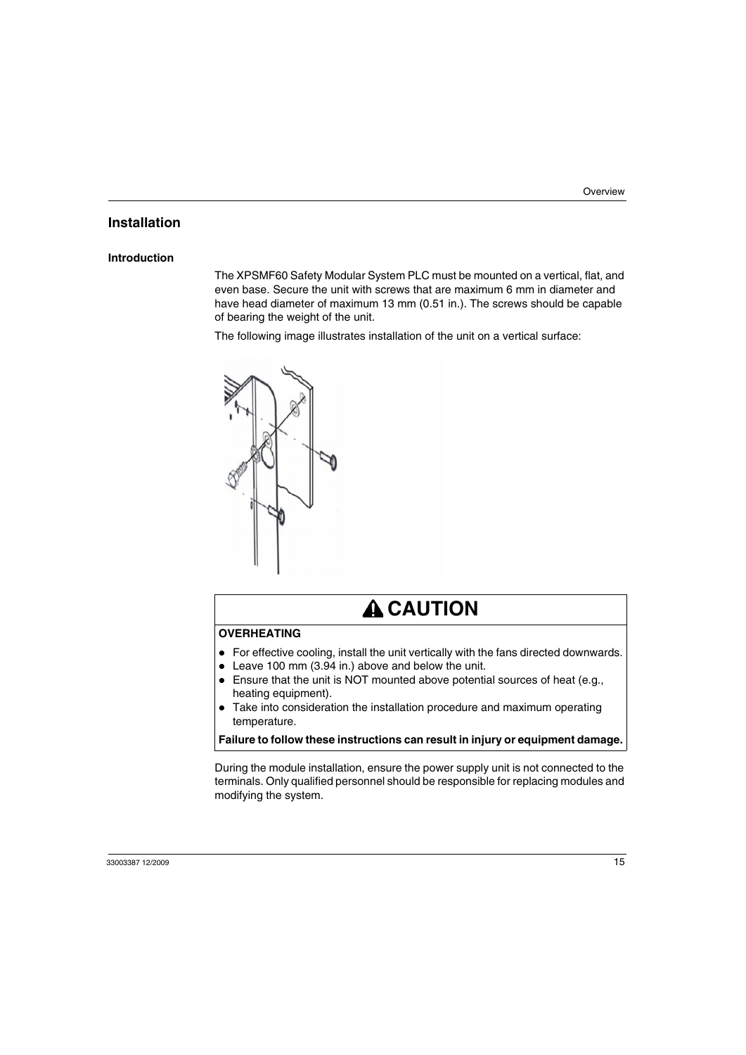## Installation

### Introduction

The XPSMF60 Safety Modular System PLC must be mounted on a vertical, flat, and even base. Secure the unit with screws that are maximum 6 mm in diameter and have head diameter of maximum 13 mm (0.51 in.). The screws should be capable of bearing the weight of the unit.

The following image illustrates installation of the unit on a vertical surface:

**⚠ CAUTION**

**OVERHEATING**

- For effective cooling, install the unit vertically with the fans directed downwards.
- Leave 100 mm (3.94 in.) above and below the unit.
- Ensure that the unit is NOT mounted above potential sources of heat (e.g., heating equipment).
- Take into consideration the installation procedure and maximum operating temperature.

**Failure to follow these instructions can result in injury or equipment damage.**

During the module installation, ensure the power supply unit is not connected to the terminals. Only qualified personnel should be responsible for replacing modules and modifying the system.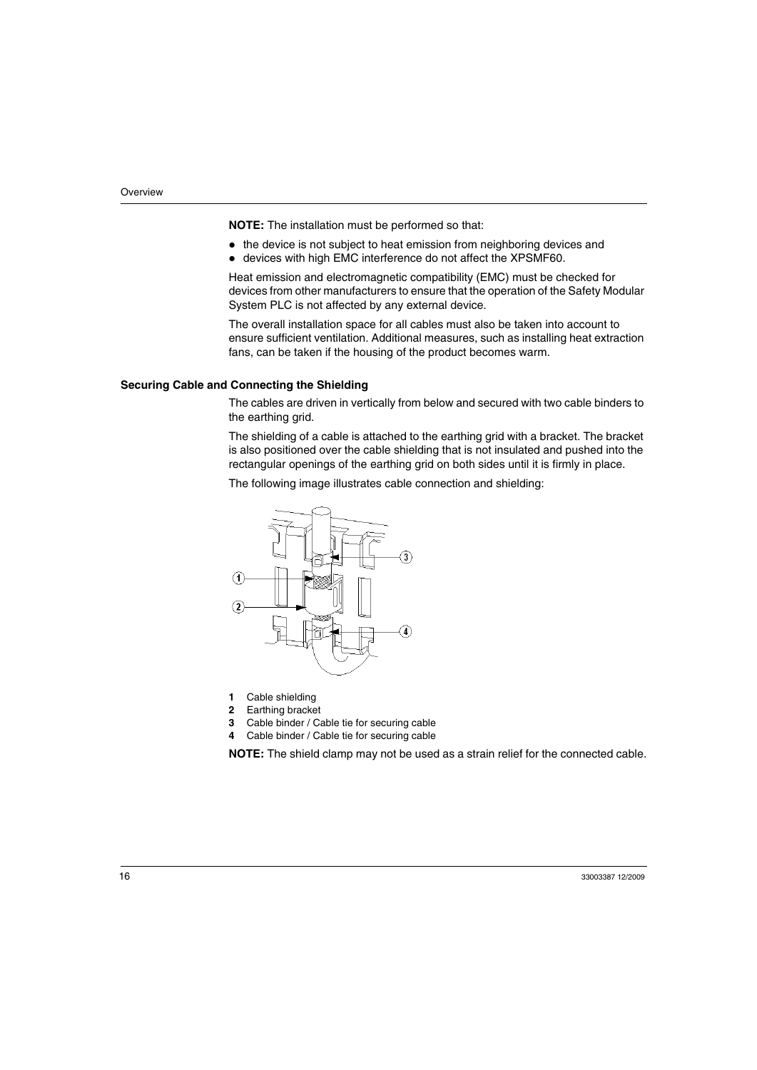**NOTE:** The installation must be performed so that:

- the device is not subject to heat emission from neighboring devices and
- devices with high EMC interference do not affect the XPSMF60.

Heat emission and electromagnetic compatibility (EMC) must be checked for devices from other manufacturers to ensure that the operation of the Safety Modular System PLC is not affected by any external device.

The overall installation space for all cables must also be taken into account to ensure sufficient ventilation. Additional measures, such as installing heat extraction fans, can be taken if the housing of the product becomes warm.

### Securing Cable and Connecting the Shielding

The cables are driven in vertically from below and secured with two cable binders to the earthing grid.

The shielding of a cable is attached to the earthing grid with a bracket. The bracket is also positioned over the cable shielding that is not insulated and pushed into the rectangular openings of the earthing grid on both sides until it is firmly in place.

The following image illustrates cable connection and shielding:

1. Cable shielding
2. Earthing bracket
3. Cable binder / Cable tie for securing cable
4. Cable binder / Cable tie for securing cable

**NOTE:** The shield clamp may not be used as a strain relief for the connected cable.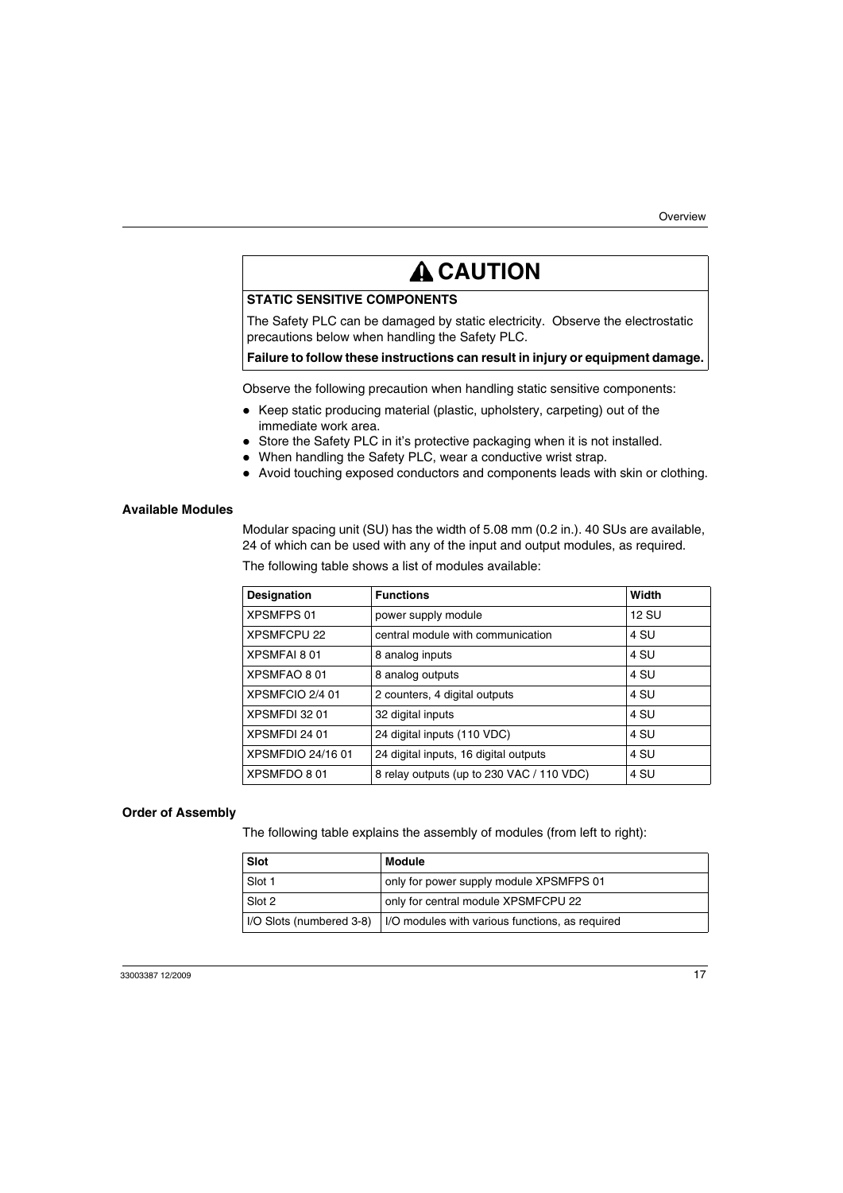## ⚠ CAUTION

**STATIC SENSITIVE COMPONENTS**

The Safety PLC can be damaged by static electricity. Observe the electrostatic precautions below when handling the Safety PLC.

**Failure to follow these instructions can result in injury or equipment damage.**

Observe the following precaution when handling static sensitive components:

- Keep static producing material (plastic, upholstery, carpeting) out of the immediate work area.
- Store the Safety PLC in it's protective packaging when it is not installed.
- When handling the Safety PLC, wear a conductive wrist strap.
- Avoid touching exposed conductors and components leads with skin or clothing.

### Available Modules

Modular spacing unit (SU) has the width of 5.08 mm (0.2 in.). 40 SUs are available, 24 of which can be used with any of the input and output modules, as required.

The following table shows a list of modules available:

| Designation | Functions | Width |
|---|---|---|
| XPSMFPS 01 | power supply module | 12 SU |
| XPSMFCPU 22 | central module with communication | 4 SU |
| XPSMFAI 8 01 | 8 analog inputs | 4 SU |
| XPSMFAO 8 01 | 8 analog outputs | 4 SU |
| XPSMFCIO 2/4 01 | 2 counters, 4 digital outputs | 4 SU |
| XPSMFDI 32 01 | 32 digital inputs | 4 SU |
| XPSMFDI 24 01 | 24 digital inputs (110 VDC) | 4 SU |
| XPSMFDIO 24/16 01 | 24 digital inputs, 16 digital outputs | 4 SU |
| XPSMFDO 8 01 | 8 relay outputs (up to 230 VAC / 110 VDC) | 4 SU |

### Order of Assembly

The following table explains the assembly of modules (from left to right):

| Slot | Module |
|---|---|
| Slot 1 | only for power supply module XPSMFPS 01 |
| Slot 2 | only for central module XPSMFCPU 22 |
| I/O Slots (numbered 3-8) | I/O modules with various functions, as required |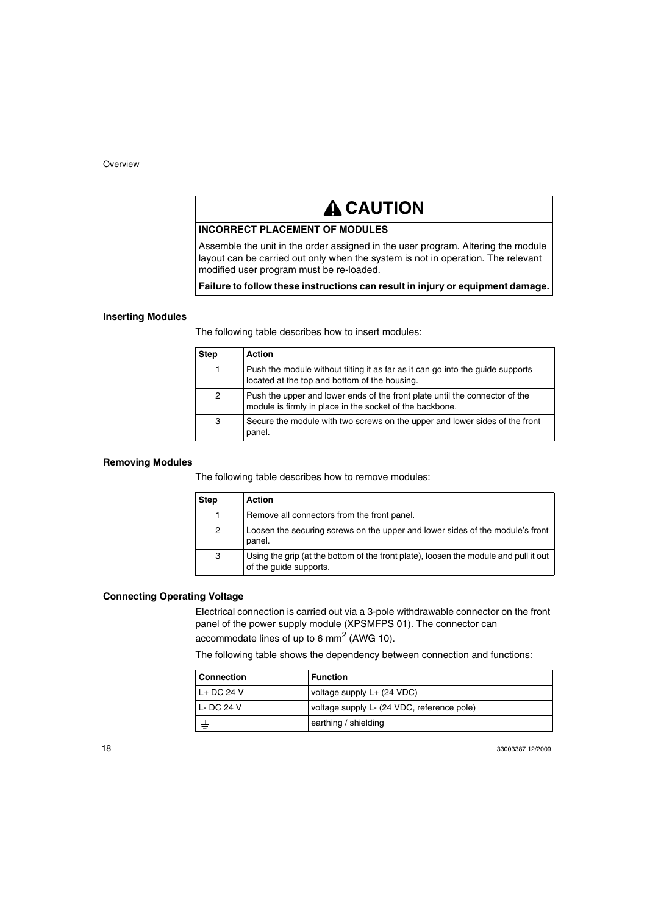## ⚠ CAUTION

**INCORRECT PLACEMENT OF MODULES**

Assemble the unit in the order assigned in the user program. Altering the module layout can be carried out only when the system is not in operation. The relevant modified user program must be re-loaded.

**Failure to follow these instructions can result in injury or equipment damage.**

### Inserting Modules

The following table describes how to insert modules:

| Step | Action |
|---|---|
| 1 | Push the module without tilting it as far as it can go into the guide supports located at the top and bottom of the housing. |
| 2 | Push the upper and lower ends of the front plate until the connector of the module is firmly in place in the socket of the backbone. |
| 3 | Secure the module with two screws on the upper and lower sides of the front panel. |

### Removing Modules

The following table describes how to remove modules:

| Step | Action |
|---|---|
| 1 | Remove all connectors from the front panel. |
| 2 | Loosen the securing screws on the upper and lower sides of the module's front panel. |
| 3 | Using the grip (at the bottom of the front plate), loosen the module and pull it out of the guide supports. |

### Connecting Operating Voltage

Electrical connection is carried out via a 3-pole withdrawable connector on the front panel of the power supply module (XPSMFPS 01). The connector can accommodate lines of up to 6 $mm^2$ (AWG 10).

The following table shows the dependency between connection and functions:

| Connection | Function |
|---|---|
| L+ DC 24 V | voltage supply L+ (24 VDC) |
| L- DC 24 V | voltage supply L- (24 VDC, reference pole) |
| ⏚ | earthing / shielding |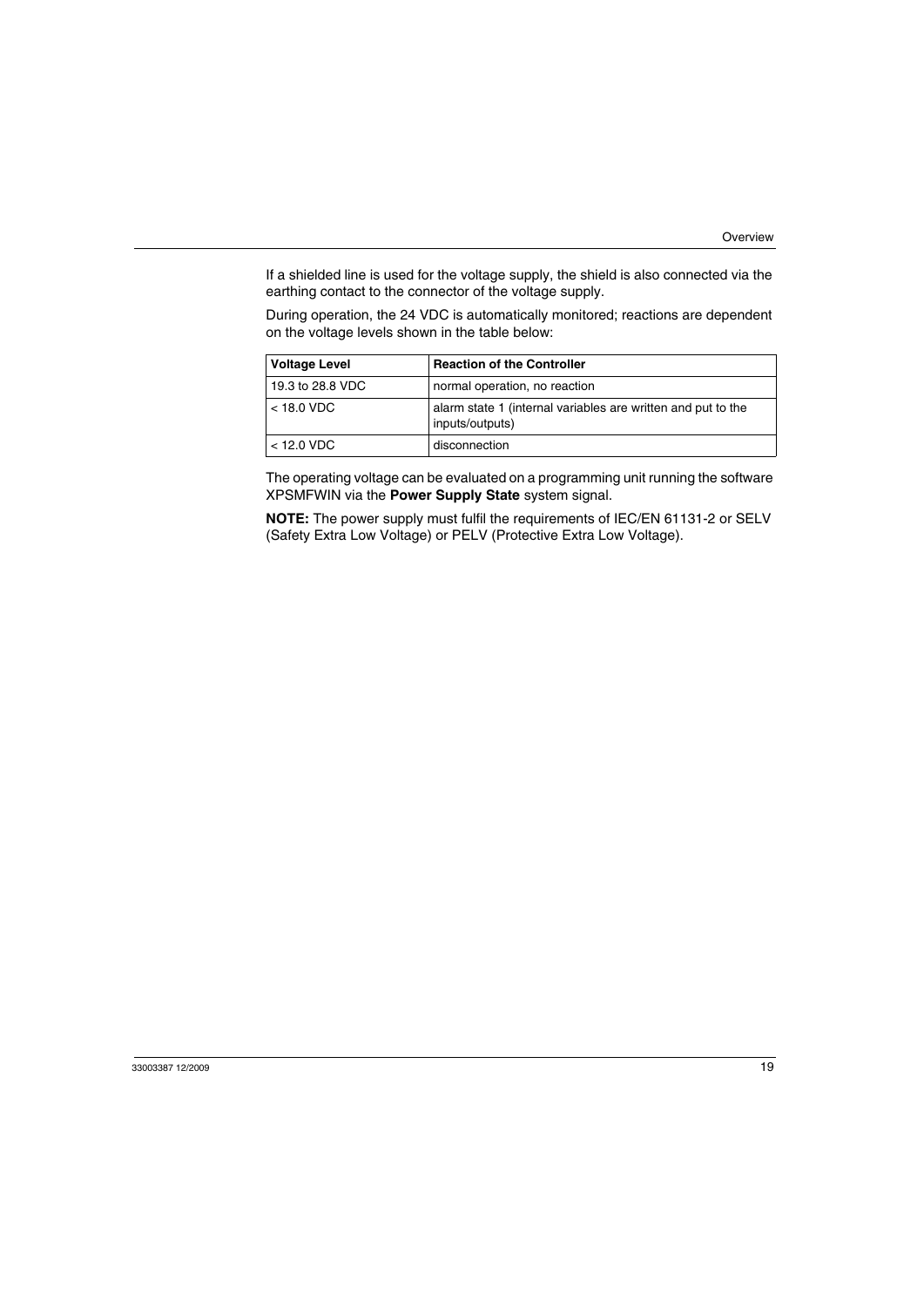If a shielded line is used for the voltage supply, the shield is also connected via the earthing contact to the connector of the voltage supply.

During operation, the 24 VDC is automatically monitored; reactions are dependent on the voltage levels shown in the table below:

| Voltage Level | Reaction of the Controller |
|---|---|
| 19.3 to 28.8 VDC | normal operation, no reaction |
| < 18.0 VDC | alarm state 1 (internal variables are written and put to the inputs/outputs) |
| < 12.0 VDC | disconnection |

The operating voltage can be evaluated on a programming unit running the software XPSMFWIN via the **Power Supply State** system signal.

**NOTE:** The power supply must fulfil the requirements of IEC/EN 61131-2 or SELV (Safety Extra Low Voltage) or PELV (Protective Extra Low Voltage).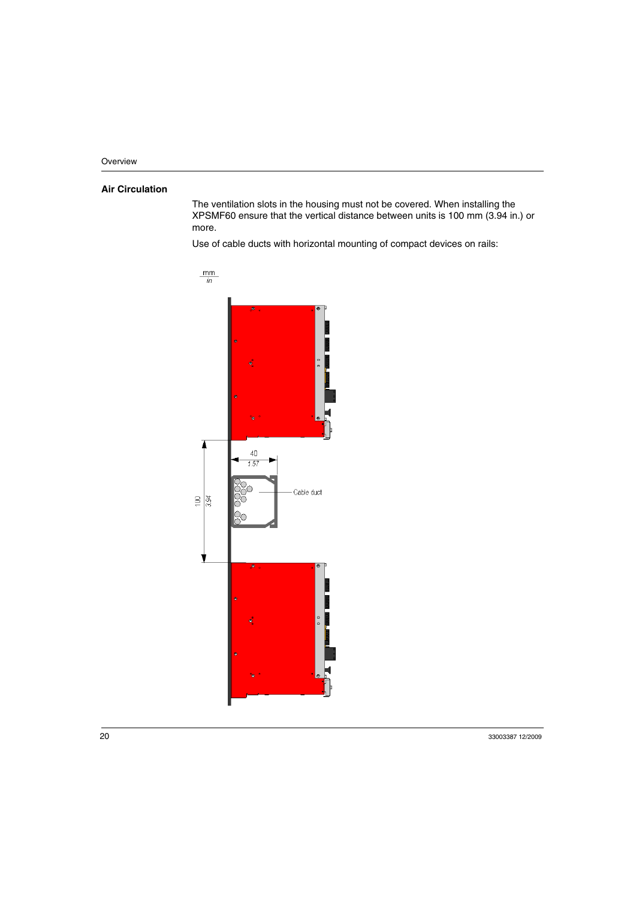## Air Circulation

The ventilation slots in the housing must not be covered. When installing the XPSMF60 ensure that the vertical distance between units is 100 mm (3.94 in.) or more.

Use of cable ducts with horizontal mounting of compact devices on rails: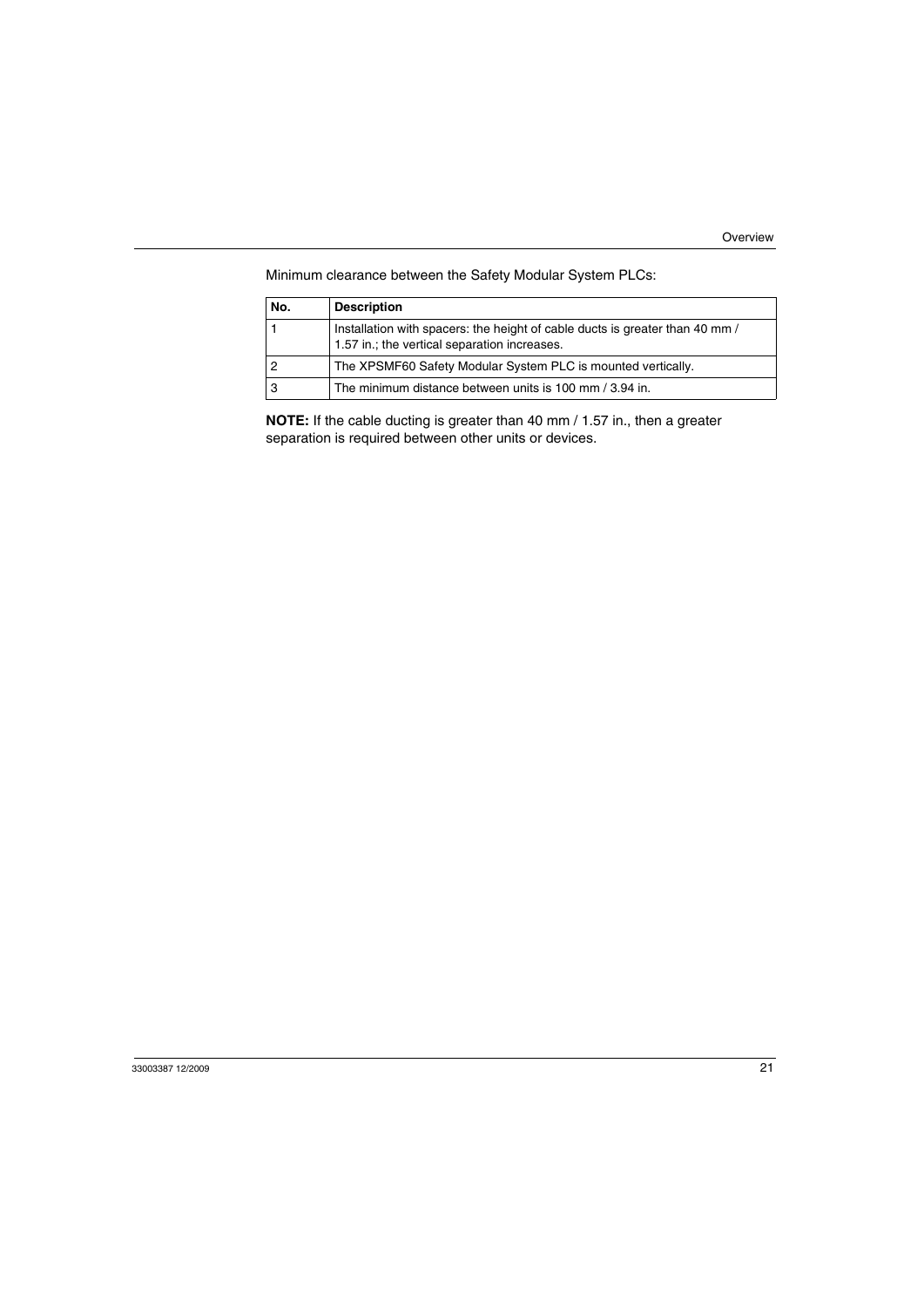Minimum clearance between the Safety Modular System PLCs:

| No. | Description |
| --- | --- |
| 1 | Installation with spacers: the height of cable ducts is greater than 40 mm / 1.57 in.; the vertical separation increases. |
| 2 | The XPSMF60 Safety Modular System PLC is mounted vertically. |
| 3 | The minimum distance between units is 100 mm / 3.94 in. |

**NOTE:** If the cable ducting is greater than 40 mm / 1.57 in., then a greater separation is required between other units or devices.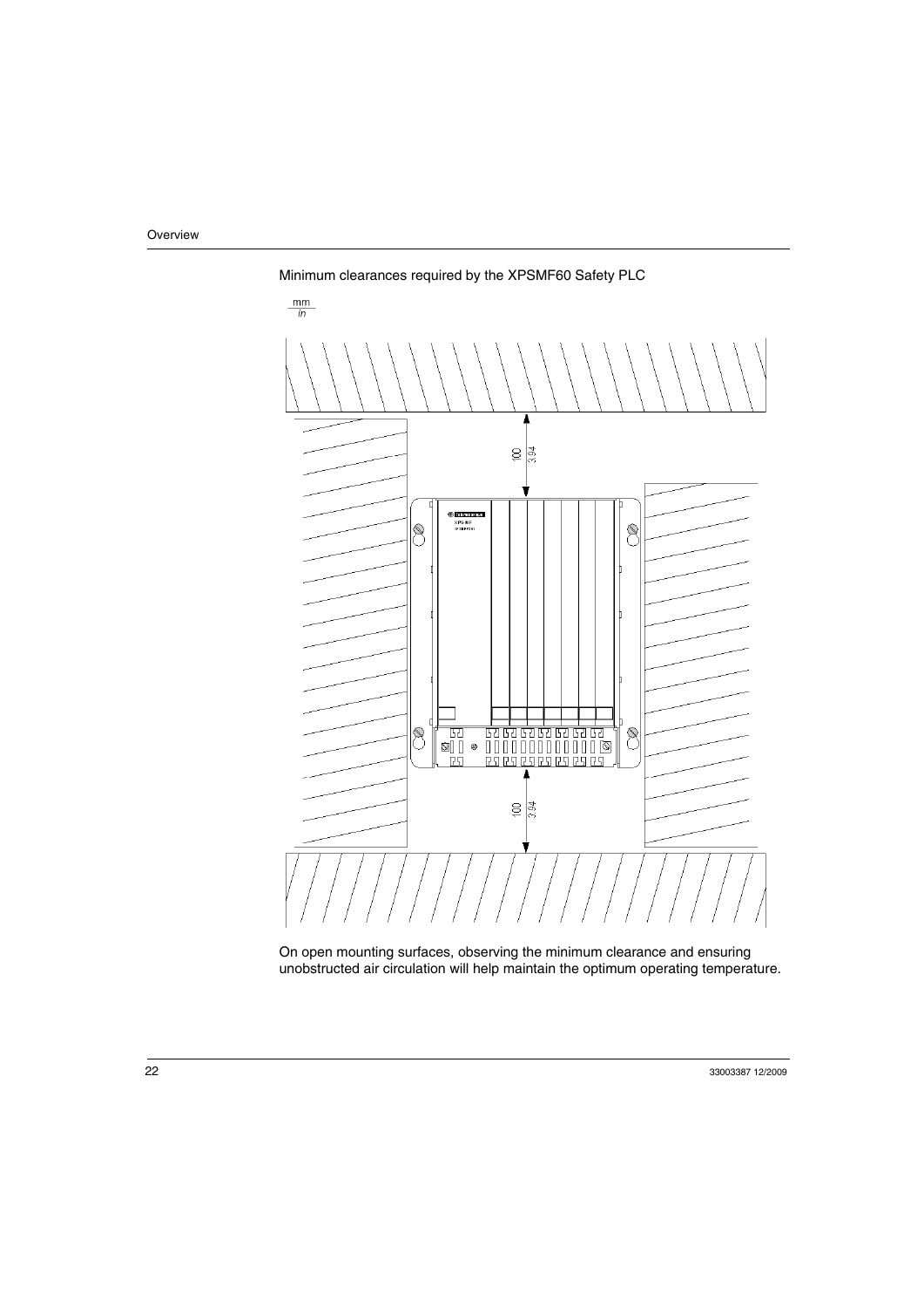Minimum clearances required by the XPSMF60 Safety PLC

On open mounting surfaces, observing the minimum clearance and ensuring unobstructed air circulation will help maintain the optimum operating temperature.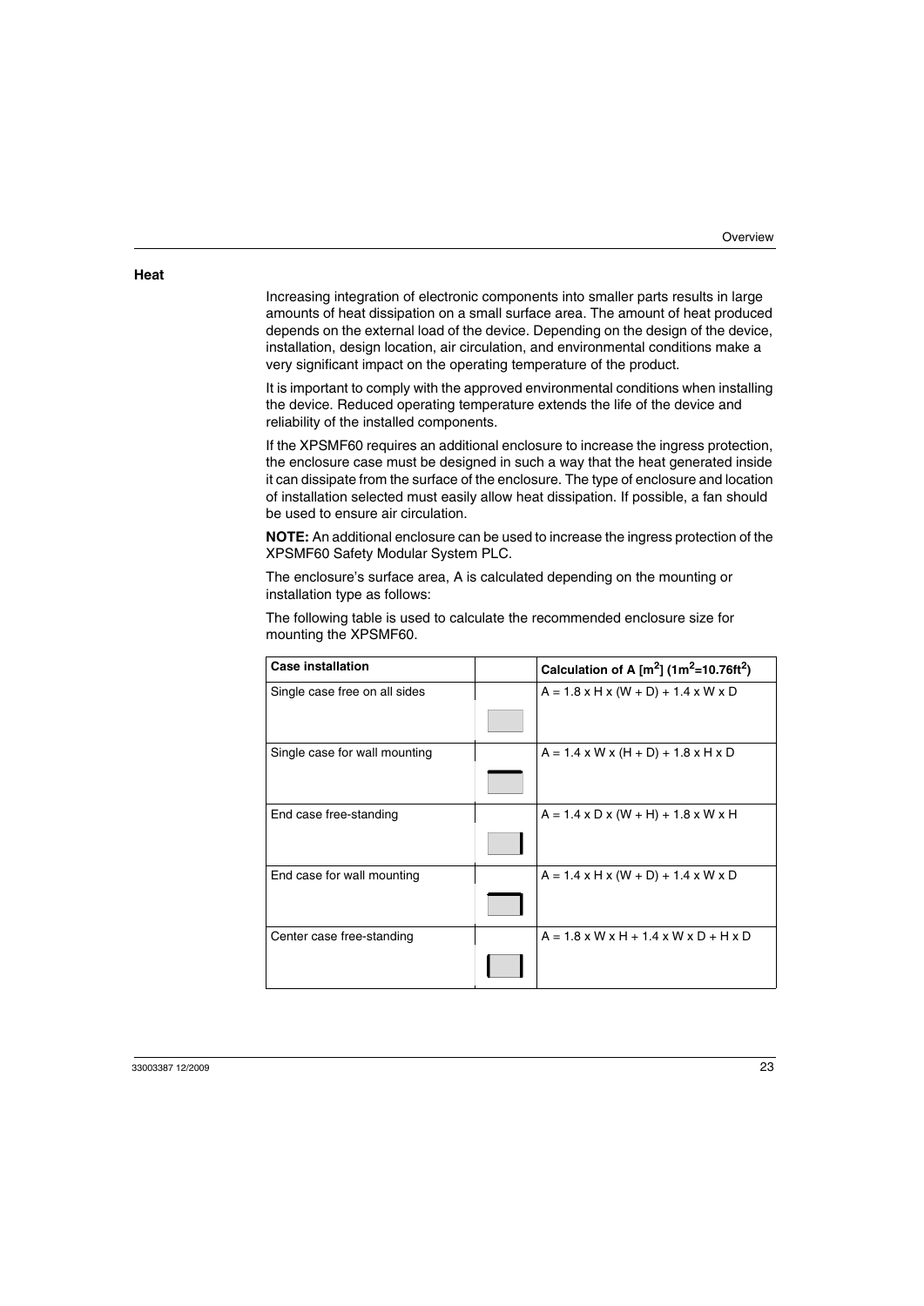## Heat

Increasing integration of electronic components into smaller parts results in large amounts of heat dissipation on a small surface area. The amount of heat produced depends on the external load of the device. Depending on the design of the device, installation, design location, air circulation, and environmental conditions make a very significant impact on the operating temperature of the product.

It is important to comply with the approved environmental conditions when installing the device. Reduced operating temperature extends the life of the device and reliability of the installed components.

If the XPSMF60 requires an additional enclosure to increase the ingress protection, the enclosure case must be designed in such a way that the heat generated inside it can dissipate from the surface of the enclosure. The type of enclosure and location of installation selected must easily allow heat dissipation. If possible, a fan should be used to ensure air circulation.

**NOTE:** An additional enclosure can be used to increase the ingress protection of the XPSMF60 Safety Modular System PLC.

The enclosure's surface area, A is calculated depending on the mounting or installation type as follows:

The following table is used to calculate the recommended enclosure size for mounting the XPSMF60.

| Case installation | | Calculation of A [$m^2$] ($1m^2=10.76ft^2$) |
|---|---|---|
| Single case free on all sides | | A = 1.8 x H x (W + D) + 1.4 x W x D |
| Single case for wall mounting | | A = 1.4 x W x (H + D) + 1.8 x H x D |
| End case free-standing | | A = 1.4 x D x (W + H) + 1.8 x W x H |
| End case for wall mounting | | A = 1.4 x H x (W + D) + 1.4 x W x D |
| Center case free-standing | | A = 1.8 x W x H + 1.4 x W x D + H x D |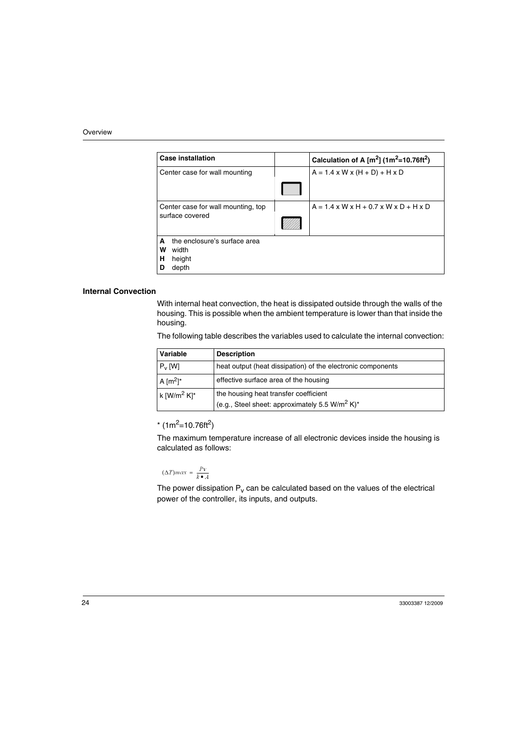| Case installation | | Calculation of A [$m^2$] ($1m^2$=10.76$ft^2$) |
|---|---|---|
| Center case for wall mounting | | A = 1.4 x W x (H + D) + H x D |
| Center case for wall mounting, top surface covered | | A = 1.4 x W x H + 0.7 x W x D + H x D |

**A** the enclosure's surface area
**W** width
**H** height
**D** depth

### Internal Convection

With internal heat convection, the heat is dissipated outside through the walls of the housing. This is possible when the ambient temperature is lower than that inside the housing.

The following table describes the variables used to calculate the internal convection:

| Variable | Description |
|---|---|
| $P_v$ [W] | heat output (heat dissipation) of the electronic components |
| A [$m^2$]* | effective surface area of the housing |
| k [W/$m^2$ K]* | the housing heat transfer coefficient (e.g., Steel sheet: approximately 5.5 W/$m^2$ K)* |

* ($1m^2$=10.76$ft^2$)

The maximum temperature increase of all electronic devices inside the housing is calculated as follows:

$$(\Delta T)max = \frac{Pv}{k \bullet A}$$

The power dissipation $P_v$ can be calculated based on the values of the electrical power of the controller, its inputs, and outputs.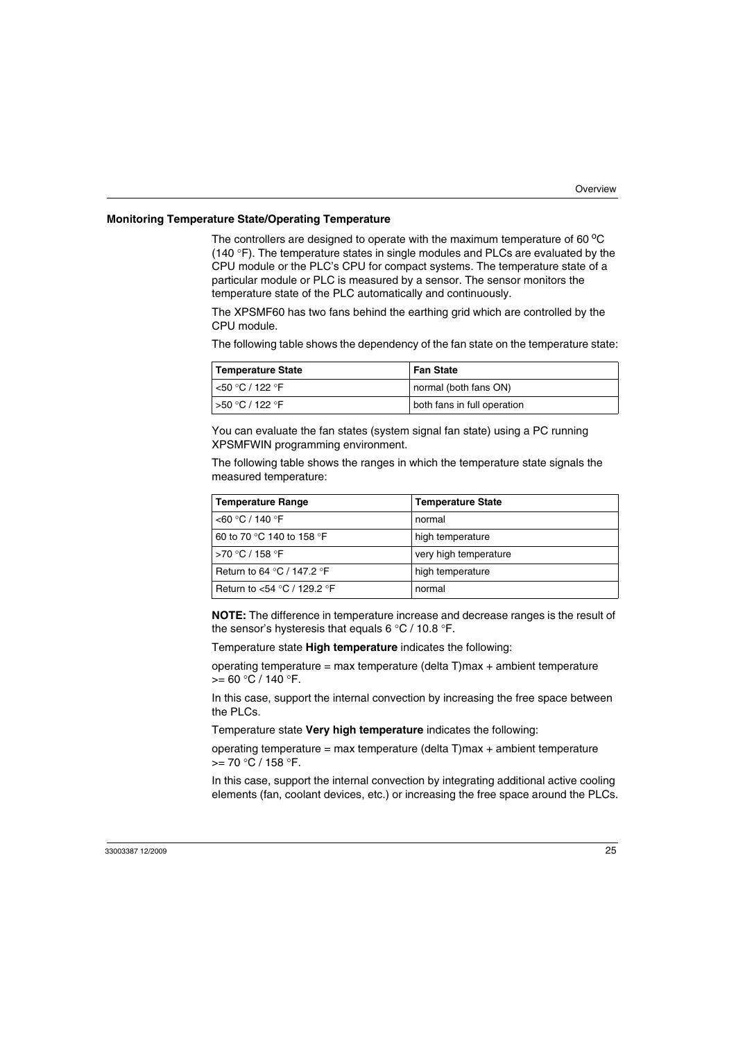### Monitoring Temperature State/Operating Temperature

The controllers are designed to operate with the maximum temperature of 60 °C (140 °F). The temperature states in single modules and PLCs are evaluated by the CPU module or the PLC's CPU for compact systems. The temperature state of a particular module or PLC is measured by a sensor. The sensor monitors the temperature state of the PLC automatically and continuously.

The XPSMF60 has two fans behind the earthing grid which are controlled by the CPU module.

The following table shows the dependency of the fan state on the temperature state:

| Temperature State | Fan State |
|---|---|
| <50 °C / 122 °F | normal (both fans ON) |
| >50 °C / 122 °F | both fans in full operation |

You can evaluate the fan states (system signal fan state) using a PC running XPSMFWIN programming environment.

The following table shows the ranges in which the temperature state signals the measured temperature:

| Temperature Range | Temperature State |
|---|---|
| <60 °C / 140 °F | normal |
| 60 to 70 °C 140 to 158 °F | high temperature |
| >70 °C / 158 °F | very high temperature |
| Return to 64 °C / 147.2 °F | high temperature |
| Return to <54 °C / 129.2 °F | normal |

**NOTE:** The difference in temperature increase and decrease ranges is the result of the sensor's hysteresis that equals 6 °C / 10.8 °F.

Temperature state **High temperature** indicates the following:

operating temperature = max temperature (delta T)max + ambient temperature >= 60 °C / 140 °F.

In this case, support the internal convection by increasing the free space between the PLCs.

Temperature state **Very high temperature** indicates the following:

operating temperature = max temperature (delta T)max + ambient temperature >= 70 °C / 158 °F.

In this case, support the internal convection by integrating additional active cooling elements (fan, coolant devices, etc.) or increasing the free space around the PLCs.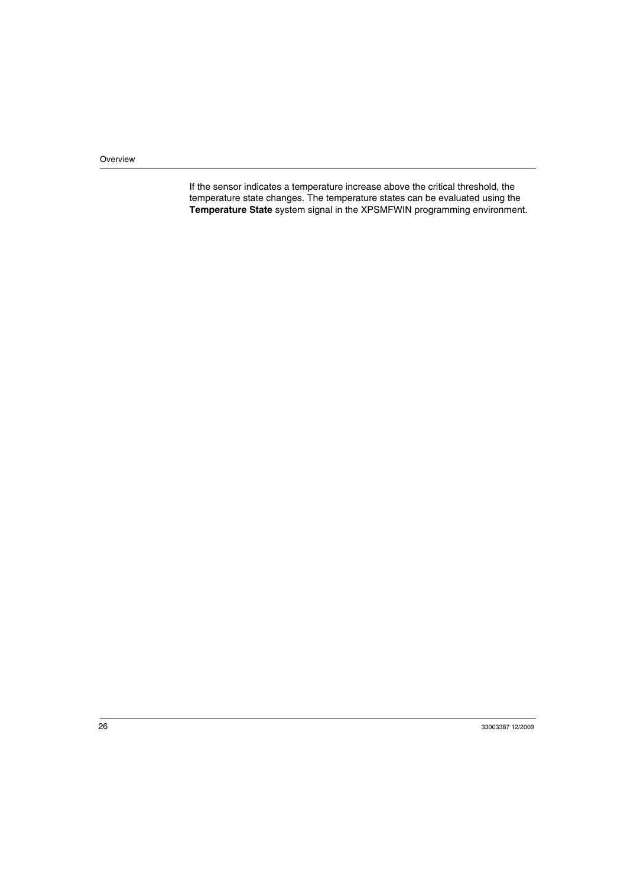If the sensor indicates a temperature increase above the critical threshold, the temperature state changes. The temperature states can be evaluated using the **Temperature State** system signal in the XPSMFWIN programming environment.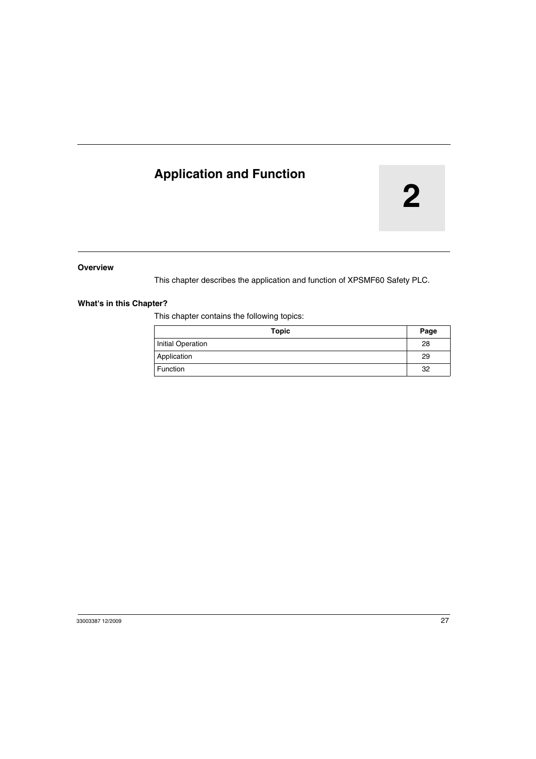# 2 Application and Function

### Overview

This chapter describes the application and function of XPSMF60 Safety PLC.

### What's in this Chapter?

This chapter contains the following topics:

| Topic | Page |
|---|---|
| Initial Operation | 28 |
| Application | 29 |
| Function | 32 |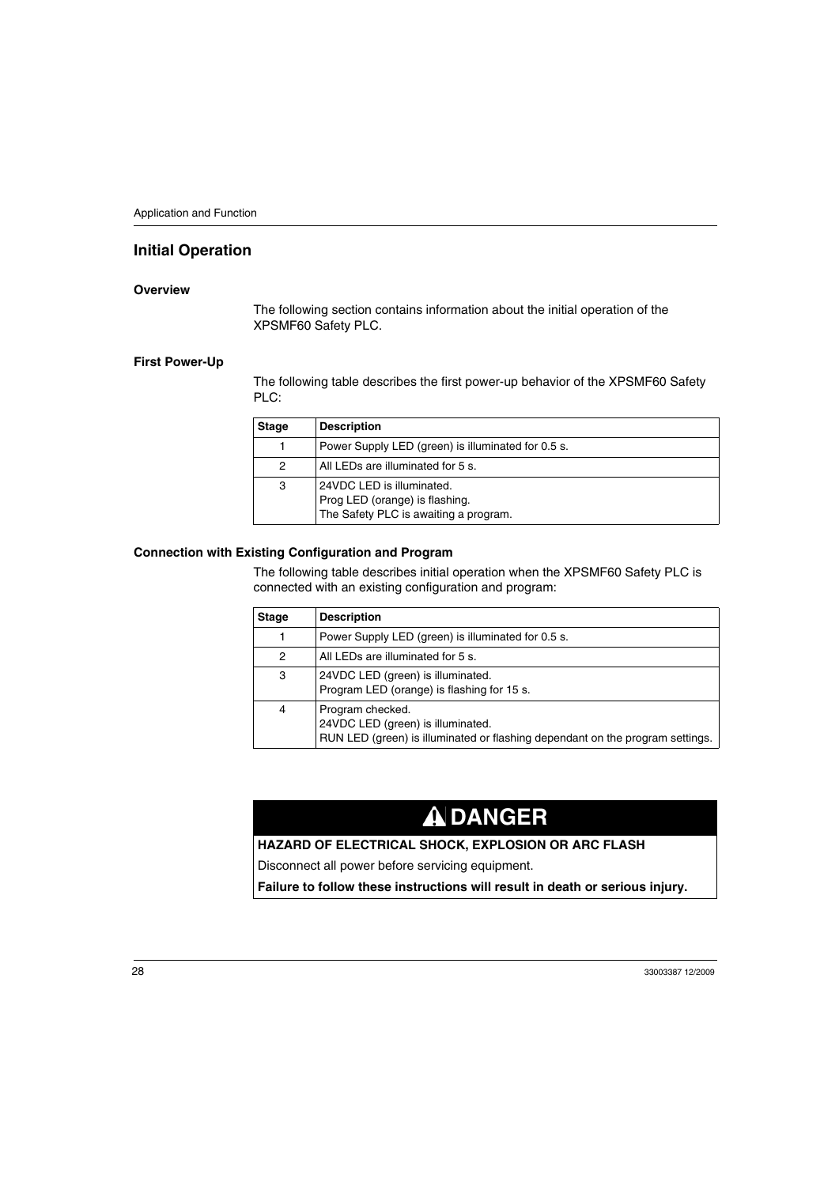## Initial Operation

### Overview

The following section contains information about the initial operation of the XPSMF60 Safety PLC.

### First Power-Up

The following table describes the first power-up behavior of the XPSMF60 Safety PLC:

| Stage | Description |
| --- | --- |
| 1 | Power Supply LED (green) is illuminated for 0.5 s. |
| 2 | All LEDs are illuminated for 5 s. |
| 3 | 24VDC LED is illuminated.<br>Prog LED (orange) is flashing.<br>The Safety PLC is awaiting a program. |

### Connection with Existing Configuration and Program

The following table describes initial operation when the XPSMF60 Safety PLC is connected with an existing configuration and program:

| Stage | Description |
| --- | --- |
| 1 | Power Supply LED (green) is illuminated for 0.5 s. |
| 2 | All LEDs are illuminated for 5 s. |
| 3 | 24VDC LED (green) is illuminated.<br>Program LED (orange) is flashing for 15 s. |
| 4 | Program checked.<br>24VDC LED (green) is illuminated.<br>RUN LED (green) is illuminated or flashing dependant on the program settings. |

**⚠ DANGER**

**HAZARD OF ELECTRICAL SHOCK, EXPLOSION OR ARC FLASH**

Disconnect all power before servicing equipment.

**Failure to follow these instructions will result in death or serious injury.**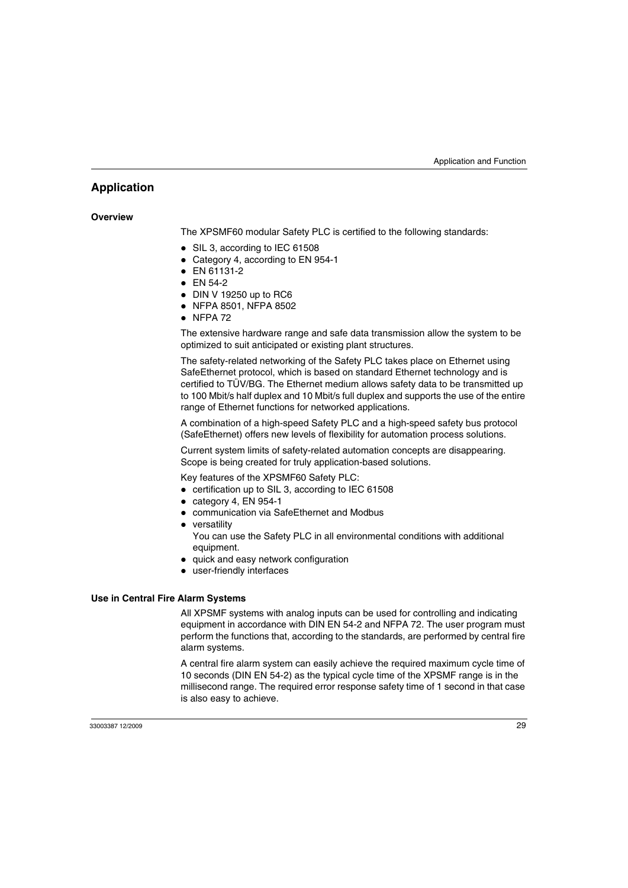## Application

### Overview

The XPSMF60 modular Safety PLC is certified to the following standards:

- SIL 3, according to IEC 61508
- Category 4, according to EN 954-1
- EN 61131-2
- EN 54-2
- DIN V 19250 up to RC6
- NFPA 8501, NFPA 8502
- NFPA 72

The extensive hardware range and safe data transmission allow the system to be optimized to suit anticipated or existing plant structures.

The safety-related networking of the Safety PLC takes place on Ethernet using SafeEthernet protocol, which is based on standard Ethernet technology and is certified to TÜV/BG. The Ethernet medium allows safety data to be transmitted up to 100 Mbit/s half duplex and 10 Mbit/s full duplex and supports the use of the entire range of Ethernet functions for networked applications.

A combination of a high-speed Safety PLC and a high-speed safety bus protocol (SafeEthernet) offers new levels of flexibility for automation process solutions.

Current system limits of safety-related automation concepts are disappearing. Scope is being created for truly application-based solutions.

Key features of the XPSMF60 Safety PLC:

- certification up to SIL 3, according to IEC 61508
- category 4, EN 954-1
- communication via SafeEthernet and Modbus
- versatility
  You can use the Safety PLC in all environmental conditions with additional equipment.
- quick and easy network configuration
- user-friendly interfaces

### Use in Central Fire Alarm Systems

All XPSMF systems with analog inputs can be used for controlling and indicating equipment in accordance with DIN EN 54-2 and NFPA 72. The user program must perform the functions that, according to the standards, are performed by central fire alarm systems.

A central fire alarm system can easily achieve the required maximum cycle time of 10 seconds (DIN EN 54-2) as the typical cycle time of the XPSMF range is in the millisecond range. The required error response safety time of 1 second in that case is also easy to achieve.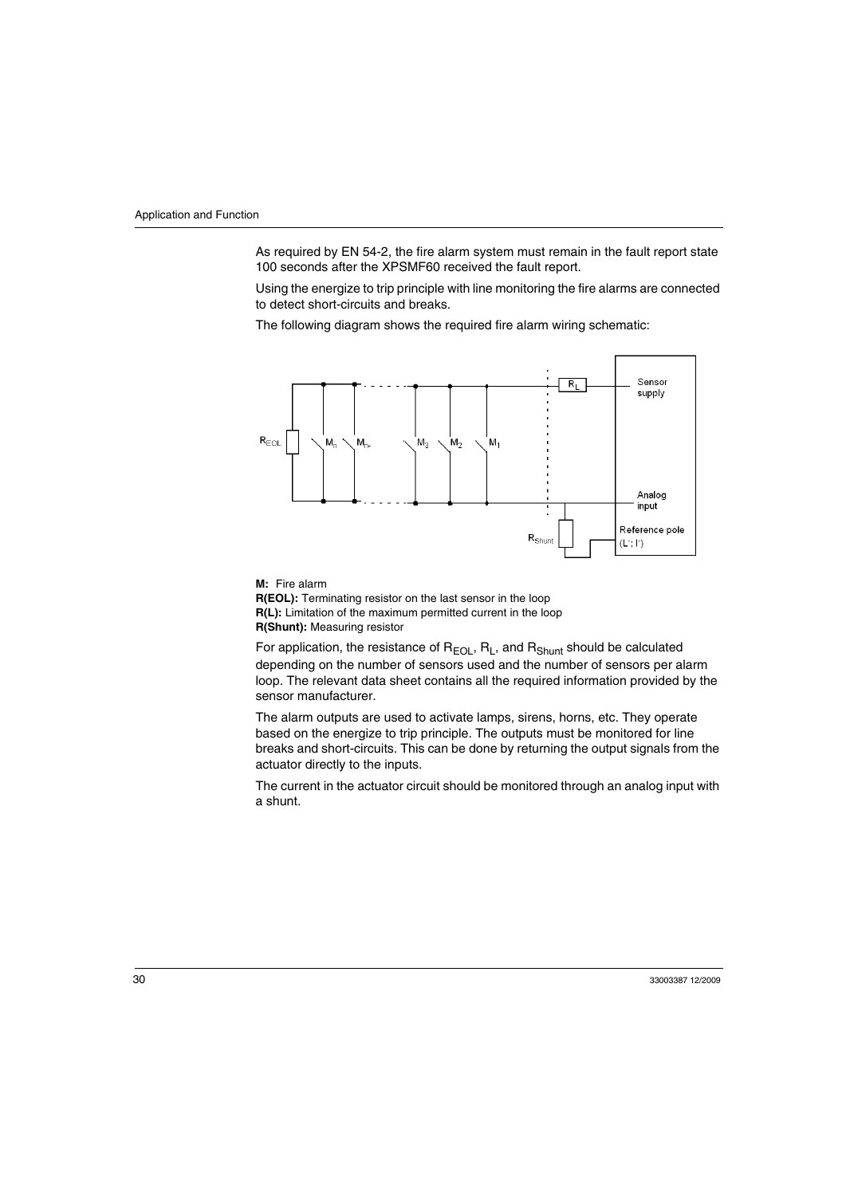As required by EN 54-2, the fire alarm system must remain in the fault report state 100 seconds after the XPSMF60 received the fault report.

Using the energize to trip principle with line monitoring the fire alarms are connected to detect short-circuits and breaks.

The following diagram shows the required fire alarm wiring schematic:

**M:** Fire alarm
**R(EOL):** Terminating resistor on the last sensor in the loop
**R(L):** Limitation of the maximum permitted current in the loop
**R(Shunt):** Measuring resistor

For application, the resistance of $R_{EOL}$, $R_L$, and $R_{Shunt}$ should be calculated depending on the number of sensors used and the number of sensors per alarm loop. The relevant data sheet contains all the required information provided by the sensor manufacturer.

The alarm outputs are used to activate lamps, sirens, horns, etc. They operate based on the energize to trip principle. The outputs must be monitored for line breaks and short-circuits. This can be done by returning the output signals from the actuator directly to the inputs.

The current in the actuator circuit should be monitored through an analog input with a shunt.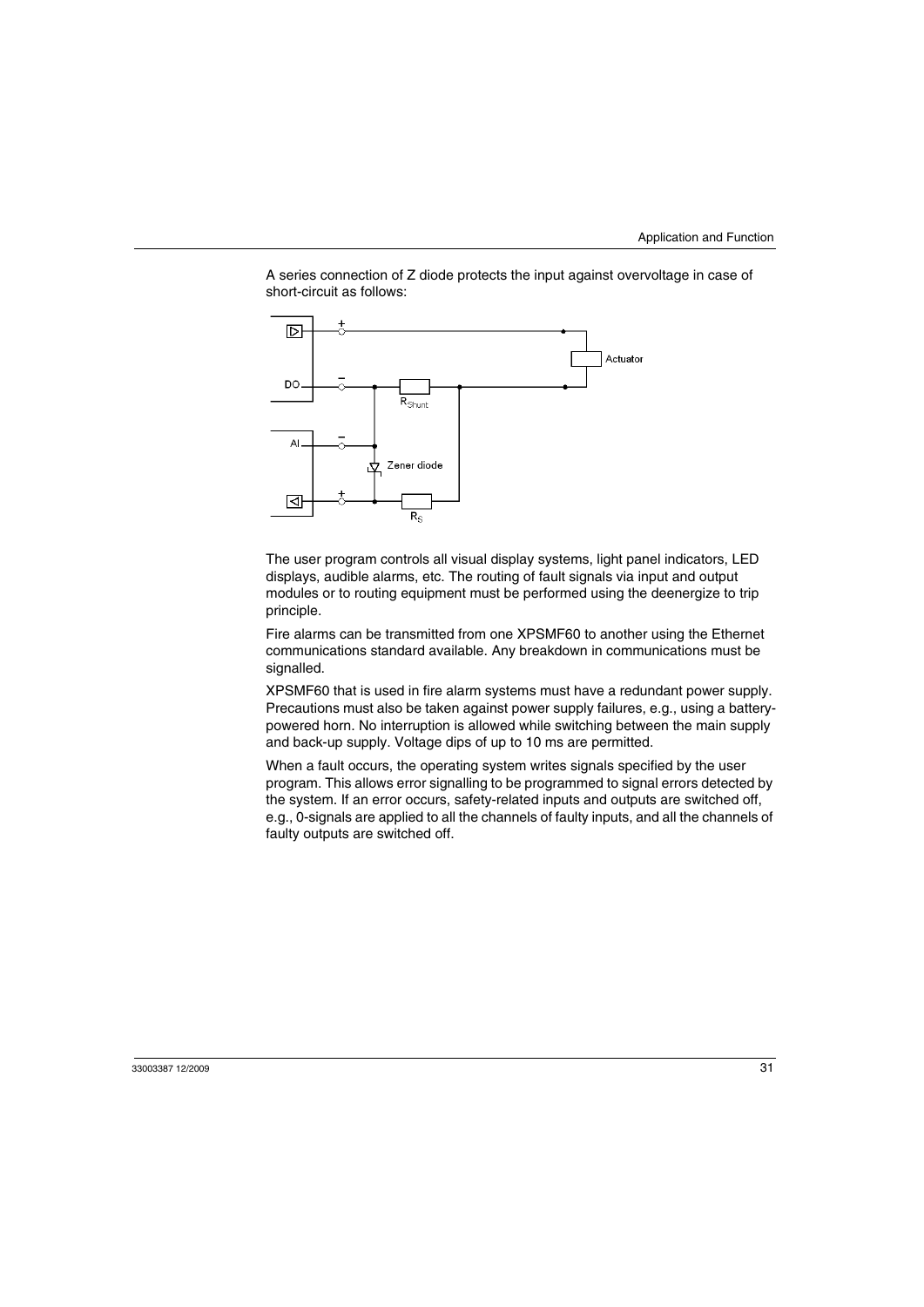A series connection of Z diode protects the input against overvoltage in case of short-circuit as follows:

The user program controls all visual display systems, light panel indicators, LED displays, audible alarms, etc. The routing of fault signals via input and output modules or to routing equipment must be performed using the deenergize to trip principle.

Fire alarms can be transmitted from one XPSMF60 to another using the Ethernet communications standard available. Any breakdown in communications must be signalled.

XPSMF60 that is used in fire alarm systems must have a redundant power supply. Precautions must also be taken against power supply failures, e.g., using a battery-powered horn. No interruption is allowed while switching between the main supply and back-up supply. Voltage dips of up to 10 ms are permitted.

When a fault occurs, the operating system writes signals specified by the user program. This allows error signalling to be programmed to signal errors detected by the system. If an error occurs, safety-related inputs and outputs are switched off, e.g., 0-signals are applied to all the channels of faulty inputs, and all the channels of faulty outputs are switched off.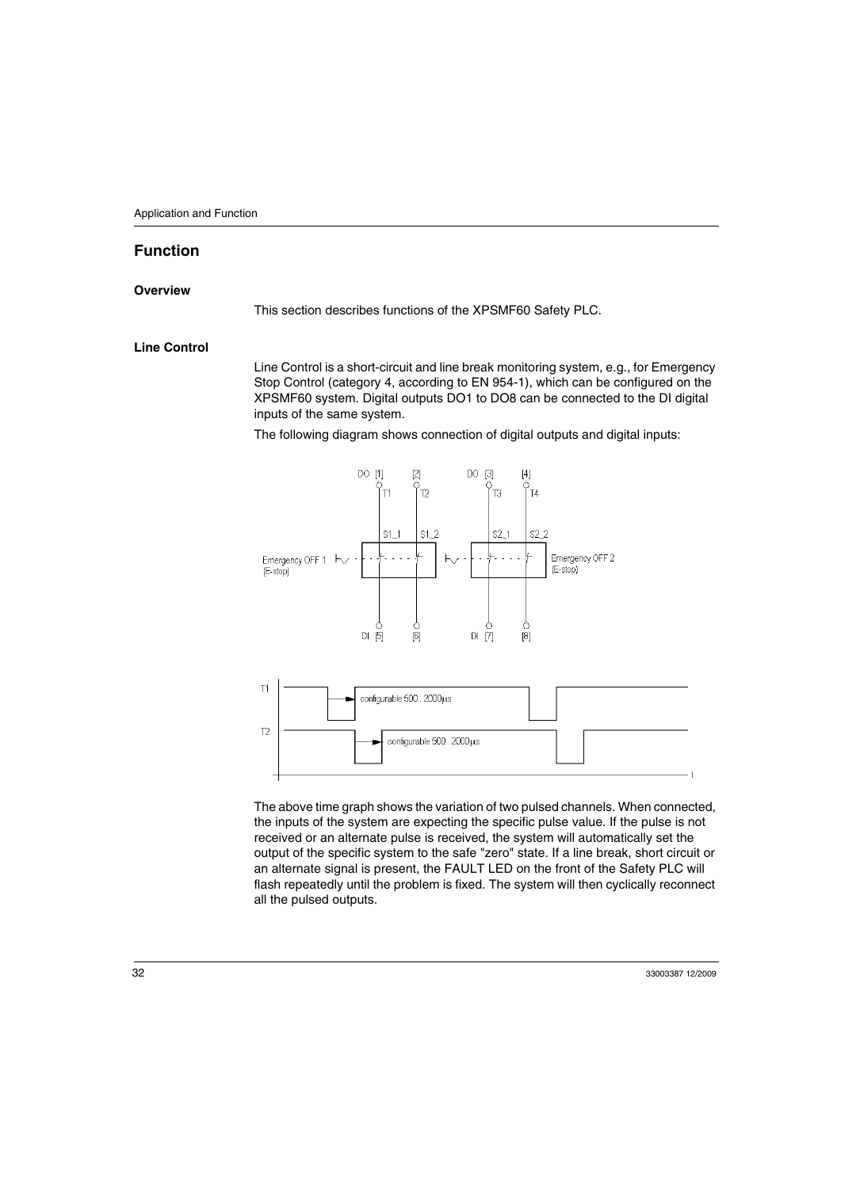## Function

### Overview

This section describes functions of the XPSMF60 Safety PLC.

### Line Control

Line Control is a short-circuit and line break monitoring system, e.g., for Emergency Stop Control (category 4, according to EN 954-1), which can be configured on the XPSMF60 system. Digital outputs DO1 to DO8 can be connected to the DI digital inputs of the same system.

The following diagram shows connection of digital outputs and digital inputs:

The above time graph shows the variation of two pulsed channels. When connected, the inputs of the system are expecting the specific pulse value. If the pulse is not received or an alternate pulse is received, the system will automatically set the output of the specific system to the safe "zero" state. If a line break, short circuit or an alternate signal is present, the FAULT LED on the front of the Safety PLC will flash repeatedly until the problem is fixed. The system will then cyclically reconnect all the pulsed outputs.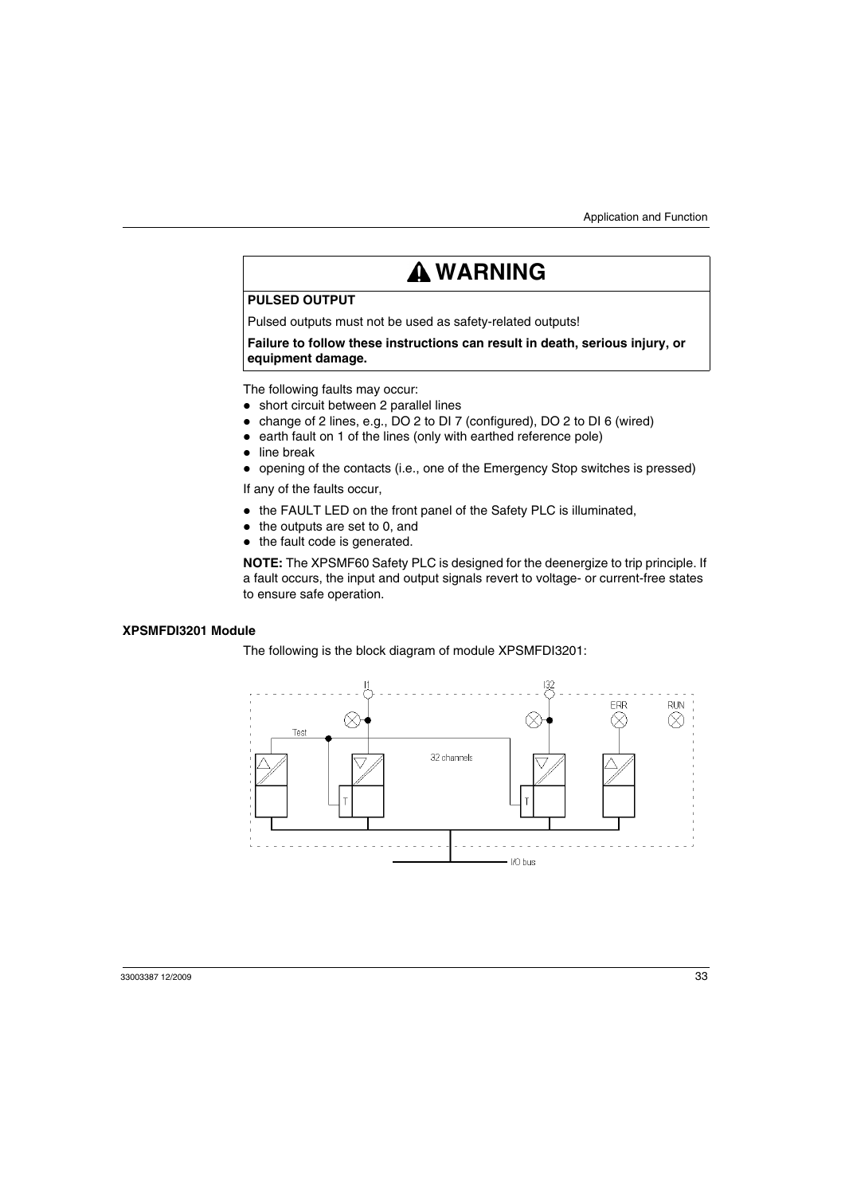## ⚠ WARNING

**PULSED OUTPUT**

Pulsed outputs must not be used as safety-related outputs!

**Failure to follow these instructions can result in death, serious injury, or equipment damage.**

The following faults may occur:

- short circuit between 2 parallel lines
- change of 2 lines, e.g., DO 2 to DI 7 (configured), DO 2 to DI 6 (wired)
- earth fault on 1 of the lines (only with earthed reference pole)
- line break
- opening of the contacts (i.e., one of the Emergency Stop switches is pressed)

If any of the faults occur,

- the FAULT LED on the front panel of the Safety PLC is illuminated,
- the outputs are set to 0, and
- the fault code is generated.

**NOTE:** The XPSMF60 Safety PLC is designed for the deenergize to trip principle. If a fault occurs, the input and output signals revert to voltage- or current-free states to ensure safe operation.

### XPSMFDI3201 Module

The following is the block diagram of module XPSMFDI3201:

I1 I32 ERR RUN Test 32 channels T T I/O bus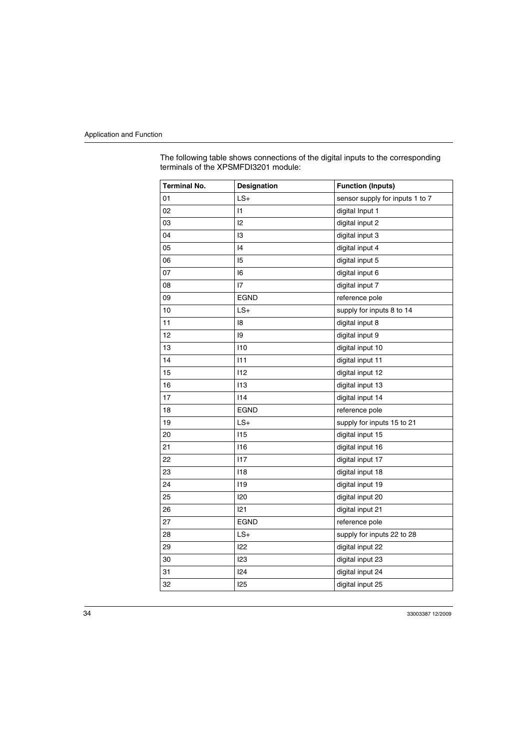The following table shows connections of the digital inputs to the corresponding terminals of the XPSMFDI3201 module:

| Terminal No. | Designation | Function (Inputs) |
|---|---|---|
| 01 | LS+ | sensor supply for inputs 1 to 7 |
| 02 | I1 | digital Input 1 |
| 03 | I2 | digital input 2 |
| 04 | I3 | digital input 3 |
| 05 | I4 | digital input 4 |
| 06 | I5 | digital input 5 |
| 07 | I6 | digital input 6 |
| 08 | I7 | digital input 7 |
| 09 | EGND | reference pole |
| 10 | LS+ | supply for inputs 8 to 14 |
| 11 | I8 | digital input 8 |
| 12 | I9 | digital input 9 |
| 13 | I10 | digital input 10 |
| 14 | I11 | digital input 11 |
| 15 | I12 | digital input 12 |
| 16 | I13 | digital input 13 |
| 17 | I14 | digital input 14 |
| 18 | EGND | reference pole |
| 19 | LS+ | supply for inputs 15 to 21 |
| 20 | I15 | digital input 15 |
| 21 | I16 | digital input 16 |
| 22 | I17 | digital input 17 |
| 23 | I18 | digital input 18 |
| 24 | I19 | digital input 19 |
| 25 | I20 | digital input 20 |
| 26 | I21 | digital input 21 |
| 27 | EGND | reference pole |
| 28 | LS+ | supply for inputs 22 to 28 |
| 29 | I22 | digital input 22 |
| 30 | I23 | digital input 23 |
| 31 | I24 | digital input 24 |
| 32 | I25 | digital input 25 |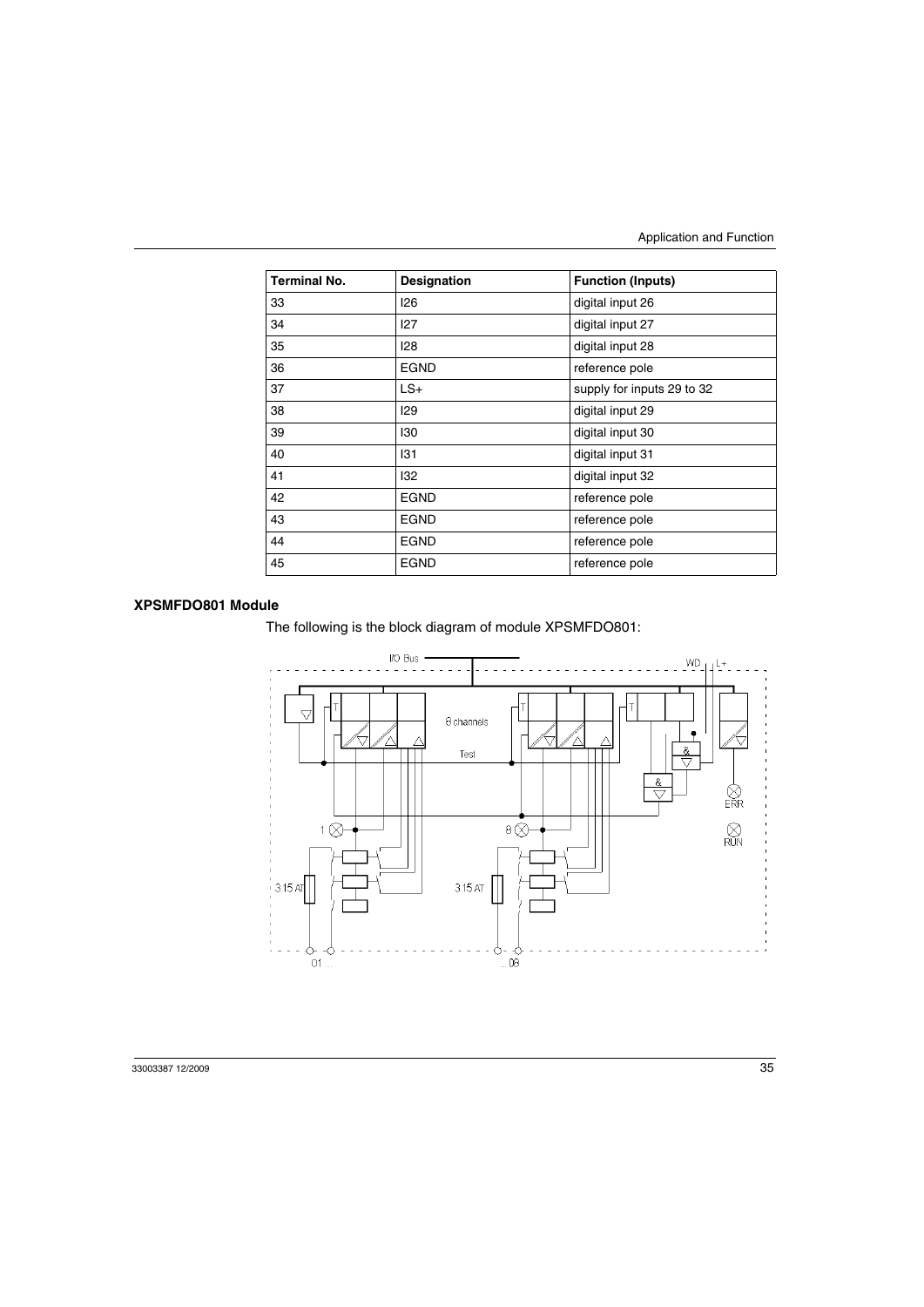| Terminal No. | Designation | Function (Inputs) |
| --- | --- | --- |
| 33 | I26 | digital input 26 |
| 34 | I27 | digital input 27 |
| 35 | I28 | digital input 28 |
| 36 | EGND | reference pole |
| 37 | LS+ | supply for inputs 29 to 32 |
| 38 | I29 | digital input 29 |
| 39 | I30 | digital input 30 |
| 40 | I31 | digital input 31 |
| 41 | I32 | digital input 32 |
| 42 | EGND | reference pole |
| 43 | EGND | reference pole |
| 44 | EGND | reference pole |
| 45 | EGND | reference pole |

## XPSMFDO801 Module

The following is the block diagram of module XPSMFDO801: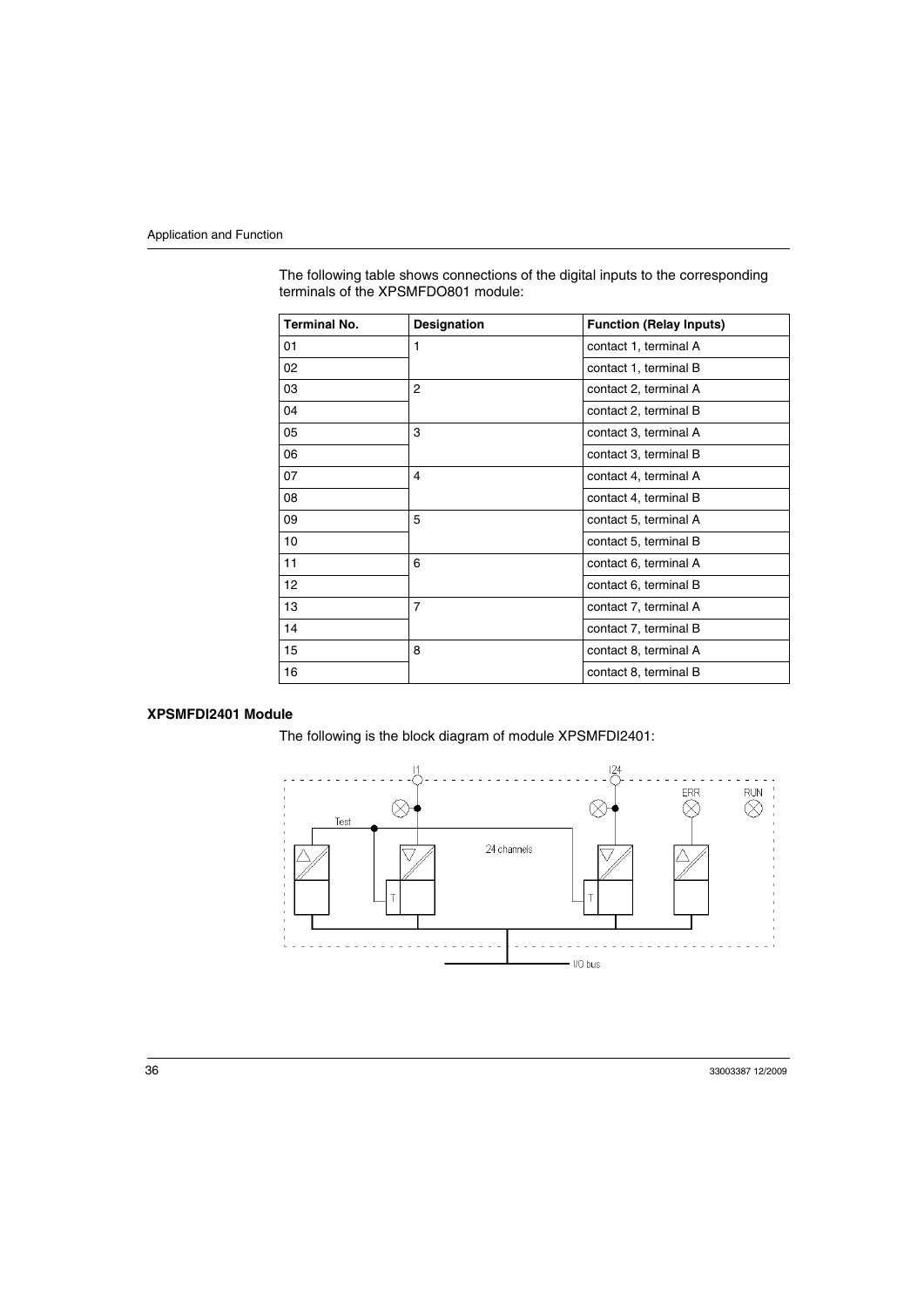The following table shows connections of the digital inputs to the corresponding terminals of the XPSMFDO801 module:

| Terminal No. | Designation | Function (Relay Inputs) |
|---|---|---|
| 01 | 1 | contact 1, terminal A |
| 02 | | contact 1, terminal B |
| 03 | 2 | contact 2, terminal A |
| 04 | | contact 2, terminal B |
| 05 | 3 | contact 3, terminal A |
| 06 | | contact 3, terminal B |
| 07 | 4 | contact 4, terminal A |
| 08 | | contact 4, terminal B |
| 09 | 5 | contact 5, terminal A |
| 10 | | contact 5, terminal B |
| 11 | 6 | contact 6, terminal A |
| 12 | | contact 6, terminal B |
| 13 | 7 | contact 7, terminal A |
| 14 | | contact 7, terminal B |
| 15 | 8 | contact 8, terminal A |
| 16 | | contact 8, terminal B |

### XPSMFDI2401 Module

The following is the block diagram of module XPSMFDI2401:

I1 I24 ERR RUN Test 24 channels T T I/O bus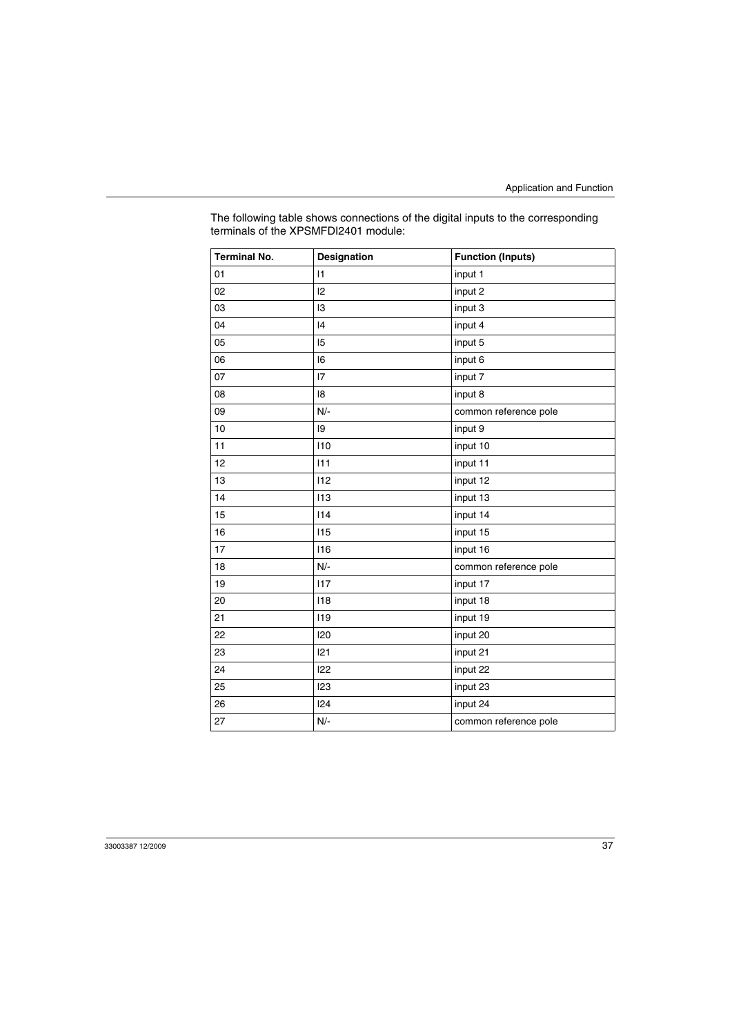The following table shows connections of the digital inputs to the corresponding terminals of the XPSMFDI2401 module:

| Terminal No. | Designation | Function (Inputs) |
| --- | --- | --- |
| 01 | I1 | input 1 |
| 02 | I2 | input 2 |
| 03 | I3 | input 3 |
| 04 | I4 | input 4 |
| 05 | I5 | input 5 |
| 06 | I6 | input 6 |
| 07 | I7 | input 7 |
| 08 | I8 | input 8 |
| 09 | N/- | common reference pole |
| 10 | I9 | input 9 |
| 11 | I10 | input 10 |
| 12 | I11 | input 11 |
| 13 | I12 | input 12 |
| 14 | I13 | input 13 |
| 15 | I14 | input 14 |
| 16 | I15 | input 15 |
| 17 | I16 | input 16 |
| 18 | N/- | common reference pole |
| 19 | I17 | input 17 |
| 20 | I18 | input 18 |
| 21 | I19 | input 19 |
| 22 | I20 | input 20 |
| 23 | I21 | input 21 |
| 24 | I22 | input 22 |
| 25 | I23 | input 23 |
| 26 | I24 | input 24 |
| 27 | N/- | common reference pole |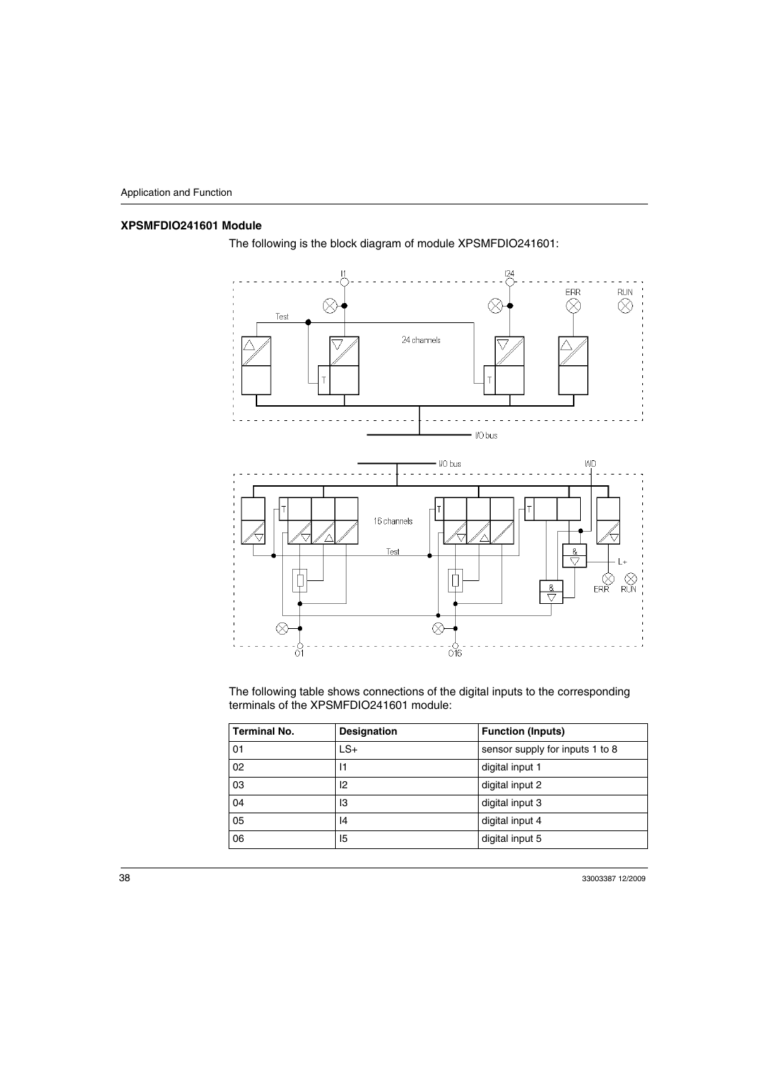## XPSMFDIO241601 Module

The following is the block diagram of module XPSMFDIO241601:

The following table shows connections of the digital inputs to the corresponding terminals of the XPSMFDIO241601 module:

| Terminal No. | Designation | Function (Inputs) |
|---|---|---|
| 01 | LS+ | sensor supply for inputs 1 to 8 |
| 02 | I1 | digital input 1 |
| 03 | I2 | digital input 2 |
| 04 | I3 | digital input 3 |
| 05 | I4 | digital input 4 |
| 06 | I5 | digital input 5 |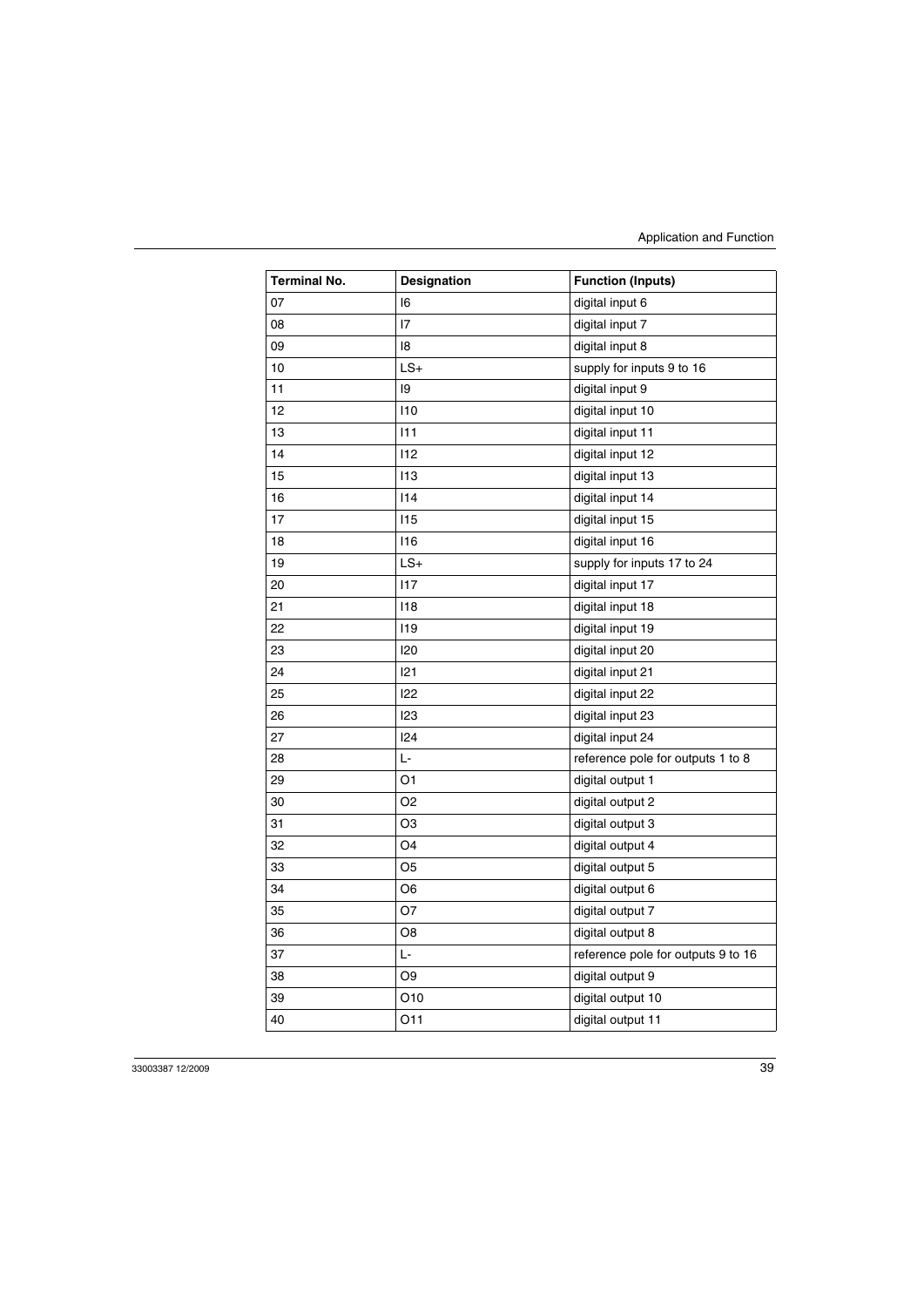| Terminal No. | Designation | Function (Inputs) |
|---|---|---|
| 07 | I6 | digital input 6 |
| 08 | I7 | digital input 7 |
| 09 | I8 | digital input 8 |
| 10 | LS+ | supply for inputs 9 to 16 |
| 11 | I9 | digital input 9 |
| 12 | I10 | digital input 10 |
| 13 | I11 | digital input 11 |
| 14 | I12 | digital input 12 |
| 15 | I13 | digital input 13 |
| 16 | I14 | digital input 14 |
| 17 | I15 | digital input 15 |
| 18 | I16 | digital input 16 |
| 19 | LS+ | supply for inputs 17 to 24 |
| 20 | I17 | digital input 17 |
| 21 | I18 | digital input 18 |
| 22 | I19 | digital input 19 |
| 23 | I20 | digital input 20 |
| 24 | I21 | digital input 21 |
| 25 | I22 | digital input 22 |
| 26 | I23 | digital input 23 |
| 27 | I24 | digital input 24 |
| 28 | L- | reference pole for outputs 1 to 8 |
| 29 | O1 | digital output 1 |
| 30 | O2 | digital output 2 |
| 31 | O3 | digital output 3 |
| 32 | O4 | digital output 4 |
| 33 | O5 | digital output 5 |
| 34 | O6 | digital output 6 |
| 35 | O7 | digital output 7 |
| 36 | O8 | digital output 8 |
| 37 | L- | reference pole for outputs 9 to 16 |
| 38 | O9 | digital output 9 |
| 39 | O10 | digital output 10 |
| 40 | O11 | digital output 11 |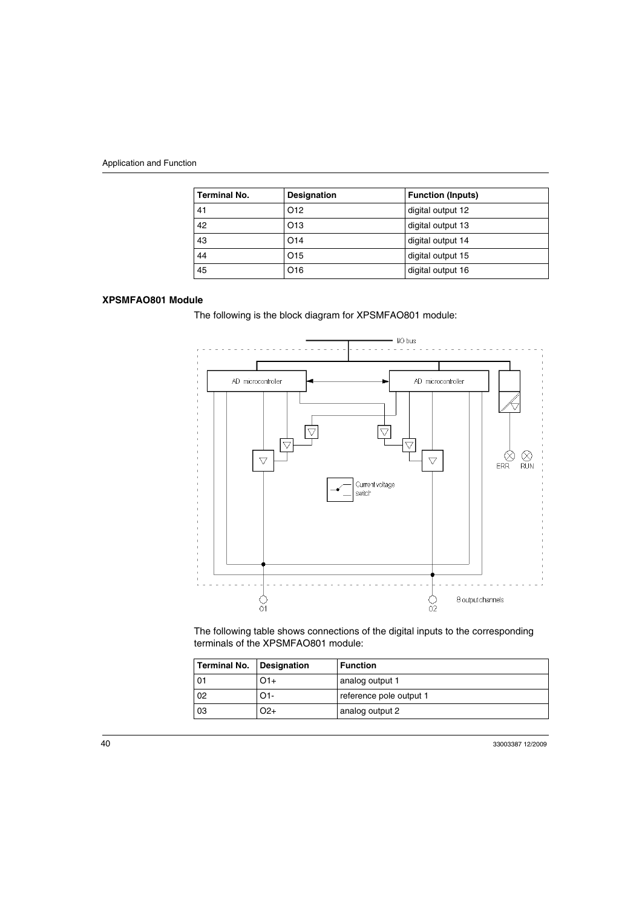| Terminal No. | Designation | Function (Inputs) |
|---|---|---|
| 41 | O12 | digital output 12 |
| 42 | O13 | digital output 13 |
| 43 | O14 | digital output 14 |
| 44 | O15 | digital output 15 |
| 45 | O16 | digital output 16 |

### XPSMFAO801 Module

The following is the block diagram for XPSMFAO801 module:

The following table shows connections of the digital inputs to the corresponding terminals of the XPSMFAO801 module:

| Terminal No. | Designation | Function |
|---|---|---|
| 01 | O1+ | analog output 1 |
| 02 | O1- | reference pole output 1 |
| 03 | O2+ | analog output 2 |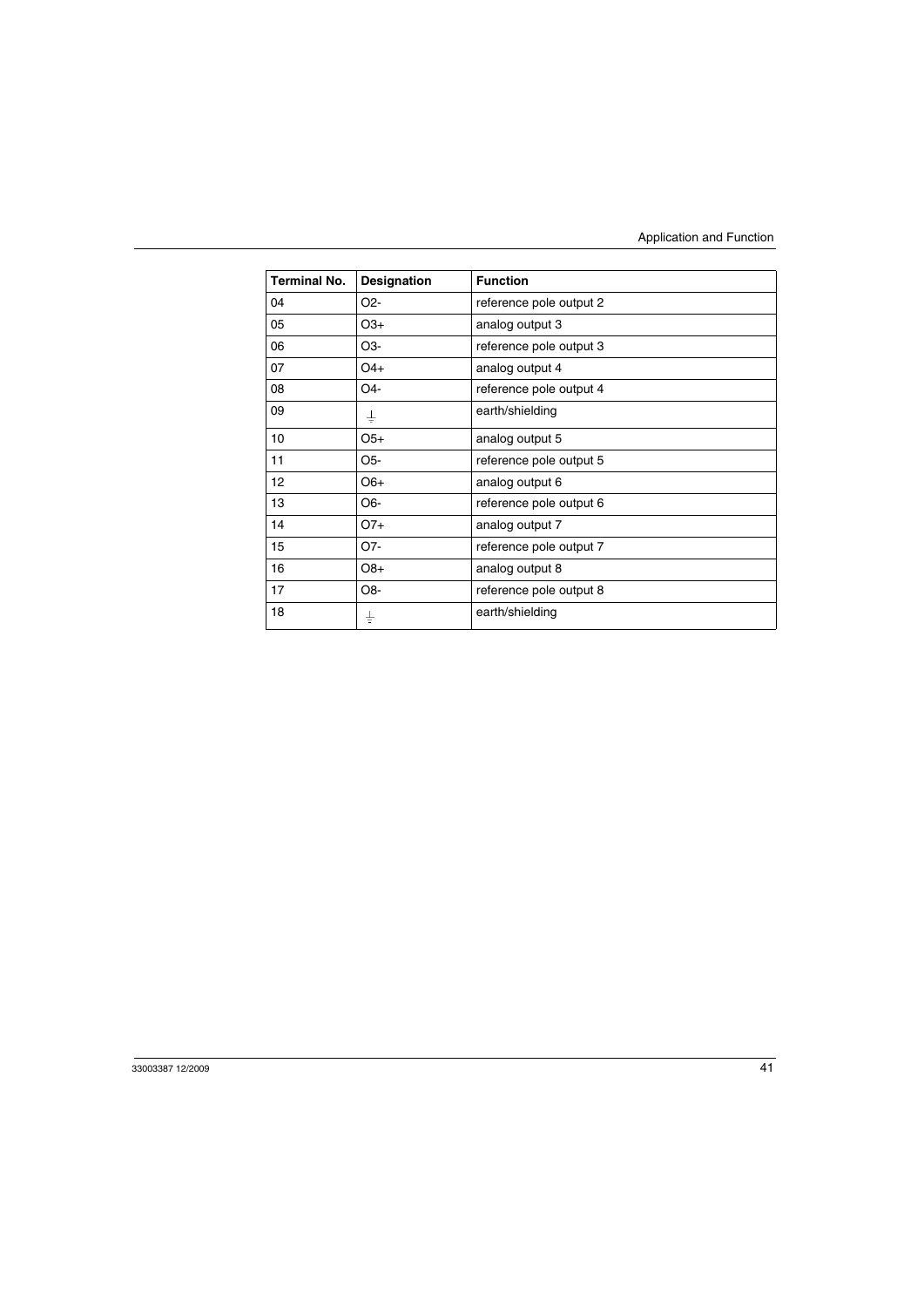| Terminal No. | Designation | Function |
|---|---|---|
| 04 | O2- | reference pole output 2 |
| 05 | O3+ | analog output 3 |
| 06 | O3- | reference pole output 3 |
| 07 | O4+ | analog output 4 |
| 08 | O4- | reference pole output 4 |
| 09 | ⏚ | earth/shielding |
| 10 | O5+ | analog output 5 |
| 11 | O5- | reference pole output 5 |
| 12 | O6+ | analog output 6 |
| 13 | O6- | reference pole output 6 |
| 14 | O7+ | analog output 7 |
| 15 | O7- | reference pole output 7 |
| 16 | O8+ | analog output 8 |
| 17 | O8- | reference pole output 8 |
| 18 | ⏚ | earth/shielding |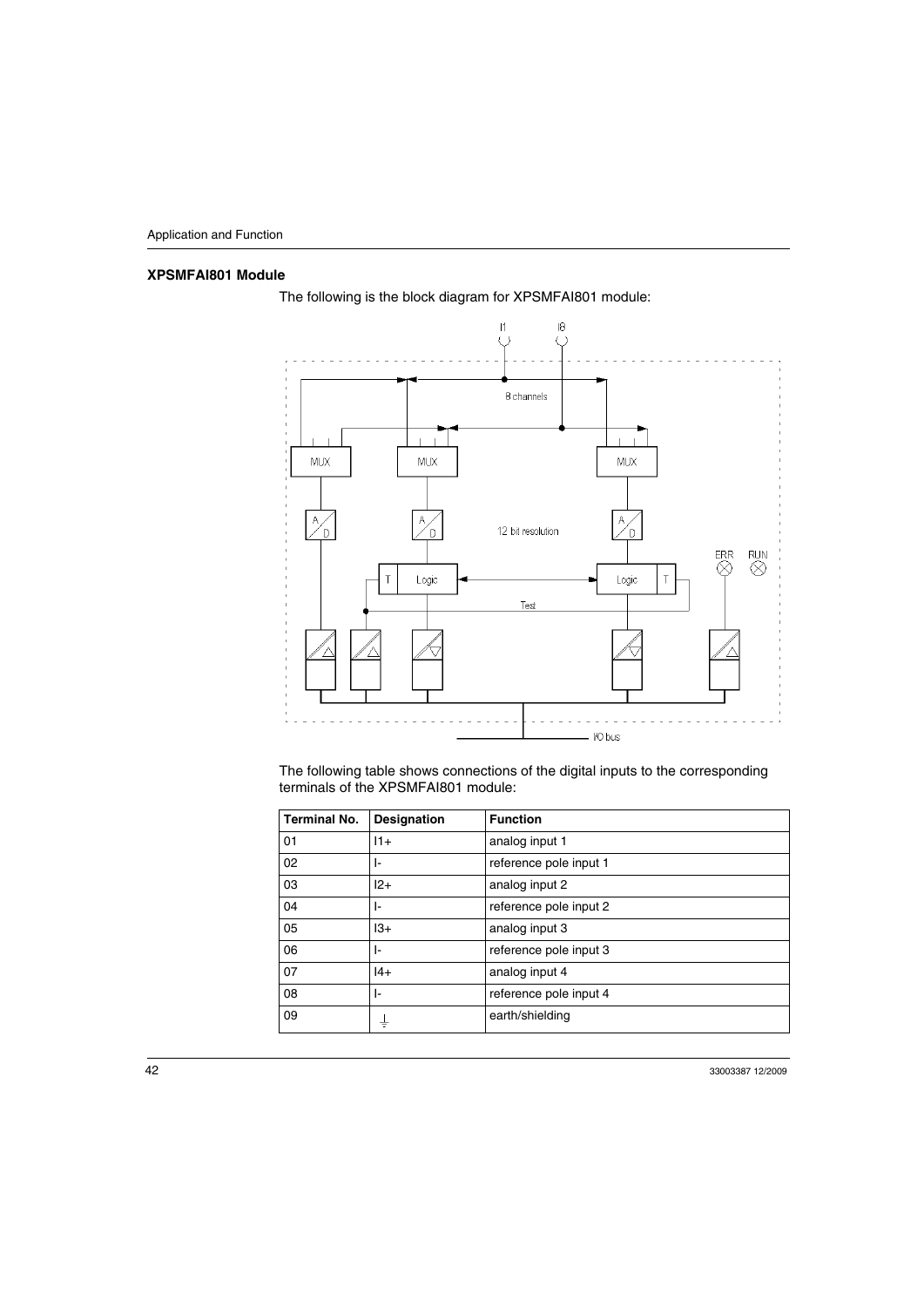### XPSMFAI801 Module

The following is the block diagram for XPSMFAI801 module:

The following table shows connections of the digital inputs to the corresponding terminals of the XPSMFAI801 module:

| Terminal No. | Designation | Function |
|---|---|---|
| 01 | I1+ | analog input 1 |
| 02 | I- | reference pole input 1 |
| 03 | I2+ | analog input 2 |
| 04 | I- | reference pole input 2 |
| 05 | I3+ | analog input 3 |
| 06 | I- | reference pole input 3 |
| 07 | I4+ | analog input 4 |
| 08 | I- | reference pole input 4 |
| 09 | ⏚ | earth/shielding |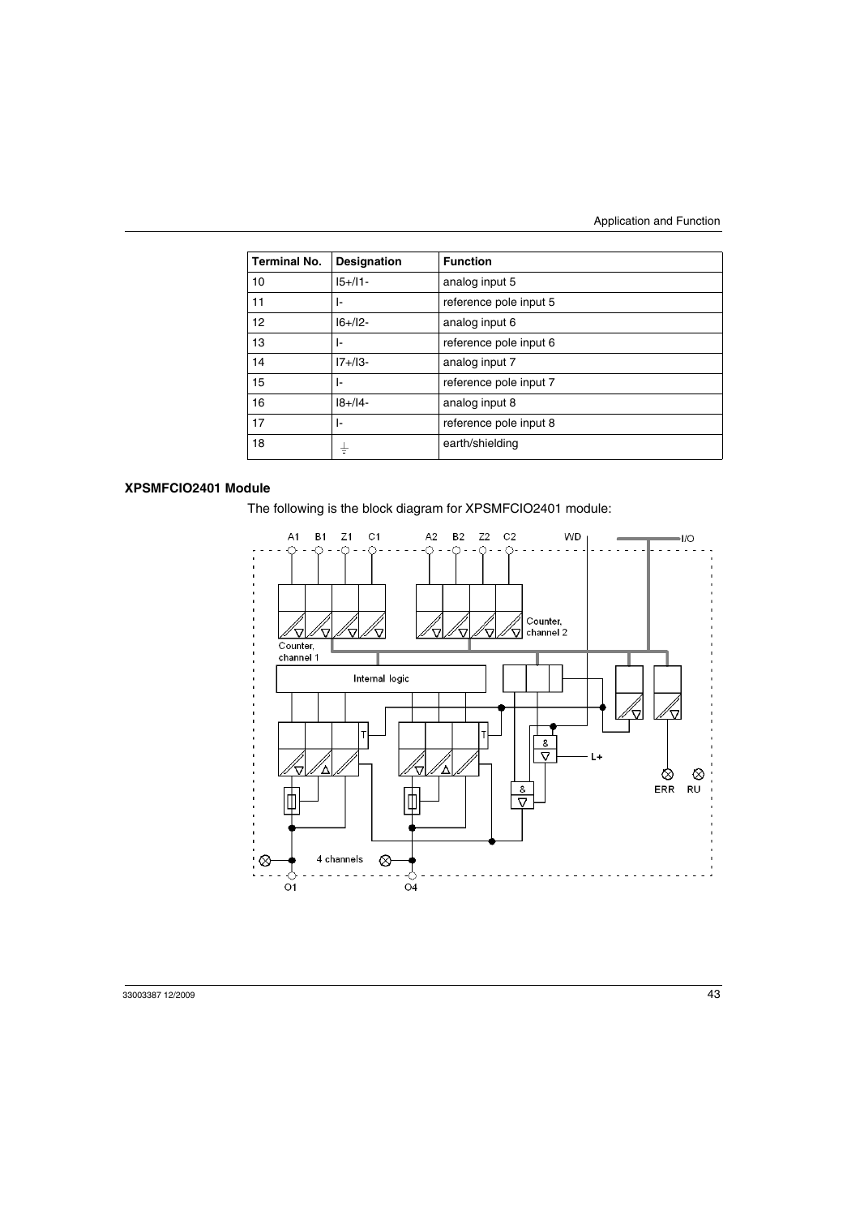| Terminal No. | Designation | Function |
|---|---|---|
| 10 | I5+/I1- | analog input 5 |
| 11 | I- | reference pole input 5 |
| 12 | I6+/I2- | analog input 6 |
| 13 | I- | reference pole input 6 |
| 14 | I7+/I3- | analog input 7 |
| 15 | I- | reference pole input 7 |
| 16 | I8+/I4- | analog input 8 |
| 17 | I- | reference pole input 8 |
| 18 | ⏚ | earth/shielding |

### XPSMFCIO2401 Module

The following is the block diagram for XPSMFCIO2401 module:

A1 B1 Z1 C1 A2 B2 Z2 C2 WD I/O

Counter, channel 1

Counter, channel 2

Internal logic

T T & L+ & ERR RU

4 channels

O1 O4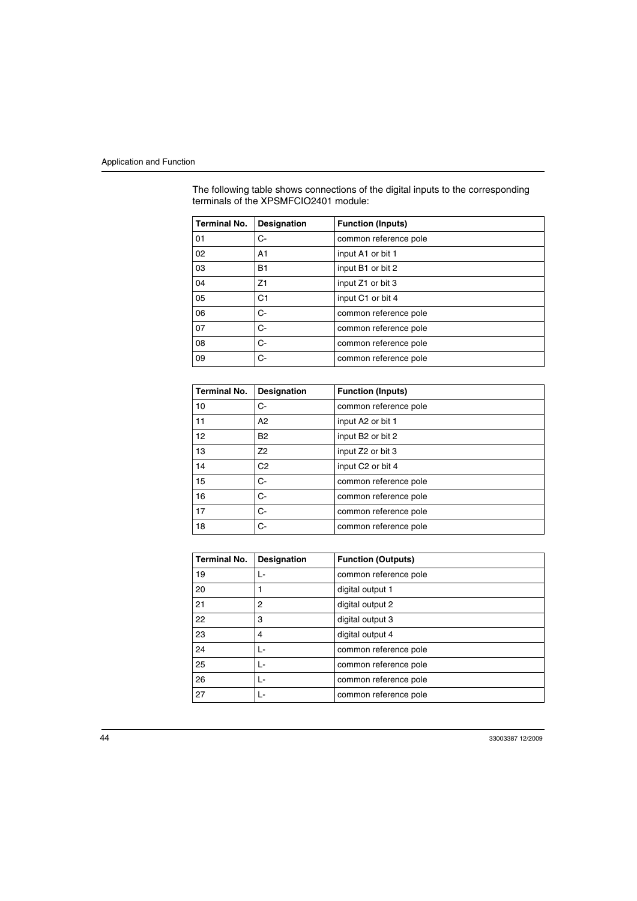The following table shows connections of the digital inputs to the corresponding terminals of the XPSMFCIO2401 module:

| Terminal No. | Designation | Function (Inputs) |
|---|---|---|
| 01 | C- | common reference pole |
| 02 | A1 | input A1 or bit 1 |
| 03 | B1 | input B1 or bit 2 |
| 04 | Z1 | input Z1 or bit 3 |
| 05 | C1 | input C1 or bit 4 |
| 06 | C- | common reference pole |
| 07 | C- | common reference pole |
| 08 | C- | common reference pole |
| 09 | C- | common reference pole |

| Terminal No. | Designation | Function (Inputs) |
|---|---|---|
| 10 | C- | common reference pole |
| 11 | A2 | input A2 or bit 1 |
| 12 | B2 | input B2 or bit 2 |
| 13 | Z2 | input Z2 or bit 3 |
| 14 | C2 | input C2 or bit 4 |
| 15 | C- | common reference pole |
| 16 | C- | common reference pole |
| 17 | C- | common reference pole |
| 18 | C- | common reference pole |

| Terminal No. | Designation | Function (Outputs) |
|---|---|---|
| 19 | L- | common reference pole |
| 20 | 1 | digital output 1 |
| 21 | 2 | digital output 2 |
| 22 | 3 | digital output 3 |
| 23 | 4 | digital output 4 |
| 24 | L- | common reference pole |
| 25 | L- | common reference pole |
| 26 | L- | common reference pole |
| 27 | L- | common reference pole |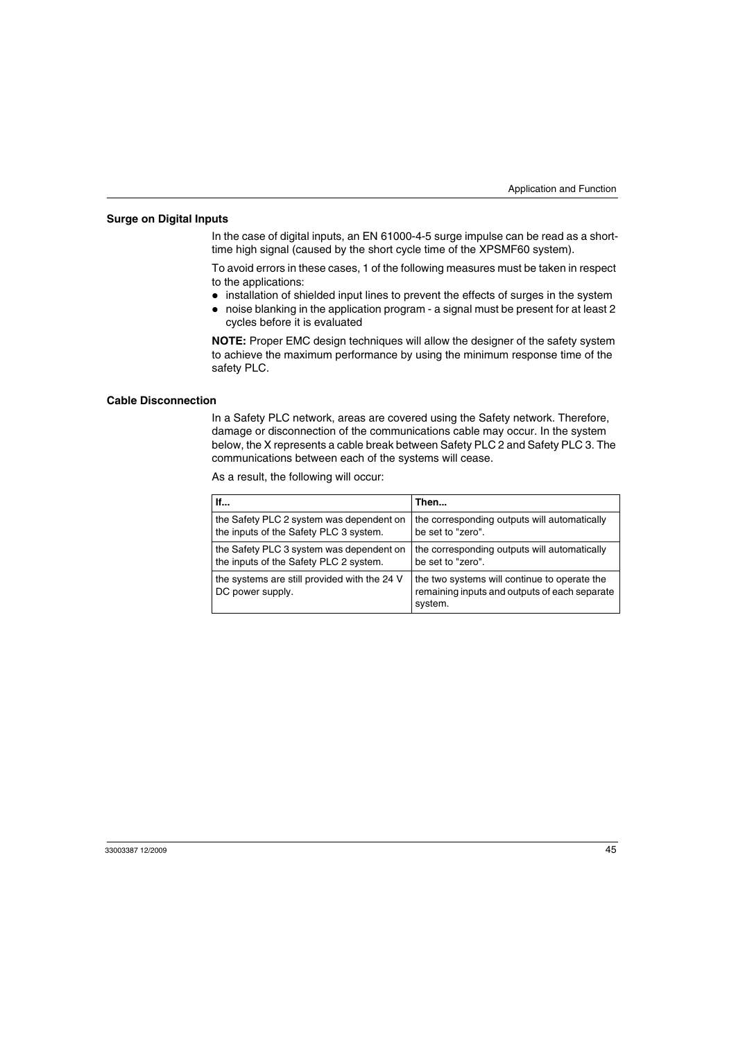### Surge on Digital Inputs

In the case of digital inputs, an EN 61000-4-5 surge impulse can be read as a short-time high signal (caused by the short cycle time of the XPSMF60 system).

To avoid errors in these cases, 1 of the following measures must be taken in respect to the applications:

- installation of shielded input lines to prevent the effects of surges in the system
- noise blanking in the application program - a signal must be present for at least 2 cycles before it is evaluated

**NOTE:** Proper EMC design techniques will allow the designer of the safety system to achieve the maximum performance by using the minimum response time of the safety PLC.

### Cable Disconnection

In a Safety PLC network, areas are covered using the Safety network. Therefore, damage or disconnection of the communications cable may occur. In the system below, the X represents a cable break between Safety PLC 2 and Safety PLC 3. The communications between each of the systems will cease.

As a result, the following will occur:

| If... | Then... |
|---|---|
| the Safety PLC 2 system was dependent on the inputs of the Safety PLC 3 system. | the corresponding outputs will automatically be set to "zero". |
| the Safety PLC 3 system was dependent on the inputs of the Safety PLC 2 system. | the corresponding outputs will automatically be set to "zero". |
| the systems are still provided with the 24 V DC power supply. | the two systems will continue to operate the remaining inputs and outputs of each separate system. |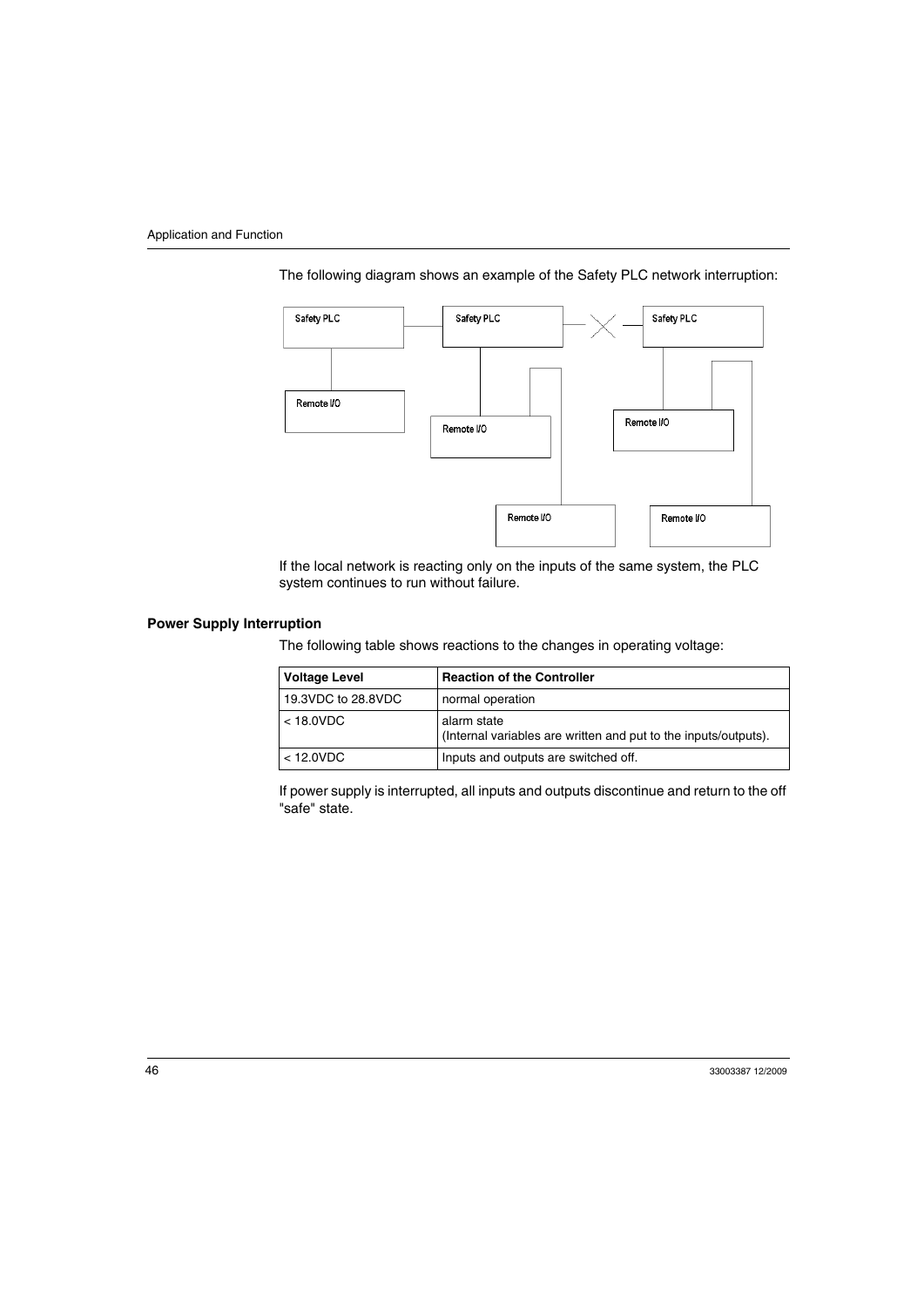The following diagram shows an example of the Safety PLC network interruption:

If the local network is reacting only on the inputs of the same system, the PLC system continues to run without failure.

### Power Supply Interruption

The following table shows reactions to the changes in operating voltage:

| Voltage Level | Reaction of the Controller |
|---|---|
| 19.3VDC to 28.8VDC | normal operation |
| < 18.0VDC | alarm state<br>(Internal variables are written and put to the inputs/outputs). |
| < 12.0VDC | Inputs and outputs are switched off. |

If power supply is interrupted, all inputs and outputs discontinue and return to the off "safe" state.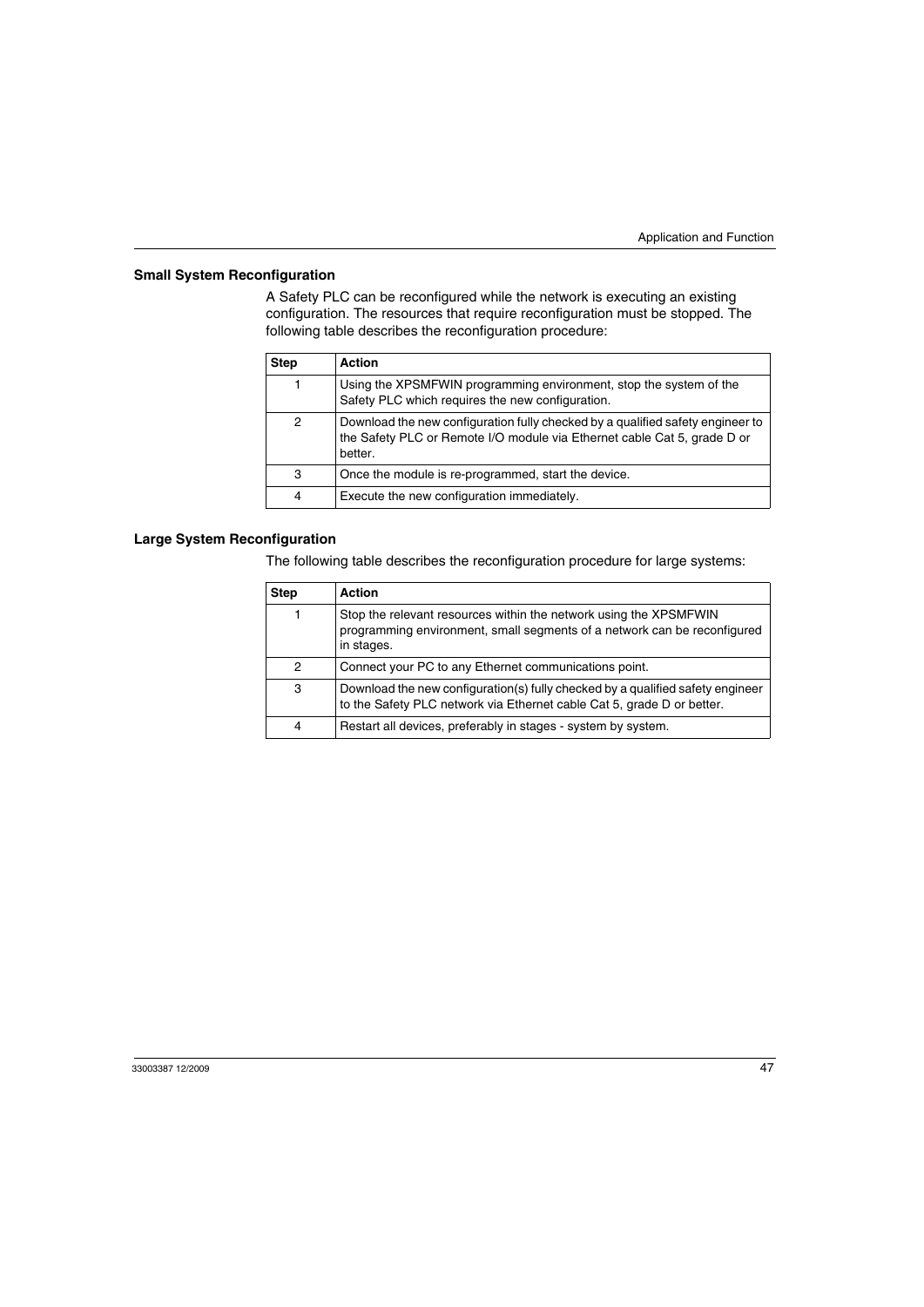### Small System Reconfiguration

A Safety PLC can be reconfigured while the network is executing an existing configuration. The resources that require reconfiguration must be stopped. The following table describes the reconfiguration procedure:

| Step | Action |
|---|---|
| 1 | Using the XPSMFWIN programming environment, stop the system of the Safety PLC which requires the new configuration. |
| 2 | Download the new configuration fully checked by a qualified safety engineer to the Safety PLC or Remote I/O module via Ethernet cable Cat 5, grade D or better. |
| 3 | Once the module is re-programmed, start the device. |
| 4 | Execute the new configuration immediately. |

### Large System Reconfiguration

The following table describes the reconfiguration procedure for large systems:

| Step | Action |
|---|---|
| 1 | Stop the relevant resources within the network using the XPSMFWIN programming environment, small segments of a network can be reconfigured in stages. |
| 2 | Connect your PC to any Ethernet communications point. |
| 3 | Download the new configuration(s) fully checked by a qualified safety engineer to the Safety PLC network via Ethernet cable Cat 5, grade D or better. |
| 4 | Restart all devices, preferably in stages - system by system. |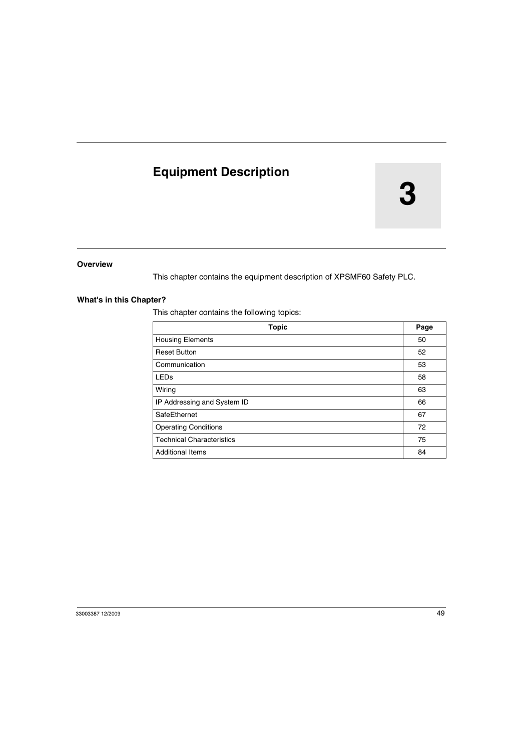# 3 Equipment Description

## Overview

This chapter contains the equipment description of XPSMF60 Safety PLC.

## What's in this Chapter?

This chapter contains the following topics:

| Topic | Page |
|---|---|
| Housing Elements | 50 |
| Reset Button | 52 |
| Communication | 53 |
| LEDs | 58 |
| Wiring | 63 |
| IP Addressing and System ID | 66 |
| SafeEthernet | 67 |
| Operating Conditions | 72 |
| Technical Characteristics | 75 |
| Additional Items | 84 |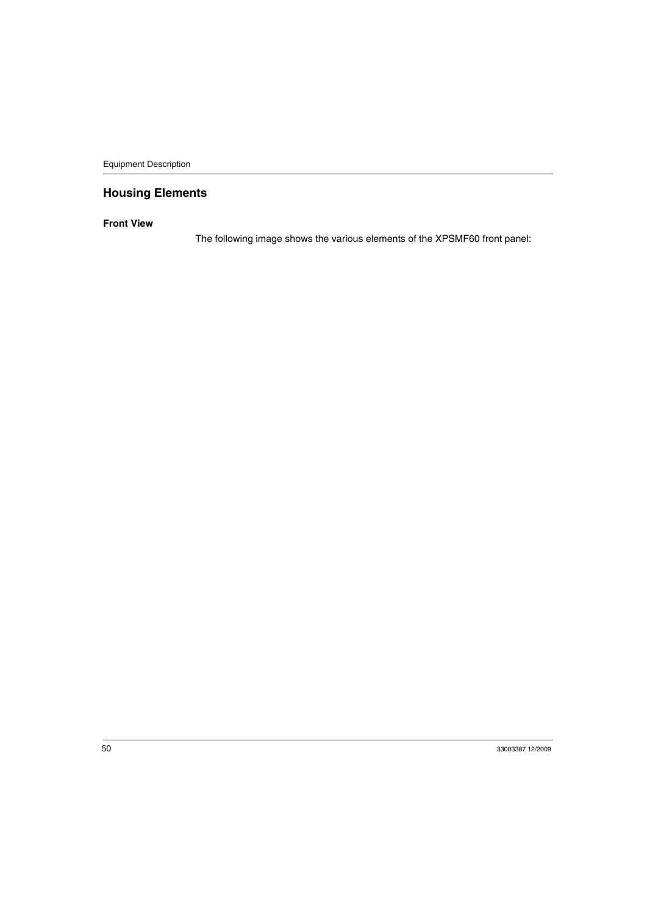## Housing Elements

### Front View

The following image shows the various elements of the XPSMF60 front panel: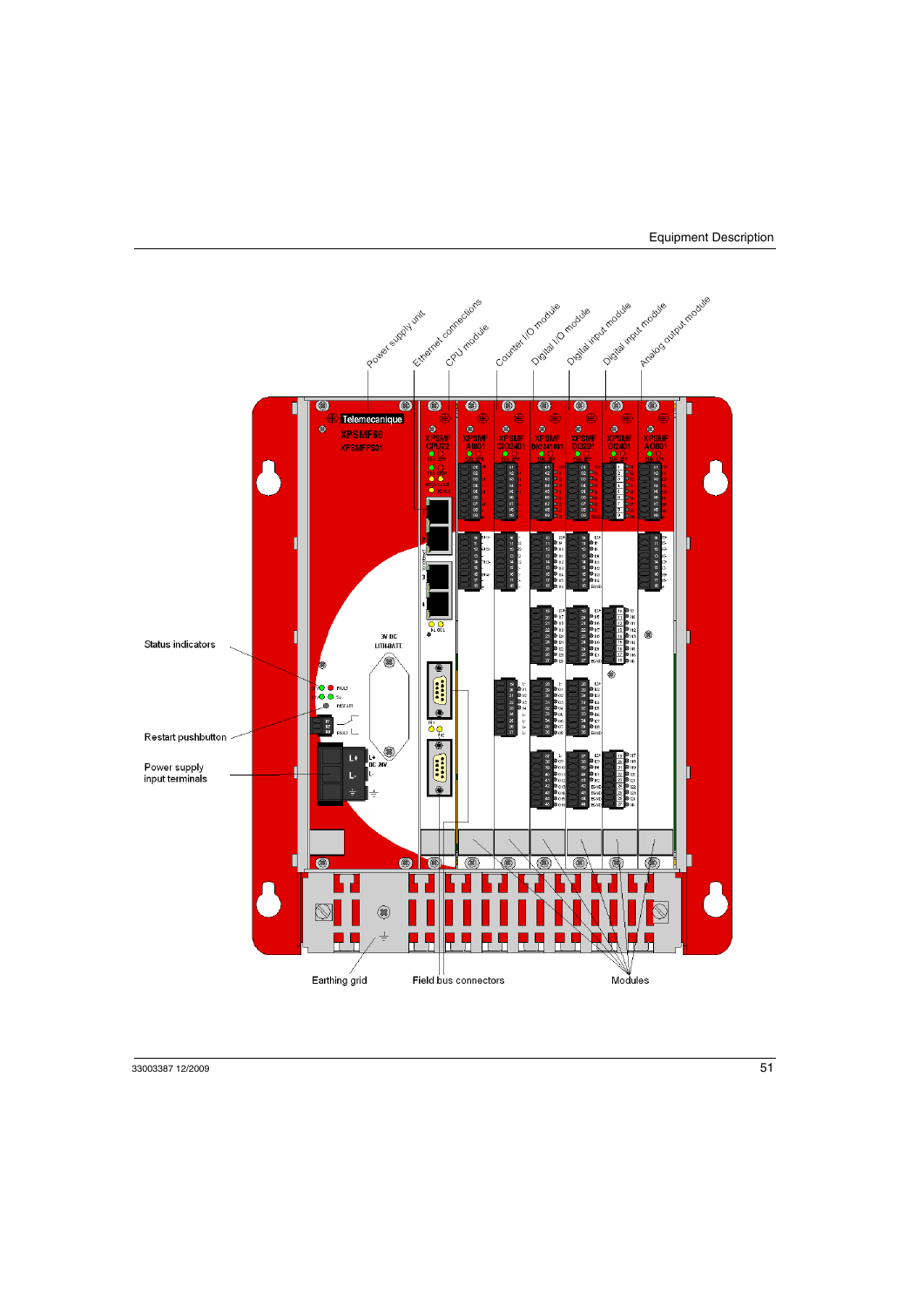Power supply unit

Ethernet connections

CPU module

Counter I/O module

Digital I/O module

Digital input module

Digital input module

Analog output module

Status indicators

Restart pushbutton

Power supply input terminals

Earthing grid

Field bus connectors

Modules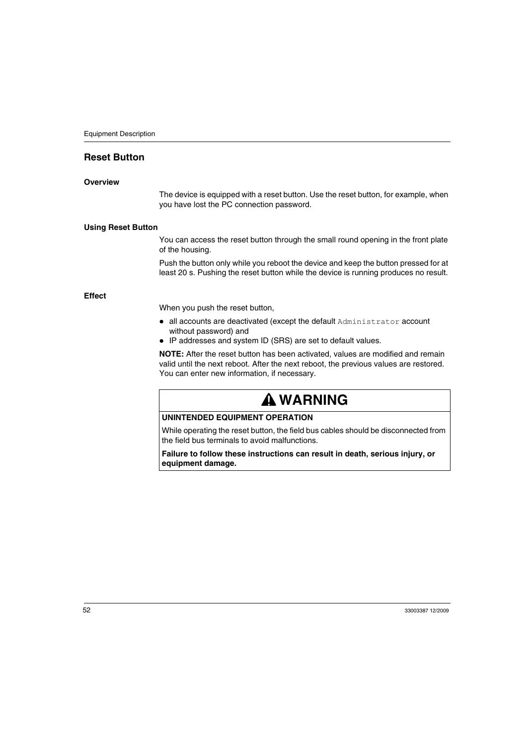## Reset Button

### Overview

The device is equipped with a reset button. Use the reset button, for example, when you have lost the PC connection password.

### Using Reset Button

You can access the reset button through the small round opening in the front plate of the housing.

Push the button only while you reboot the device and keep the button pressed for at least 20 s. Pushing the reset button while the device is running produces no result.

### Effect

When you push the reset button,

- all accounts are deactivated (except the default `Administrator` account without password) and
- IP addresses and system ID (SRS) are set to default values.

**NOTE:** After the reset button has been activated, values are modified and remain valid until the next reboot. After the next reboot, the previous values are restored. You can enter new information, if necessary.

> **⚠ WARNING**
>
> **UNINTENDED EQUIPMENT OPERATION**
>
> While operating the reset button, the field bus cables should be disconnected from the field bus terminals to avoid malfunctions.
>
> **Failure to follow these instructions can result in death, serious injury, or equipment damage.**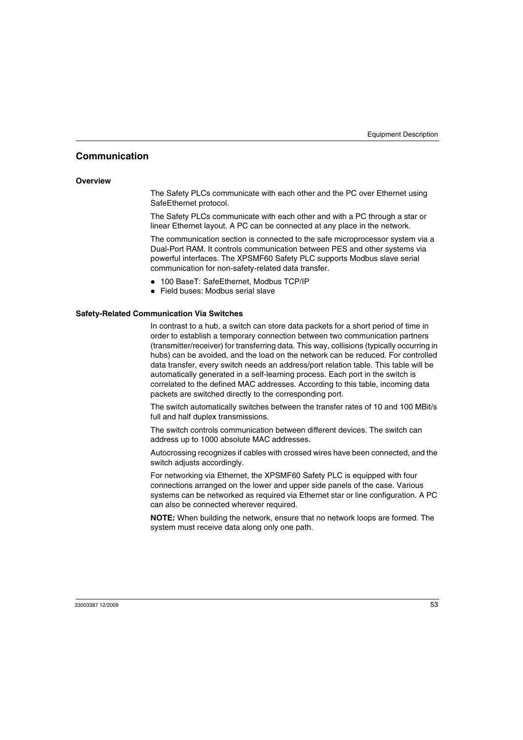## Communication

### Overview

The Safety PLCs communicate with each other and the PC over Ethernet using SafeEthernet protocol.

The Safety PLCs communicate with each other and with a PC through a star or linear Ethernet layout. A PC can be connected at any place in the network.

The communication section is connected to the safe microprocessor system via a Dual-Port RAM. It controls communication between PES and other systems via powerful interfaces. The XPSMF60 Safety PLC supports Modbus slave serial communication for non-safety-related data transfer.

- 100 BaseT: SafeEthernet, Modbus TCP/IP
- Field buses: Modbus serial slave

### Safety-Related Communication Via Switches

In contrast to a hub, a switch can store data packets for a short period of time in order to establish a temporary connection between two communication partners (transmitter/receiver) for transferring data. This way, collisions (typically occurring in hubs) can be avoided, and the load on the network can be reduced. For controlled data transfer, every switch needs an address/port relation table. This table will be automatically generated in a self-learning process. Each port in the switch is correlated to the defined MAC addresses. According to this table, incoming data packets are switched directly to the corresponding port.

The switch automatically switches between the transfer rates of 10 and 100 MBit/s full and half duplex transmissions.

The switch controls communication between different devices. The switch can address up to 1000 absolute MAC addresses.

Autocrossing recognizes if cables with crossed wires have been connected, and the switch adjusts accordingly.

For networking via Ethernet, the XPSMF60 Safety PLC is equipped with four connections arranged on the lower and upper side panels of the case. Various systems can be networked as required via Ethernet star or line configuration. A PC can also be connected wherever required.

**NOTE:** When building the network, ensure that no network loops are formed. The system must receive data along only one path.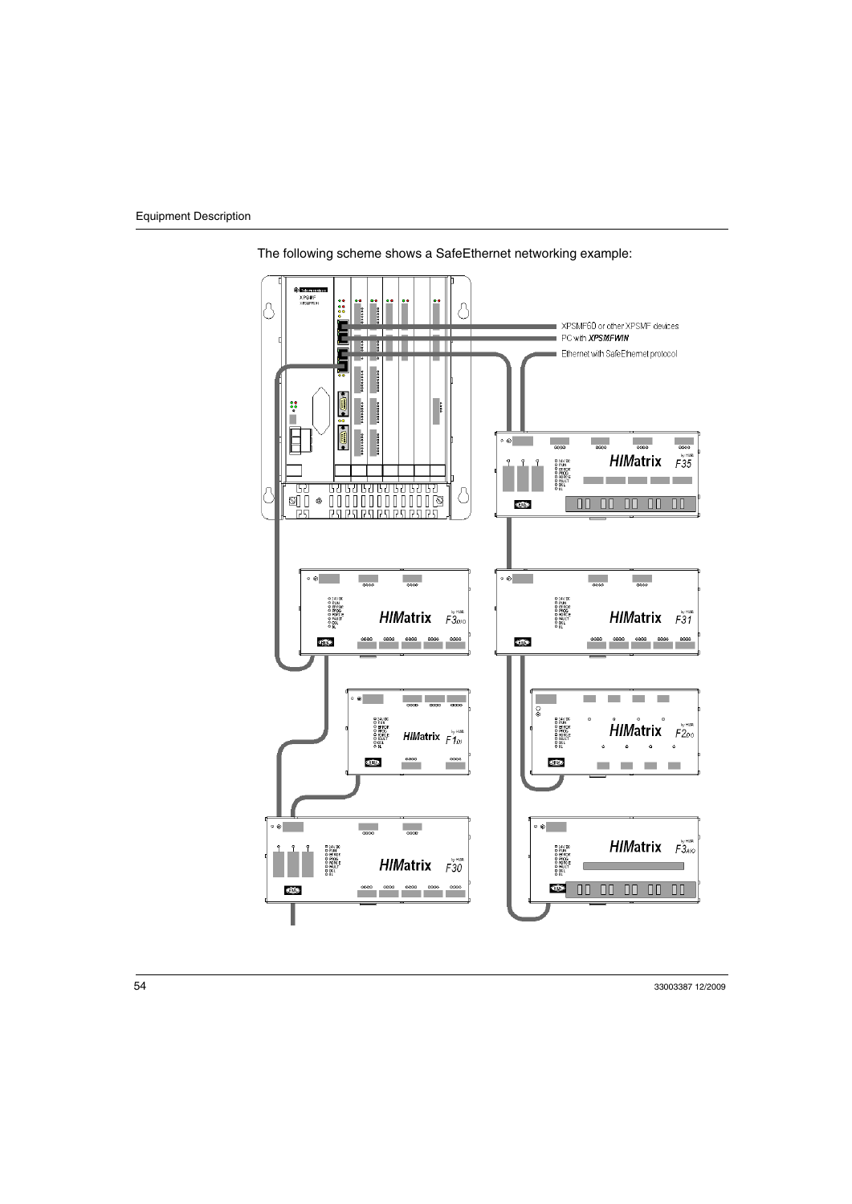The following scheme shows a SafeEthernet networking example: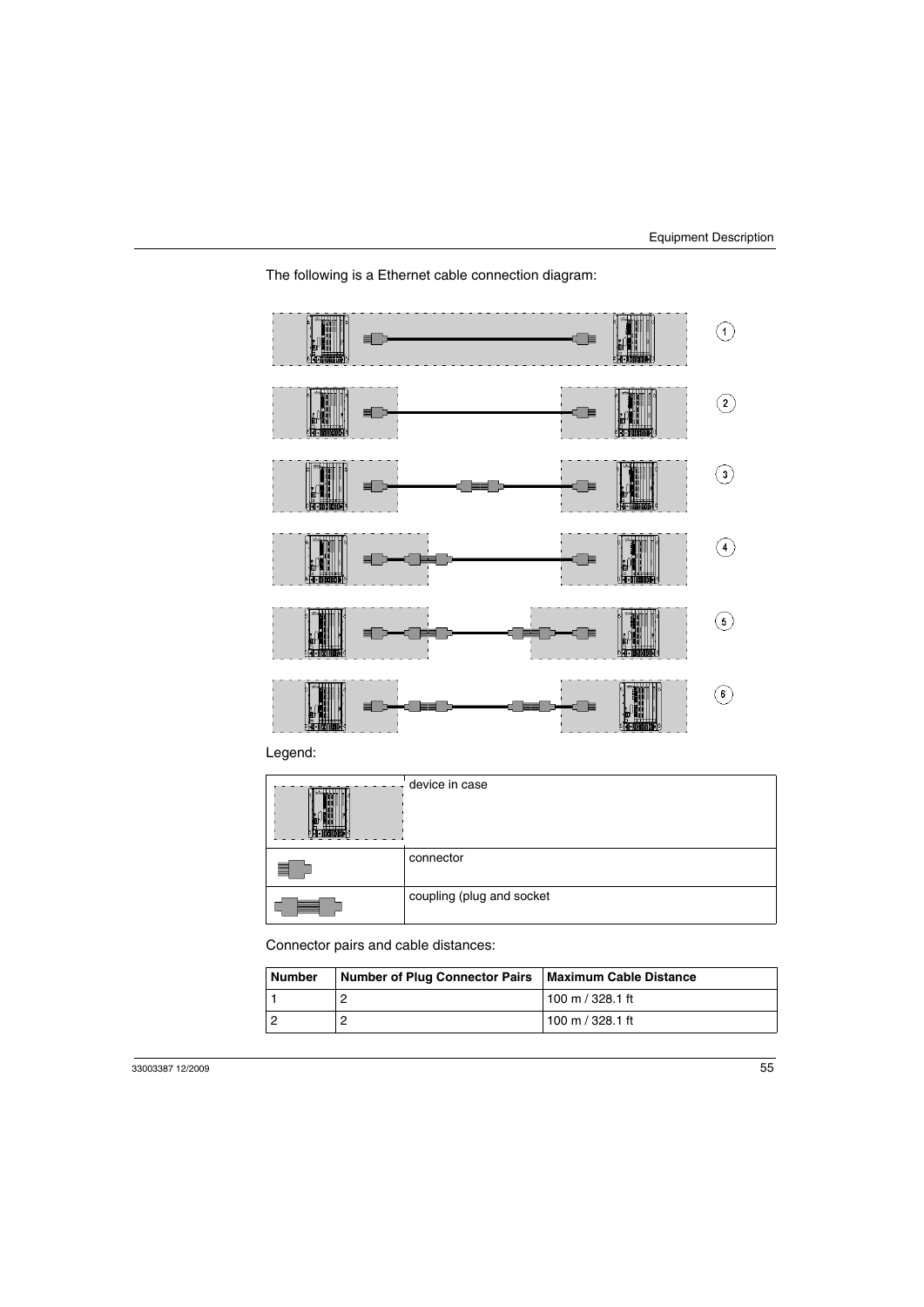The following is a Ethernet cable connection diagram:

Legend:

| | |
|---|---|
| | device in case |
| | connector |
| | coupling (plug and socket |

Connector pairs and cable distances:

| Number | Number of Plug Connector Pairs | Maximum Cable Distance |
|---|---|---|
| 1 | 2 | 100 m / 328.1 ft |
| 2 | 2 | 100 m / 328.1 ft |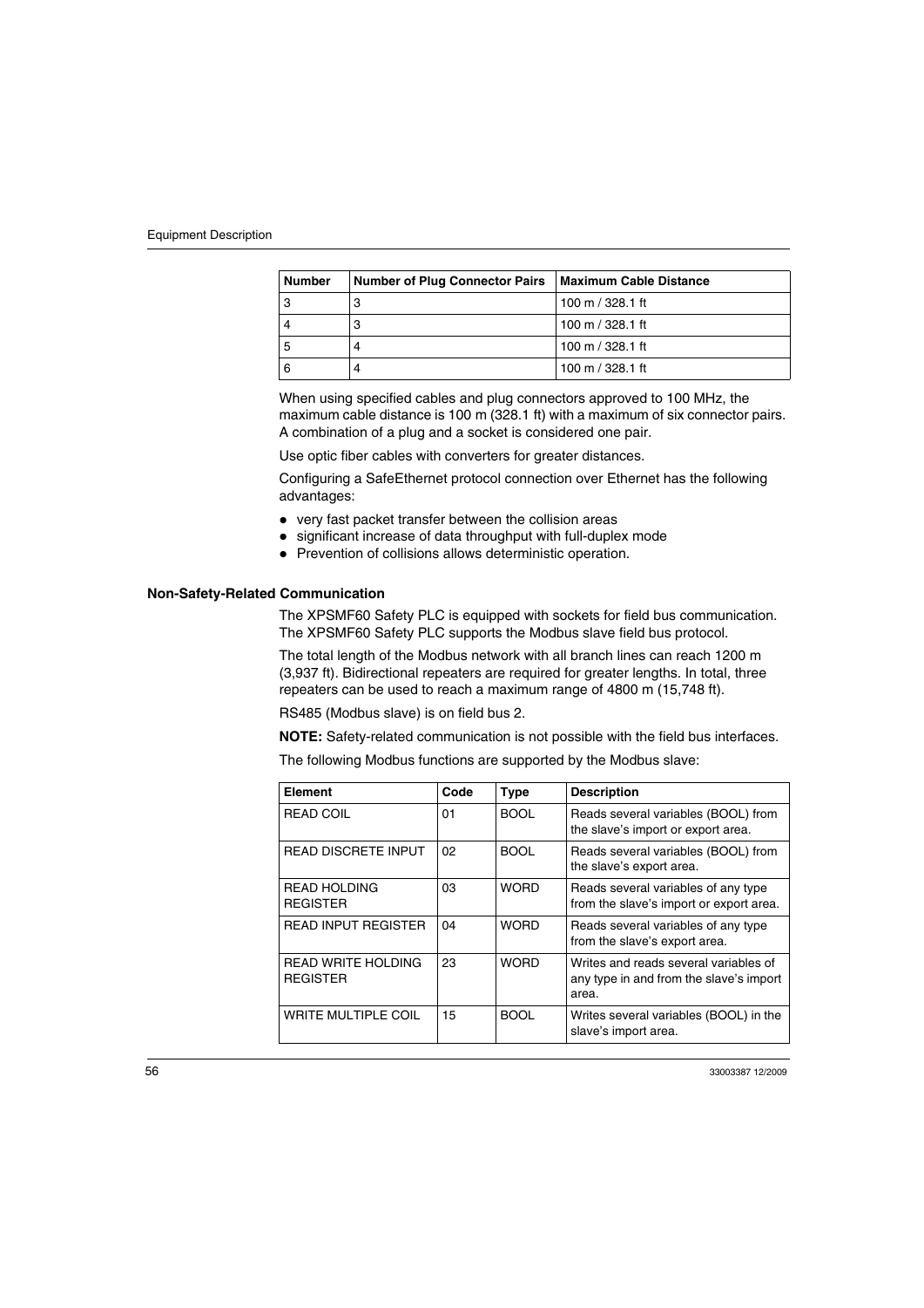| Number | Number of Plug Connector Pairs | Maximum Cable Distance |
| --- | --- | --- |
| 3 | 3 | 100 m / 328.1 ft |
| 4 | 3 | 100 m / 328.1 ft |
| 5 | 4 | 100 m / 328.1 ft |
| 6 | 4 | 100 m / 328.1 ft |

When using specified cables and plug connectors approved to 100 MHz, the maximum cable distance is 100 m (328.1 ft) with a maximum of six connector pairs. A combination of a plug and a socket is considered one pair.

Use optic fiber cables with converters for greater distances.

Configuring a SafeEthernet protocol connection over Ethernet has the following advantages:

- very fast packet transfer between the collision areas
- significant increase of data throughput with full-duplex mode
- Prevention of collisions allows deterministic operation.

## Non-Safety-Related Communication

The XPSMF60 Safety PLC is equipped with sockets for field bus communication. The XPSMF60 Safety PLC supports the Modbus slave field bus protocol.

The total length of the Modbus network with all branch lines can reach 1200 m (3,937 ft). Bidirectional repeaters are required for greater lengths. In total, three repeaters can be used to reach a maximum range of 4800 m (15,748 ft).

RS485 (Modbus slave) is on field bus 2.

**NOTE:** Safety-related communication is not possible with the field bus interfaces.

The following Modbus functions are supported by the Modbus slave:

| Element | Code | Type | Description |
| --- | --- | --- | --- |
| READ COIL | 01 | BOOL | Reads several variables (BOOL) from the slave's import or export area. |
| READ DISCRETE INPUT | 02 | BOOL | Reads several variables (BOOL) from the slave's export area. |
| READ HOLDING REGISTER | 03 | WORD | Reads several variables of any type from the slave's import or export area. |
| READ INPUT REGISTER | 04 | WORD | Reads several variables of any type from the slave's export area. |
| READ WRITE HOLDING REGISTER | 23 | WORD | Writes and reads several variables of any type in and from the slave's import area. |
| WRITE MULTIPLE COIL | 15 | BOOL | Writes several variables (BOOL) in the slave's import area. |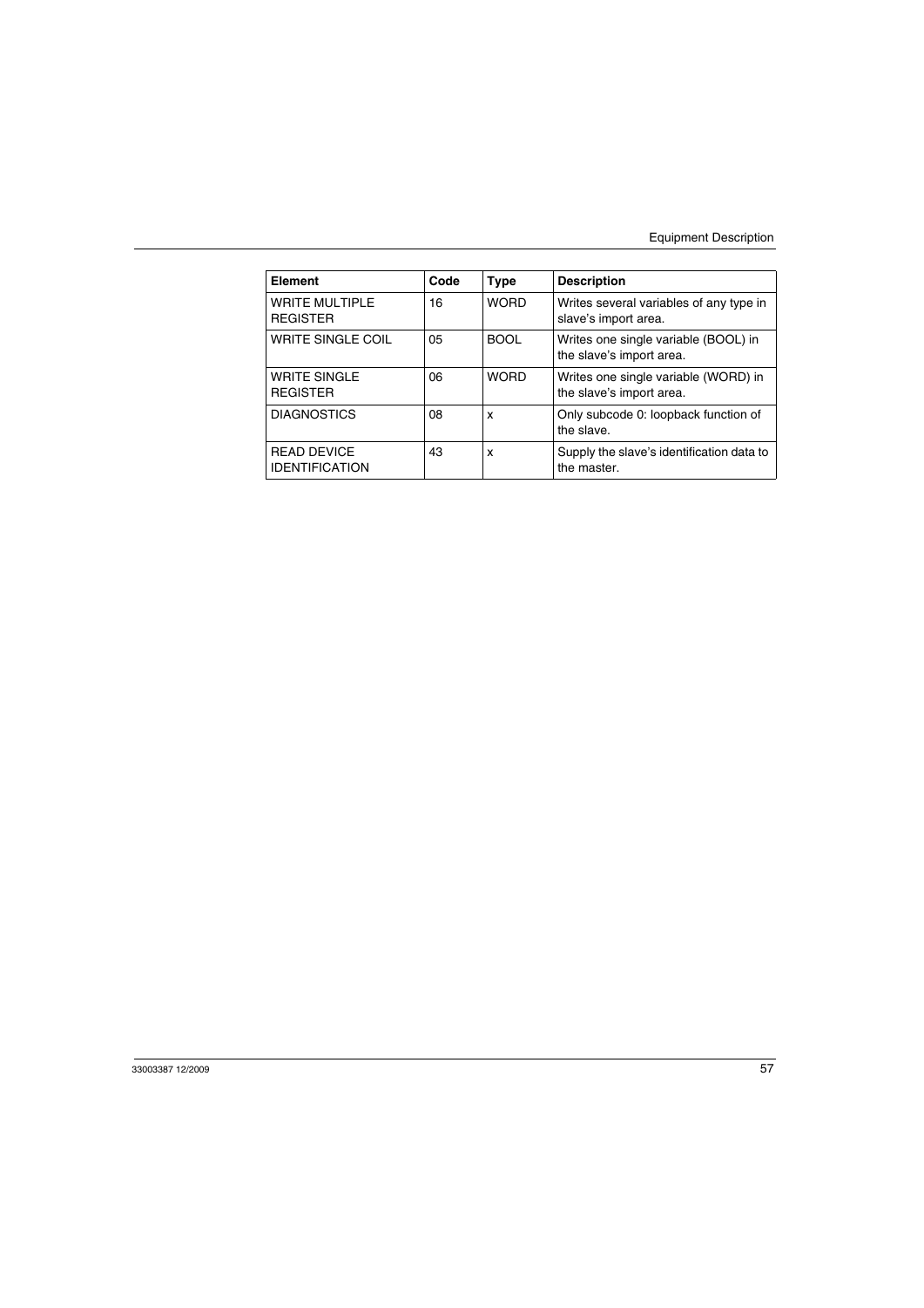| Element | Code | Type | Description |
| --- | --- | --- | --- |
| WRITE MULTIPLE REGISTER | 16 | WORD | Writes several variables of any type in slave's import area. |
| WRITE SINGLE COIL | 05 | BOOL | Writes one single variable (BOOL) in the slave's import area. |
| WRITE SINGLE REGISTER | 06 | WORD | Writes one single variable (WORD) in the slave's import area. |
| DIAGNOSTICS | 08 | x | Only subcode 0: loopback function of the slave. |
| READ DEVICE IDENTIFICATION | 43 | x | Supply the slave's identification data to the master. |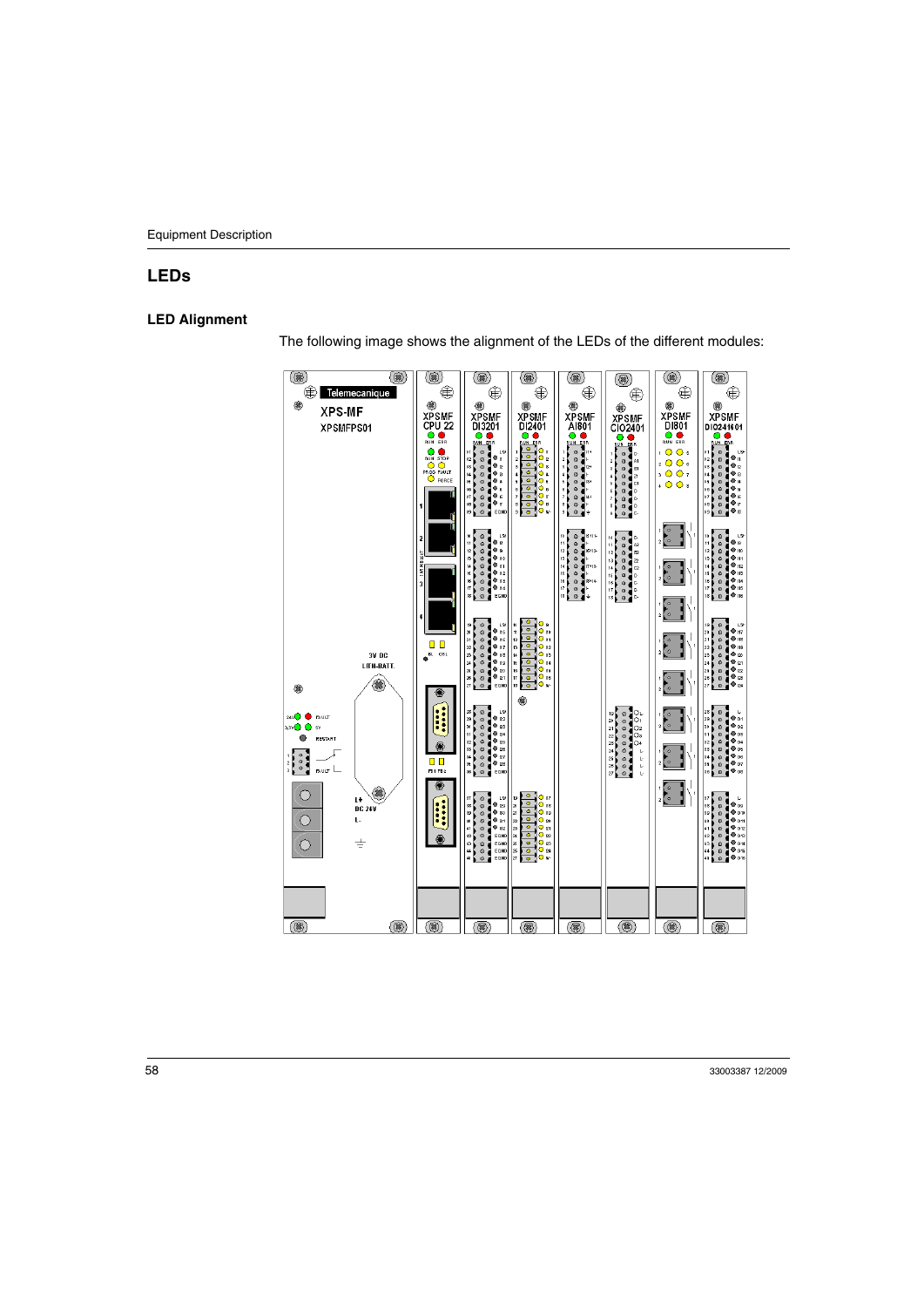## LEDs

### LED Alignment

The following image shows the alignment of the LEDs of the different modules: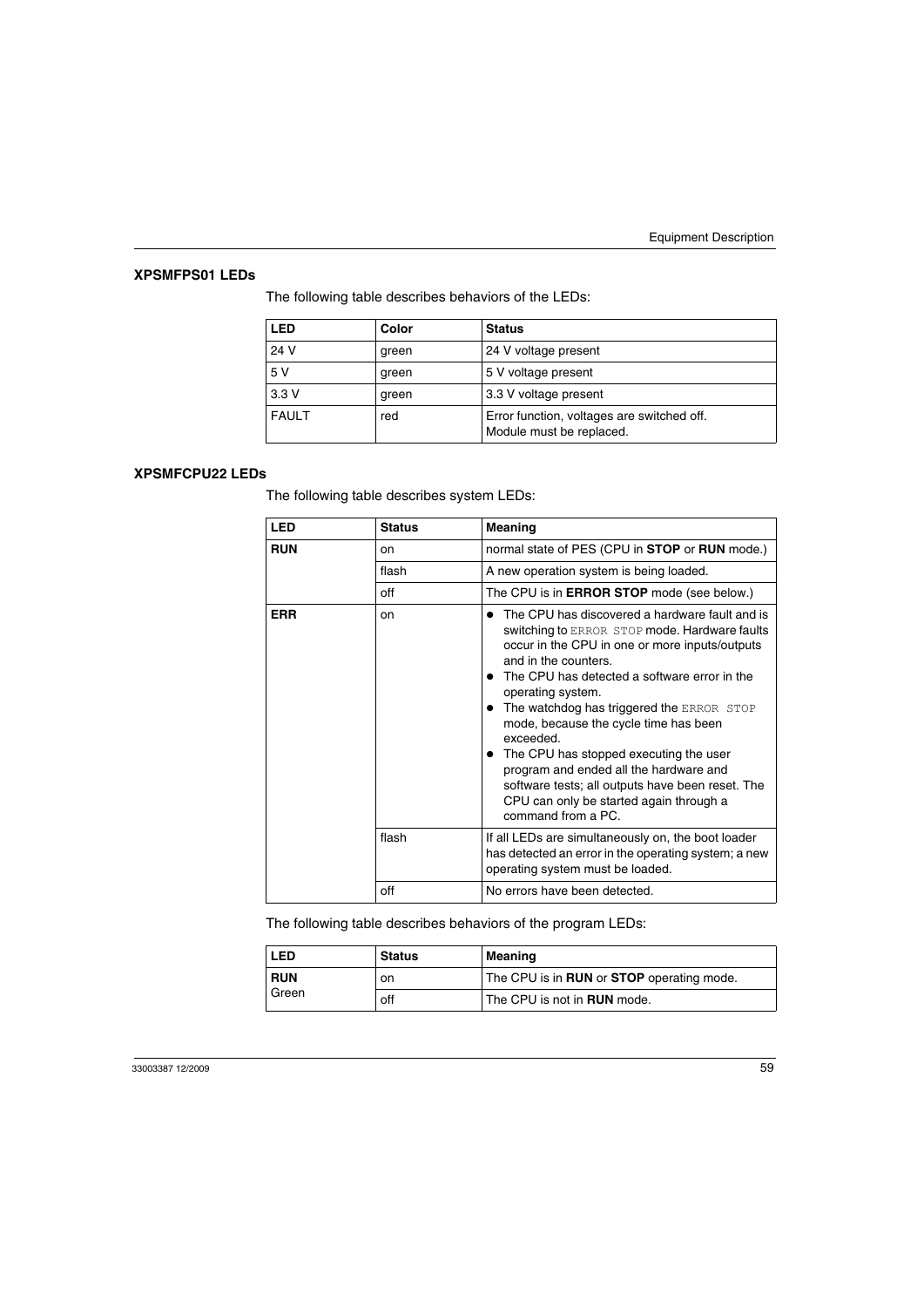### XPSMFPS01 LEDs

The following table describes behaviors of the LEDs:

| LED | Color | Status |
|---|---|---|
| 24 V | green | 24 V voltage present |
| 5 V | green | 5 V voltage present |
| 3.3 V | green | 3.3 V voltage present |
| FAULT | red | Error function, voltages are switched off.<br>Module must be replaced. |

### XPSMFCPU22 LEDs

The following table describes system LEDs:

| LED | Status | Meaning |
|---|---|---|
| **RUN** | on | normal state of PES (CPU in **STOP** or **RUN** mode.) |
| | flash | A new operation system is being loaded. |
| | off | The CPU is in **ERROR STOP** mode (see below.) |
| **ERR** | on | • The CPU has discovered a hardware fault and is switching to `ERROR STOP` mode. Hardware faults occur in the CPU in one or more inputs/outputs and in the counters.<br>• The CPU has detected a software error in the operating system.<br>• The watchdog has triggered the `ERROR STOP` mode, because the cycle time has been exceeded.<br>• The CPU has stopped executing the user program and ended all the hardware and software tests; all outputs have been reset. The CPU can only be started again through a command from a PC. |
| | flash | If all LEDs are simultaneously on, the boot loader has detected an error in the operating system; a new operating system must be loaded. |
| | off | No errors have been detected. |

The following table describes behaviors of the program LEDs:

| LED | Status | Meaning |
|---|---|---|
| **RUN**<br>Green | on | The CPU is in **RUN** or **STOP** operating mode. |
| | off | The CPU is not in **RUN** mode. |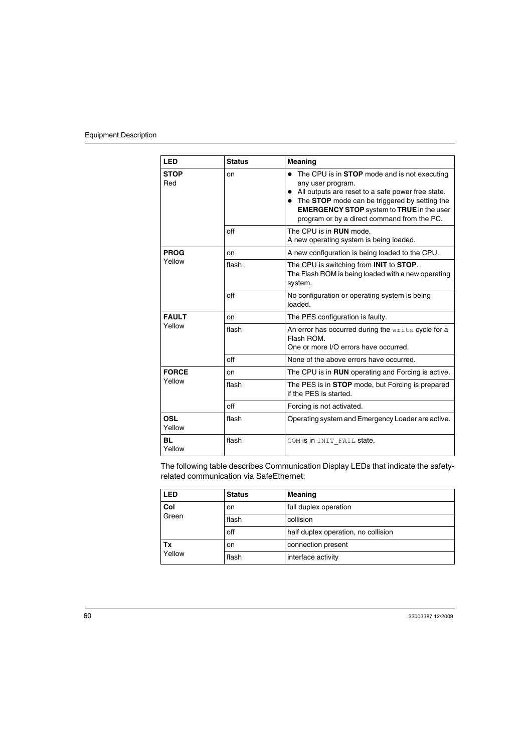| LED | Status | Meaning |
|---|---|---|
| **STOP**<br>Red | on | • The CPU is in **STOP** mode and is not executing any user program.<br>• All outputs are reset to a safe power free state.<br>• The **STOP** mode can be triggered by setting the **EMERGENCY STOP** system to **TRUE** in the user program or by a direct command from the PC. |
| | off | The CPU is in **RUN** mode.<br>A new operating system is being loaded. |
| **PROG**<br>Yellow | on | A new configuration is being loaded to the CPU. |
| | flash | The CPU is switching from **INIT** to **STOP**.<br>The Flash ROM is being loaded with a new operating system. |
| | off | No configuration or operating system is being loaded. |
| **FAULT**<br>Yellow | on | The PES configuration is faulty. |
| | flash | An error has occurred during the `write` cycle for a Flash ROM.<br>One or more I/O errors have occurred. |
| | off | None of the above errors have occurred. |
| **FORCE**<br>Yellow | on | The CPU is in **RUN** operating and Forcing is active. |
| | flash | The PES is in **STOP** mode, but Forcing is prepared if the PES is started. |
| | off | Forcing is not activated. |
| **OSL**<br>Yellow | flash | Operating system and Emergency Loader are active. |
| **BL**<br>Yellow | flash | `COM` is in `INIT_FAIL` state. |

The following table describes Communication Display LEDs that indicate the safety-related communication via SafeEthernet:

| LED | Status | Meaning |
|---|---|---|
| **Col**<br>Green | on | full duplex operation |
| | flash | collision |
| | off | half duplex operation, no collision |
| **Tx**<br>Yellow | on | connection present |
| | flash | interface activity |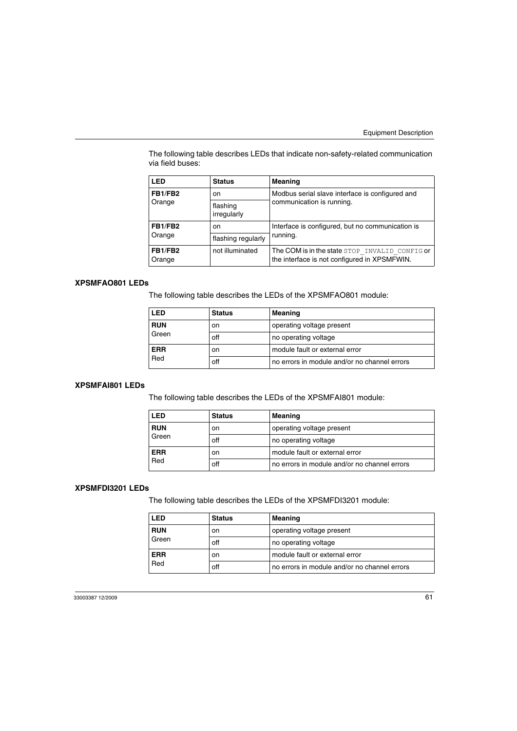The following table describes LEDs that indicate non-safety-related communication via field buses:

| LED | Status | Meaning |
|---|---|---|
| **FB1/FB2** Orange | on | Modbus serial slave interface is configured and communication is running. |
| | flashing irregularly | |
| **FB1/FB2** Orange | on | Interface is configured, but no communication is running. |
| | flashing regularly | |
| **FB1/FB2** Orange | not illuminated | The COM is in the state `STOP_INVALID_CONFIG` or the interface is not configured in XPSMFWIN. |

### XPSMFAO801 LEDs

The following table describes the LEDs of the XPSMFAO801 module:

| LED | Status | Meaning |
|---|---|---|
| **RUN** Green | on | operating voltage present |
| | off | no operating voltage |
| **ERR** Red | on | module fault or external error |
| | off | no errors in module and/or no channel errors |

### XPSMFAI801 LEDs

The following table describes the LEDs of the XPSMFAI801 module:

| LED | Status | Meaning |
|---|---|---|
| **RUN** Green | on | operating voltage present |
| | off | no operating voltage |
| **ERR** Red | on | module fault or external error |
| | off | no errors in module and/or no channel errors |

### XPSMFDI3201 LEDs

The following table describes the LEDs of the XPSMFDI3201 module:

| LED | Status | Meaning |
|---|---|---|
| **RUN** Green | on | operating voltage present |
| | off | no operating voltage |
| **ERR** Red | on | module fault or external error |
| | off | no errors in module and/or no channel errors |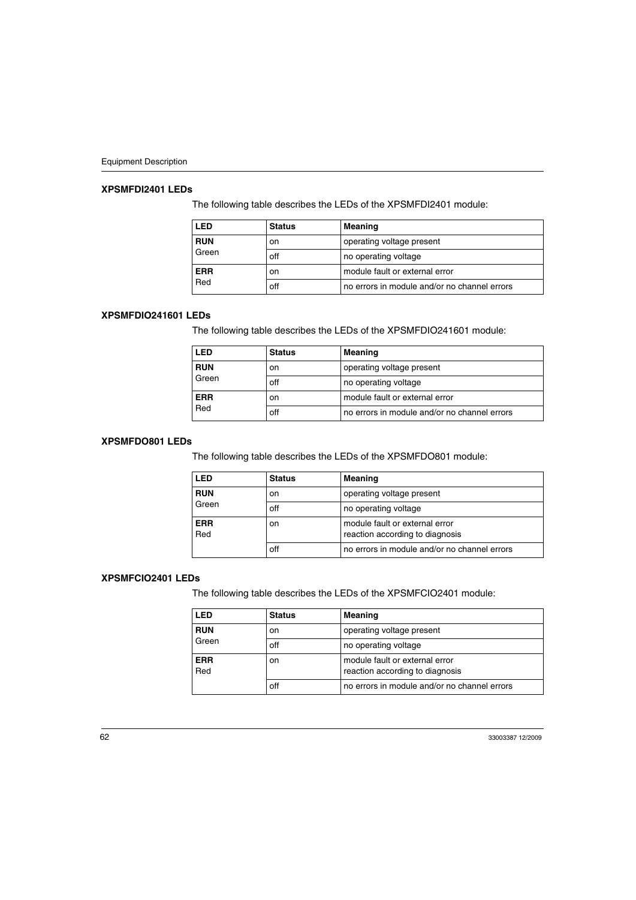### XPSMFDI2401 LEDs

The following table describes the LEDs of the XPSMFDI2401 module:

| LED | Status | Meaning |
|---|---|---|
| **RUN** Green | on | operating voltage present |
| | off | no operating voltage |
| **ERR** Red | on | module fault or external error |
| | off | no errors in module and/or no channel errors |

### XPSMFDIO241601 LEDs

The following table describes the LEDs of the XPSMFDIO241601 module:

| LED | Status | Meaning |
|---|---|---|
| **RUN** Green | on | operating voltage present |
| | off | no operating voltage |
| **ERR** Red | on | module fault or external error |
| | off | no errors in module and/or no channel errors |

### XPSMFDO801 LEDs

The following table describes the LEDs of the XPSMFDO801 module:

| LED | Status | Meaning |
|---|---|---|
| **RUN** Green | on | operating voltage present |
| | off | no operating voltage |
| **ERR** Red | on | module fault or external error reaction according to diagnosis |
| | off | no errors in module and/or no channel errors |

### XPSMFCIO2401 LEDs

The following table describes the LEDs of the XPSMFCIO2401 module:

| LED | Status | Meaning |
|---|---|---|
| **RUN** Green | on | operating voltage present |
| | off | no operating voltage |
| **ERR** Red | on | module fault or external error reaction according to diagnosis |
| | off | no errors in module and/or no channel errors |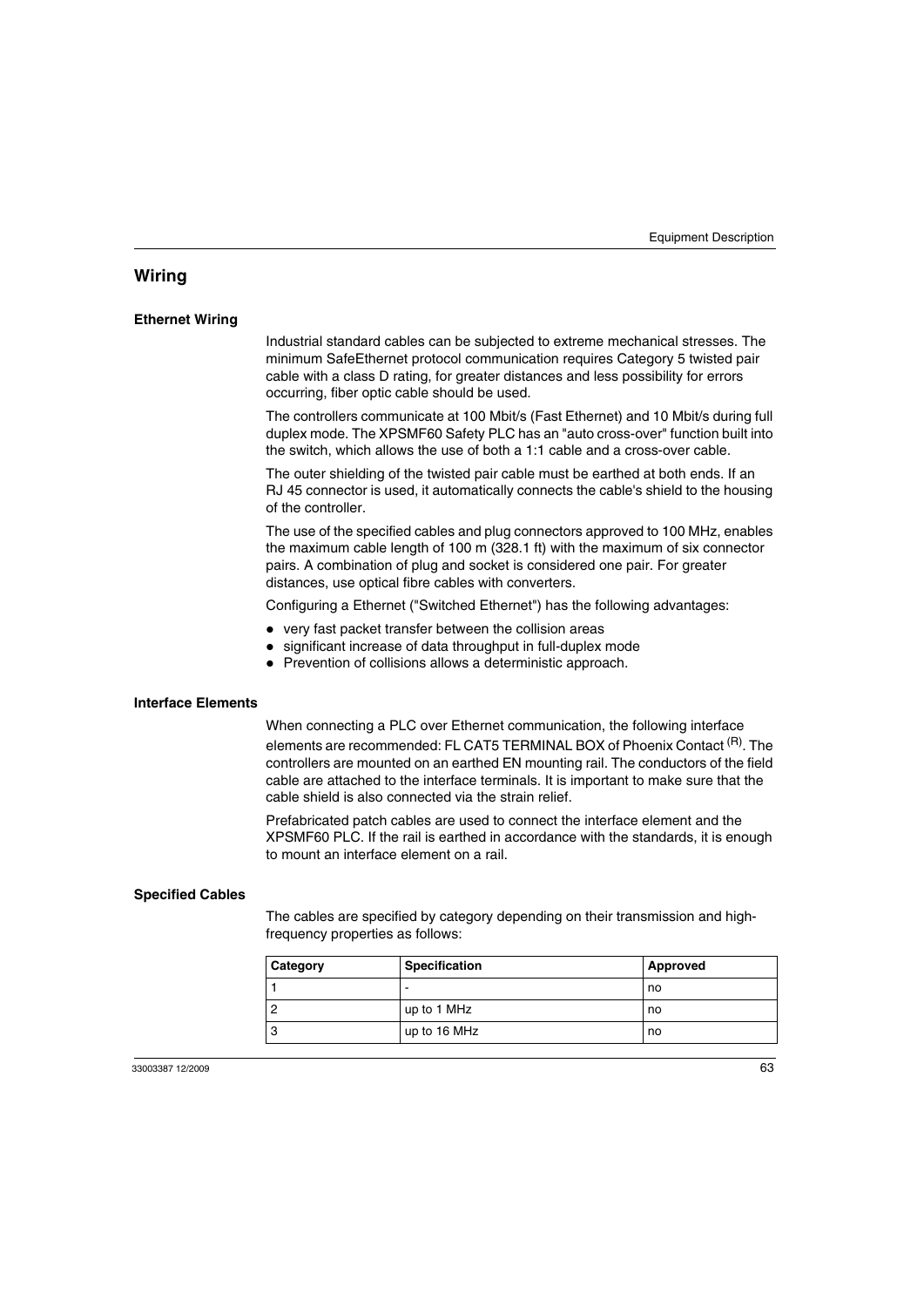## Wiring

### Ethernet Wiring

Industrial standard cables can be subjected to extreme mechanical stresses. The minimum SafeEthernet protocol communication requires Category 5 twisted pair cable with a class D rating, for greater distances and less possibility for errors occurring, fiber optic cable should be used.

The controllers communicate at 100 Mbit/s (Fast Ethernet) and 10 Mbit/s during full duplex mode. The XPSMF60 Safety PLC has an "auto cross-over" function built into the switch, which allows the use of both a 1:1 cable and a cross-over cable.

The outer shielding of the twisted pair cable must be earthed at both ends. If an RJ 45 connector is used, it automatically connects the cable's shield to the housing of the controller.

The use of the specified cables and plug connectors approved to 100 MHz, enables the maximum cable length of 100 m (328.1 ft) with the maximum of six connector pairs. A combination of plug and socket is considered one pair. For greater distances, use optical fibre cables with converters.

Configuring a Ethernet ("Switched Ethernet") has the following advantages:

- very fast packet transfer between the collision areas
- significant increase of data throughput in full-duplex mode
- Prevention of collisions allows a deterministic approach.

### Interface Elements

When connecting a PLC over Ethernet communication, the following interface elements are recommended: FL CAT5 TERMINAL BOX of Phoenix Contact (R). The controllers are mounted on an earthed EN mounting rail. The conductors of the field cable are attached to the interface terminals. It is important to make sure that the cable shield is also connected via the strain relief.

Prefabricated patch cables are used to connect the interface element and the XPSMF60 PLC. If the rail is earthed in accordance with the standards, it is enough to mount an interface element on a rail.

### Specified Cables

The cables are specified by category depending on their transmission and high-frequency properties as follows:

| Category | Specification | Approved |
|---|---|---|
| 1 | - | no |
| 2 | up to 1 MHz | no |
| 3 | up to 16 MHz | no |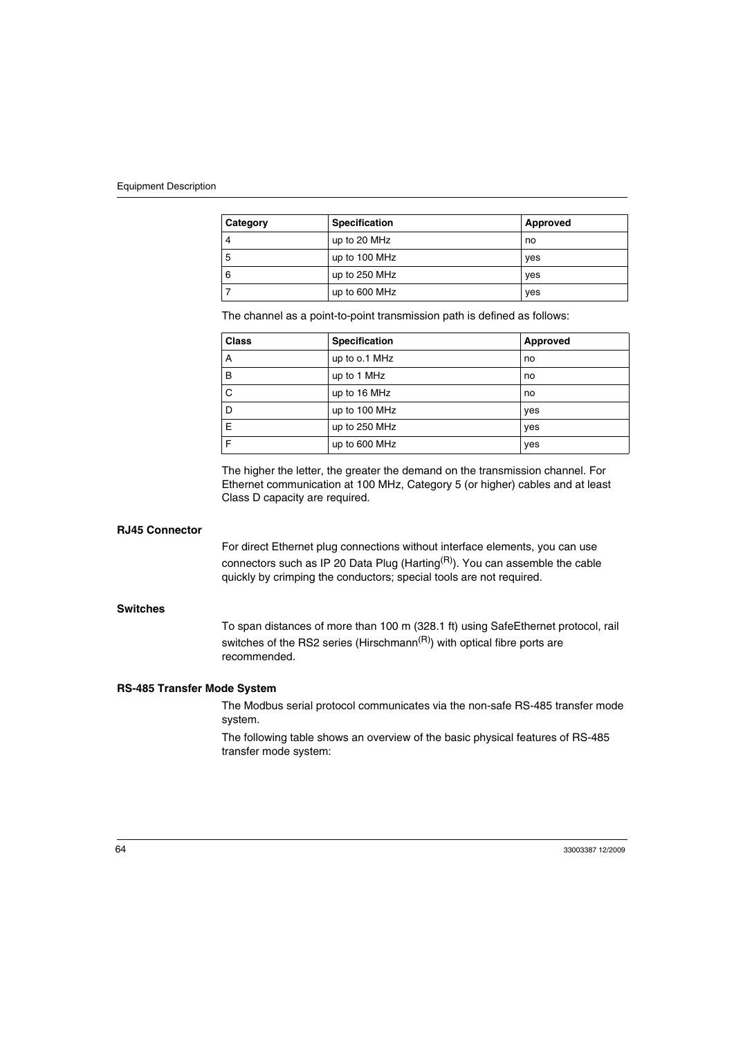| Category | Specification | Approved |
| --- | --- | --- |
| 4 | up to 20 MHz | no |
| 5 | up to 100 MHz | yes |
| 6 | up to 250 MHz | yes |
| 7 | up to 600 MHz | yes |

The channel as a point-to-point transmission path is defined as follows:

| Class | Specification | Approved |
| --- | --- | --- |
| A | up to o.1 MHz | no |
| B | up to 1 MHz | no |
| C | up to 16 MHz | no |
| D | up to 100 MHz | yes |
| E | up to 250 MHz | yes |
| F | up to 600 MHz | yes |

The higher the letter, the greater the demand on the transmission channel. For Ethernet communication at 100 MHz, Category 5 (or higher) cables and at least Class D capacity are required.

### RJ45 Connector

For direct Ethernet plug connections without interface elements, you can use connectors such as IP 20 Data Plug (Harting(R)). You can assemble the cable quickly by crimping the conductors; special tools are not required.

### Switches

To span distances of more than 100 m (328.1 ft) using SafeEthernet protocol, rail switches of the RS2 series (Hirschmann(R)) with optical fibre ports are recommended.

### RS-485 Transfer Mode System

The Modbus serial protocol communicates via the non-safe RS-485 transfer mode system.

The following table shows an overview of the basic physical features of RS-485 transfer mode system: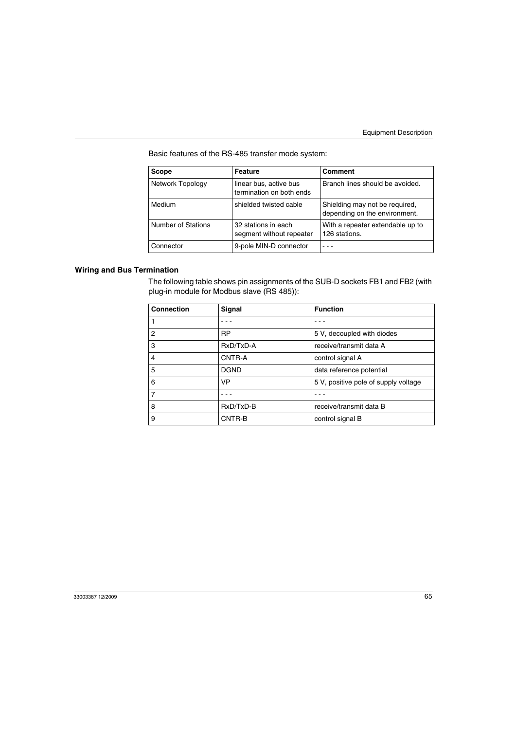Basic features of the RS-485 transfer mode system:

| Scope | Feature | Comment |
|---|---|---|
| Network Topology | linear bus, active bus termination on both ends | Branch lines should be avoided. |
| Medium | shielded twisted cable | Shielding may not be required, depending on the environment. |
| Number of Stations | 32 stations in each segment without repeater | With a repeater extendable up to 126 stations. |
| Connector | 9-pole MIN-D connector | - - - |

### Wiring and Bus Termination

The following table shows pin assignments of the SUB-D sockets FB1 and FB2 (with plug-in module for Modbus slave (RS 485)):

| Connection | Signal | Function |
|---|---|---|
| 1 | - - - | - - - |
| 2 | RP | 5 V, decoupled with diodes |
| 3 | RxD/TxD-A | receive/transmit data A |
| 4 | CNTR-A | control signal A |
| 5 | DGND | data reference potential |
| 6 | VP | 5 V, positive pole of supply voltage |
| 7 | - - - | - - - |
| 8 | RxD/TxD-B | receive/transmit data B |
| 9 | CNTR-B | control signal B |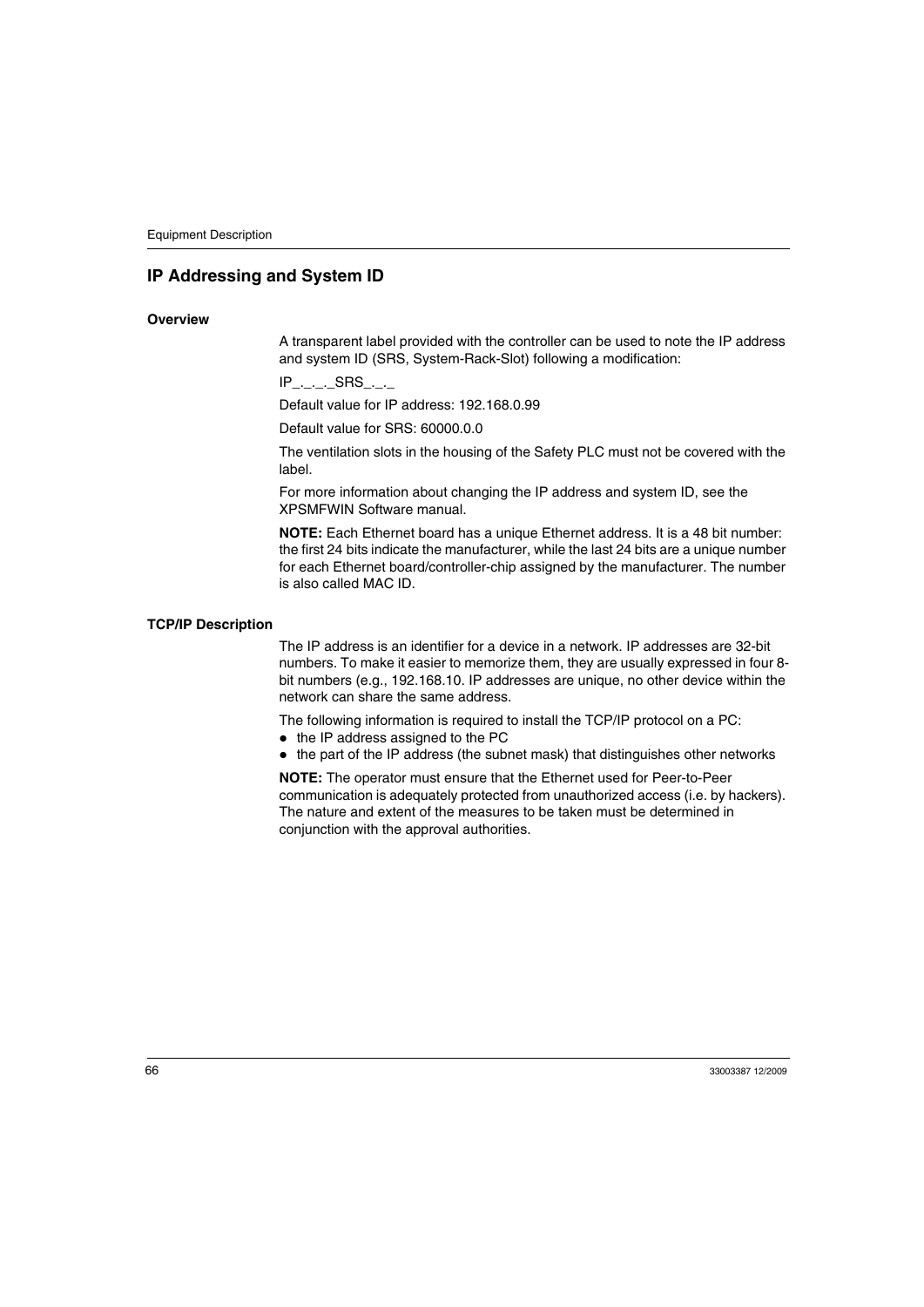## IP Addressing and System ID

### Overview

A transparent label provided with the controller can be used to note the IP address and system ID (SRS, System-Rack-Slot) following a modification:

IP_._._._SRS_._._

Default value for IP address: 192.168.0.99

Default value for SRS: 60000.0.0

The ventilation slots in the housing of the Safety PLC must not be covered with the label.

For more information about changing the IP address and system ID, see the XPSMFWIN Software manual.

**NOTE:** Each Ethernet board has a unique Ethernet address. It is a 48 bit number: the first 24 bits indicate the manufacturer, while the last 24 bits are a unique number for each Ethernet board/controller-chip assigned by the manufacturer. The number is also called MAC ID.

### TCP/IP Description

The IP address is an identifier for a device in a network. IP addresses are 32-bit numbers. To make it easier to memorize them, they are usually expressed in four 8-bit numbers (e.g., 192.168.10. IP addresses are unique, no other device within the network can share the same address.

The following information is required to install the TCP/IP protocol on a PC:

- the IP address assigned to the PC
- the part of the IP address (the subnet mask) that distinguishes other networks

**NOTE:** The operator must ensure that the Ethernet used for Peer-to-Peer communication is adequately protected from unauthorized access (i.e. by hackers). The nature and extent of the measures to be taken must be determined in conjunction with the approval authorities.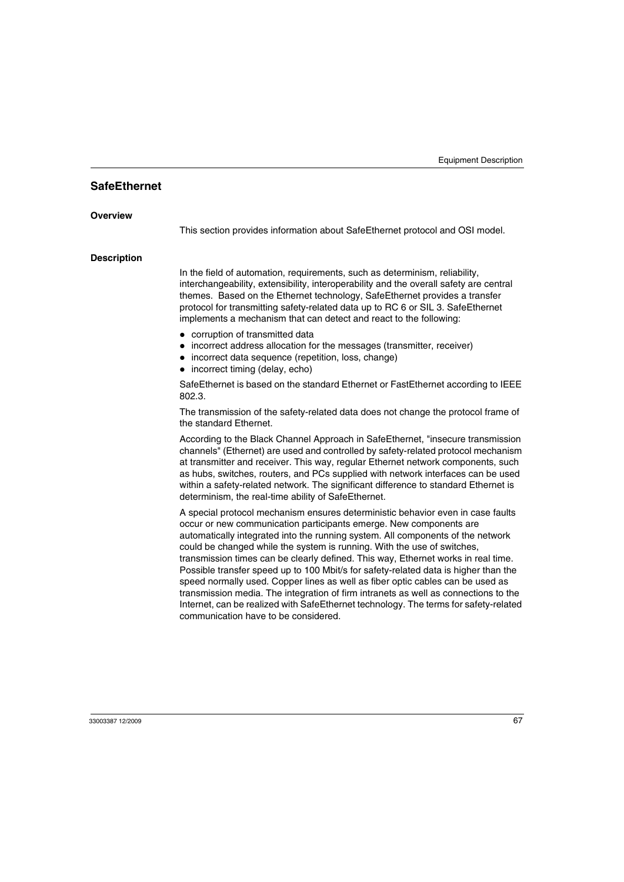## SafeEthernet

### Overview

This section provides information about SafeEthernet protocol and OSI model.

### Description

In the field of automation, requirements, such as determinism, reliability, interchangeability, extensibility, interoperability and the overall safety are central themes. Based on the Ethernet technology, SafeEthernet provides a transfer protocol for transmitting safety-related data up to RC 6 or SIL 3. SafeEthernet implements a mechanism that can detect and react to the following:

- corruption of transmitted data
- incorrect address allocation for the messages (transmitter, receiver)
- incorrect data sequence (repetition, loss, change)
- incorrect timing (delay, echo)

SafeEthernet is based on the standard Ethernet or FastEthernet according to IEEE 802.3.

The transmission of the safety-related data does not change the protocol frame of the standard Ethernet.

According to the Black Channel Approach in SafeEthernet, "insecure transmission channels" (Ethernet) are used and controlled by safety-related protocol mechanism at transmitter and receiver. This way, regular Ethernet network components, such as hubs, switches, routers, and PCs supplied with network interfaces can be used within a safety-related network. The significant difference to standard Ethernet is determinism, the real-time ability of SafeEthernet.

A special protocol mechanism ensures deterministic behavior even in case faults occur or new communication participants emerge. New components are automatically integrated into the running system. All components of the network could be changed while the system is running. With the use of switches, transmission times can be clearly defined. This way, Ethernet works in real time. Possible transfer speed up to 100 Mbit/s for safety-related data is higher than the speed normally used. Copper lines as well as fiber optic cables can be used as transmission media. The integration of firm intranets as well as connections to the Internet, can be realized with SafeEthernet technology. The terms for safety-related communication have to be considered.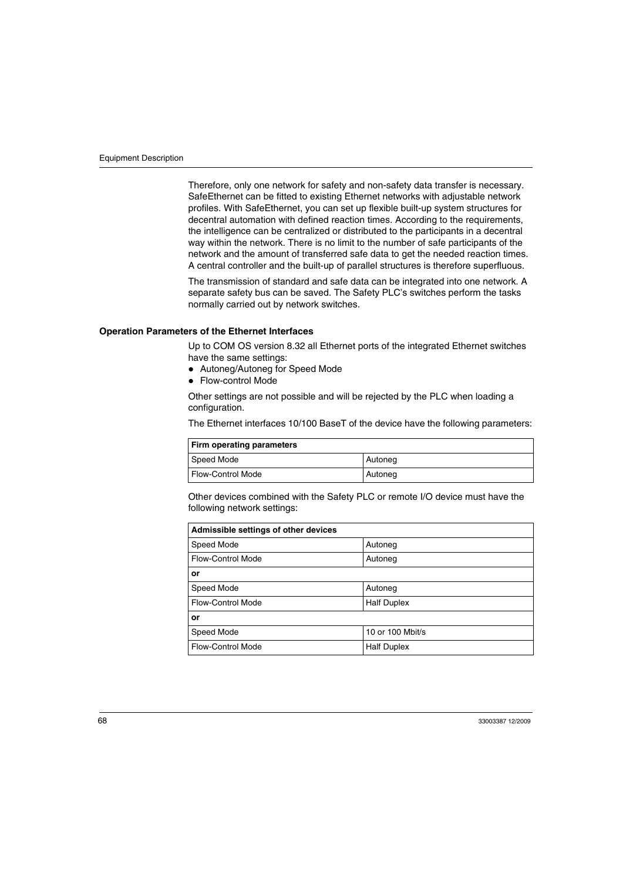Therefore, only one network for safety and non-safety data transfer is necessary. SafeEthernet can be fitted to existing Ethernet networks with adjustable network profiles. With SafeEthernet, you can set up flexible built-up system structures for decentral automation with defined reaction times. According to the requirements, the intelligence can be centralized or distributed to the participants in a decentral way within the network. There is no limit to the number of safe participants of the network and the amount of transferred safe data to get the needed reaction times. A central controller and the built-up of parallel structures is therefore superfluous.

The transmission of standard and safe data can be integrated into one network. A separate safety bus can be saved. The Safety PLC's switches perform the tasks normally carried out by network switches.

### Operation Parameters of the Ethernet Interfaces

Up to COM OS version 8.32 all Ethernet ports of the integrated Ethernet switches have the same settings:

- Autoneg/Autoneg for Speed Mode
- Flow-control Mode

Other settings are not possible and will be rejected by the PLC when loading a configuration.

The Ethernet interfaces 10/100 BaseT of the device have the following parameters:

| **Firm operating parameters** | |
|---|---|
| Speed Mode | Autoneg |
| Flow-Control Mode | Autoneg |

Other devices combined with the Safety PLC or remote I/O device must have the following network settings:

| **Admissible settings of other devices** | |
|---|---|
| Speed Mode | Autoneg |
| Flow-Control Mode | Autoneg |
| **or** | |
| Speed Mode | Autoneg |
| Flow-Control Mode | Half Duplex |
| **or** | |
| Speed Mode | 10 or 100 Mbit/s |
| Flow-Control Mode | Half Duplex |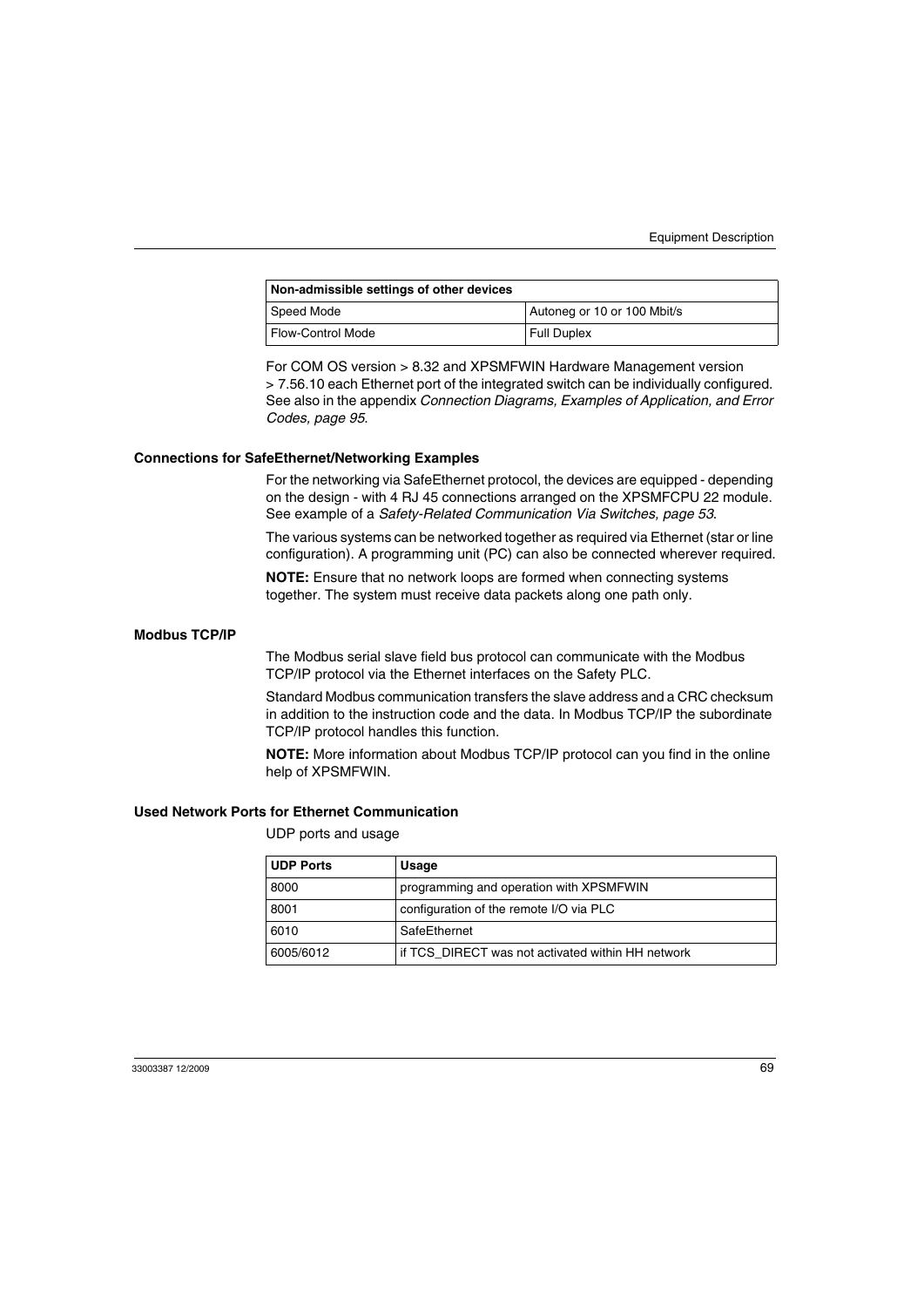| Non-admissible settings of other devices | |
|---|---|
| Speed Mode | Autoneg or 10 or 100 Mbit/s |
| Flow-Control Mode | Full Duplex |

For COM OS version > 8.32 and XPSMFWIN Hardware Management version > 7.56.10 each Ethernet port of the integrated switch can be individually configured. See also in the appendix *Connection Diagrams, Examples of Application, and Error Codes, page 95*.

### Connections for SafeEthernet/Networking Examples

For the networking via SafeEthernet protocol, the devices are equipped - depending on the design - with 4 RJ 45 connections arranged on the XPSMFCPU 22 module. See example of a *Safety-Related Communication Via Switches, page 53*.

The various systems can be networked together as required via Ethernet (star or line configuration). A programming unit (PC) can also be connected wherever required.

**NOTE:** Ensure that no network loops are formed when connecting systems together. The system must receive data packets along one path only.

### Modbus TCP/IP

The Modbus serial slave field bus protocol can communicate with the Modbus TCP/IP protocol via the Ethernet interfaces on the Safety PLC.

Standard Modbus communication transfers the slave address and a CRC checksum in addition to the instruction code and the data. In Modbus TCP/IP the subordinate TCP/IP protocol handles this function.

**NOTE:** More information about Modbus TCP/IP protocol can you find in the online help of XPSMFWIN.

### Used Network Ports for Ethernet Communication

UDP ports and usage

| UDP Ports | Usage |
|---|---|
| 8000 | programming and operation with XPSMFWIN |
| 8001 | configuration of the remote I/O via PLC |
| 6010 | SafeEthernet |
| 6005/6012 | if TCS_DIRECT was not activated within HH network |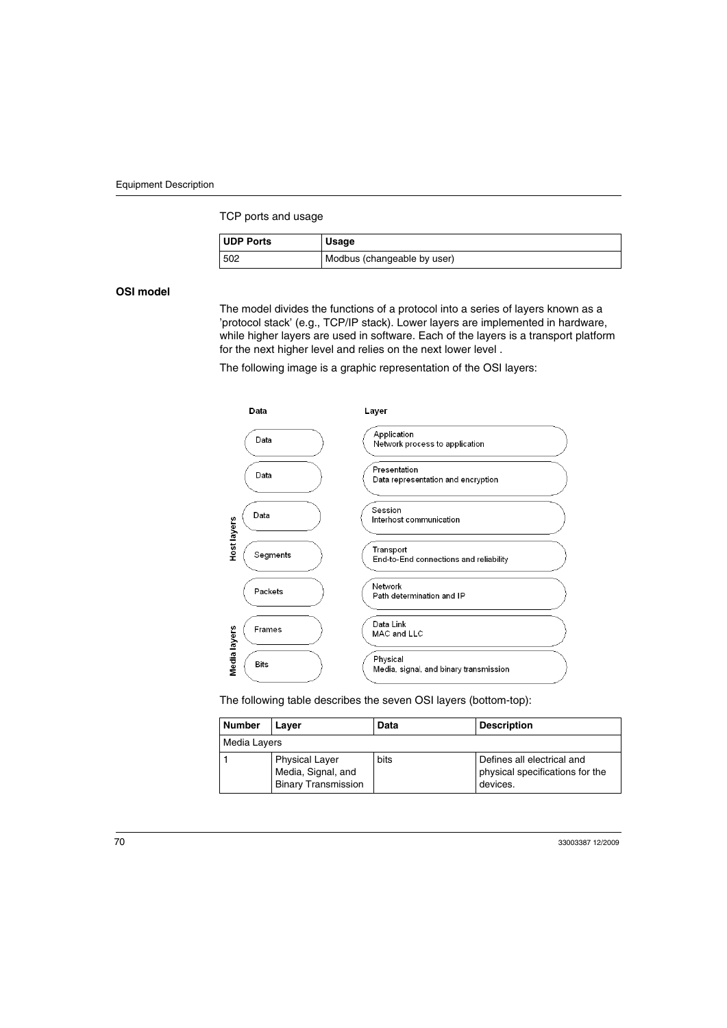TCP ports and usage

| UDP Ports | Usage |
|---|---|
| 502 | Modbus (changeable by user) |

## OSI model

The model divides the functions of a protocol into a series of layers known as a 'protocol stack' (e.g., TCP/IP stack). Lower layers are implemented in hardware, while higher layers are used in software. Each of the layers is a transport platform for the next higher level and relies on the next lower level .

The following image is a graphic representation of the OSI layers:

| | Data | Layer |
|---|---|---|
| Host layers | Data | Application<br>Network process to application |
| | Data | Presentation<br>Data representation and encryption |
| | Data | Session<br>Interhost communication |
| | Segments | Transport<br>End-to-End connections and reliability |
| Media layers | Packets | Network<br>Path determination and IP |
| | Frames | Data Link<br>MAC and LLC |
| | Bits | Physical<br>Media, signal, and binary transmission |

The following table describes the seven OSI layers (bottom-top):

| Number | Layer | Data | Description |
|---|---|---|---|
| Media Layers | | | |
| 1 | Physical Layer<br>Media, Signal, and Binary Transmission | bits | Defines all electrical and physical specifications for the devices. |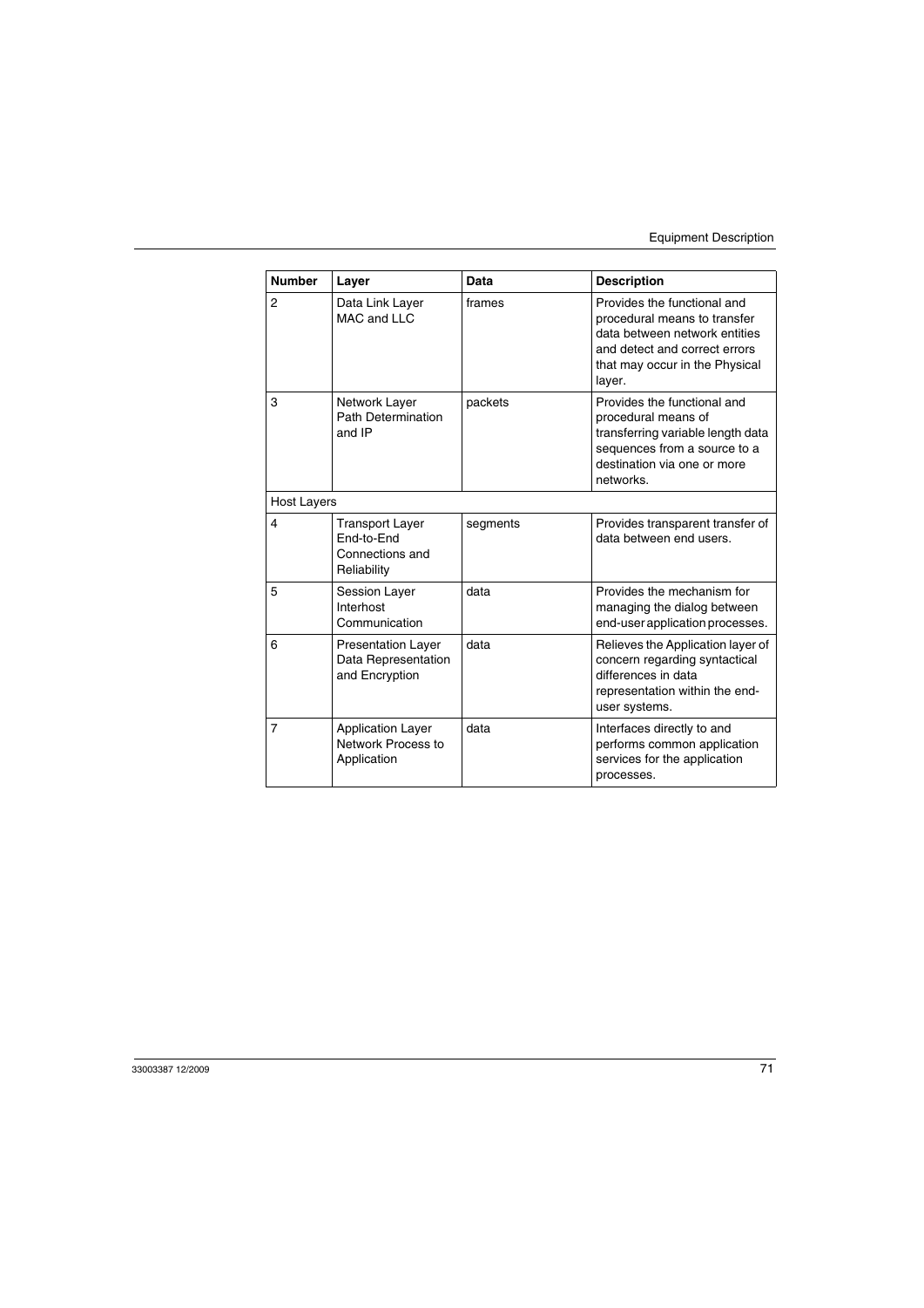| Number | Layer | Data | Description |
|---|---|---|---|
| 2 | Data Link Layer<br>MAC and LLC | frames | Provides the functional and procedural means to transfer data between network entities and detect and correct errors that may occur in the Physical layer. |
| 3 | Network Layer<br>Path Determination and IP | packets | Provides the functional and procedural means of transferring variable length data sequences from a source to a destination via one or more networks. |
| Host Layers | | | |
| 4 | Transport Layer<br>End-to-End Connections and Reliability | segments | Provides transparent transfer of data between end users. |
| 5 | Session Layer<br>Interhost Communication | data | Provides the mechanism for managing the dialog between end-user application processes. |
| 6 | Presentation Layer<br>Data Representation and Encryption | data | Relieves the Application layer of concern regarding syntactical differences in data representation within the end-user systems. |
| 7 | Application Layer<br>Network Process to Application | data | Interfaces directly to and performs common application services for the application processes. |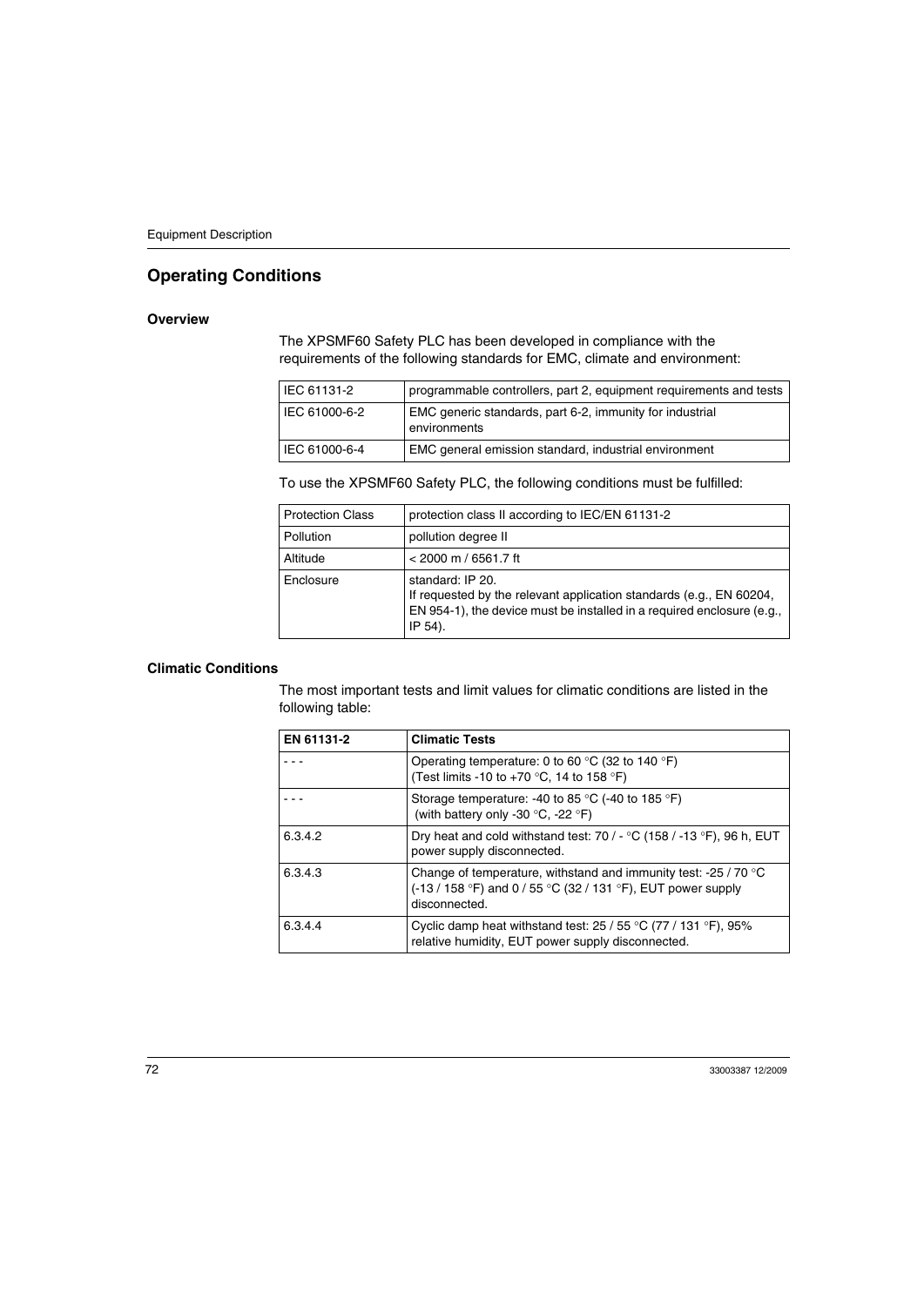## Operating Conditions

### Overview

The XPSMF60 Safety PLC has been developed in compliance with the requirements of the following standards for EMC, climate and environment:

| IEC 61131-2 | programmable controllers, part 2, equipment requirements and tests |
|---|---|
| IEC 61000-6-2 | EMC generic standards, part 6-2, immunity for industrial environments |
| IEC 61000-6-4 | EMC general emission standard, industrial environment |

To use the XPSMF60 Safety PLC, the following conditions must be fulfilled:

| Protection Class | protection class II according to IEC/EN 61131-2 |
|---|---|
| Pollution | pollution degree II |
| Altitude | < 2000 m / 6561.7 ft |
| Enclosure | standard: IP 20.<br>If requested by the relevant application standards (e.g., EN 60204, EN 954-1), the device must be installed in a required enclosure (e.g., IP 54). |

### Climatic Conditions

The most important tests and limit values for climatic conditions are listed in the following table:

| EN 61131-2 | Climatic Tests |
|---|---|
| - - - | Operating temperature: 0 to 60 °C (32 to 140 °F)<br>(Test limits -10 to +70 °C, 14 to 158 °F) |
| - - - | Storage temperature: -40 to 85 °C (-40 to 185 °F)<br>(with battery only -30 °C, -22 °F) |
| 6.3.4.2 | Dry heat and cold withstand test: 70 / - °C (158 / -13 °F), 96 h, EUT power supply disconnected. |
| 6.3.4.3 | Change of temperature, withstand and immunity test: -25 / 70 °C (-13 / 158 °F) and 0 / 55 °C (32 / 131 °F), EUT power supply disconnected. |
| 6.3.4.4 | Cyclic damp heat withstand test: 25 / 55 °C (77 / 131 °F), 95% relative humidity, EUT power supply disconnected. |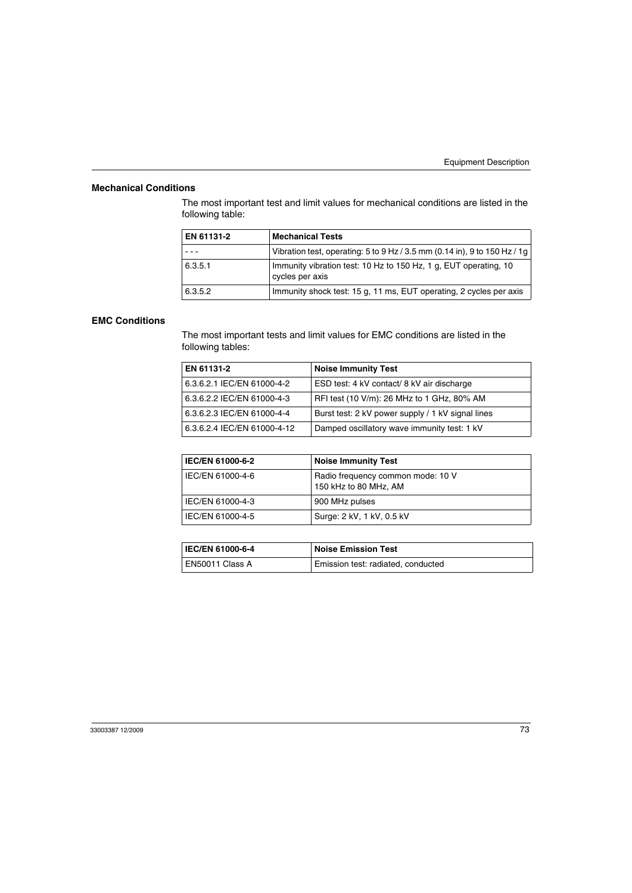### Mechanical Conditions

The most important test and limit values for mechanical conditions are listed in the following table:

| EN 61131-2 | Mechanical Tests |
|---|---|
| - - - | Vibration test, operating: 5 to 9 Hz / 3.5 mm (0.14 in), 9 to 150 Hz / 1g |
| 6.3.5.1 | Immunity vibration test: 10 Hz to 150 Hz, 1 g, EUT operating, 10 cycles per axis |
| 6.3.5.2 | Immunity shock test: 15 g, 11 ms, EUT operating, 2 cycles per axis |

### EMC Conditions

The most important tests and limit values for EMC conditions are listed in the following tables:

| EN 61131-2 | Noise Immunity Test |
|---|---|
| 6.3.6.2.1 IEC/EN 61000-4-2 | ESD test: 4 kV contact/ 8 kV air discharge |
| 6.3.6.2.2 IEC/EN 61000-4-3 | RFI test (10 V/m): 26 MHz to 1 GHz, 80% AM |
| 6.3.6.2.3 IEC/EN 61000-4-4 | Burst test: 2 kV power supply / 1 kV signal lines |
| 6.3.6.2.4 IEC/EN 61000-4-12 | Damped oscillatory wave immunity test: 1 kV |

| IEC/EN 61000-6-2 | Noise Immunity Test |
|---|---|
| IEC/EN 61000-4-6 | Radio frequency common mode: 10 V 150 kHz to 80 MHz, AM |
| IEC/EN 61000-4-3 | 900 MHz pulses |
| IEC/EN 61000-4-5 | Surge: 2 kV, 1 kV, 0.5 kV |

| IEC/EN 61000-6-4 | Noise Emission Test |
|---|---|
| EN50011 Class A | Emission test: radiated, conducted |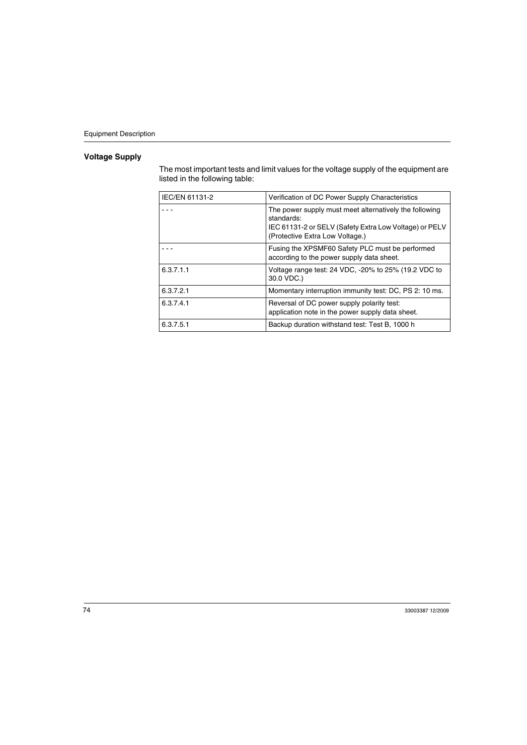## Voltage Supply

The most important tests and limit values for the voltage supply of the equipment are listed in the following table:

| IEC/EN 61131-2 | Verification of DC Power Supply Characteristics |
|---|---|
| - - - | The power supply must meet alternatively the following standards:<br>IEC 61131-2 or SELV (Safety Extra Low Voltage) or PELV (Protective Extra Low Voltage.) |
| - - - | Fusing the XPSMF60 Safety PLC must be performed according to the power supply data sheet. |
| 6.3.7.1.1 | Voltage range test: 24 VDC, -20% to 25% (19.2 VDC to 30.0 VDC.) |
| 6.3.7.2.1 | Momentary interruption immunity test: DC, PS 2: 10 ms. |
| 6.3.7.4.1 | Reversal of DC power supply polarity test:<br>application note in the power supply data sheet. |
| 6.3.7.5.1 | Backup duration withstand test: Test B, 1000 h |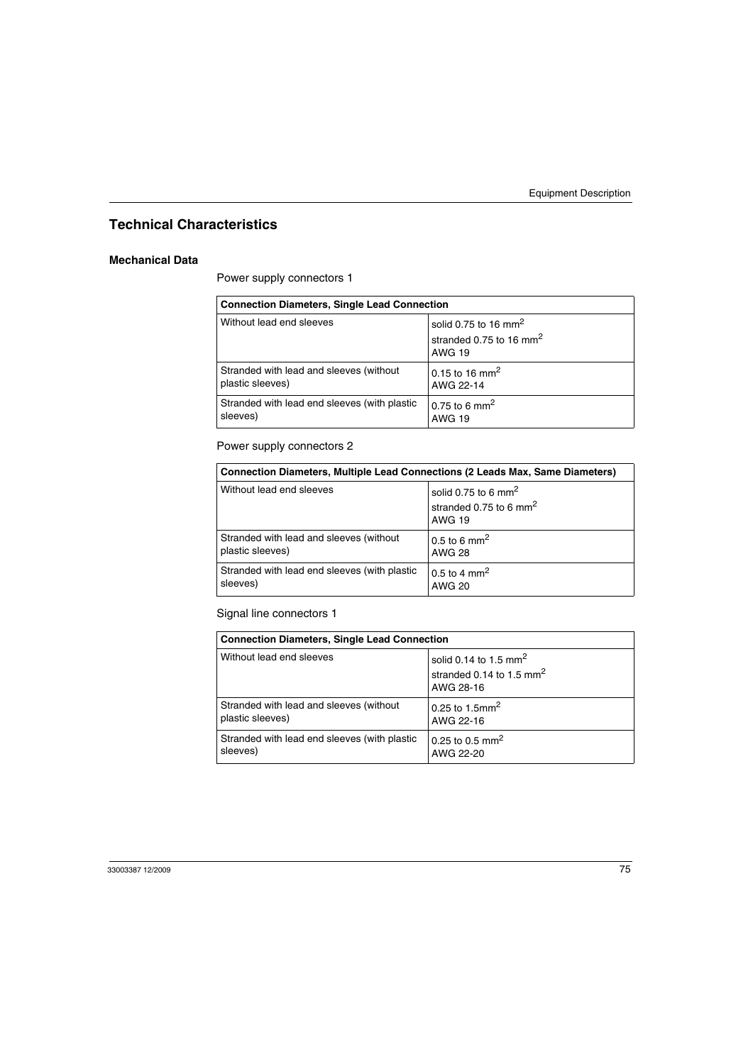## Technical Characteristics

### Mechanical Data

Power supply connectors 1

| Connection Diameters, Single Lead Connection | |
|---|---|
| Without lead end sleeves | solid 0.75 to 16 $mm^2$<br>stranded 0.75 to 16 $mm^2$<br>AWG 19 |
| Stranded with lead and sleeves (without plastic sleeves) | 0.15 to 16 $mm^2$<br>AWG 22-14 |
| Stranded with lead end sleeves (with plastic sleeves) | 0.75 to 6 $mm^2$<br>AWG 19 |

Power supply connectors 2

| Connection Diameters, Multiple Lead Connections (2 Leads Max, Same Diameters) | |
|---|---|
| Without lead end sleeves | solid 0.75 to 6 $mm^2$<br>stranded 0.75 to 6 $mm^2$<br>AWG 19 |
| Stranded with lead and sleeves (without plastic sleeves) | 0.5 to 6 $mm^2$<br>AWG 28 |
| Stranded with lead end sleeves (with plastic sleeves) | 0.5 to 4 $mm^2$<br>AWG 20 |

Signal line connectors 1

| Connection Diameters, Single Lead Connection | |
|---|---|
| Without lead end sleeves | solid 0.14 to 1.5 $mm^2$<br>stranded 0.14 to 1.5 $mm^2$<br>AWG 28-16 |
| Stranded with lead and sleeves (without plastic sleeves) | 0.25 to 1.5$mm^2$<br>AWG 22-16 |
| Stranded with lead end sleeves (with plastic sleeves) | 0.25 to 0.5 $mm^2$<br>AWG 22-20 |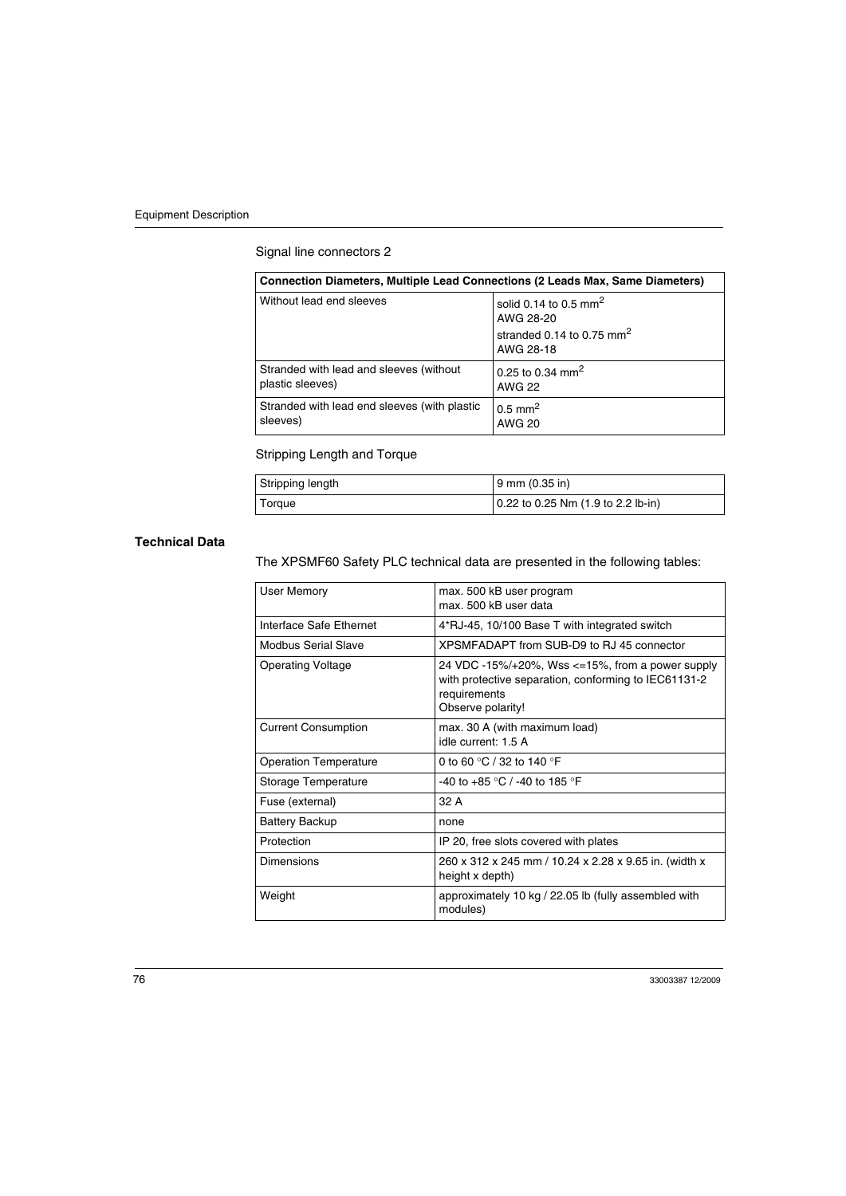Signal line connectors 2

| Connection Diameters, Multiple Lead Connections (2 Leads Max, Same Diameters) | |
|---|---|
| Without lead end sleeves | solid 0.14 to 0.5 mm$^2$<br>AWG 28-20<br>stranded 0.14 to 0.75 mm$^2$<br>AWG 28-18 |
| Stranded with lead and sleeves (without plastic sleeves) | 0.25 to 0.34 mm$^2$<br>AWG 22 |
| Stranded with lead end sleeves (with plastic sleeves) | 0.5 mm$^2$<br>AWG 20 |

Stripping Length and Torque

| | |
|---|---|
| Stripping length | 9 mm (0.35 in) |
| Torque | 0.22 to 0.25 Nm (1.9 to 2.2 lb-in) |

### Technical Data

The XPSMF60 Safety PLC technical data are presented in the following tables:

| | |
|---|---|
| User Memory | max. 500 kB user program<br>max. 500 kB user data |
| Interface Safe Ethernet | 4*RJ-45, 10/100 Base T with integrated switch |
| Modbus Serial Slave | XPSMFADAPT from SUB-D9 to RJ 45 connector |
| Operating Voltage | 24 VDC -15%/+20%, Wss <=15%, from a power supply with protective separation, conforming to IEC61131-2 requirements<br>Observe polarity! |
| Current Consumption | max. 30 A (with maximum load)<br>idle current: 1.5 A |
| Operation Temperature | 0 to 60 °C / 32 to 140 °F |
| Storage Temperature | -40 to +85 °C / -40 to 185 °F |
| Fuse (external) | 32 A |
| Battery Backup | none |
| Protection | IP 20, free slots covered with plates |
| Dimensions | 260 x 312 x 245 mm / 10.24 x 2.28 x 9.65 in. (width x height x depth) |
| Weight | approximately 10 kg / 22.05 lb (fully assembled with modules) |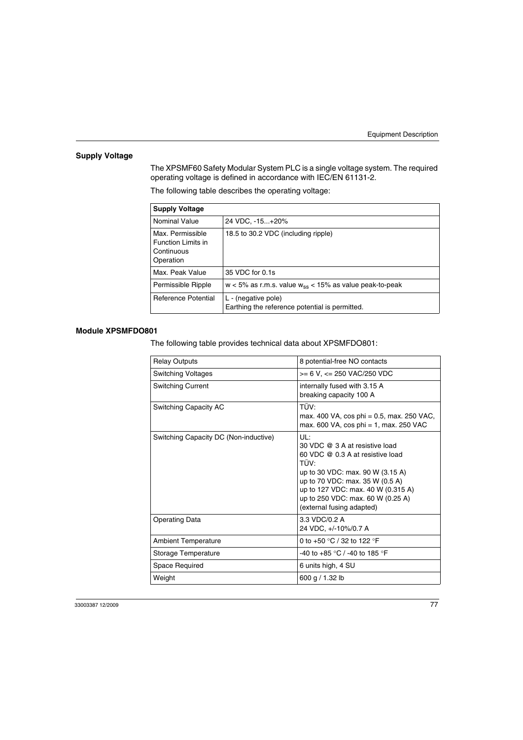## Supply Voltage

The XPSMF60 Safety Modular System PLC is a single voltage system. The required operating voltage is defined in accordance with IEC/EN 61131-2.

The following table describes the operating voltage:

| **Supply Voltage** | |
|---|---|
| Nominal Value | 24 VDC, -15...+20% |
| Max. Permissible Function Limits in Continuous Operation | 18.5 to 30.2 VDC (including ripple) |
| Max. Peak Value | 35 VDC for 0.1s |
| Permissible Ripple | w < 5% as r.m.s. value $w_{ss}$ < 15% as value peak-to-peak |
| Reference Potential | L - (negative pole)<br>Earthing the reference potential is permitted. |

## Module XPSMFDO801

The following table provides technical data about XPSMFDO801:

| Relay Outputs | 8 potential-free NO contacts |
|---|---|
| Switching Voltages | >= 6 V, <= 250 VAC/250 VDC |
| Switching Current | internally fused with 3.15 A<br>breaking capacity 100 A |
| Switching Capacity AC | TÜV:<br>max. 400 VA, cos phi = 0.5, max. 250 VAC,<br>max. 600 VA, cos phi = 1, max. 250 VAC |
| Switching Capacity DC (Non-inductive) | UL:<br>30 VDC @ 3 A at resistive load<br>60 VDC @ 0.3 A at resistive load<br>TÜV:<br>up to 30 VDC: max. 90 W (3.15 A)<br>up to 70 VDC: max. 35 W (0.5 A)<br>up to 127 VDC: max. 40 W (0.315 A)<br>up to 250 VDC: max. 60 W (0.25 A)<br>(external fusing adapted) |
| Operating Data | 3.3 VDC/0.2 A<br>24 VDC, +/-10%/0.7 A |
| Ambient Temperature | 0 to +50 °C / 32 to 122 °F |
| Storage Temperature | -40 to +85 °C / -40 to 185 °F |
| Space Required | 6 units high, 4 SU |
| Weight | 600 g / 1.32 lb |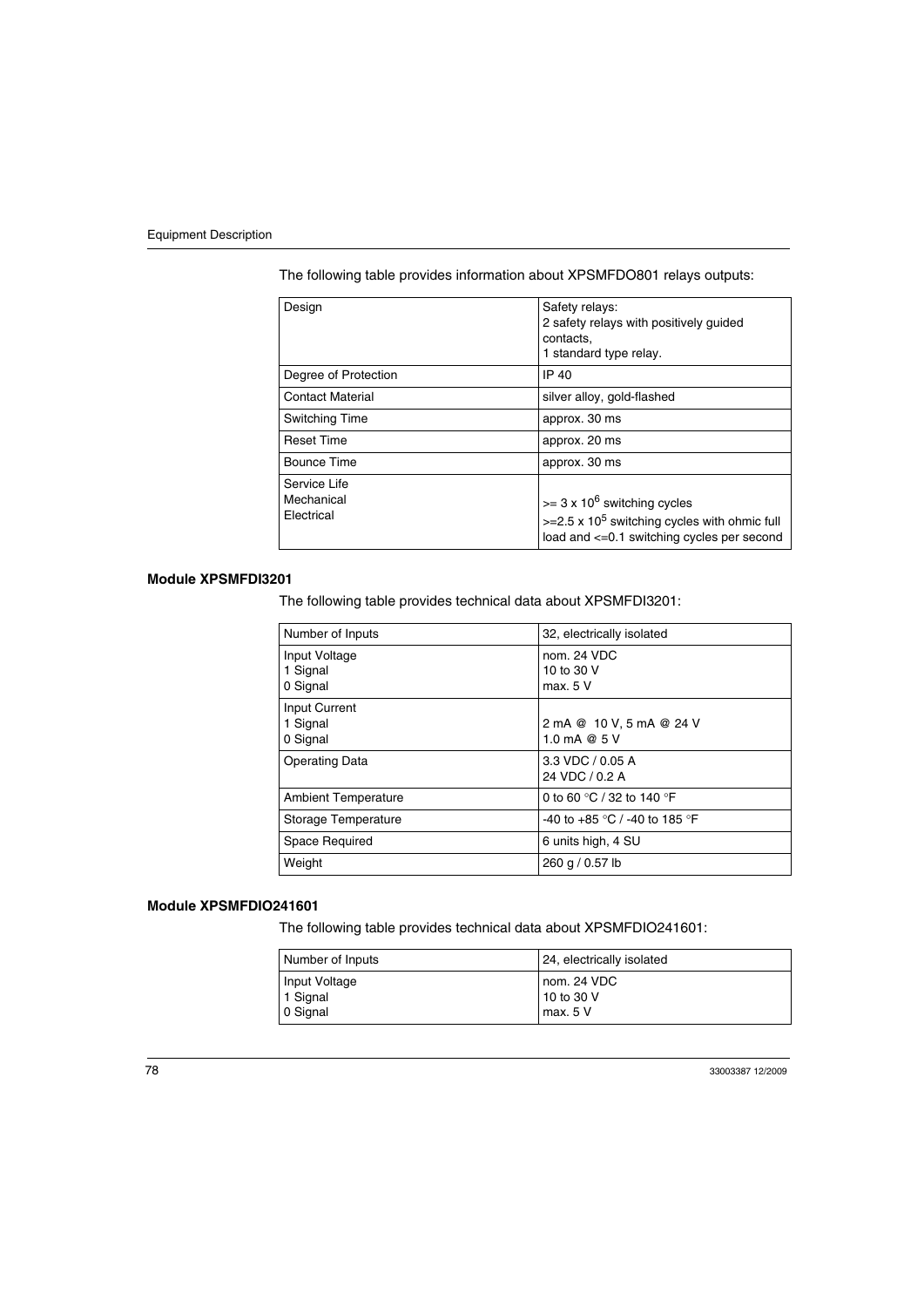The following table provides information about XPSMFDO801 relays outputs:

| Design | Safety relays:<br>2 safety relays with positively guided contacts,<br>1 standard type relay. |
|---|---|
| Degree of Protection | IP 40 |
| Contact Material | silver alloy, gold-flashed |
| Switching Time | approx. 30 ms |
| Reset Time | approx. 20 ms |
| Bounce Time | approx. 30 ms |
| Service Life<br>Mechanical<br>Electrical | >= 3 x $10^6$ switching cycles<br>>=2.5 x $10^5$ switching cycles with ohmic full load and <=0.1 switching cycles per second |

### Module XPSMFDI3201

The following table provides technical data about XPSMFDI3201:

| Number of Inputs | 32, electrically isolated |
|---|---|
| Input Voltage<br>1 Signal<br>0 Signal | nom. 24 VDC<br>10 to 30 V<br>max. 5 V |
| Input Current<br>1 Signal<br>0 Signal | 2 mA @ 10 V, 5 mA @ 24 V<br>1.0 mA @ 5 V |
| Operating Data | 3.3 VDC / 0.05 A<br>24 VDC / 0.2 A |
| Ambient Temperature | 0 to 60 °C / 32 to 140 °F |
| Storage Temperature | -40 to +85 °C / -40 to 185 °F |
| Space Required | 6 units high, 4 SU |
| Weight | 260 g / 0.57 lb |

### Module XPSMFDIO241601

The following table provides technical data about XPSMFDIO241601:

| Number of Inputs | 24, electrically isolated |
|---|---|
| Input Voltage<br>1 Signal<br>0 Signal | nom. 24 VDC<br>10 to 30 V<br>max. 5 V |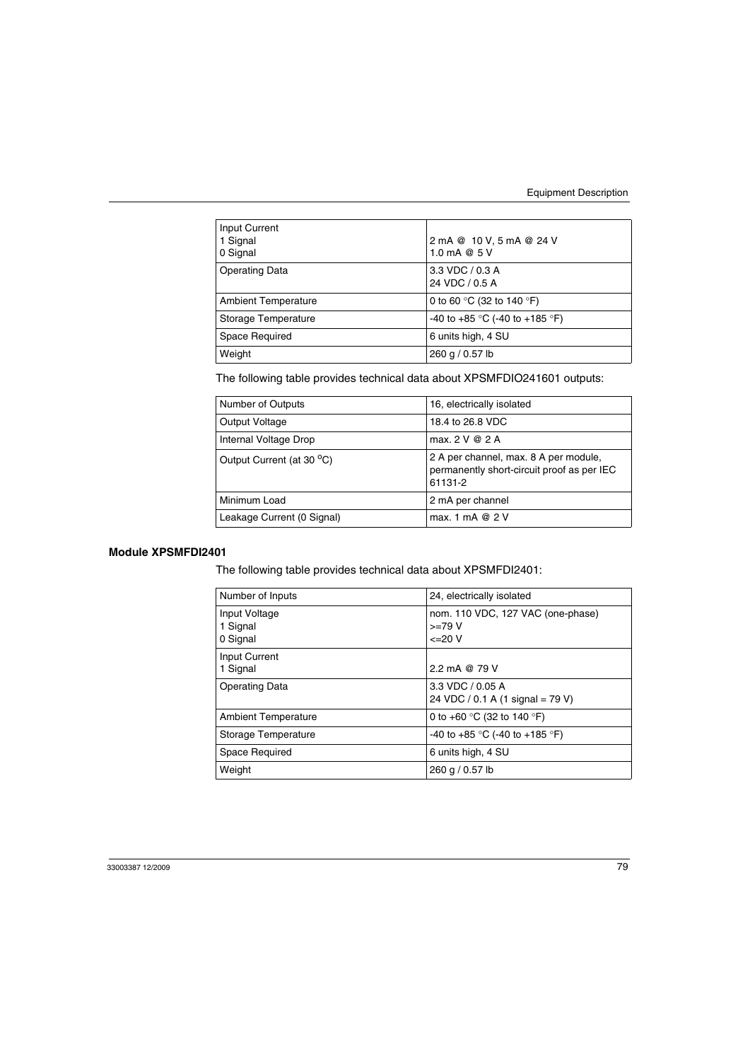| Input Current<br>1 Signal<br>0 Signal | <br>2 mA @ 10 V, 5 mA @ 24 V<br>1.0 mA @ 5 V |
|---|---|
| Operating Data | 3.3 VDC / 0.3 A<br>24 VDC / 0.5 A |
| Ambient Temperature | 0 to 60 °C (32 to 140 °F) |
| Storage Temperature | -40 to +85 °C (-40 to +185 °F) |
| Space Required | 6 units high, 4 SU |
| Weight | 260 g / 0.57 lb |

The following table provides technical data about XPSMFDIO241601 outputs:

| Number of Outputs | 16, electrically isolated |
|---|---|
| Output Voltage | 18.4 to 26.8 VDC |
| Internal Voltage Drop | max. 2 V @ 2 A |
| Output Current (at 30 °C) | 2 A per channel, max. 8 A per module, permanently short-circuit proof as per IEC 61131-2 |
| Minimum Load | 2 mA per channel |
| Leakage Current (0 Signal) | max. 1 mA @ 2 V |

**Module XPSMFDI2401**

The following table provides technical data about XPSMFDI2401:

| Number of Inputs | 24, electrically isolated |
|---|---|
| Input Voltage<br>1 Signal<br>0 Signal | nom. 110 VDC, 127 VAC (one-phase)<br>>=79 V<br><=20 V |
| Input Current<br>1 Signal | <br>2.2 mA @ 79 V |
| Operating Data | 3.3 VDC / 0.05 A<br>24 VDC / 0.1 A (1 signal = 79 V) |
| Ambient Temperature | 0 to +60 °C (32 to 140 °F) |
| Storage Temperature | -40 to +85 °C (-40 to +185 °F) |
| Space Required | 6 units high, 4 SU |
| Weight | 260 g / 0.57 lb |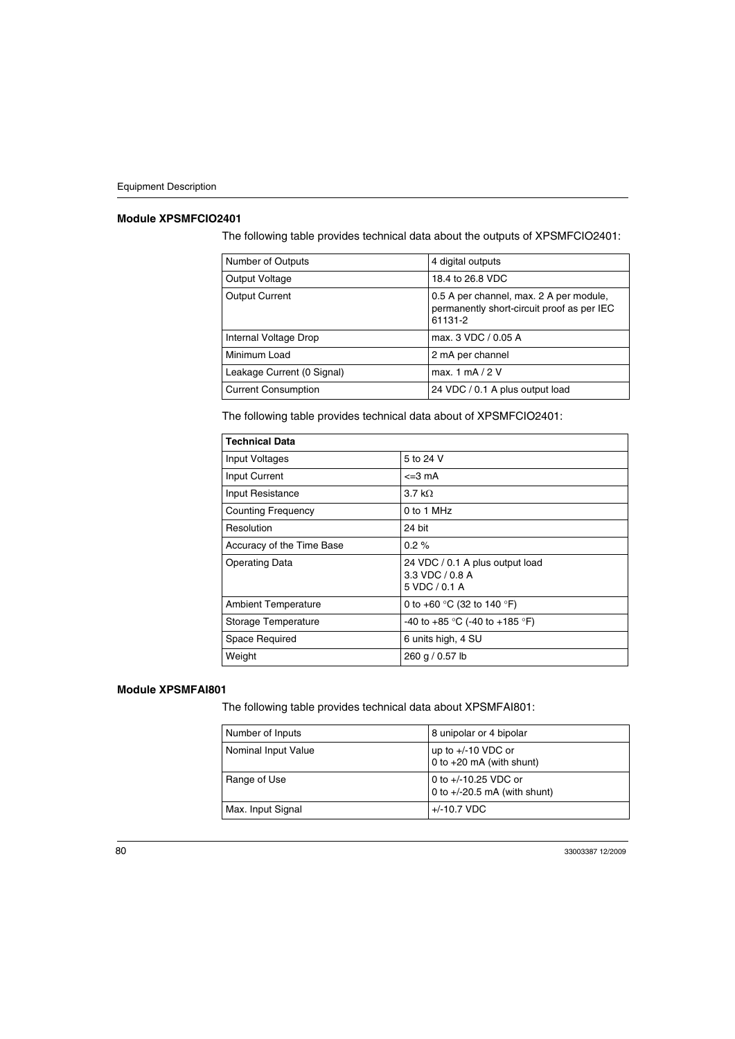### Module XPSMFCIO2401

The following table provides technical data about the outputs of XPSMFCIO2401:

| Number of Outputs | 4 digital outputs |
|---|---|
| Output Voltage | 18.4 to 26.8 VDC |
| Output Current | 0.5 A per channel, max. 2 A per module, permanently short-circuit proof as per IEC 61131-2 |
| Internal Voltage Drop | max. 3 VDC / 0.05 A |
| Minimum Load | 2 mA per channel |
| Leakage Current (0 Signal) | max. 1 mA / 2 V |
| Current Consumption | 24 VDC / 0.1 A plus output load |

The following table provides technical data about of XPSMFCIO2401:

| **Technical Data** | |
|---|---|
| Input Voltages | 5 to 24 V |
| Input Current | <=3 mA |
| Input Resistance | 3.7 kΩ |
| Counting Frequency | 0 to 1 MHz |
| Resolution | 24 bit |
| Accuracy of the Time Base | 0.2 % |
| Operating Data | 24 VDC / 0.1 A plus output load<br>3.3 VDC / 0.8 A<br>5 VDC / 0.1 A |
| Ambient Temperature | 0 to +60 °C (32 to 140 °F) |
| Storage Temperature | -40 to +85 °C (-40 to +185 °F) |
| Space Required | 6 units high, 4 SU |
| Weight | 260 g / 0.57 lb |

### Module XPSMFAI801

The following table provides technical data about XPSMFAI801:

| Number of Inputs | 8 unipolar or 4 bipolar |
|---|---|
| Nominal Input Value | up to +/-10 VDC or<br>0 to +20 mA (with shunt) |
| Range of Use | 0 to +/-10.25 VDC or<br>0 to +/-20.5 mA (with shunt) |
| Max. Input Signal | +/-10.7 VDC |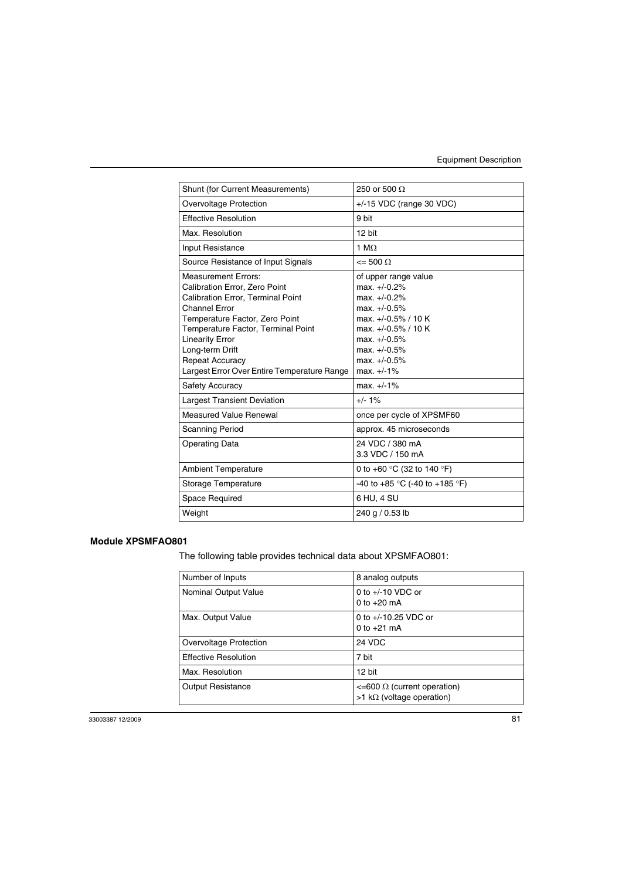| Shunt (for Current Measurements) | 250 or 500 Ω |
|---|---|
| Overvoltage Protection | +/-15 VDC (range 30 VDC) |
| Effective Resolution | 9 bit |
| Max. Resolution | 12 bit |
| Input Resistance | 1 MΩ |
| Source Resistance of Input Signals | <= 500 Ω |
| Measurement Errors:<br>Calibration Error, Zero Point<br>Calibration Error, Terminal Point<br>Channel Error<br>Temperature Factor, Zero Point<br>Temperature Factor, Terminal Point<br>Linearity Error<br>Long-term Drift<br>Repeat Accuracy<br>Largest Error Over Entire Temperature Range | of upper range value<br>max. +/-0.2%<br>max. +/-0.2%<br>max. +/-0.5%<br>max. +/-0.5% / 10 K<br>max. +/-0.5% / 10 K<br>max. +/-0.5%<br>max. +/-0.5%<br>max. +/-0.5%<br>max. +/-1% |
| Safety Accuracy | max. +/-1% |
| Largest Transient Deviation | +/- 1% |
| Measured Value Renewal | once per cycle of XPSMF60 |
| Scanning Period | approx. 45 microseconds |
| Operating Data | 24 VDC / 380 mA<br>3.3 VDC / 150 mA |
| Ambient Temperature | 0 to +60 °C (32 to 140 °F) |
| Storage Temperature | -40 to +85 °C (-40 to +185 °F) |
| Space Required | 6 HU, 4 SU |
| Weight | 240 g / 0.53 lb |

**Module XPSMFAO801**

The following table provides technical data about XPSMFAO801:

| Number of Inputs | 8 analog outputs |
|---|---|
| Nominal Output Value | 0 to +/-10 VDC or<br>0 to +20 mA |
| Max. Output Value | 0 to +/-10.25 VDC or<br>0 to +21 mA |
| Overvoltage Protection | 24 VDC |
| Effective Resolution | 7 bit |
| Max. Resolution | 12 bit |
| Output Resistance | <=600 Ω (current operation)<br>>1 kΩ (voltage operation) |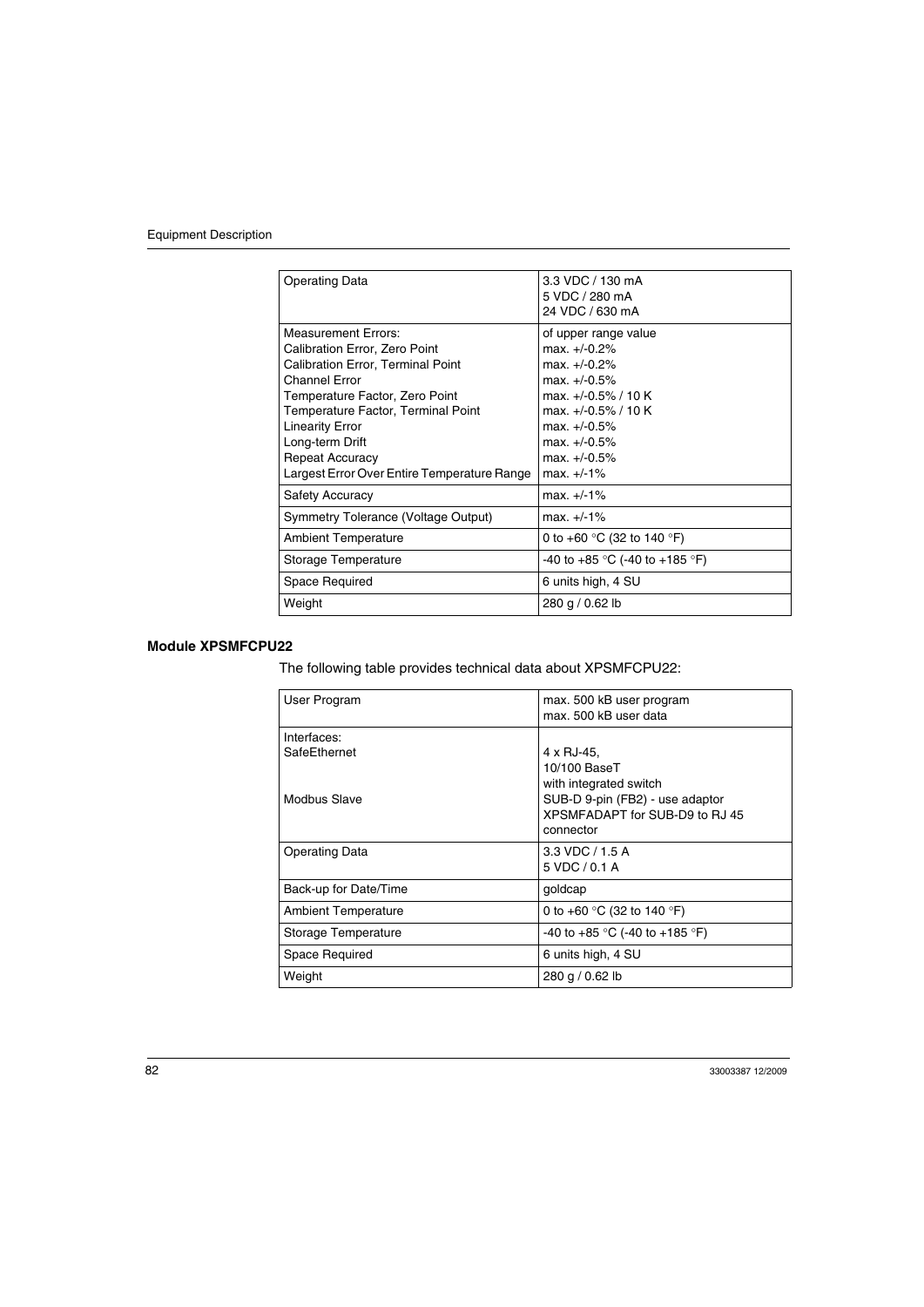| Operating Data | 3.3 VDC / 130 mA<br>5 VDC / 280 mA<br>24 VDC / 630 mA |
|---|---|
| Measurement Errors:<br>Calibration Error, Zero Point<br>Calibration Error, Terminal Point<br>Channel Error<br>Temperature Factor, Zero Point<br>Temperature Factor, Terminal Point<br>Linearity Error<br>Long-term Drift<br>Repeat Accuracy<br>Largest Error Over Entire Temperature Range | of upper range value<br>max. +/-0.2%<br>max. +/-0.2%<br>max. +/-0.5%<br>max. +/-0.5% / 10 K<br>max. +/-0.5% / 10 K<br>max. +/-0.5%<br>max. +/-0.5%<br>max. +/-0.5%<br>max. +/-1% |
| Safety Accuracy | max. +/-1% |
| Symmetry Tolerance (Voltage Output) | max. +/-1% |
| Ambient Temperature | 0 to +60 °C (32 to 140 °F) |
| Storage Temperature | -40 to +85 °C (-40 to +185 °F) |
| Space Required | 6 units high, 4 SU |
| Weight | 280 g / 0.62 lb |

## Module XPSMFCPU22

The following table provides technical data about XPSMFCPU22:

| User Program | max. 500 kB user program<br>max. 500 kB user data |
|---|---|
| Interfaces:<br>SafeEthernet<br><br><br>Modbus Slave | <br>4 x RJ-45,<br>10/100 BaseT<br>with integrated switch<br>SUB-D 9-pin (FB2) - use adaptor XPSMFADAPT for SUB-D9 to RJ 45 connector |
| Operating Data | 3.3 VDC / 1.5 A<br>5 VDC / 0.1 A |
| Back-up for Date/Time | goldcap |
| Ambient Temperature | 0 to +60 °C (32 to 140 °F) |
| Storage Temperature | -40 to +85 °C (-40 to +185 °F) |
| Space Required | 6 units high, 4 SU |
| Weight | 280 g / 0.62 lb |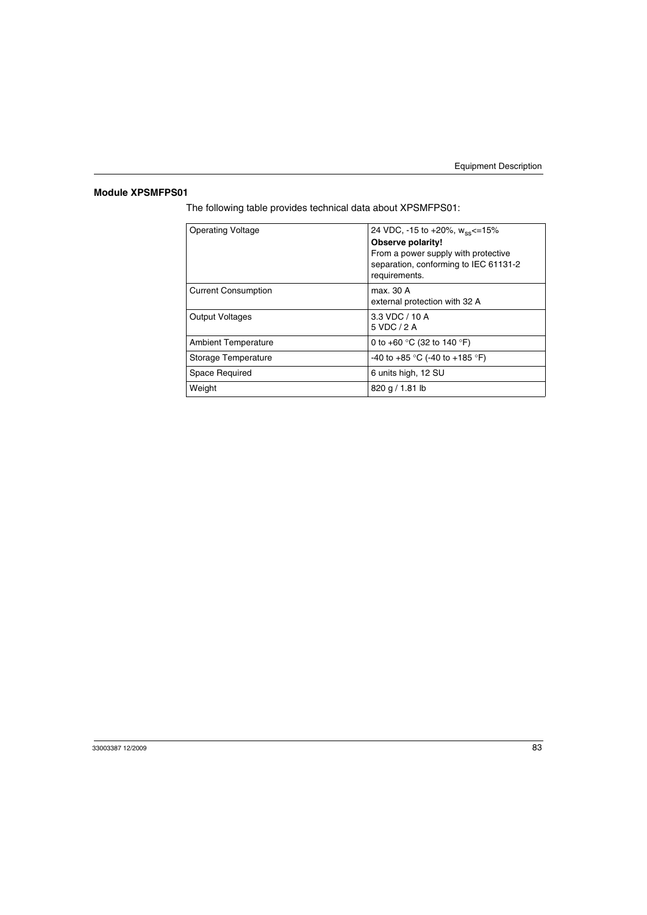## Module XPSMFPS01

The following table provides technical data about XPSMFPS01:

| | |
|---|---|
| Operating Voltage | 24 VDC, -15 to +20%, $w_{ss}$<=15%<br>**Observe polarity!**<br>From a power supply with protective separation, conforming to IEC 61131-2 requirements. |
| Current Consumption | max. 30 A<br>external protection with 32 A |
| Output Voltages | 3.3 VDC / 10 A<br>5 VDC / 2 A |
| Ambient Temperature | 0 to +60 °C (32 to 140 °F) |
| Storage Temperature | -40 to +85 °C (-40 to +185 °F) |
| Space Required | 6 units high, 12 SU |
| Weight | 820 g / 1.81 lb |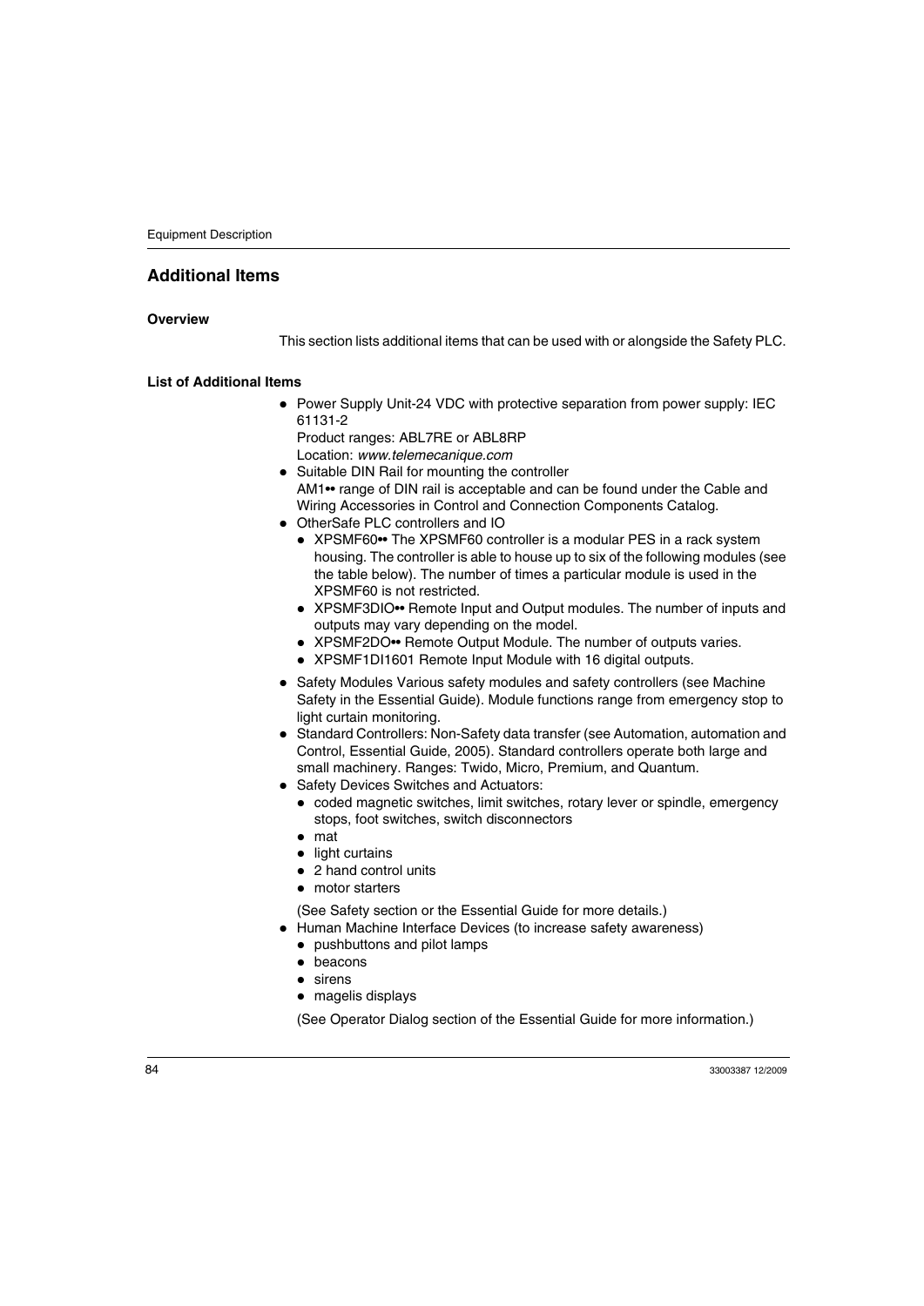## Additional Items

### Overview

This section lists additional items that can be used with or alongside the Safety PLC.

### List of Additional Items

- Power Supply Unit-24 VDC with protective separation from power supply: IEC 61131-2
  Product ranges: ABL7RE or ABL8RP
  Location: *www.telemecanique.com*
- Suitable DIN Rail for mounting the controller
  AM1•• range of DIN rail is acceptable and can be found under the Cable and Wiring Accessories in Control and Connection Components Catalog.
- OtherSafe PLC controllers and IO
  - XPSMF60•• The XPSMF60 controller is a modular PES in a rack system housing. The controller is able to house up to six of the following modules (see the table below). The number of times a particular module is used in the XPSMF60 is not restricted.
  - XPSMF3DIO•• Remote Input and Output modules. The number of inputs and outputs may vary depending on the model.
  - XPSMF2DO•• Remote Output Module. The number of outputs varies.
  - XPSMF1DI1601 Remote Input Module with 16 digital outputs.
- Safety Modules Various safety modules and safety controllers (see Machine Safety in the Essential Guide). Module functions range from emergency stop to light curtain monitoring.
- Standard Controllers: Non-Safety data transfer (see Automation, automation and Control, Essential Guide, 2005). Standard controllers operate both large and small machinery. Ranges: Twido, Micro, Premium, and Quantum.
- Safety Devices Switches and Actuators:
  - coded magnetic switches, limit switches, rotary lever or spindle, emergency stops, foot switches, switch disconnectors
  - mat
  - light curtains
  - 2 hand control units
  - motor starters

  (See Safety section or the Essential Guide for more details.)
- Human Machine Interface Devices (to increase safety awareness)
  - pushbuttons and pilot lamps
  - beacons
  - sirens
  - magelis displays

  (See Operator Dialog section of the Essential Guide for more information.)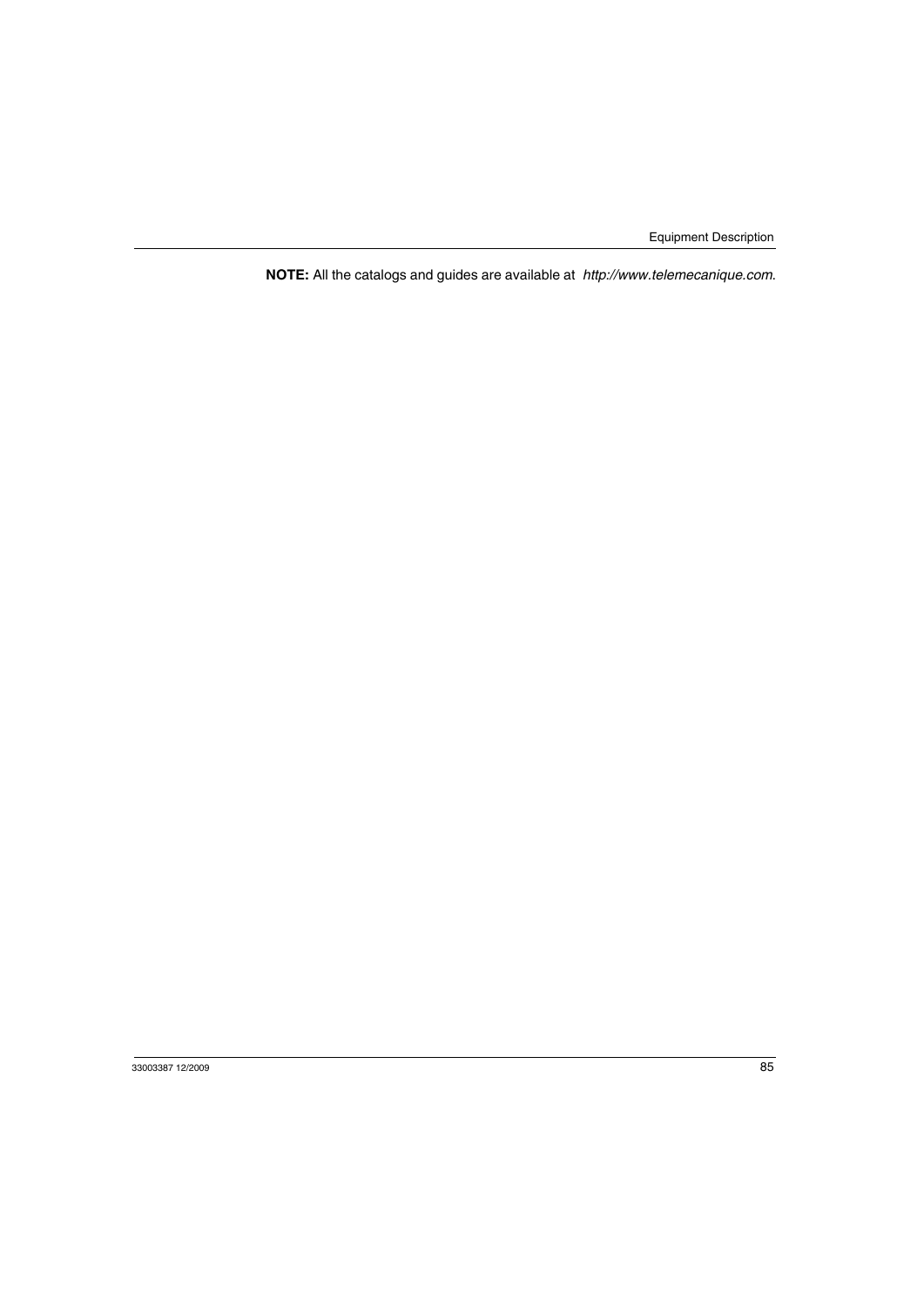**NOTE:** All the catalogs and guides are available at *http://www.telemecanique.com*.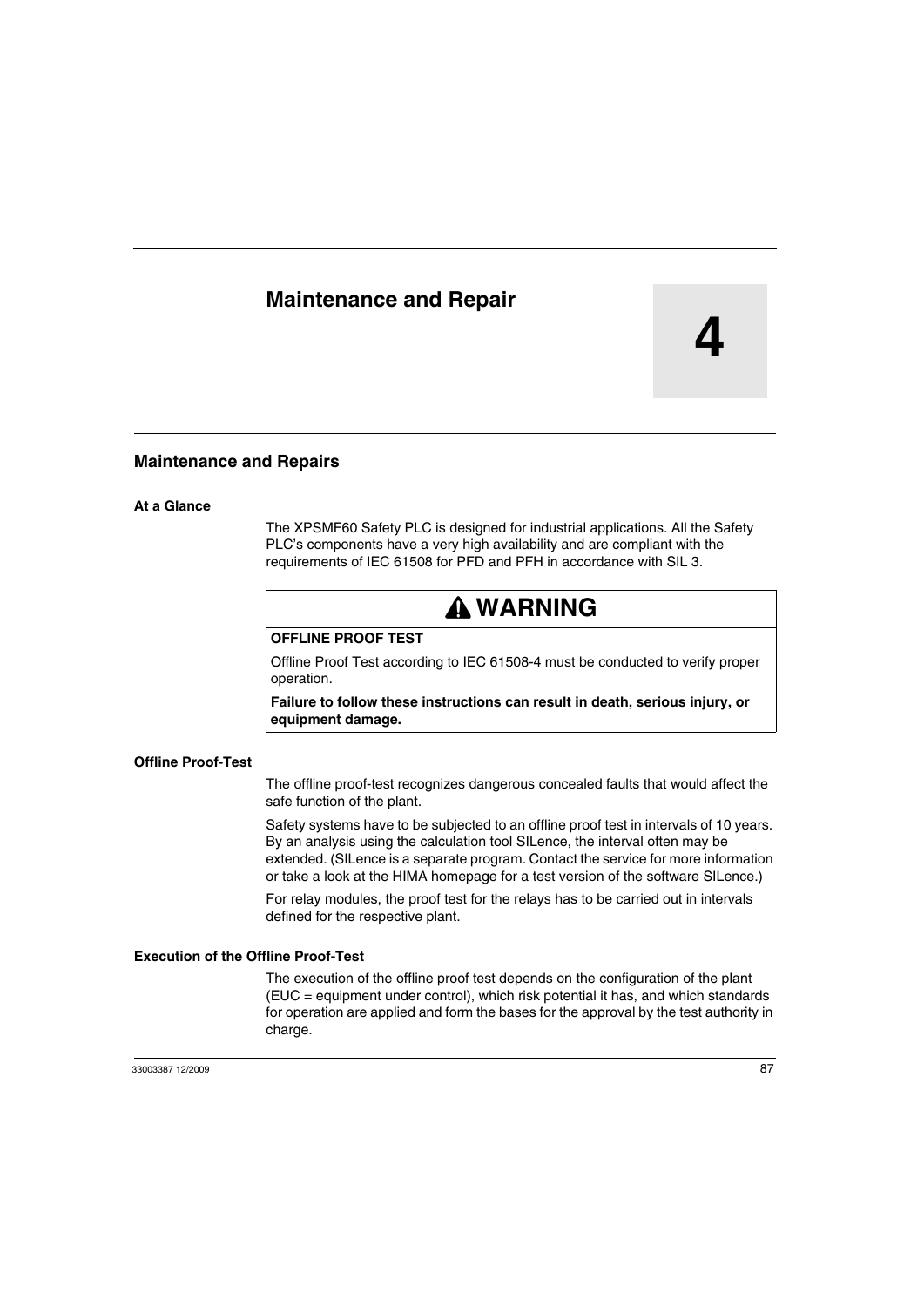# Maintenance and Repair

4

## Maintenance and Repairs

### At a Glance

The XPSMF60 Safety PLC is designed for industrial applications. All the Safety PLC's components have a very high availability and are compliant with the requirements of IEC 61508 for PFD and PFH in accordance with SIL 3.

> ⚠ **WARNING**
>
> **OFFLINE PROOF TEST**
>
> Offline Proof Test according to IEC 61508-4 must be conducted to verify proper operation.
>
> **Failure to follow these instructions can result in death, serious injury, or equipment damage.**

### Offline Proof-Test

The offline proof-test recognizes dangerous concealed faults that would affect the safe function of the plant.

Safety systems have to be subjected to an offline proof test in intervals of 10 years. By an analysis using the calculation tool SILence, the interval often may be extended. (SILence is a separate program. Contact the service for more information or take a look at the HIMA homepage for a test version of the software SILence.)

For relay modules, the proof test for the relays has to be carried out in intervals defined for the respective plant.

### Execution of the Offline Proof-Test

The execution of the offline proof test depends on the configuration of the plant (EUC = equipment under control), which risk potential it has, and which standards for operation are applied and form the bases for the approval by the test authority in charge.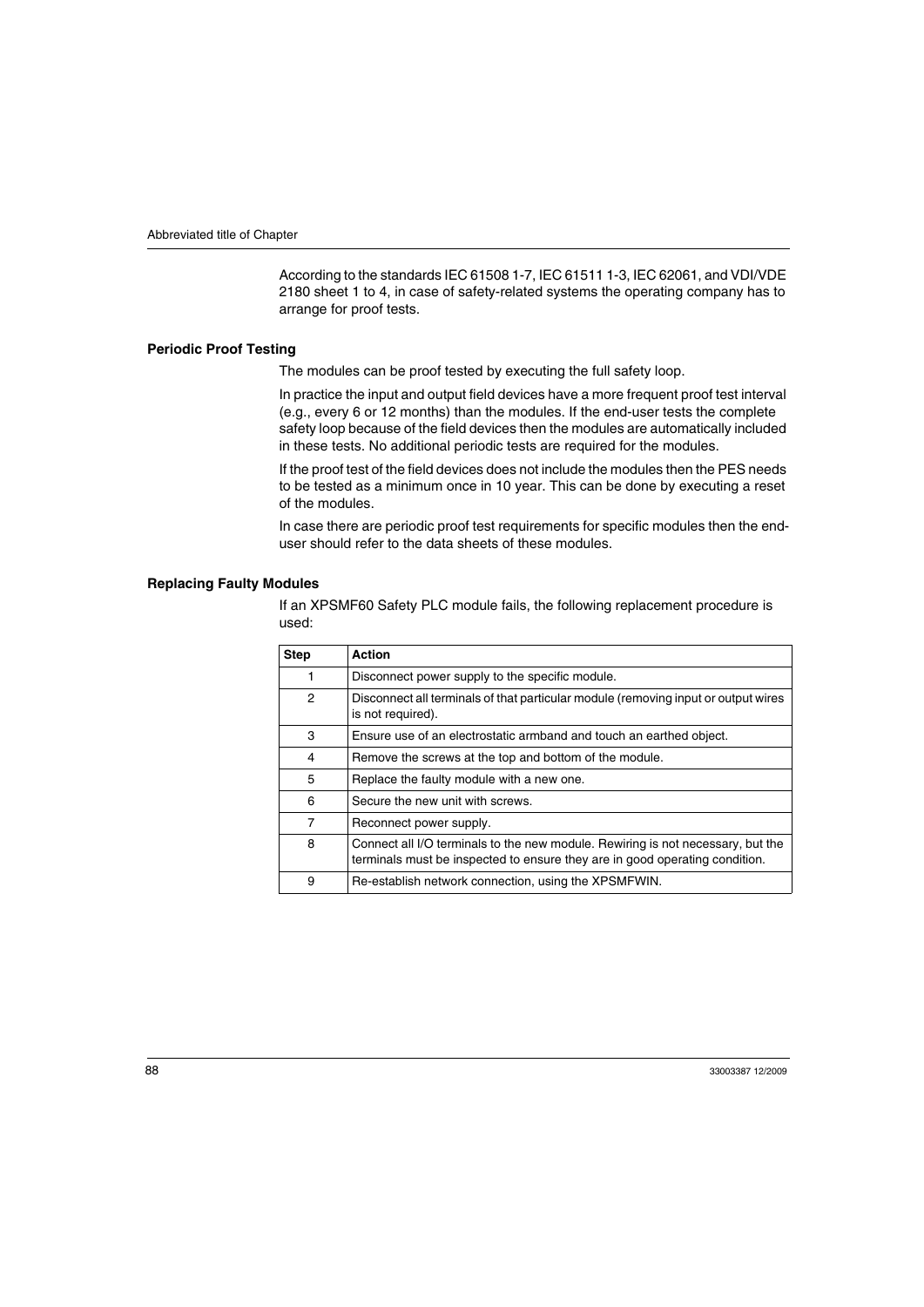According to the standards IEC 61508 1-7, IEC 61511 1-3, IEC 62061, and VDI/VDE 2180 sheet 1 to 4, in case of safety-related systems the operating company has to arrange for proof tests.

### Periodic Proof Testing

The modules can be proof tested by executing the full safety loop.

In practice the input and output field devices have a more frequent proof test interval (e.g., every 6 or 12 months) than the modules. If the end-user tests the complete safety loop because of the field devices then the modules are automatically included in these tests. No additional periodic tests are required for the modules.

If the proof test of the field devices does not include the modules then the PES needs to be tested as a minimum once in 10 year. This can be done by executing a reset of the modules.

In case there are periodic proof test requirements for specific modules then the end-user should refer to the data sheets of these modules.

### Replacing Faulty Modules

If an XPSMF60 Safety PLC module fails, the following replacement procedure is used:

| Step | Action |
|---|---|
| 1 | Disconnect power supply to the specific module. |
| 2 | Disconnect all terminals of that particular module (removing input or output wires is not required). |
| 3 | Ensure use of an electrostatic armband and touch an earthed object. |
| 4 | Remove the screws at the top and bottom of the module. |
| 5 | Replace the faulty module with a new one. |
| 6 | Secure the new unit with screws. |
| 7 | Reconnect power supply. |
| 8 | Connect all I/O terminals to the new module. Rewiring is not necessary, but the terminals must be inspected to ensure they are in good operating condition. |
| 9 | Re-establish network connection, using the XPSMFWIN. |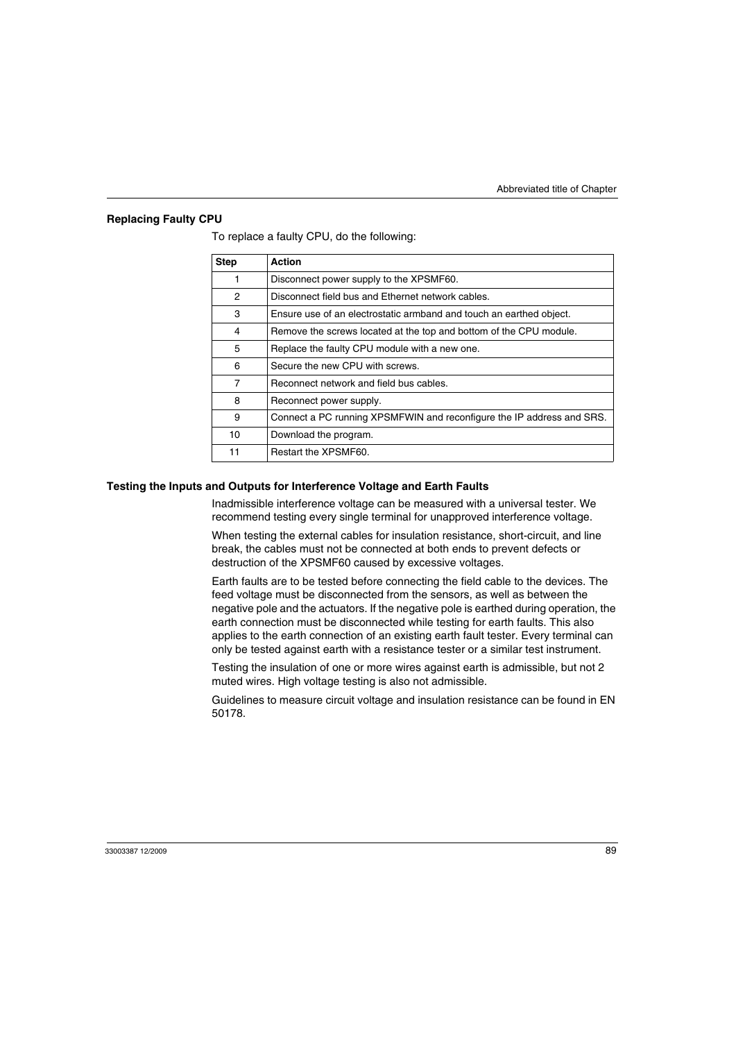### Replacing Faulty CPU

To replace a faulty CPU, do the following:

| Step | Action |
|---|---|
| 1 | Disconnect power supply to the XPSMF60. |
| 2 | Disconnect field bus and Ethernet network cables. |
| 3 | Ensure use of an electrostatic armband and touch an earthed object. |
| 4 | Remove the screws located at the top and bottom of the CPU module. |
| 5 | Replace the faulty CPU module with a new one. |
| 6 | Secure the new CPU with screws. |
| 7 | Reconnect network and field bus cables. |
| 8 | Reconnect power supply. |
| 9 | Connect a PC running XPSMFWIN and reconfigure the IP address and SRS. |
| 10 | Download the program. |
| 11 | Restart the XPSMF60. |

### Testing the Inputs and Outputs for Interference Voltage and Earth Faults

Inadmissible interference voltage can be measured with a universal tester. We recommend testing every single terminal for unapproved interference voltage.

When testing the external cables for insulation resistance, short-circuit, and line break, the cables must not be connected at both ends to prevent defects or destruction of the XPSMF60 caused by excessive voltages.

Earth faults are to be tested before connecting the field cable to the devices. The feed voltage must be disconnected from the sensors, as well as between the negative pole and the actuators. If the negative pole is earthed during operation, the earth connection must be disconnected while testing for earth faults. This also applies to the earth connection of an existing earth fault tester. Every terminal can only be tested against earth with a resistance tester or a similar test instrument.

Testing the insulation of one or more wires against earth is admissible, but not 2 muted wires. High voltage testing is also not admissible.

Guidelines to measure circuit voltage and insulation resistance can be found in EN 50178.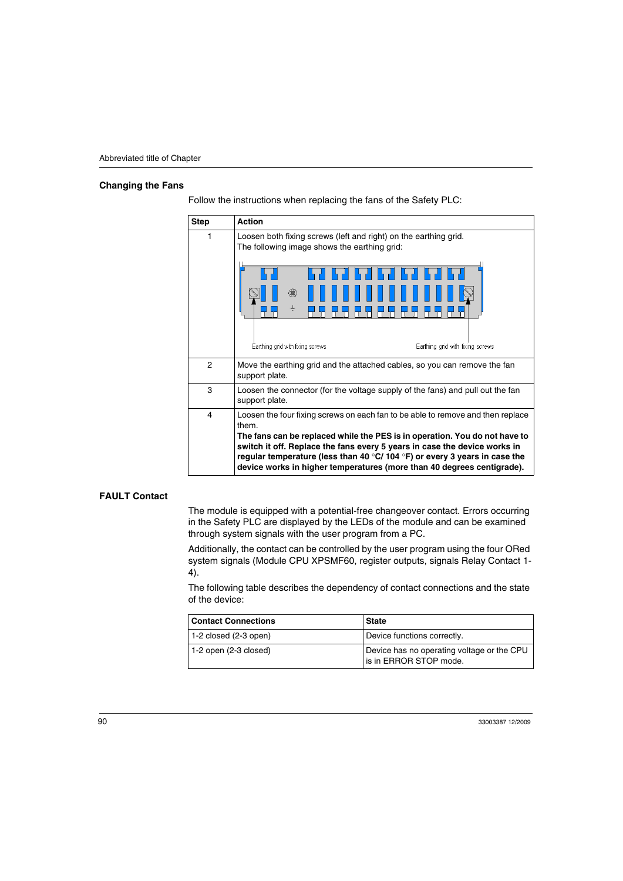## Changing the Fans

Follow the instructions when replacing the fans of the Safety PLC:

| Step | Action |
|---|---|
| 1 | Loosen both fixing screws (left and right) on the earthing grid. The following image shows the earthing grid: Earthing grid with fixing screws / Earthing grid with fixing screws |
| 2 | Move the earthing grid and the attached cables, so you can remove the fan support plate. |
| 3 | Loosen the connector (for the voltage supply of the fans) and pull out the fan support plate. |
| 4 | Loosen the four fixing screws on each fan to be able to remove and then replace them. **The fans can be replaced while the PES is in operation. You do not have to switch it off. Replace the fans every 5 years in case the device works in regular temperature (less than 40 °C/ 104 °F) or every 3 years in case the device works in higher temperatures (more than 40 degrees centigrade).** |

## FAULT Contact

The module is equipped with a potential-free changeover contact. Errors occurring in the Safety PLC are displayed by the LEDs of the module and can be examined through system signals with the user program from a PC.

Additionally, the contact can be controlled by the user program using the four ORed system signals (Module CPU XPSMF60, register outputs, signals Relay Contact 1-4).

The following table describes the dependency of contact connections and the state of the device:

| Contact Connections | State |
|---|---|
| 1-2 closed (2-3 open) | Device functions correctly. |
| 1-2 open (2-3 closed) | Device has no operating voltage or the CPU is in ERROR STOP mode. |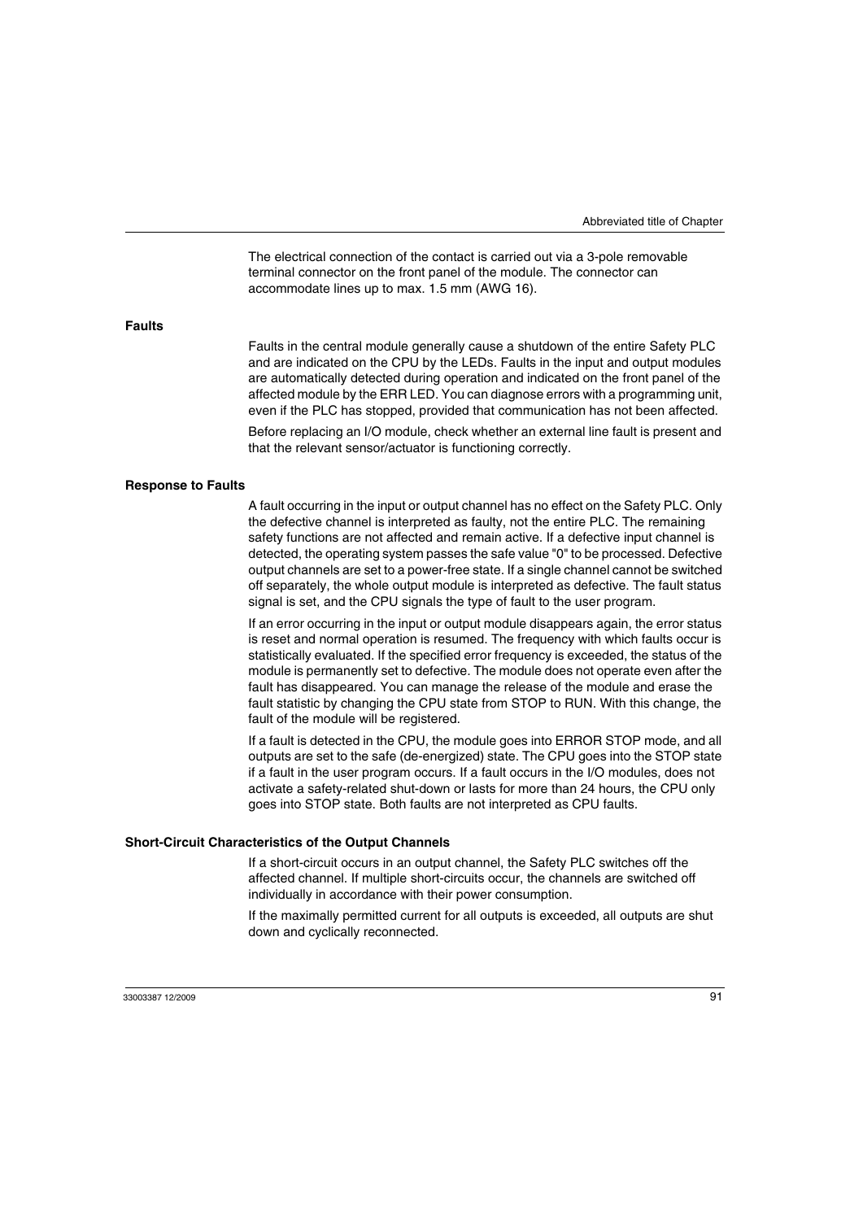The electrical connection of the contact is carried out via a 3-pole removable terminal connector on the front panel of the module. The connector can accommodate lines up to max. 1.5 mm (AWG 16).

### Faults

Faults in the central module generally cause a shutdown of the entire Safety PLC and are indicated on the CPU by the LEDs. Faults in the input and output modules are automatically detected during operation and indicated on the front panel of the affected module by the ERR LED. You can diagnose errors with a programming unit, even if the PLC has stopped, provided that communication has not been affected.

Before replacing an I/O module, check whether an external line fault is present and that the relevant sensor/actuator is functioning correctly.

### Response to Faults

A fault occurring in the input or output channel has no effect on the Safety PLC. Only the defective channel is interpreted as faulty, not the entire PLC. The remaining safety functions are not affected and remain active. If a defective input channel is detected, the operating system passes the safe value "0" to be processed. Defective output channels are set to a power-free state. If a single channel cannot be switched off separately, the whole output module is interpreted as defective. The fault status signal is set, and the CPU signals the type of fault to the user program.

If an error occurring in the input or output module disappears again, the error status is reset and normal operation is resumed. The frequency with which faults occur is statistically evaluated. If the specified error frequency is exceeded, the status of the module is permanently set to defective. The module does not operate even after the fault has disappeared. You can manage the release of the module and erase the fault statistic by changing the CPU state from STOP to RUN. With this change, the fault of the module will be registered.

If a fault is detected in the CPU, the module goes into ERROR STOP mode, and all outputs are set to the safe (de-energized) state. The CPU goes into the STOP state if a fault in the user program occurs. If a fault occurs in the I/O modules, does not activate a safety-related shut-down or lasts for more than 24 hours, the CPU only goes into STOP state. Both faults are not interpreted as CPU faults.

### Short-Circuit Characteristics of the Output Channels

If a short-circuit occurs in an output channel, the Safety PLC switches off the affected channel. If multiple short-circuits occur, the channels are switched off individually in accordance with their power consumption.

If the maximally permitted current for all outputs is exceeded, all outputs are shut down and cyclically reconnected.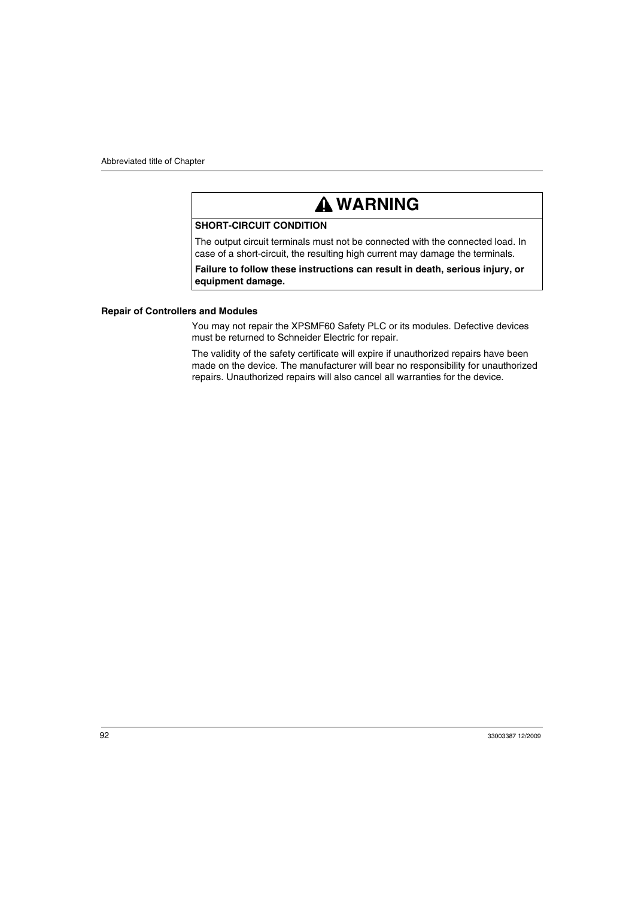**⚠ WARNING**

**SHORT-CIRCUIT CONDITION**

The output circuit terminals must not be connected with the connected load. In case of a short-circuit, the resulting high current may damage the terminals.

**Failure to follow these instructions can result in death, serious injury, or equipment damage.**

### Repair of Controllers and Modules

You may not repair the XPSMF60 Safety PLC or its modules. Defective devices must be returned to Schneider Electric for repair.

The validity of the safety certificate will expire if unauthorized repairs have been made on the device. The manufacturer will bear no responsibility for unauthorized repairs. Unauthorized repairs will also cancel all warranties for the device.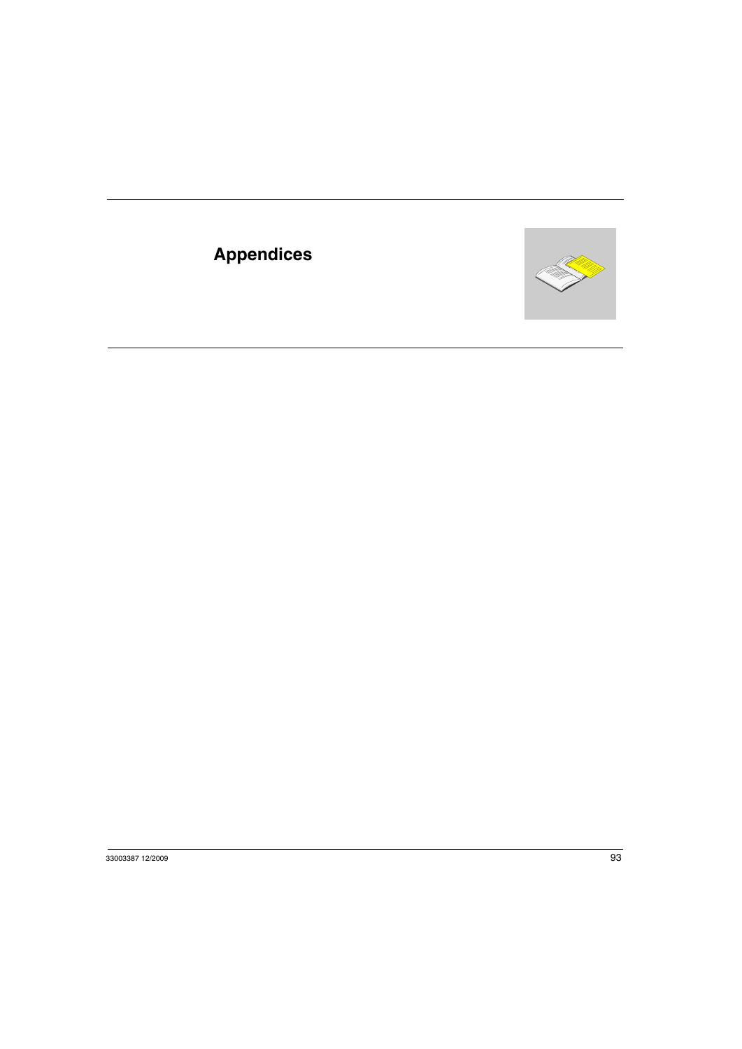# Appendices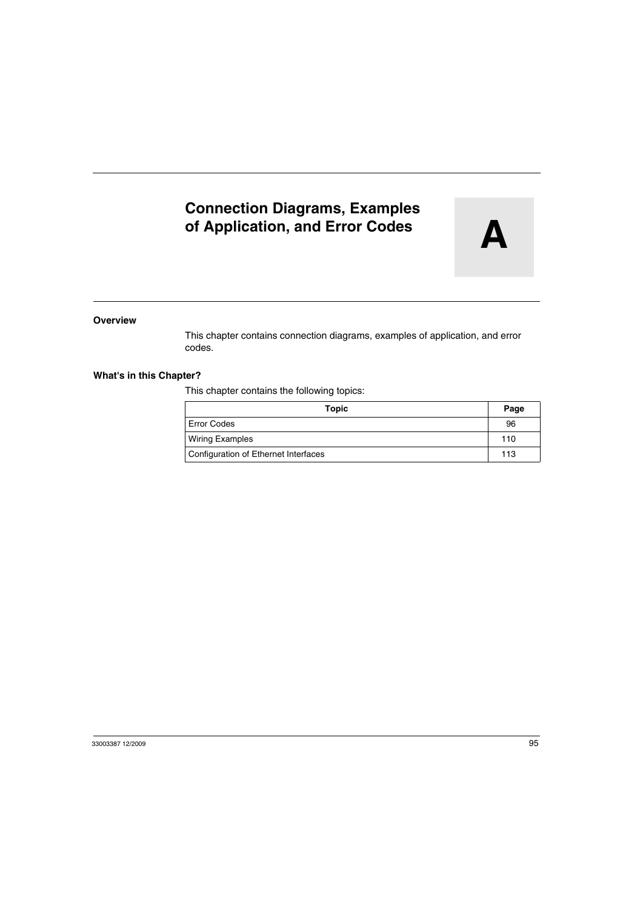# Connection Diagrams, Examples of Application, and Error Codes

**A**

### Overview

This chapter contains connection diagrams, examples of application, and error codes.

### What's in this Chapter?

This chapter contains the following topics:

| Topic | Page |
|---|---|
| Error Codes | 96 |
| Wiring Examples | 110 |
| Configuration of Ethernet Interfaces | 113 |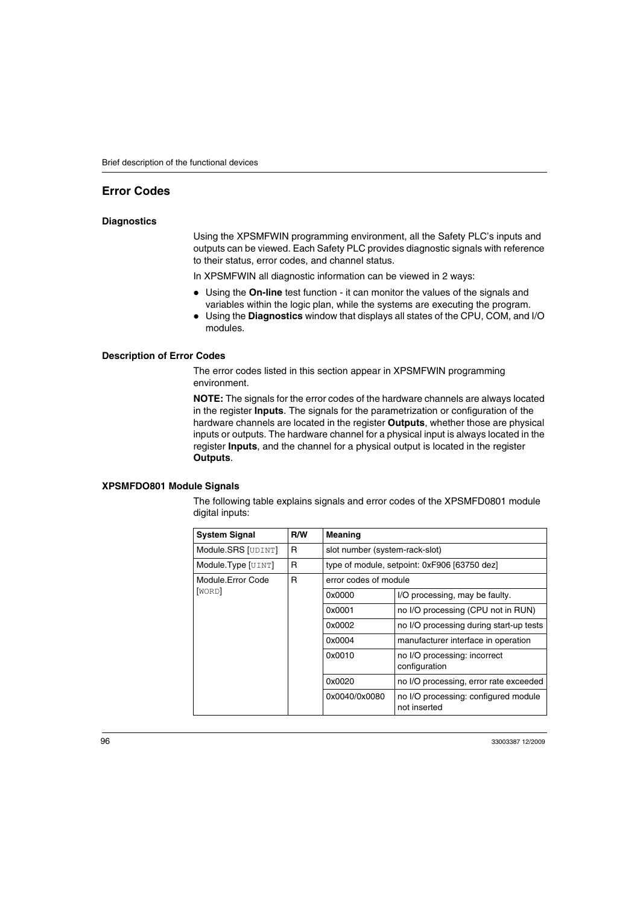## Error Codes

### Diagnostics

Using the XPSMFWIN programming environment, all the Safety PLC's inputs and outputs can be viewed. Each Safety PLC provides diagnostic signals with reference to their status, error codes, and channel status.

In XPSMFWIN all diagnostic information can be viewed in 2 ways:

- Using the **On-line** test function - it can monitor the values of the signals and variables within the logic plan, while the systems are executing the program.
- Using the **Diagnostics** window that displays all states of the CPU, COM, and I/O modules.

### Description of Error Codes

The error codes listed in this section appear in XPSMFWIN programming environment.

**NOTE:** The signals for the error codes of the hardware channels are always located in the register **Inputs**. The signals for the parametrization or configuration of the hardware channels are located in the register **Outputs**, whether those are physical inputs or outputs. The hardware channel for a physical input is always located in the register **Inputs**, and the channel for a physical output is located in the register **Outputs**.

### XPSMFDO801 Module Signals

The following table explains signals and error codes of the XPSMFD0801 module digital inputs:

| System Signal | R/W | Meaning | |
|---|---|---|---|
| Module.SRS [UDINT] | R | slot number (system-rack-slot) | |
| Module.Type [UINT] | R | type of module, setpoint: 0xF906 [63750 dez] | |
| Module.Error Code [WORD] | R | error codes of module | |
| | | 0x0000 | I/O processing, may be faulty. |
| | | 0x0001 | no I/O processing (CPU not in RUN) |
| | | 0x0002 | no I/O processing during start-up tests |
| | | 0x0004 | manufacturer interface in operation |
| | | 0x0010 | no I/O processing: incorrect configuration |
| | | 0x0020 | no I/O processing, error rate exceeded |
| | | 0x0040/0x0080 | no I/O processing: configured module not inserted |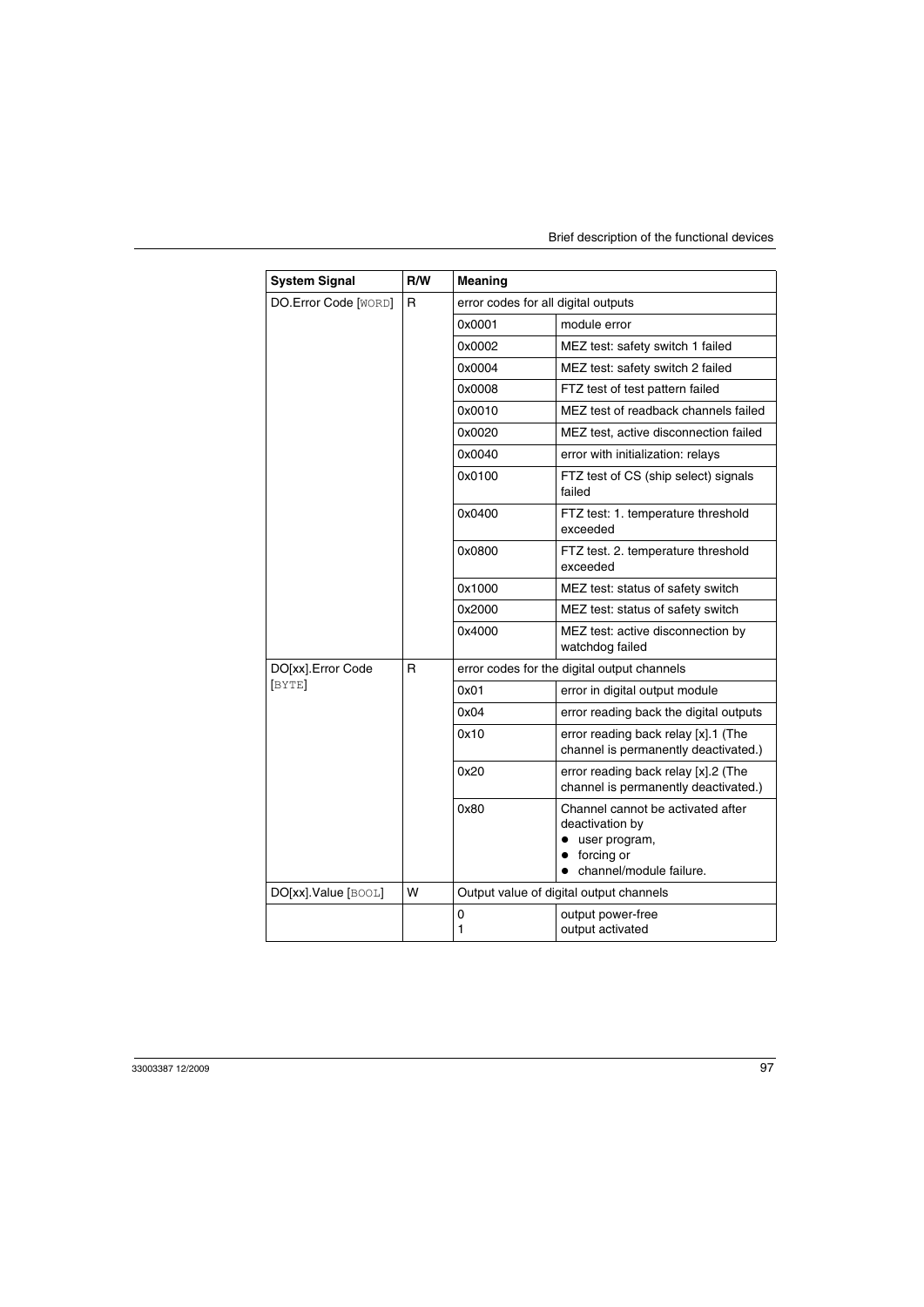| System Signal | R/W | Meaning | |
|---|---|---|---|
| DO.Error Code [WORD] | R | error codes for all digital outputs | |
| | | 0x0001 | module error |
| | | 0x0002 | MEZ test: safety switch 1 failed |
| | | 0x0004 | MEZ test: safety switch 2 failed |
| | | 0x0008 | FTZ test of test pattern failed |
| | | 0x0010 | MEZ test of readback channels failed |
| | | 0x0020 | MEZ test, active disconnection failed |
| | | 0x0040 | error with initialization: relays |
| | | 0x0100 | FTZ test of CS (ship select) signals failed |
| | | 0x0400 | FTZ test: 1. temperature threshold exceeded |
| | | 0x0800 | FTZ test. 2. temperature threshold exceeded |
| | | 0x1000 | MEZ test: status of safety switch |
| | | 0x2000 | MEZ test: status of safety switch |
| | | 0x4000 | MEZ test: active disconnection by watchdog failed |
| DO[xx].Error Code [BYTE] | R | error codes for the digital output channels | |
| | | 0x01 | error in digital output module |
| | | 0x04 | error reading back the digital outputs |
| | | 0x10 | error reading back relay [x].1 (The channel is permanently deactivated.) |
| | | 0x20 | error reading back relay [x].2 (The channel is permanently deactivated.) |
| | | 0x80 | Channel cannot be activated after deactivation by<br>• user program,<br>• forcing or<br>• channel/module failure. |
| DO[xx].Value [BOOL] | W | Output value of digital output channels | |
| | | 0<br>1 | output power-free<br>output activated |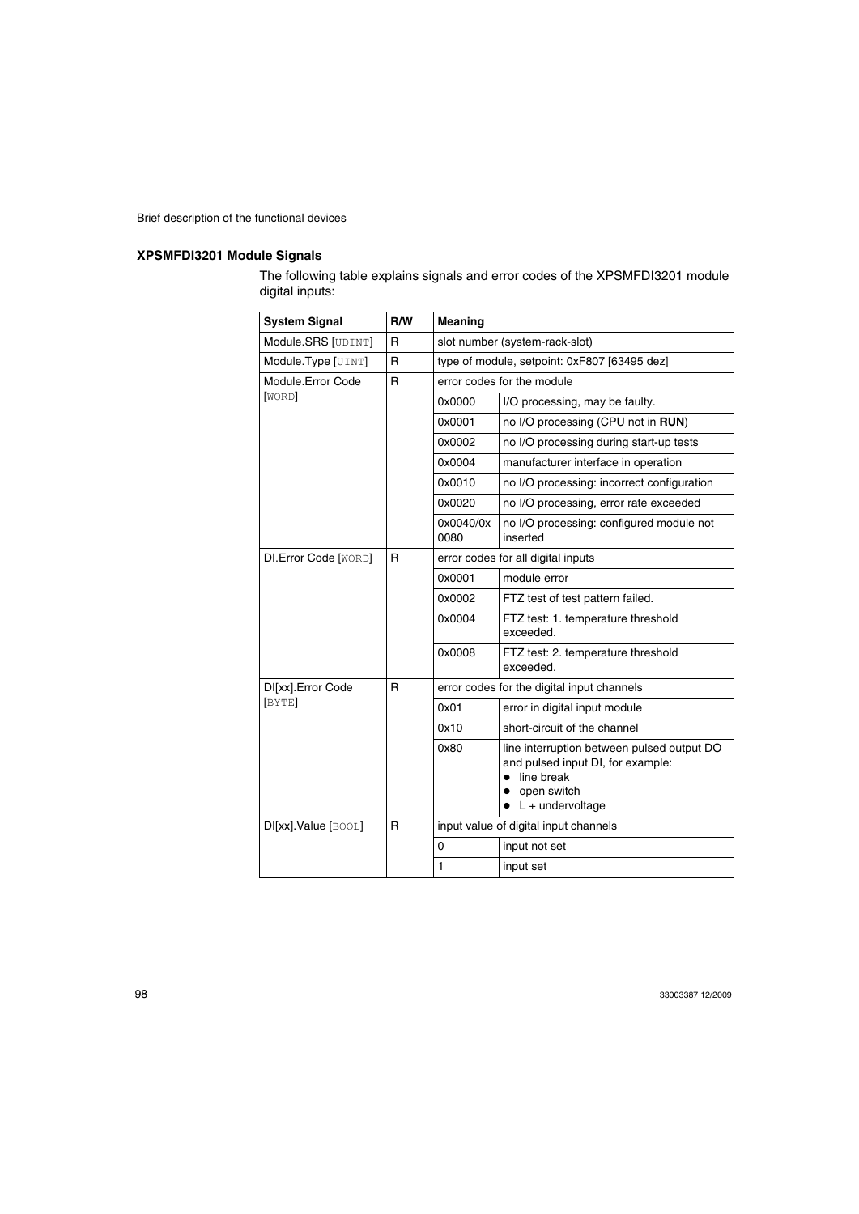## XPSMFDI3201 Module Signals

The following table explains signals and error codes of the XPSMFDI3201 module digital inputs:

| System Signal | R/W | Meaning | |
|---|---|---|---|
| Module.SRS [UDINT] | R | slot number (system-rack-slot) | |
| Module.Type [UINT] | R | type of module, setpoint: 0xF807 [63495 dez] | |
| Module.Error Code [WORD] | R | error codes for the module | |
| | | 0x0000 | I/O processing, may be faulty. |
| | | 0x0001 | no I/O processing (CPU not in **RUN**) |
| | | 0x0002 | no I/O processing during start-up tests |
| | | 0x0004 | manufacturer interface in operation |
| | | 0x0010 | no I/O processing: incorrect configuration |
| | | 0x0020 | no I/O processing, error rate exceeded |
| | | 0x0040/0x0080 | no I/O processing: configured module not inserted |
| DI.Error Code [WORD] | R | error codes for all digital inputs | |
| | | 0x0001 | module error |
| | | 0x0002 | FTZ test of test pattern failed. |
| | | 0x0004 | FTZ test: 1. temperature threshold exceeded. |
| | | 0x0008 | FTZ test: 2. temperature threshold exceeded. |
| DI[xx].Error Code [BYTE] | R | error codes for the digital input channels | |
| | | 0x01 | error in digital input module |
| | | 0x10 | short-circuit of the channel |
| | | 0x80 | line interruption between pulsed output DO and pulsed input DI, for example:<br>• line break<br>• open switch<br>• L + undervoltage |
| DI[xx].Value [BOOL] | R | input value of digital input channels | |
| | | 0 | input not set |
| | | 1 | input set |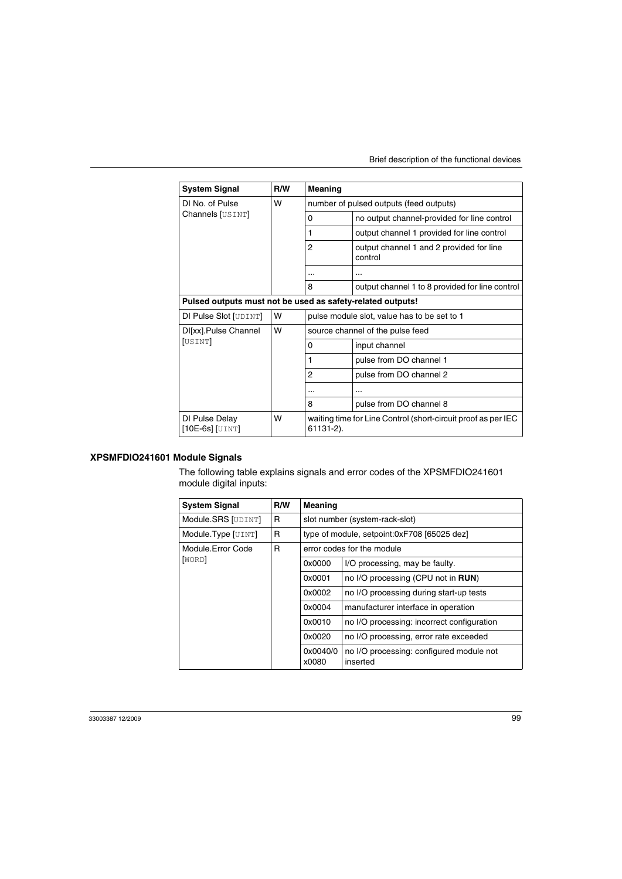| System Signal | R/W | Meaning | |
|---|---|---|---|
| DI No. of Pulse Channels [USINT] | W | number of pulsed outputs (feed outputs) | |
| | | 0 | no output channel-provided for line control |
| | | 1 | output channel 1 provided for line control |
| | | 2 | output channel 1 and 2 provided for line control |
| | | ... | ... |
| | | 8 | output channel 1 to 8 provided for line control |
| **Pulsed outputs must not be used as safety-related outputs!** | | | |
| DI Pulse Slot [UDINT] | W | pulse module slot, value has to be set to 1 | |
| DI[xx].Pulse Channel [USINT] | W | source channel of the pulse feed | |
| | | 0 | input channel |
| | | 1 | pulse from DO channel 1 |
| | | 2 | pulse from DO channel 2 |
| | | ... | ... |
| | | 8 | pulse from DO channel 8 |
| DI Pulse Delay [10E-6s] [UINT] | W | waiting time for Line Control (short-circuit proof as per IEC 61131-2). | |

### XPSMFDIO241601 Module Signals

The following table explains signals and error codes of the XPSMFDIO241601 module digital inputs:

| System Signal | R/W | Meaning | |
|---|---|---|---|
| Module.SRS [UDINT] | R | slot number (system-rack-slot) | |
| Module.Type [UINT] | R | type of module, setpoint:0xF708 [65025 dez] | |
| Module.Error Code [WORD] | R | error codes for the module | |
| | | 0x0000 | I/O processing, may be faulty. |
| | | 0x0001 | no I/O processing (CPU not in **RUN**) |
| | | 0x0002 | no I/O processing during start-up tests |
| | | 0x0004 | manufacturer interface in operation |
| | | 0x0010 | no I/O processing: incorrect configuration |
| | | 0x0020 | no I/O processing, error rate exceeded |
| | | 0x0040/0x0080 | no I/O processing: configured module not inserted |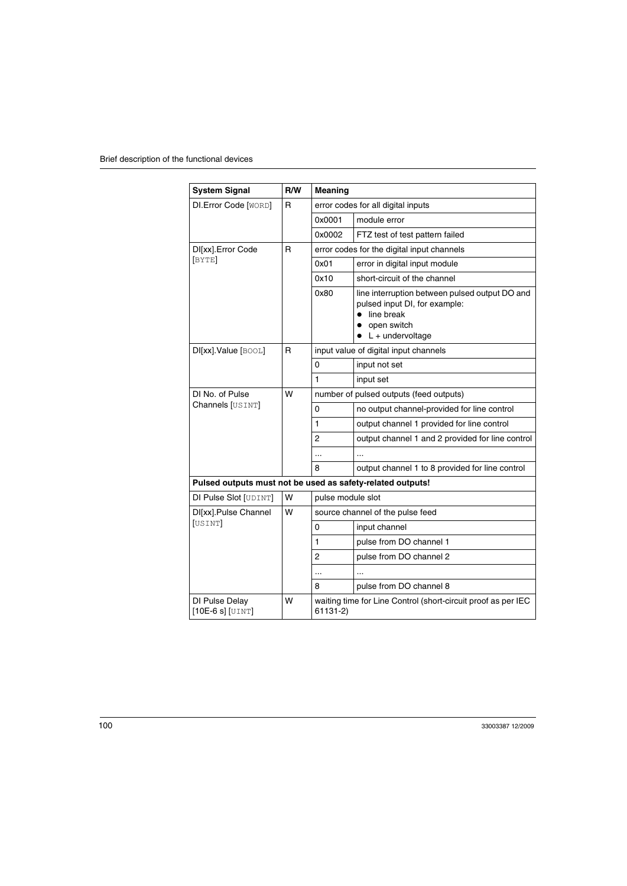| System Signal | R/W | Meaning | |
|---|---|---|---|
| DI.Error Code [WORD] | R | error codes for all digital inputs | |
| | | 0x0001 | module error |
| | | 0x0002 | FTZ test of test pattern failed |
| DI[xx].Error Code [BYTE] | R | error codes for the digital input channels | |
| | | 0x01 | error in digital input module |
| | | 0x10 | short-circuit of the channel |
| | | 0x80 | line interruption between pulsed output DO and pulsed input DI, for example:<br>• line break<br>• open switch<br>• L + undervoltage |
| DI[xx].Value [BOOL] | R | input value of digital input channels | |
| | | 0 | input not set |
| | | 1 | input set |
| DI No. of Pulse Channels [USINT] | W | number of pulsed outputs (feed outputs) | |
| | | 0 | no output channel-provided for line control |
| | | 1 | output channel 1 provided for line control |
| | | 2 | output channel 1 and 2 provided for line control |
| | | ... | ... |
| | | 8 | output channel 1 to 8 provided for line control |
| **Pulsed outputs must not be used as safety-related outputs!** | | | |
| DI Pulse Slot [UDINT] | W | pulse module slot | |
| DI[xx].Pulse Channel [USINT] | W | source channel of the pulse feed | |
| | | 0 | input channel |
| | | 1 | pulse from DO channel 1 |
| | | 2 | pulse from DO channel 2 |
| | | ... | ... |
| | | 8 | pulse from DO channel 8 |
| DI Pulse Delay [10E-6 s] [UINT] | W | waiting time for Line Control (short-circuit proof as per IEC 61131-2) | |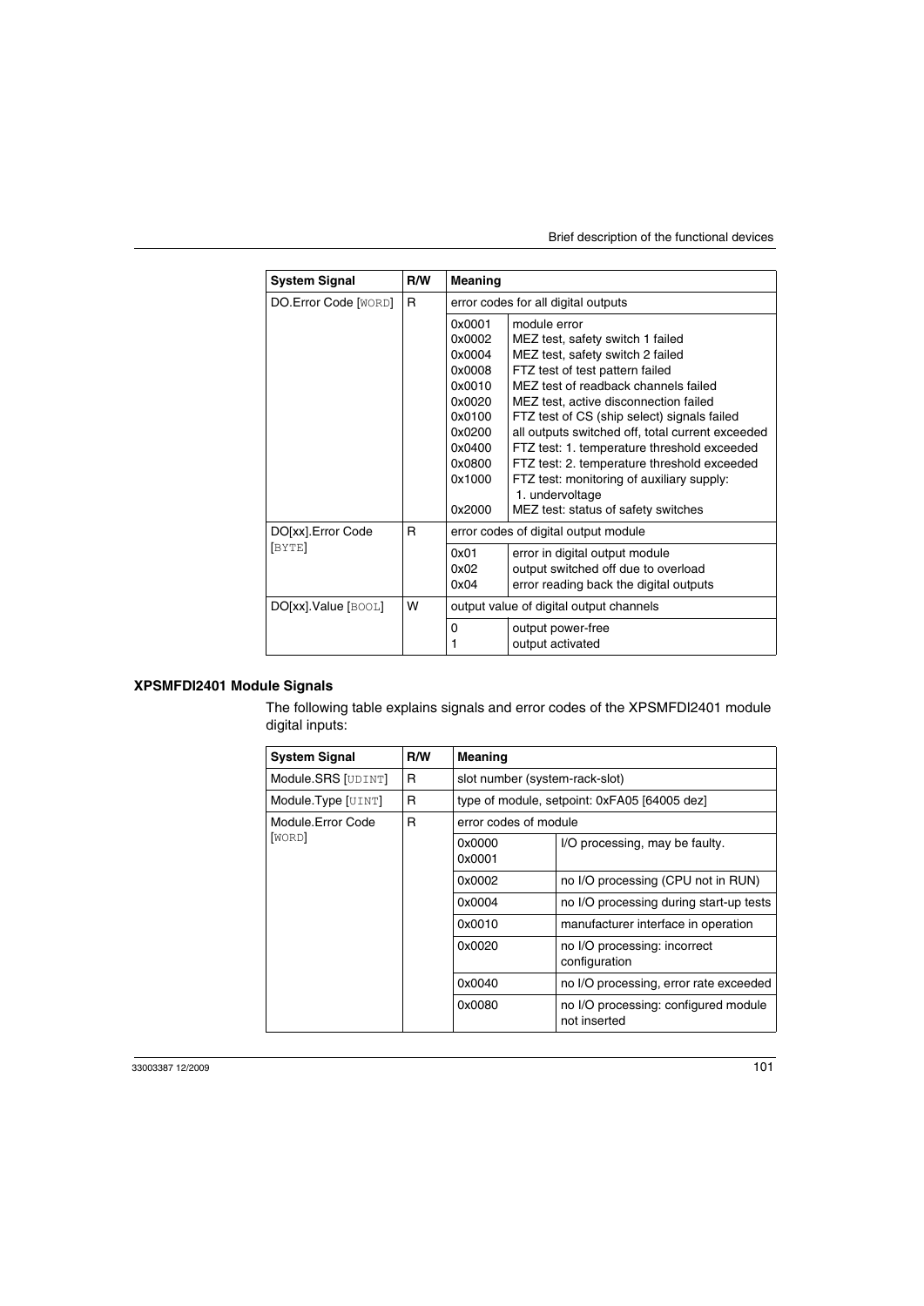| System Signal | R/W | Meaning | |
|---|---|---|---|
| DO.Error Code [WORD] | R | error codes for all digital outputs | |
| | | 0x0001<br>0x0002<br>0x0004<br>0x0008<br>0x0010<br>0x0020<br>0x0100<br>0x0200<br>0x0400<br>0x0800<br>0x1000<br><br>0x2000 | module error<br>MEZ test, safety switch 1 failed<br>MEZ test, safety switch 2 failed<br>FTZ test of test pattern failed<br>MEZ test of readback channels failed<br>MEZ test, active disconnection failed<br>FTZ test of CS (ship select) signals failed<br>all outputs switched off, total current exceeded<br>FTZ test: 1. temperature threshold exceeded<br>FTZ test: 2. temperature threshold exceeded<br>FTZ test: monitoring of auxiliary supply:<br>1. undervoltage<br>MEZ test: status of safety switches |
| DO[xx].Error Code [BYTE] | R | error codes of digital output module | |
| | | 0x01<br>0x02<br>0x04 | error in digital output module<br>output switched off due to overload<br>error reading back the digital outputs |
| DO[xx].Value [BOOL] | W | output value of digital output channels | |
| | | 0<br>1 | output power-free<br>output activated |

### XPSMFDI2401 Module Signals

The following table explains signals and error codes of the XPSMFDI2401 module digital inputs:

| System Signal | R/W | Meaning | |
|---|---|---|---|
| Module.SRS [UDINT] | R | slot number (system-rack-slot) | |
| Module.Type [UINT] | R | type of module, setpoint: 0xFA05 [64005 dez] | |
| Module.Error Code [WORD] | R | error codes of module | |
| | | 0x0000<br>0x0001 | I/O processing, may be faulty. |
| | | 0x0002 | no I/O processing (CPU not in RUN) |
| | | 0x0004 | no I/O processing during start-up tests |
| | | 0x0010 | manufacturer interface in operation |
| | | 0x0020 | no I/O processing: incorrect configuration |
| | | 0x0040 | no I/O processing, error rate exceeded |
| | | 0x0080 | no I/O processing: configured module not inserted |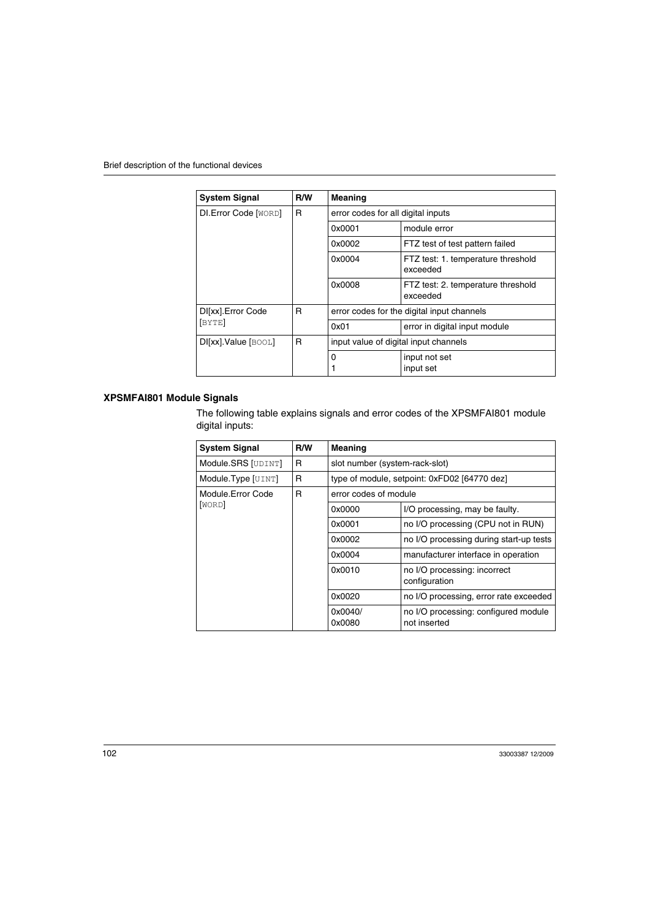| System Signal | R/W | Meaning | |
|---|---|---|---|
| DI.Error Code [WORD] | R | error codes for all digital inputs | |
| | | 0x0001 | module error |
| | | 0x0002 | FTZ test of test pattern failed |
| | | 0x0004 | FTZ test: 1. temperature threshold exceeded |
| | | 0x0008 | FTZ test: 2. temperature threshold exceeded |
| DI[xx].Error Code [BYTE] | R | error codes for the digital input channels | |
| | | 0x01 | error in digital input module |
| DI[xx].Value [BOOL] | R | input value of digital input channels | |
| | | 0<br>1 | input not set<br>input set |

### XPSMFAI801 Module Signals

The following table explains signals and error codes of the XPSMFAI801 module digital inputs:

| System Signal | R/W | Meaning | |
|---|---|---|---|
| Module.SRS [UDINT] | R | slot number (system-rack-slot) | |
| Module.Type [UINT] | R | type of module, setpoint: 0xFD02 [64770 dez] | |
| Module.Error Code [WORD] | R | error codes of module | |
| | | 0x0000 | I/O processing, may be faulty. |
| | | 0x0001 | no I/O processing (CPU not in RUN) |
| | | 0x0002 | no I/O processing during start-up tests |
| | | 0x0004 | manufacturer interface in operation |
| | | 0x0010 | no I/O processing: incorrect configuration |
| | | 0x0020 | no I/O processing, error rate exceeded |
| | | 0x0040/<br>0x0080 | no I/O processing: configured module not inserted |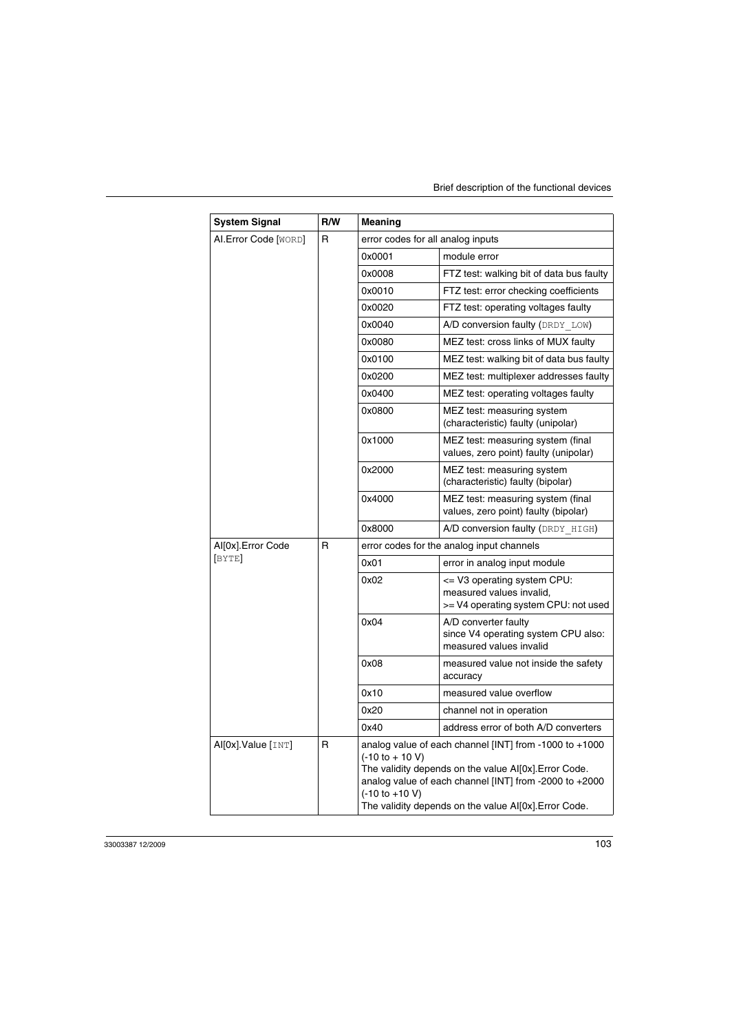| System Signal | R/W | Meaning | |
|---|---|---|---|
| AI.Error Code [WORD] | R | error codes for all analog inputs | |
| | | 0x0001 | module error |
| | | 0x0008 | FTZ test: walking bit of data bus faulty |
| | | 0x0010 | FTZ test: error checking coefficients |
| | | 0x0020 | FTZ test: operating voltages faulty |
| | | 0x0040 | A/D conversion faulty (DRDY_LOW) |
| | | 0x0080 | MEZ test: cross links of MUX faulty |
| | | 0x0100 | MEZ test: walking bit of data bus faulty |
| | | 0x0200 | MEZ test: multiplexer addresses faulty |
| | | 0x0400 | MEZ test: operating voltages faulty |
| | | 0x0800 | MEZ test: measuring system (characteristic) faulty (unipolar) |
| | | 0x1000 | MEZ test: measuring system (final values, zero point) faulty (unipolar) |
| | | 0x2000 | MEZ test: measuring system (characteristic) faulty (bipolar) |
| | | 0x4000 | MEZ test: measuring system (final values, zero point) faulty (bipolar) |
| | | 0x8000 | A/D conversion faulty (DRDY_HIGH) |
| AI[0x].Error Code [BYTE] | R | error codes for the analog input channels | |
| | | 0x01 | error in analog input module |
| | | 0x02 | <= V3 operating system CPU: measured values invalid,<br>>= V4 operating system CPU: not used |
| | | 0x04 | A/D converter faulty<br>since V4 operating system CPU also: measured values invalid |
| | | 0x08 | measured value not inside the safety accuracy |
| | | 0x10 | measured value overflow |
| | | 0x20 | channel not in operation |
| | | 0x40 | address error of both A/D converters |
| AI[0x].Value [INT] | R | analog value of each channel [INT] from -1000 to +1000 (-10 to + 10 V)<br>The validity depends on the value AI[0x].Error Code.<br>analog value of each channel [INT] from -2000 to +2000 (-10 to +10 V)<br>The validity depends on the value AI[0x].Error Code. | |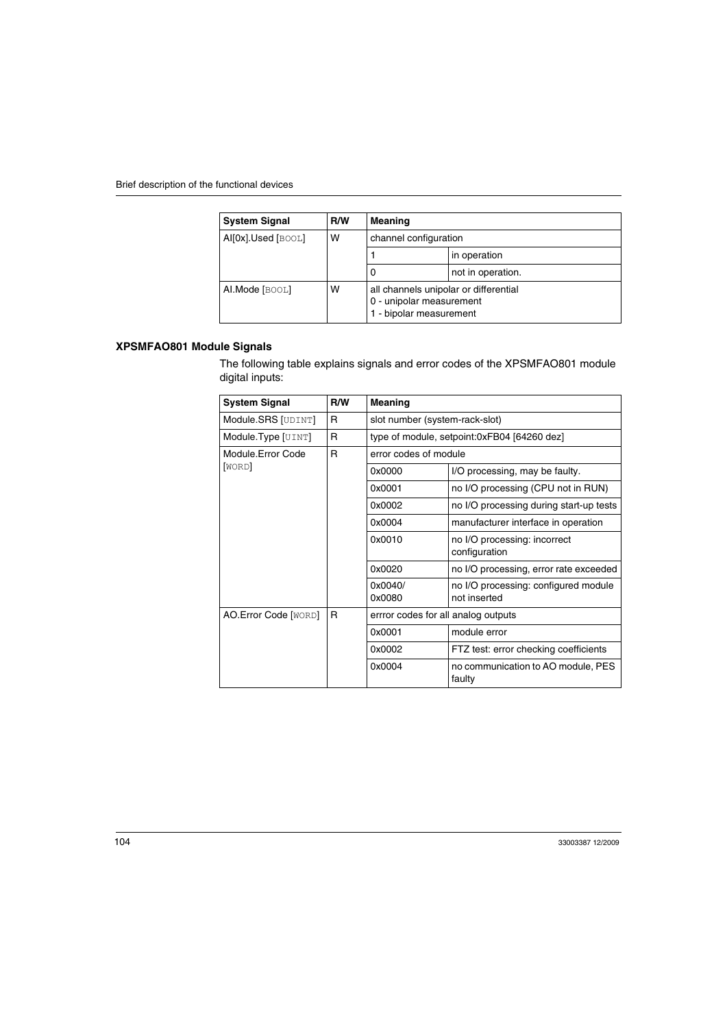| System Signal | R/W | Meaning | |
|---|---|---|---|
| AI[0x].Used [BOOL] | W | channel configuration | |
| | | 1 | in operation |
| | | 0 | not in operation. |
| AI.Mode [BOOL] | W | all channels unipolar or differential<br>0 - unipolar measurement<br>1 - bipolar measurement | |

### XPSMFAO801 Module Signals

The following table explains signals and error codes of the XPSMFAO801 module digital inputs:

| System Signal | R/W | Meaning | |
|---|---|---|---|
| Module.SRS [UDINT] | R | slot number (system-rack-slot) | |
| Module.Type [UINT] | R | type of module, setpoint:0xFB04 [64260 dez] | |
| Module.Error Code [WORD] | R | error codes of module | |
| | | 0x0000 | I/O processing, may be faulty. |
| | | 0x0001 | no I/O processing (CPU not in RUN) |
| | | 0x0002 | no I/O processing during start-up tests |
| | | 0x0004 | manufacturer interface in operation |
| | | 0x0010 | no I/O processing: incorrect configuration |
| | | 0x0020 | no I/O processing, error rate exceeded |
| | | 0x0040/<br>0x0080 | no I/O processing: configured module not inserted |
| AO.Error Code [WORD] | R | errror codes for all analog outputs | |
| | | 0x0001 | module error |
| | | 0x0002 | FTZ test: error checking coefficients |
| | | 0x0004 | no communication to AO module, PES faulty |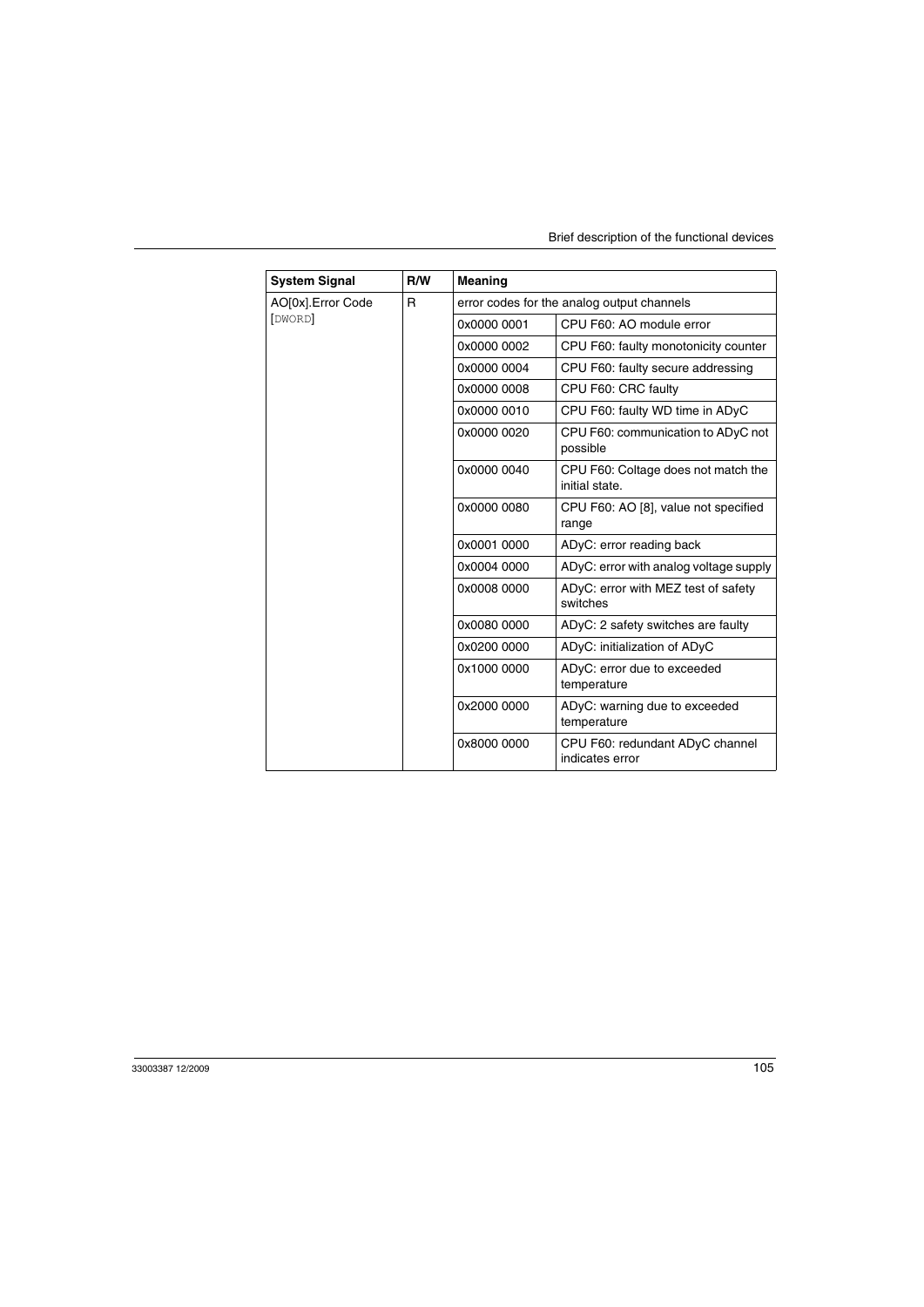| System Signal | R/W | Meaning | |
|---|---|---|---|
| AO[0x].Error Code [DWORD] | R | error codes for the analog output channels | |
| | | 0x0000 0001 | CPU F60: AO module error |
| | | 0x0000 0002 | CPU F60: faulty monotonicity counter |
| | | 0x0000 0004 | CPU F60: faulty secure addressing |
| | | 0x0000 0008 | CPU F60: CRC faulty |
| | | 0x0000 0010 | CPU F60: faulty WD time in ADyC |
| | | 0x0000 0020 | CPU F60: communication to ADyC not possible |
| | | 0x0000 0040 | CPU F60: Coltage does not match the initial state. |
| | | 0x0000 0080 | CPU F60: AO [8], value not specified range |
| | | 0x0001 0000 | ADyC: error reading back |
| | | 0x0004 0000 | ADyC: error with analog voltage supply |
| | | 0x0008 0000 | ADyC: error with MEZ test of safety switches |
| | | 0x0080 0000 | ADyC: 2 safety switches are faulty |
| | | 0x0200 0000 | ADyC: initialization of ADyC |
| | | 0x1000 0000 | ADyC: error due to exceeded temperature |
| | | 0x2000 0000 | ADyC: warning due to exceeded temperature |
| | | 0x8000 0000 | CPU F60: redundant ADyC channel indicates error |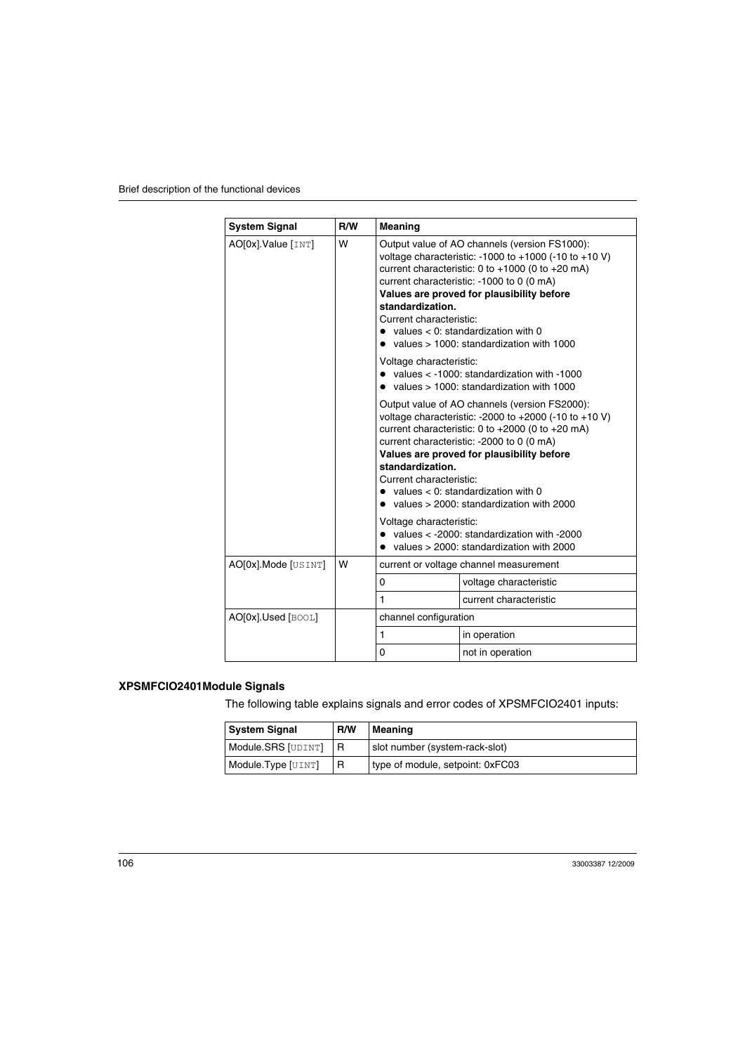| System Signal | R/W | Meaning | |
|---|---|---|---|
| AO[0x].Value [INT] | W | Output value of AO channels (version FS1000):<br>voltage characteristic: -1000 to +1000 (-10 to +10 V)<br>current characteristic: 0 to +1000 (0 to +20 mA)<br>current characteristic: -1000 to 0 (0 mA)<br>**Values are proved for plausibility before standardization.**<br>Current characteristic:<br>• values < 0: standardization with 0<br>• values > 1000: standardization with 1000<br><br>Voltage characteristic:<br>• values < -1000: standardization with -1000<br>• values > 1000: standardization with 1000<br><br>Output value of AO channels (version FS2000):<br>voltage characteristic: -2000 to +2000 (-10 to +10 V)<br>current characteristic: 0 to +2000 (0 to +20 mA)<br>current characteristic: -2000 to 0 (0 mA)<br>**Values are proved for plausibility before standardization.**<br>Current characteristic:<br>• values < 0: standardization with 0<br>• values > 2000: standardization with 2000<br><br>Voltage characteristic:<br>• values < -2000: standardization with -2000<br>• values > 2000: standardization with 2000 | |
| AO[0x].Mode [USINT] | W | current or voltage channel measurement | |
| | | 0 | voltage characteristic |
| | | 1 | current characteristic |
| AO[0x].Used [BOOL] | | channel configuration | |
| | | 1 | in operation |
| | | 0 | not in operation |

### XPSMFCIO2401Module Signals

The following table explains signals and error codes of XPSMFCIO2401 inputs:

| System Signal | R/W | Meaning |
|---|---|---|
| Module.SRS [UDINT] | R | slot number (system-rack-slot) |
| Module.Type [UINT] | R | type of module, setpoint: 0xFC03 |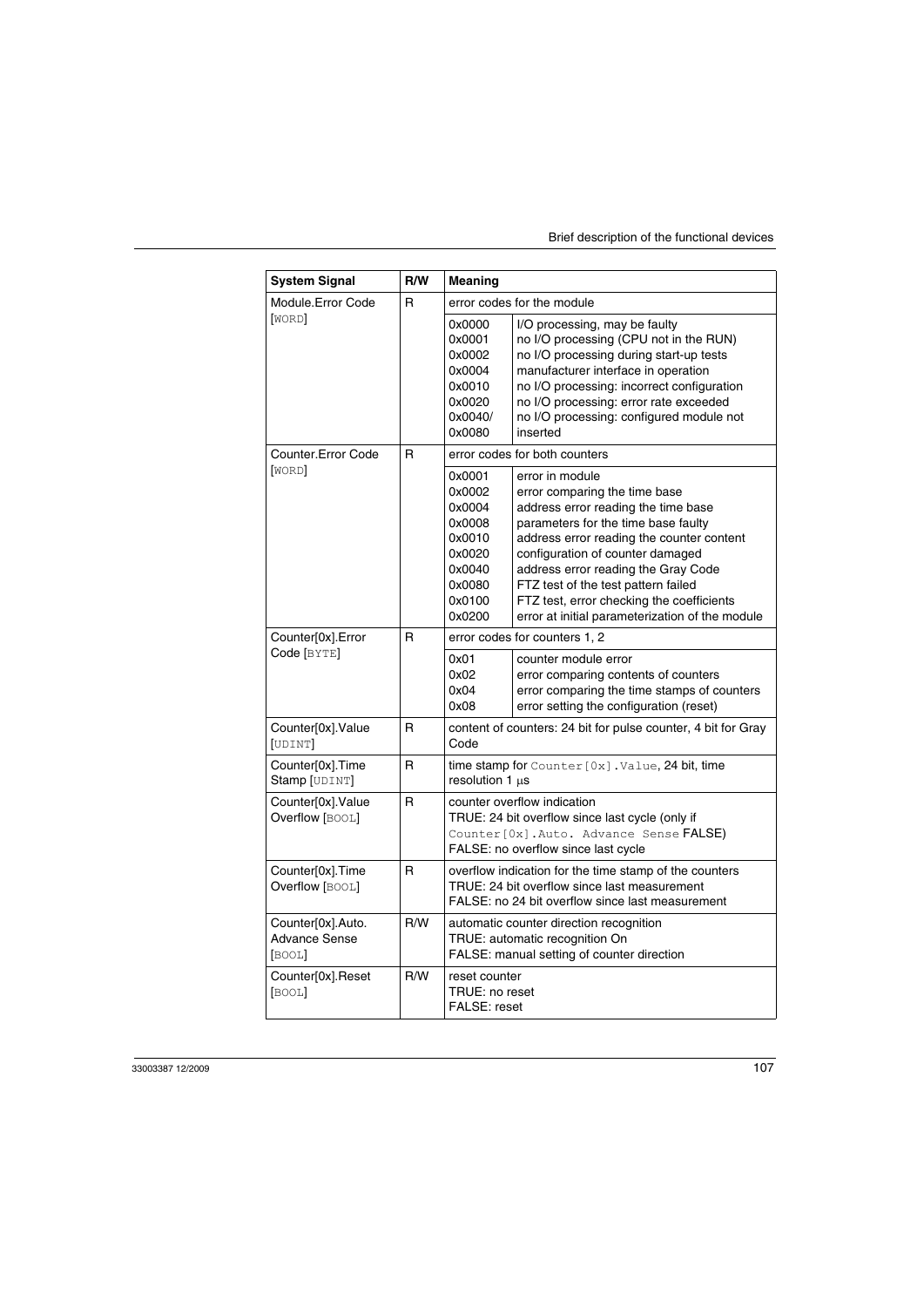| System Signal | R/W | Meaning | |
|---|---|---|---|
| Module.Error Code [WORD] | R | error codes for the module | |
| | | 0x0000 | I/O processing, may be faulty |
| | | 0x0001 | no I/O processing (CPU not in the RUN) |
| | | 0x0002 | no I/O processing during start-up tests |
| | | 0x0004 | manufacturer interface in operation |
| | | 0x0010 | no I/O processing: incorrect configuration |
| | | 0x0020 | no I/O processing: error rate exceeded |
| | | 0x0040/ 0x0080 | no I/O processing: configured module not inserted |
| Counter.Error Code [WORD] | R | error codes for both counters | |
| | | 0x0001 | error in module |
| | | 0x0002 | error comparing the time base |
| | | 0x0004 | address error reading the time base |
| | | 0x0008 | parameters for the time base faulty |
| | | 0x0010 | address error reading the counter content |
| | | 0x0020 | configuration of counter damaged |
| | | 0x0040 | address error reading the Gray Code |
| | | 0x0080 | FTZ test of the test pattern failed |
| | | 0x0100 | FTZ test, error checking the coefficients |
| | | 0x0200 | error at initial parameterization of the module |
| Counter[0x].Error Code [BYTE] | R | error codes for counters 1, 2 | |
| | | 0x01 | counter module error |
| | | 0x02 | error comparing contents of counters |
| | | 0x04 | error comparing the time stamps of counters |
| | | 0x08 | error setting the configuration (reset) |
| Counter[0x].Value [UDINT] | R | content of counters: 24 bit for pulse counter, 4 bit for Gray Code | |
| Counter[0x].Time Stamp [UDINT] | R | time stamp for `Counter[0x].Value`, 24 bit, time resolution 1 µs | |
| Counter[0x].Value Overflow [BOOL] | R | counter overflow indication<br>TRUE: 24 bit overflow since last cycle (only if `Counter[0x].Auto. Advance Sense` FALSE)<br>FALSE: no overflow since last cycle | |
| Counter[0x].Time Overflow [BOOL] | R | overflow indication for the time stamp of the counters<br>TRUE: 24 bit overflow since last measurement<br>FALSE: no 24 bit overflow since last measurement | |
| Counter[0x].Auto. Advance Sense [BOOL] | R/W | automatic counter direction recognition<br>TRUE: automatic recognition On<br>FALSE: manual setting of counter direction | |
| Counter[0x].Reset [BOOL] | R/W | reset counter<br>TRUE: no reset<br>FALSE: reset | |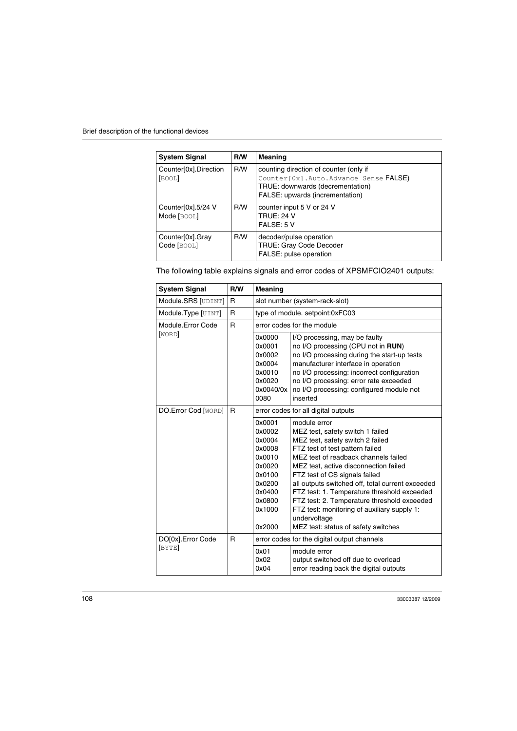| System Signal | R/W | Meaning |
|---|---|---|
| Counter[0x].Direction [BOOL] | R/W | counting direction of counter (only if Counter[0x].Auto.Advance Sense FALSE)<br>TRUE: downwards (decrementation)<br>FALSE: upwards (incrementation) |
| Counter[0x].5/24 V Mode [BOOL] | R/W | counter input 5 V or 24 V<br>TRUE: 24 V<br>FALSE: 5 V |
| Counter[0x].Gray Code [BOOL] | R/W | decoder/pulse operation<br>TRUE: Gray Code Decoder<br>FALSE: pulse operation |

The following table explains signals and error codes of XPSMFCIO2401 outputs:

| System Signal | R/W | Meaning | |
|---|---|---|---|
| Module.SRS [UDINT] | R | slot number (system-rack-slot) | |
| Module.Type [UINT] | R | type of module. setpoint:0xFC03 | |
| Module.Error Code [WORD] | R | error codes for the module | |
| | | 0x0000<br>0x0001<br>0x0002<br>0x0004<br>0x0010<br>0x0020<br>0x0040/0x0080 | I/O processing, may be faulty<br>no I/O processing (CPU not in **RUN**)<br>no I/O processing during the start-up tests<br>manufacturer interface in operation<br>no I/O processing: incorrect configuration<br>no I/O processing: error rate exceeded<br>no I/O processing: configured module not inserted |
| DO.Error Cod [WORD] | R | error codes for all digital outputs | |
| | | 0x0001<br>0x0002<br>0x0004<br>0x0008<br>0x0010<br>0x0020<br>0x0100<br>0x0200<br>0x0400<br>0x0800<br>0x1000<br>0x2000 | module error<br>MEZ test, safety switch 1 failed<br>MEZ test, safety switch 2 failed<br>FTZ test of test pattern failed<br>MEZ test of readback channels failed<br>MEZ test, active disconnection failed<br>FTZ test of CS signals failed<br>all outputs switched off, total current exceeded<br>FTZ test: 1. Temperature threshold exceeded<br>FTZ test: 2. Temperature threshold exceeded<br>FTZ test: monitoring of auxiliary supply 1: undervoltage<br>MEZ test: status of safety switches |
| DO[0x].Error Code [BYTE] | R | error codes for the digital output channels | |
| | | 0x01<br>0x02<br>0x04 | module error<br>output switched off due to overload<br>error reading back the digital outputs |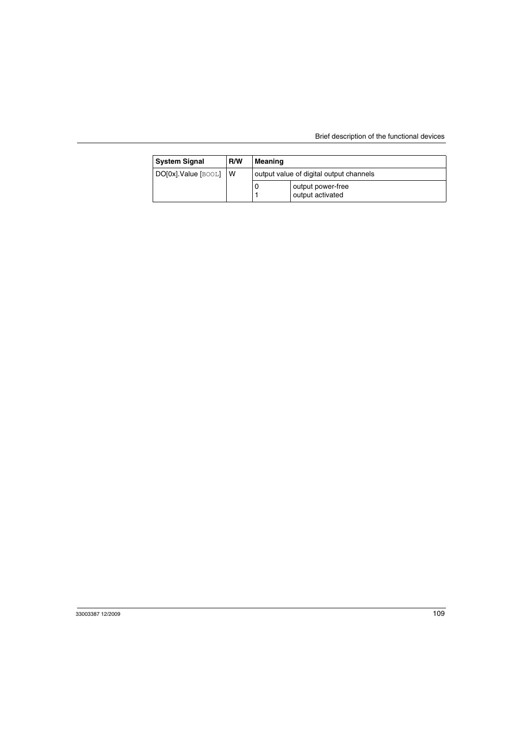| System Signal | R/W | Meaning | |
|---|---|---|---|
| DO[0x].Value [BOOL] | W | output value of digital output channels | |
| | | 0<br>1 | output power-free<br>output activated |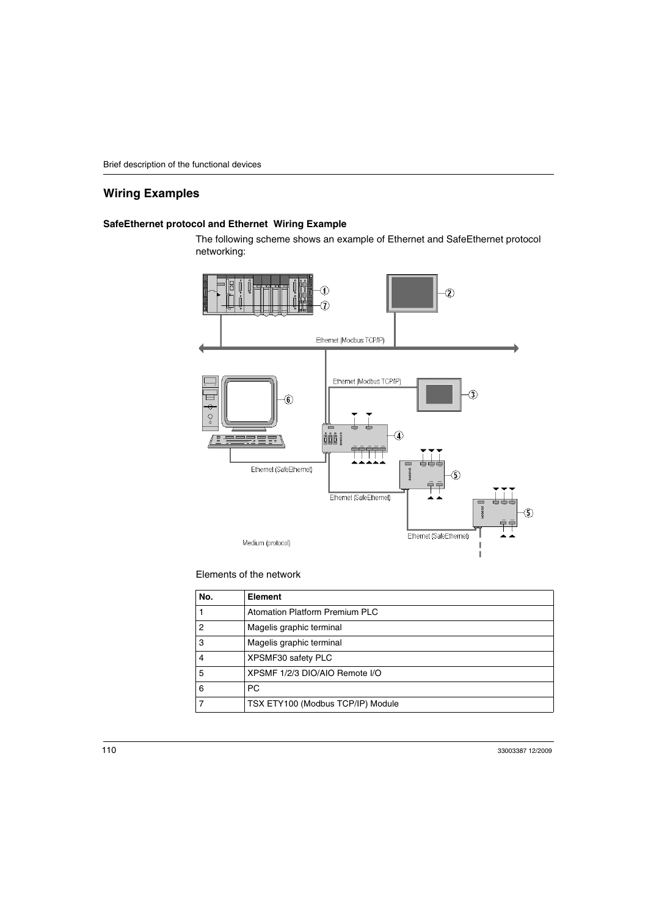## Wiring Examples

### SafeEthernet protocol and Ethernet Wiring Example

The following scheme shows an example of Ethernet and SafeEthernet protocol networking:

Elements of the network

| No. | Element |
|---|---|
| 1 | Atomation Platform Premium PLC |
| 2 | Magelis graphic terminal |
| 3 | Magelis graphic terminal |
| 4 | XPSMF30 safety PLC |
| 5 | XPSMF 1/2/3 DIO/AIO Remote I/O |
| 6 | PC |
| 7 | TSX ETY100 (Modbus TCP/IP) Module |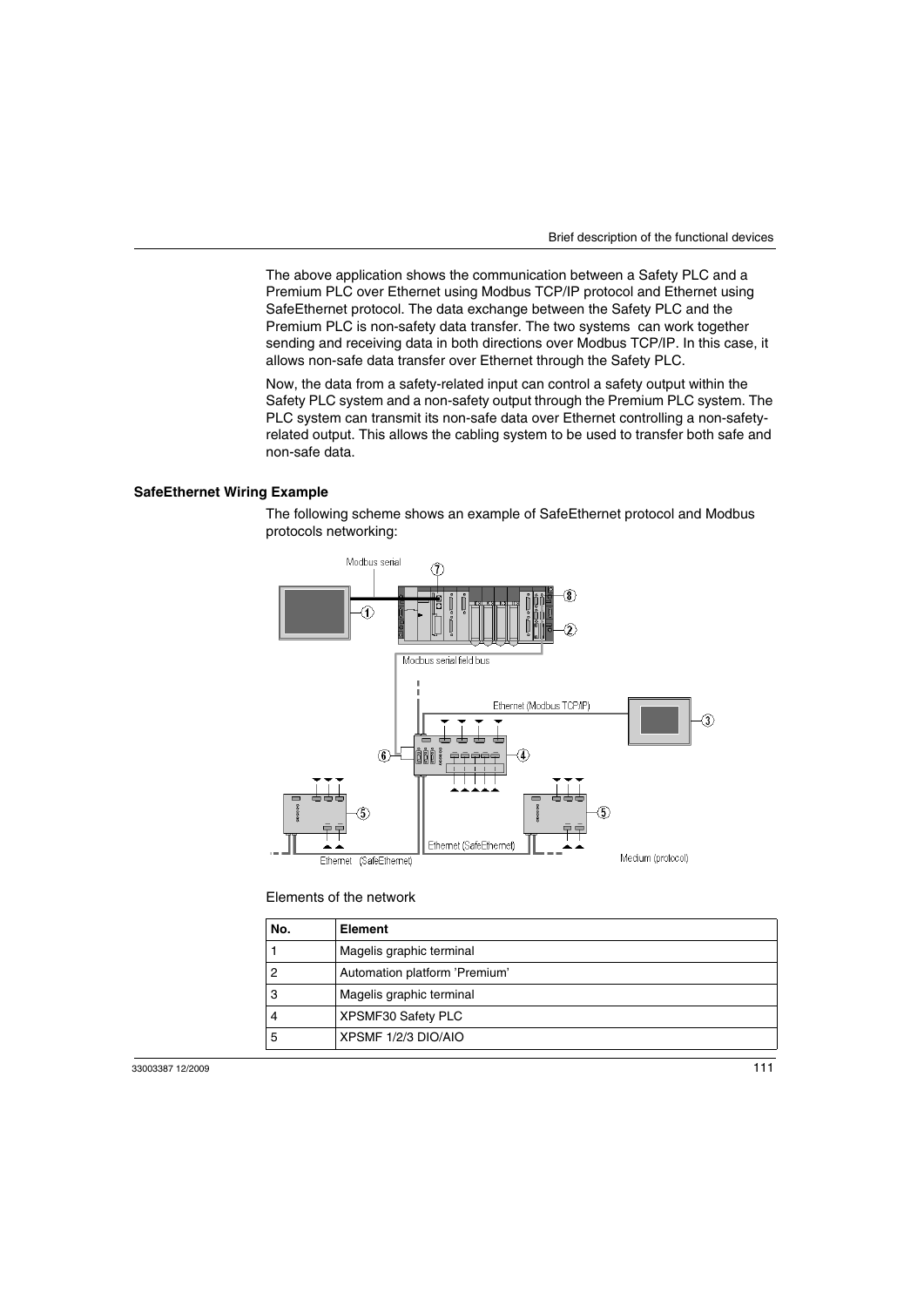The above application shows the communication between a Safety PLC and a Premium PLC over Ethernet using Modbus TCP/IP protocol and Ethernet using SafeEthernet protocol. The data exchange between the Safety PLC and the Premium PLC is non-safety data transfer. The two systems can work together sending and receiving data in both directions over Modbus TCP/IP. In this case, it allows non-safe data transfer over Ethernet through the Safety PLC.

Now, the data from a safety-related input can control a safety output within the Safety PLC system and a non-safety output through the Premium PLC system. The PLC system can transmit its non-safe data over Ethernet controlling a non-safety-related output. This allows the cabling system to be used to transfer both safe and non-safe data.

### SafeEthernet Wiring Example

The following scheme shows an example of SafeEthernet protocol and Modbus protocols networking:

Elements of the network

| No. | Element |
|---|---|
| 1 | Magelis graphic terminal |
| 2 | Automation platform 'Premium' |
| 3 | Magelis graphic terminal |
| 4 | XPSMF30 Safety PLC |
| 5 | XPSMF 1/2/3 DIO/AIO |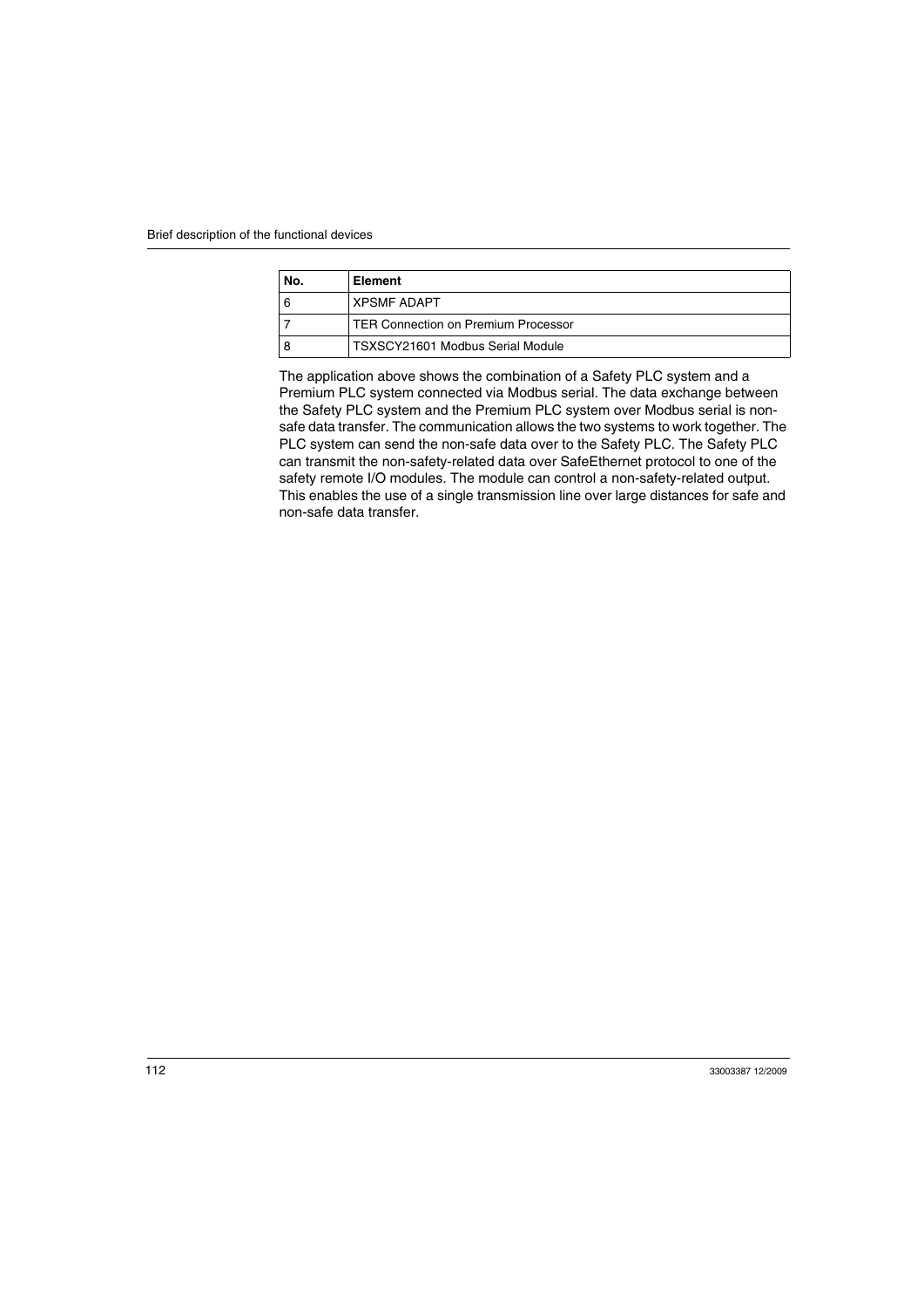| No. | Element |
| --- | --- |
| 6 | XPSMF ADAPT |
| 7 | TER Connection on Premium Processor |
| 8 | TSXSCY21601 Modbus Serial Module |

The application above shows the combination of a Safety PLC system and a Premium PLC system connected via Modbus serial. The data exchange between the Safety PLC system and the Premium PLC system over Modbus serial is non-safe data transfer. The communication allows the two systems to work together. The PLC system can send the non-safe data over to the Safety PLC. The Safety PLC can transmit the non-safety-related data over SafeEthernet protocol to one of the safety remote I/O modules. The module can control a non-safety-related output. This enables the use of a single transmission line over large distances for safe and non-safe data transfer.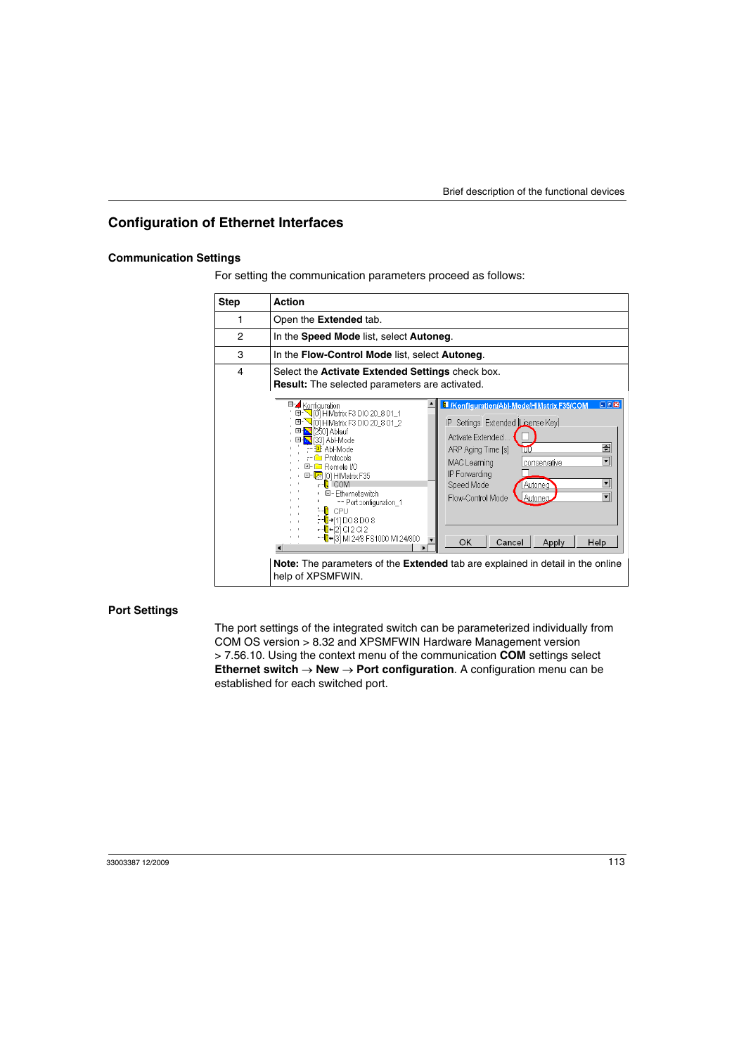## Configuration of Ethernet Interfaces

### Communication Settings

For setting the communication parameters proceed as follows:

| Step | Action |
|---|---|
| 1 | Open the **Extended** tab. |
| 2 | In the **Speed Mode** list, select **Autoneg**. |
| 3 | In the **Flow-Control Mode** list, select **Autoneg**. |
| 4 | Select the **Activate Extended Settings** check box.<br>**Result:** The selected parameters are activated. |
| | **Note:** The parameters of the **Extended** tab are explained in detail in the online help of XPSMFWIN. |

### Port Settings

The port settings of the integrated switch can be parameterized individually from COM OS version > 8.32 and XPSMFWIN Hardware Management version > 7.56.10. Using the context menu of the communication **COM** settings select **Ethernet switch** → **New** → **Port configuration**. A configuration menu can be established for each switched port.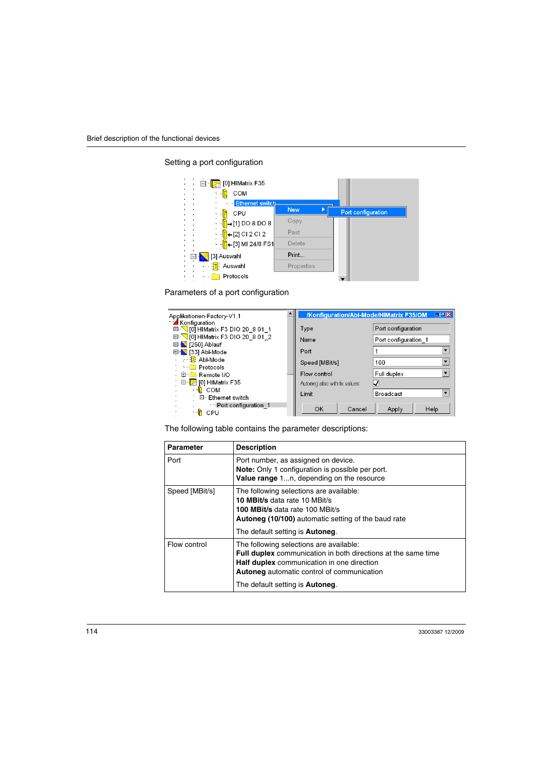Setting a port configuration

Parameters of a port configuration

The following table contains the parameter descriptions:

| Parameter | Description |
|---|---|
| Port | Port number, as assigned on device.<br>**Note:** Only 1 configuration is possible per port.<br>**Value range** 1...n, depending on the resource |
| Speed [MBit/s] | The following selections are available:<br>**10 MBit/s** data rate 10 MBit/s<br>**100 MBit/s** data rate 100 MBit/s<br>**Autoneg (10/100)** automatic setting of the baud rate<br><br>The default setting is **Autoneg**. |
| Flow control | The following selections are available:<br>**Full duplex** communication in both directions at the same time<br>**Half duplex** communication in one direction<br>**Autoneg** automatic control of communication<br><br>The default setting is **Autoneg**. |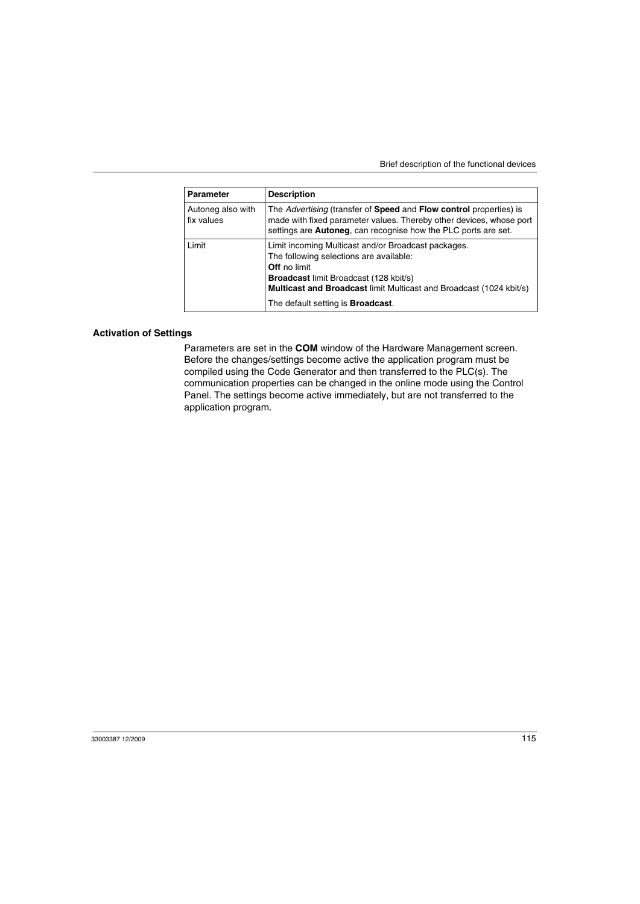| Parameter | Description |
| --- | --- |
| Autoneg also with fix values | The *Advertising* (transfer of **Speed** and **Flow control** properties) is made with fixed parameter values. Thereby other devices, whose port settings are **Autoneg**, can recognise how the PLC ports are set. |
| Limit | Limit incoming Multicast and/or Broadcast packages.<br>The following selections are available:<br>**Off** no limit<br>**Broadcast** limit Broadcast (128 kbit/s)<br>**Multicast and Broadcast** limit Multicast and Broadcast (1024 kbit/s)<br><br>The default setting is **Broadcast**. |

### Activation of Settings

Parameters are set in the **COM** window of the Hardware Management screen. Before the changes/settings become active the application program must be compiled using the Code Generator and then transferred to the PLC(s). The communication properties can be changed in the online mode using the Control Panel. The settings become active immediately, but are not transferred to the application program.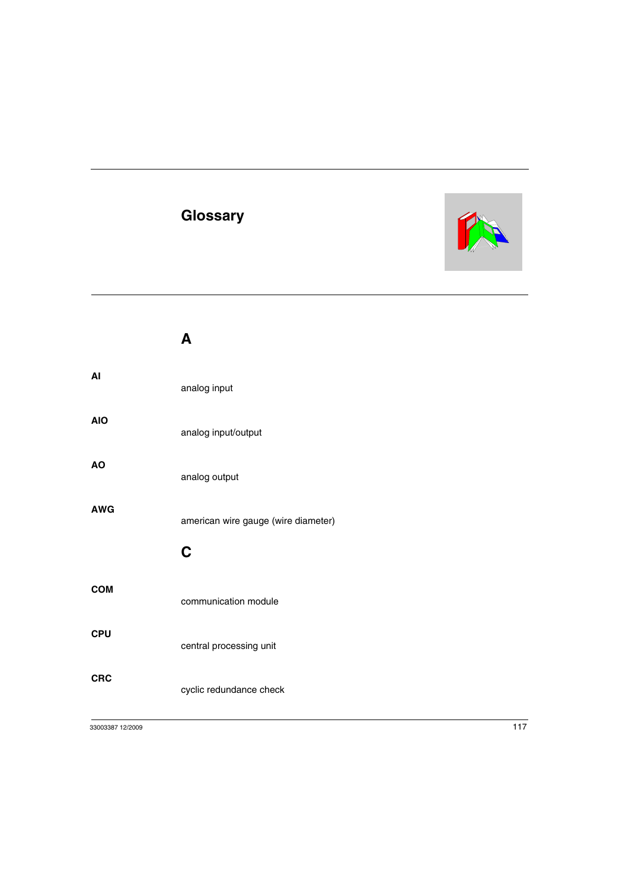# Glossary

## A

**AI**

analog input

**AIO**

analog input/output

**AO**

analog output

**AWG**

american wire gauge (wire diameter)

## C

**COM**

communication module

**CPU**

central processing unit

**CRC**

cyclic redundance check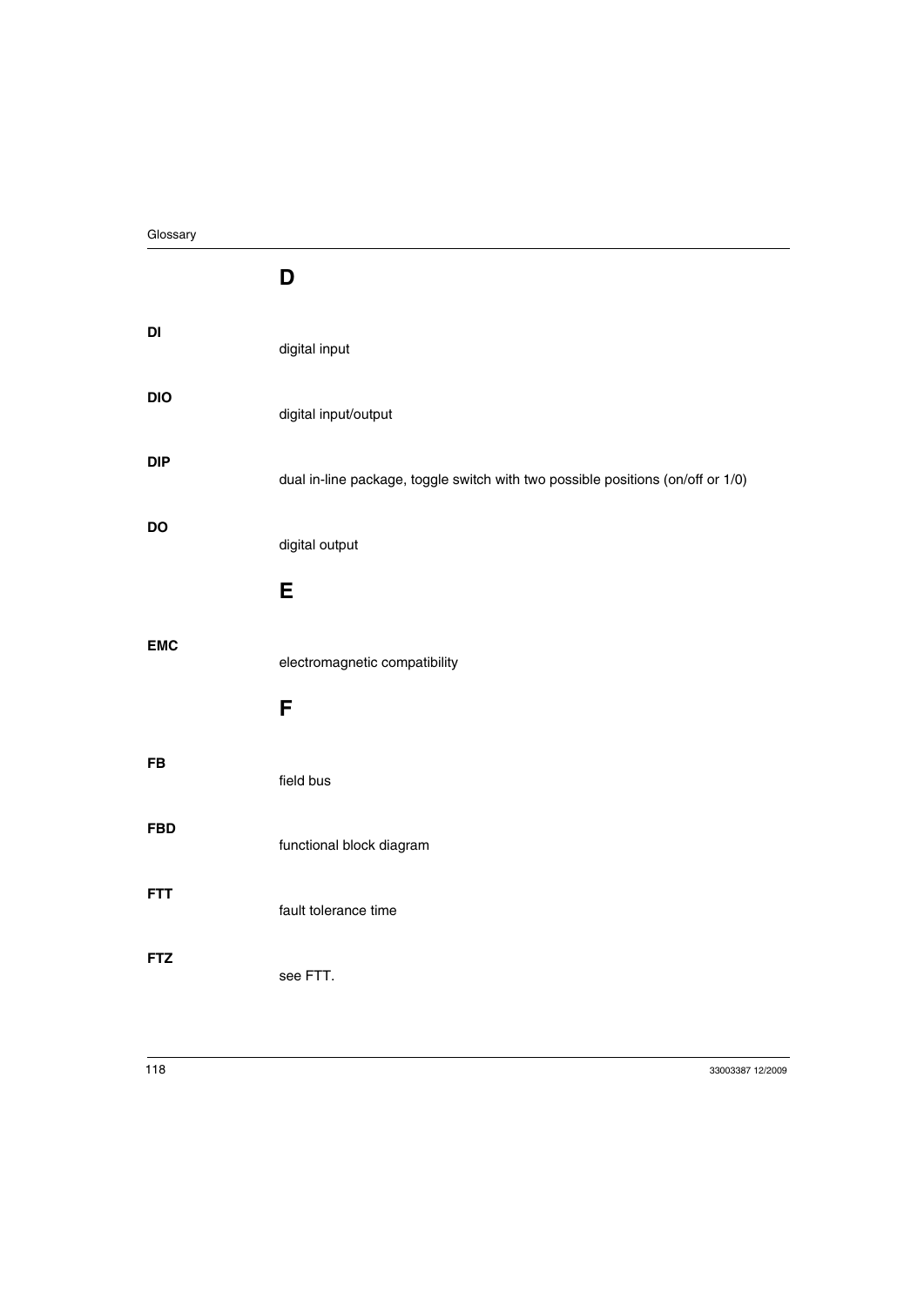## D

**DI**

digital input

**DIO**

digital input/output

**DIP**

dual in-line package, toggle switch with two possible positions (on/off or 1/0)

**DO**

digital output

## E

**EMC**

electromagnetic compatibility

## F

**FB**

field bus

**FBD**

functional block diagram

**FTT**

fault tolerance time

**FTZ**

see FTT.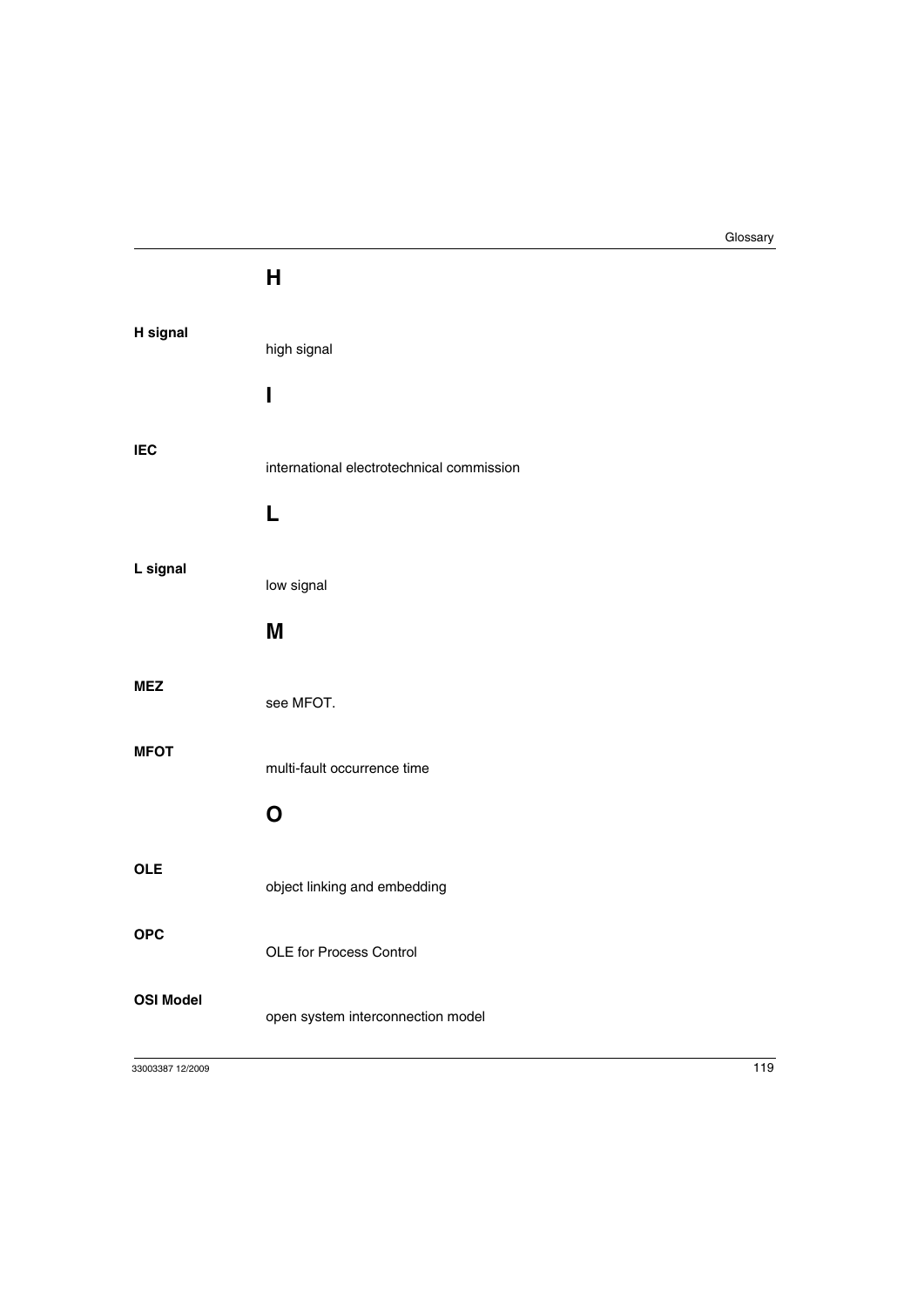## H

**H signal**
high signal

## I

**IEC**
international electrotechnical commission

## L

**L signal**
low signal

## M

**MEZ**
see MFOT.

**MFOT**
multi-fault occurrence time

## O

**OLE**
object linking and embedding

**OPC**
OLE for Process Control

**OSI Model**
open system interconnection model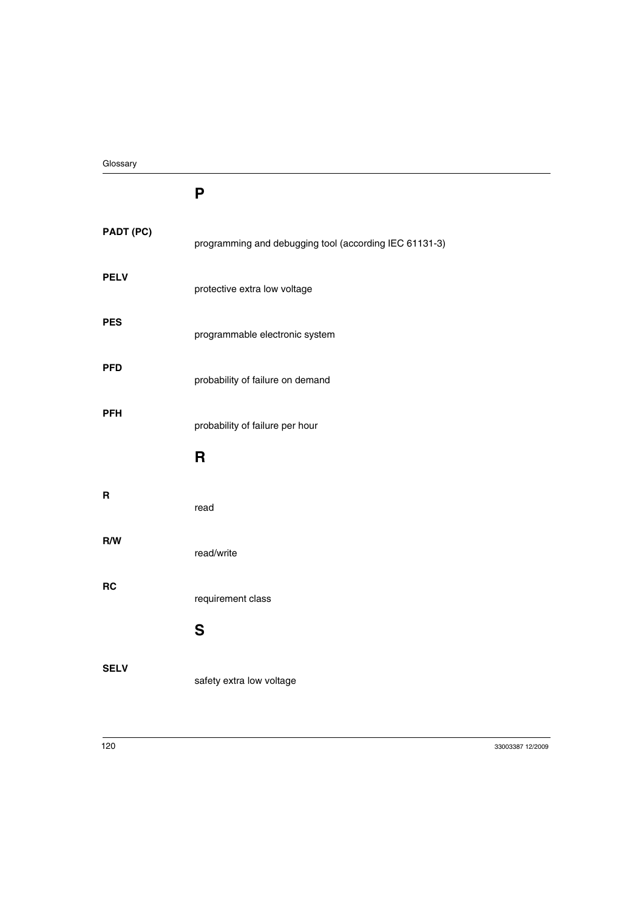## P

**PADT (PC)**
programming and debugging tool (according IEC 61131-3)

**PELV**
protective extra low voltage

**PES**
programmable electronic system

**PFD**
probability of failure on demand

**PFH**
probability of failure per hour

## R

**R**
read

**R/W**
read/write

**RC**
requirement class

## S

**SELV**
safety extra low voltage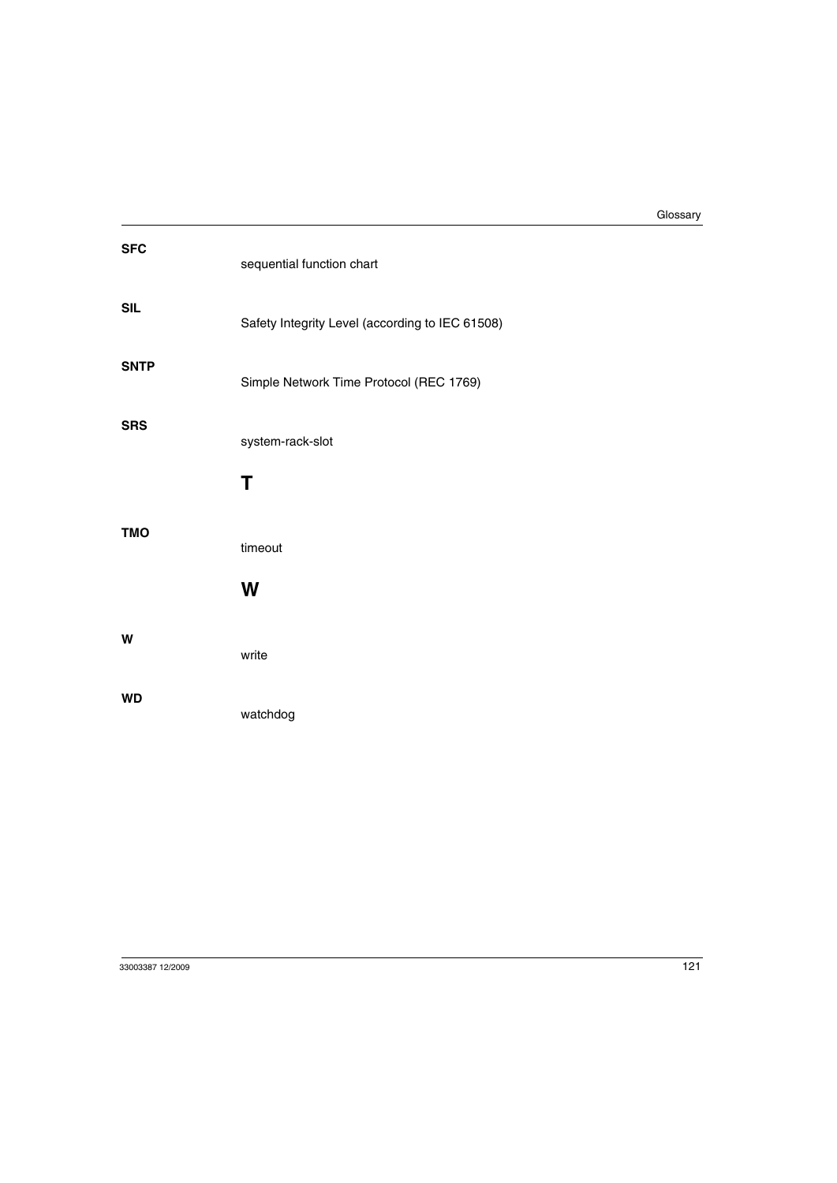**SFC**

sequential function chart

**SIL**

Safety Integrity Level (according to IEC 61508)

**SNTP**

Simple Network Time Protocol (REC 1769)

**SRS**

system-rack-slot

## T

**TMO**

timeout

## W

**W**

write

**WD**

watchdog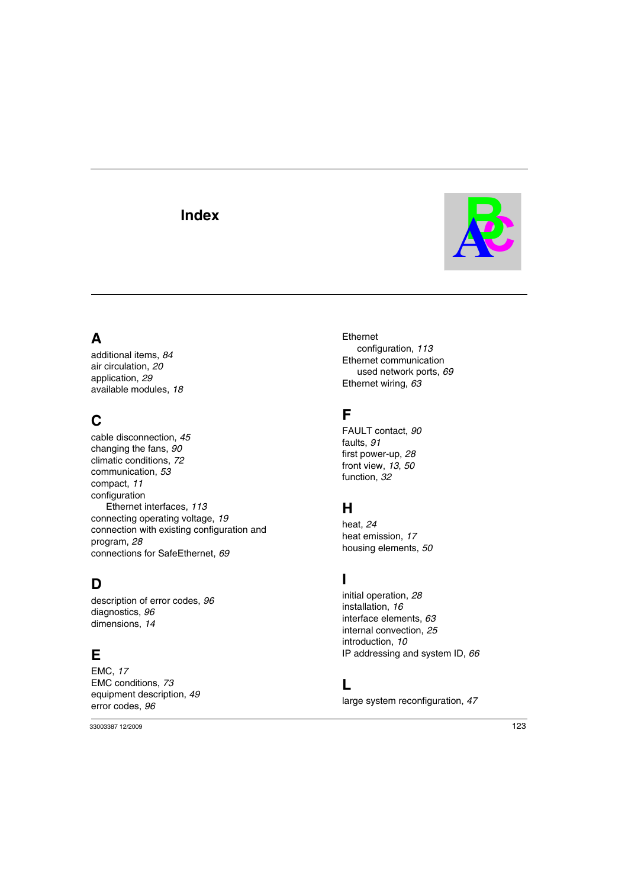# Index

## A

additional items, *84*
air circulation, *20*
application, *29*
available modules, *18*

## C

cable disconnection, *45*
changing the fans, *90*
climatic conditions, *72*
communication, *53*
compact, *11*
configuration
    Ethernet interfaces, *113*
connecting operating voltage, *19*
connection with existing configuration and program, *28*
connections for SafeEthernet, *69*

## D

description of error codes, *96*
diagnostics, *96*
dimensions, *14*

## E

EMC, *17*
EMC conditions, *73*
equipment description, *49*
error codes, *96*
Ethernet
    configuration, *113*
Ethernet communication
    used network ports, *69*
Ethernet wiring, *63*

## F

FAULT contact, *90*
faults, *91*
first power-up, *28*
front view, *13*, *50*
function, *32*

## H

heat, *24*
heat emission, *17*
housing elements, *50*

## I

initial operation, *28*
installation, *16*
interface elements, *63*
internal convection, *25*
introduction, *10*
IP addressing and system ID, *66*

## L

large system reconfiguration, *47*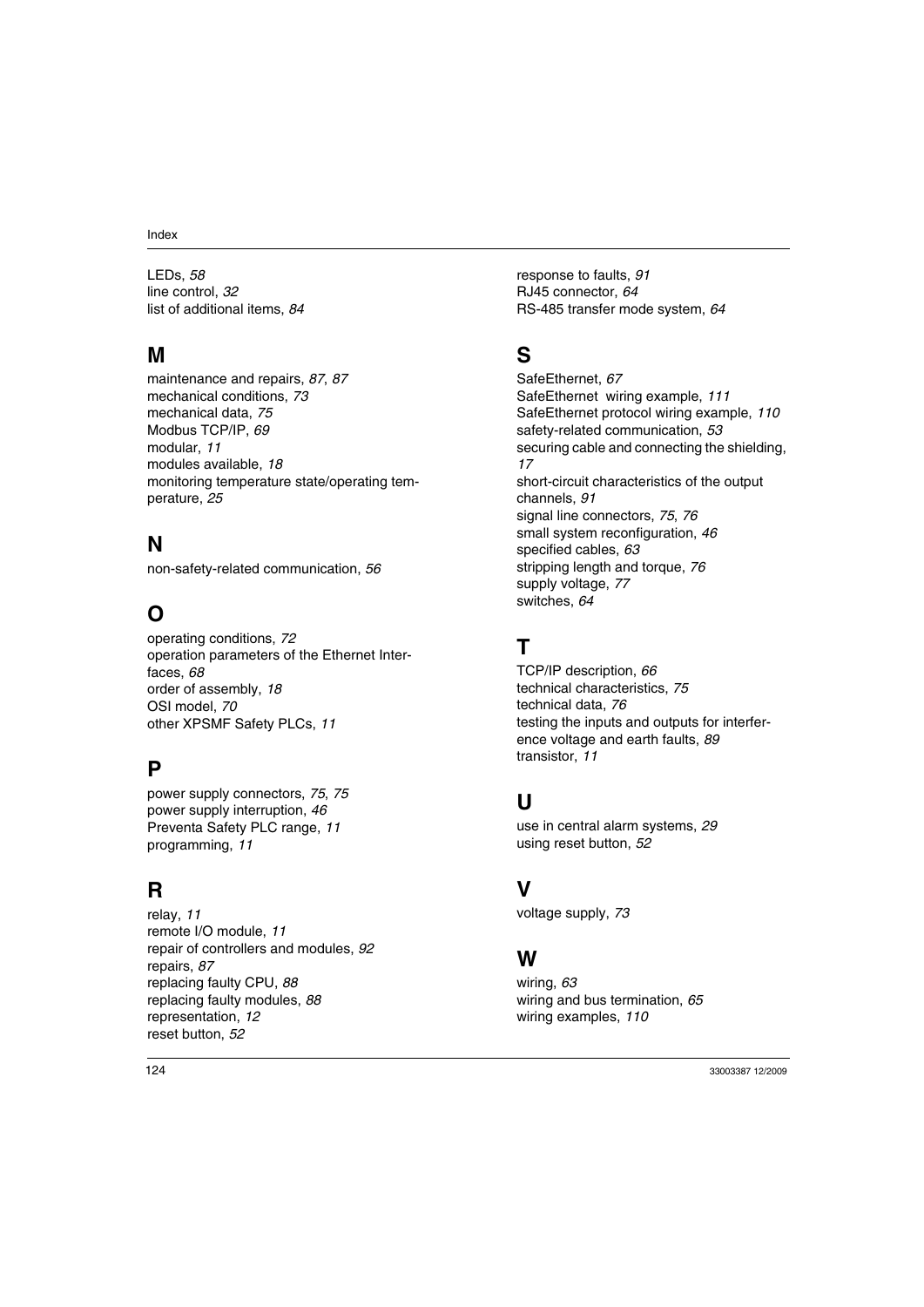LEDs, *58*
line control, *32*
list of additional items, *84*

## M

maintenance and repairs, *87*, *87*
mechanical conditions, *73*
mechanical data, *75*
Modbus TCP/IP, *69*
modular, *11*
modules available, *18*
monitoring temperature state/operating temperature, *25*

## N

non-safety-related communication, *56*

## O

operating conditions, *72*
operation parameters of the Ethernet Interfaces, *68*
order of assembly, *18*
OSI model, *70*
other XPSMF Safety PLCs, *11*

## P

power supply connectors, *75*, *75*
power supply interruption, *46*
Preventa Safety PLC range, *11*
programming, *11*

## R

relay, *11*
remote I/O module, *11*
repair of controllers and modules, *92*
repairs, *87*
replacing faulty CPU, *88*
replacing faulty modules, *88*
representation, *12*
reset button, *52*
response to faults, *91*
RJ45 connector, *64*
RS-485 transfer mode system, *64*

## S

SafeEthernet, *67*
SafeEthernet wiring example, *111*
SafeEthernet protocol wiring example, *110*
safety-related communication, *53*
securing cable and connecting the shielding, *17*
short-circuit characteristics of the output channels, *91*
signal line connectors, *75*, *76*
small system reconfiguration, *46*
specified cables, *63*
stripping length and torque, *76*
supply voltage, *77*
switches, *64*

## T

TCP/IP description, *66*
technical characteristics, *75*
technical data, *76*
testing the inputs and outputs for interference voltage and earth faults, *89*
transistor, *11*

## U

use in central alarm systems, *29*
using reset button, *52*

## V

voltage supply, *73*

## W

wiring, *63*
wiring and bus termination, *65*
wiring examples, *110*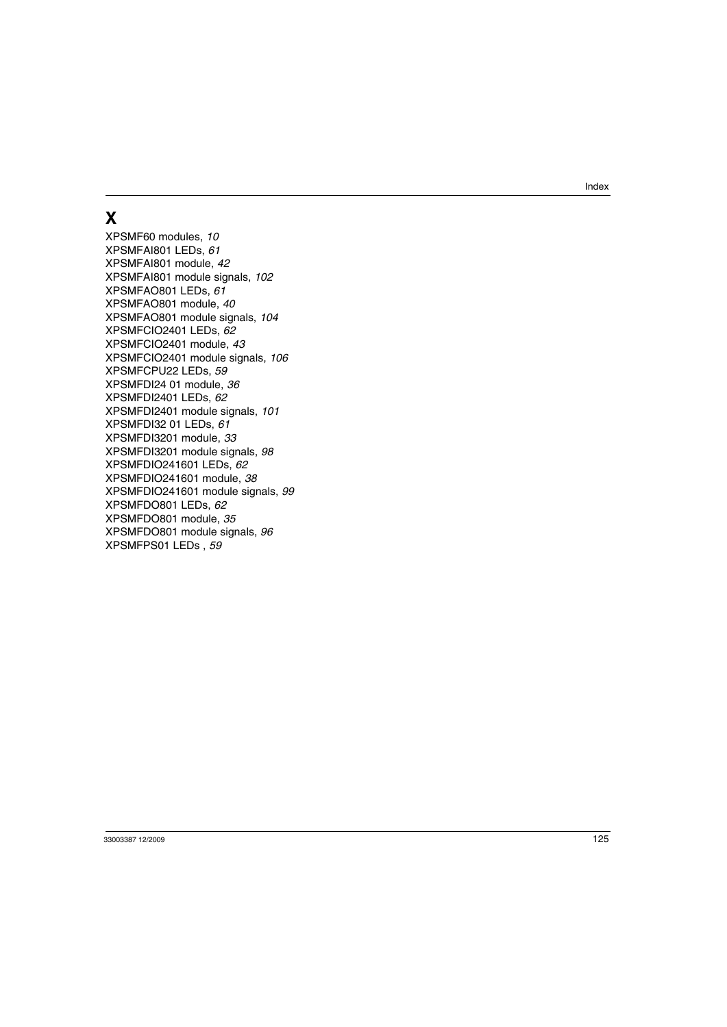# X

XPSMF60 modules, *10*
XPSMFAI801 LEDs, *61*
XPSMFAI801 module, *42*
XPSMFAI801 module signals, *102*
XPSMFAO801 LEDs, *61*
XPSMFAO801 module, *40*
XPSMFAO801 module signals, *104*
XPSMFCIO2401 LEDs, *62*
XPSMFCIO2401 module, *43*
XPSMFCIO2401 module signals, *106*
XPSMFCPU22 LEDs, *59*
XPSMFDI24 01 module, *36*
XPSMFDI2401 LEDs, *62*
XPSMFDI2401 module signals, *101*
XPSMFDI32 01 LEDs, *61*
XPSMFDI3201 module, *33*
XPSMFDI3201 module signals, *98*
XPSMFDIO241601 LEDs, *62*
XPSMFDIO241601 module, *38*
XPSMFDIO241601 module signals, *99*
XPSMFDO801 LEDs, *62*
XPSMFDO801 module, *35*
XPSMFDO801 module signals, *96*
XPSMFPS01 LEDs , *59*